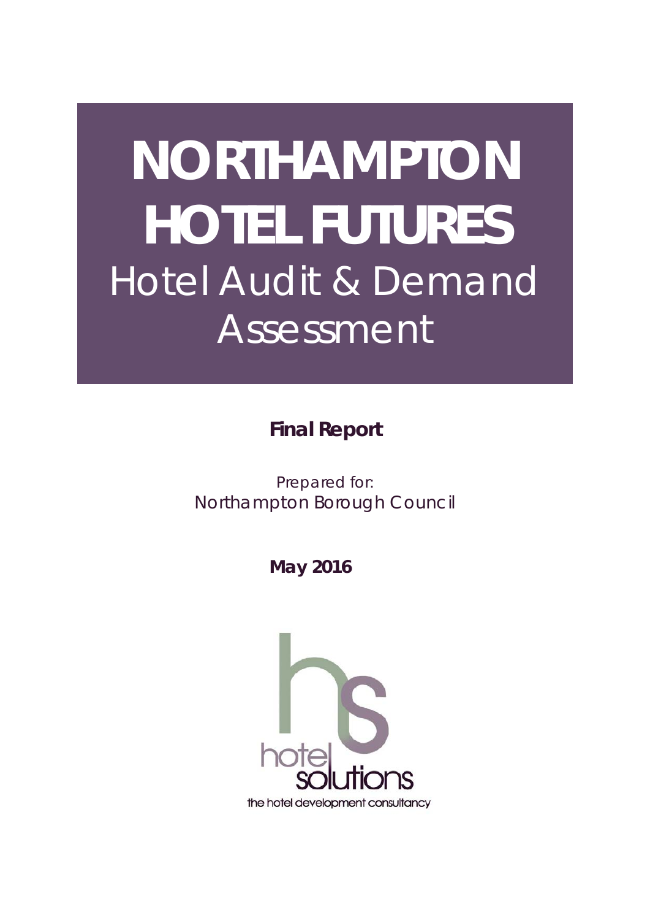# NORTHAMPTON HOTEL FUTURES

## Hotel Audit & Demand Assessment

**Final Report**

Prepared for:
Northampton Borough Council

**May 2016**

hotel solutions

the hotel development consultancy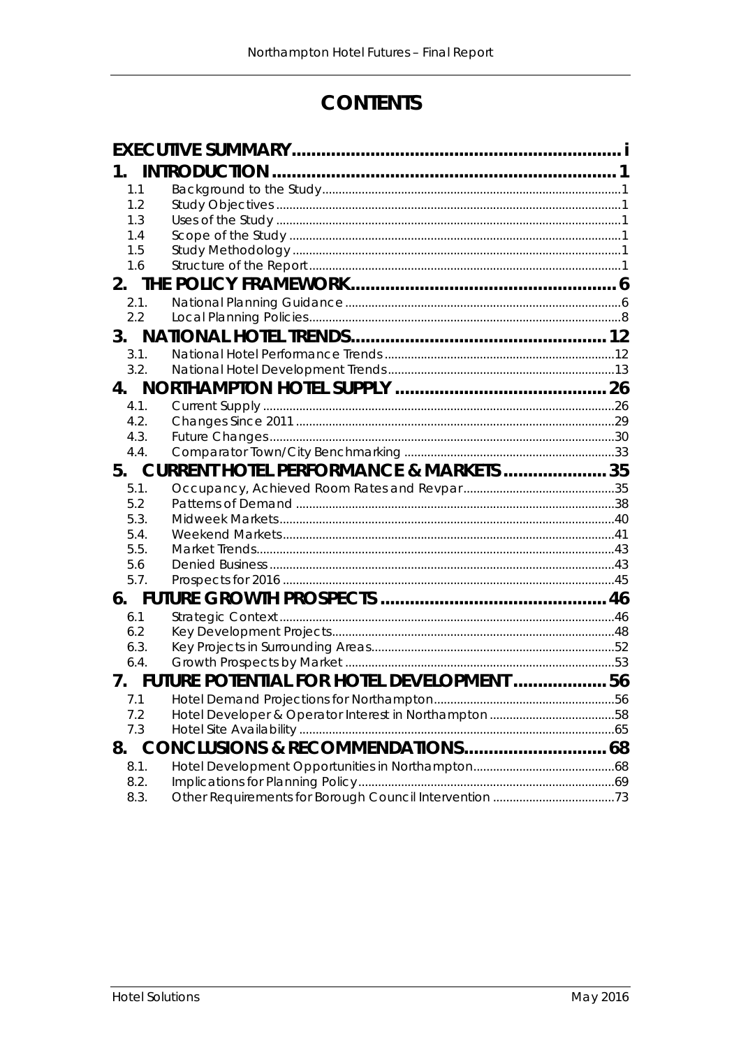# CONTENTS

| | | |
|---|---|---|
| **EXECUTIVE SUMMARY** | | **i** |
| **1.** | **INTRODUCTION** | **1** |
| 1.1 | Background to the Study | 1 |
| 1.2 | Study Objectives | 1 |
| 1.3 | Uses of the Study | 1 |
| 1.4 | Scope of the Study | 1 |
| 1.5 | Study Methodology | 1 |
| 1.6 | Structure of the Report | 1 |
| **2.** | **THE POLICY FRAMEWORK** | **6** |
| 2.1. | National Planning Guidance | 6 |
| 2.2 | Local Planning Policies | 8 |
| **3.** | **NATIONAL HOTEL TRENDS** | **12** |
| 3.1. | National Hotel Performance Trends | 12 |
| 3.2. | National Hotel Development Trends | 13 |
| **4.** | **NORTHAMPTON HOTEL SUPPLY** | **26** |
| 4.1. | Current Supply | 26 |
| 4.2. | Changes Since 2011 | 29 |
| 4.3. | Future Changes | 30 |
| 4.4. | Comparator Town/City Benchmarking | 33 |
| **5.** | **CURRENT HOTEL PERFORMANCE & MARKETS** | **35** |
| 5.1. | Occupancy, Achieved Room Rates and Revpar | 35 |
| 5.2 | Patterns of Demand | 38 |
| 5.3. | Midweek Markets | 40 |
| 5.4. | Weekend Markets | 41 |
| 5.5. | Market Trends | 43 |
| 5.6 | Denied Business | 43 |
| 5.7. | Prospects for 2016 | 45 |
| **6.** | **FUTURE GROWTH PROSPECTS** | **46** |
| 6.1 | Strategic Context | 46 |
| 6.2 | Key Development Projects | 48 |
| 6.3. | Key Projects in Surrounding Areas | 52 |
| 6.4. | Growth Prospects by Market | 53 |
| **7.** | **FUTURE POTENTIAL FOR HOTEL DEVELOPMENT** | **56** |
| 7.1 | Hotel Demand Projections for Northampton | 56 |
| 7.2 | Hotel Developer & Operator Interest in Northampton | 58 |
| 7.3 | Hotel Site Availability | 65 |
| **8.** | **CONCLUSIONS & RECOMMENDATIONS** | **68** |
| 8.1. | Hotel Development Opportunities in Northampton | 68 |
| 8.2. | Implications for Planning Policy | 69 |
| 8.3. | Other Requirements for Borough Council Intervention | 73 |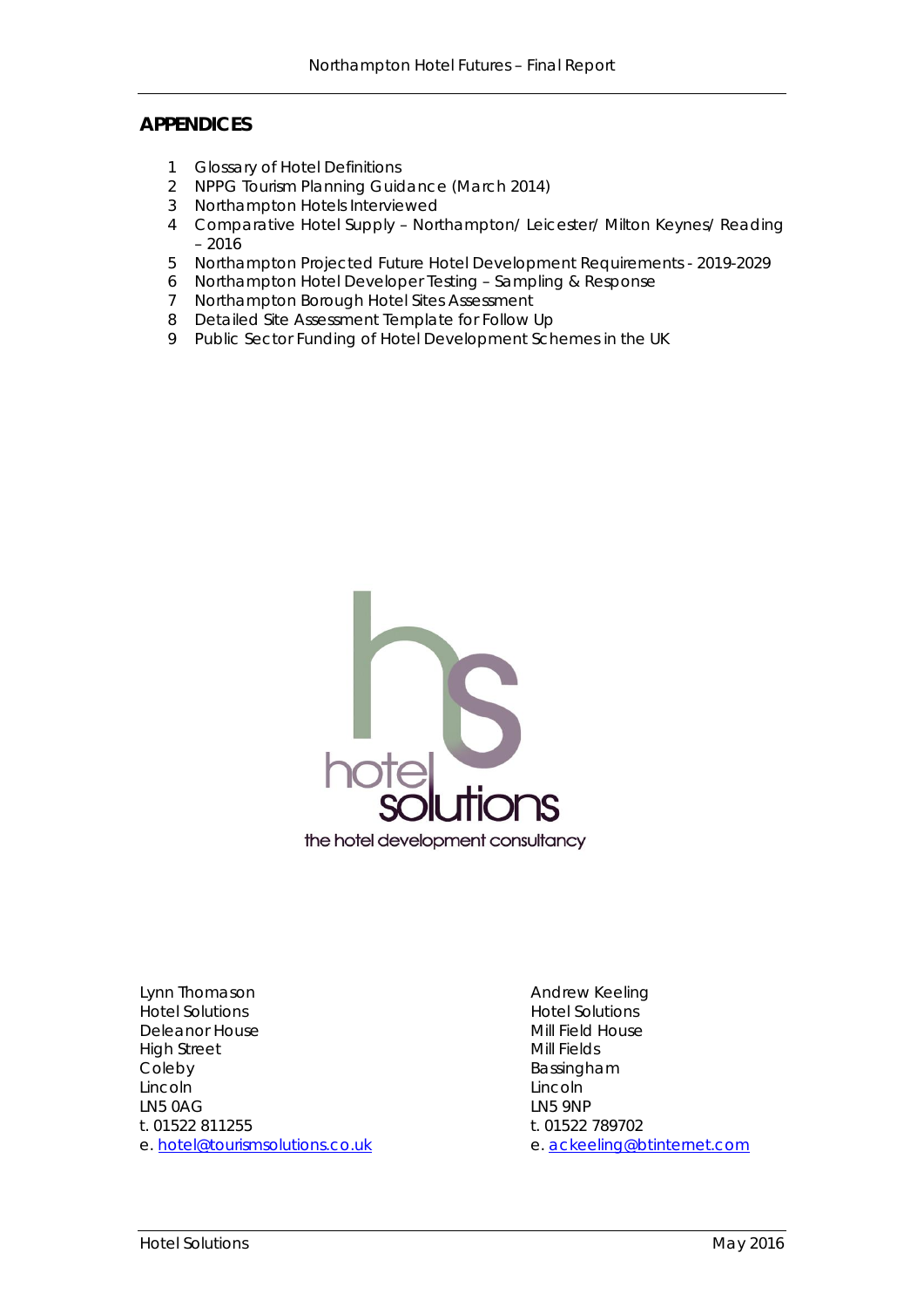## APPENDICES

1. Glossary of Hotel Definitions
2. NPPG Tourism Planning Guidance (March 2014)
3. Northampton Hotels Interviewed
4. Comparative Hotel Supply – Northampton/ Leicester/ Milton Keynes/ Reading – 2016
5. Northampton Projected Future Hotel Development Requirements - 2019-2029
6. Northampton Hotel Developer Testing – Sampling & Response
7. Northampton Borough Hotel Sites Assessment
8. Detailed Site Assessment Template for Follow Up
9. Public Sector Funding of Hotel Development Schemes in the UK

hotel solutions

the hotel development consultancy

Lynn Thomason
Hotel Solutions
Deleanor House
High Street
Coleby
Lincoln
LN5 0AG
t. 01522 811255
e. hotel@tourismsolutions.co.uk

Andrew Keeling
Hotel Solutions
Mill Field House
Mill Fields
Bassingham
Lincoln
LN5 9NP
t. 01522 789702
e. ackeeling@btinternet.com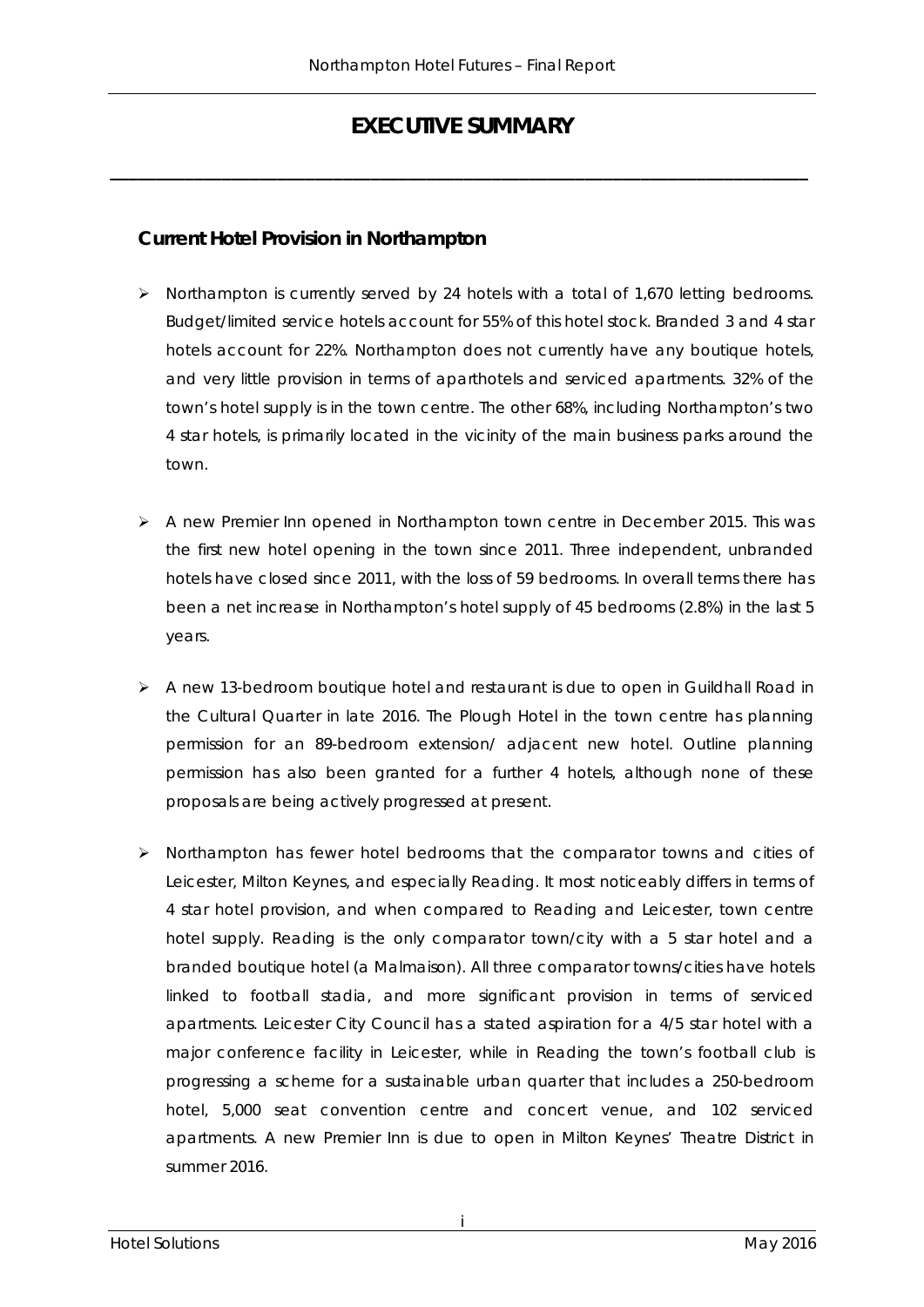# EXECUTIVE SUMMARY

## Current Hotel Provision in Northampton

- Northampton is currently served by 24 hotels with a total of 1,670 letting bedrooms. Budget/limited service hotels account for 55% of this hotel stock. Branded 3 and 4 star hotels account for 22%. Northampton does not currently have any boutique hotels, and very little provision in terms of aparthotels and serviced apartments. 32% of the town's hotel supply is in the town centre. The other 68%, including Northampton's two 4 star hotels, is primarily located in the vicinity of the main business parks around the town.

- A new Premier Inn opened in Northampton town centre in December 2015. This was the first new hotel opening in the town since 2011. Three independent, unbranded hotels have closed since 2011, with the loss of 59 bedrooms. In overall terms there has been a net increase in Northampton's hotel supply of 45 bedrooms (2.8%) in the last 5 years.

- A new 13-bedroom boutique hotel and restaurant is due to open in Guildhall Road in the Cultural Quarter in late 2016. The Plough Hotel in the town centre has planning permission for an 89-bedroom extension/ adjacent new hotel. Outline planning permission has also been granted for a further 4 hotels, although none of these proposals are being actively progressed at present.

- Northampton has fewer hotel bedrooms that the comparator towns and cities of Leicester, Milton Keynes, and especially Reading. It most noticeably differs in terms of 4 star hotel provision, and when compared to Reading and Leicester, town centre hotel supply. Reading is the only comparator town/city with a 5 star hotel and a branded boutique hotel (a Malmaison). All three comparator towns/cities have hotels linked to football stadia, and more significant provision in terms of serviced apartments. Leicester City Council has a stated aspiration for a 4/5 star hotel with a major conference facility in Leicester, while in Reading the town's football club is progressing a scheme for a sustainable urban quarter that includes a 250-bedroom hotel, 5,000 seat convention centre and concert venue, and 102 serviced apartments. A new Premier Inn is due to open in Milton Keynes' Theatre District in summer 2016.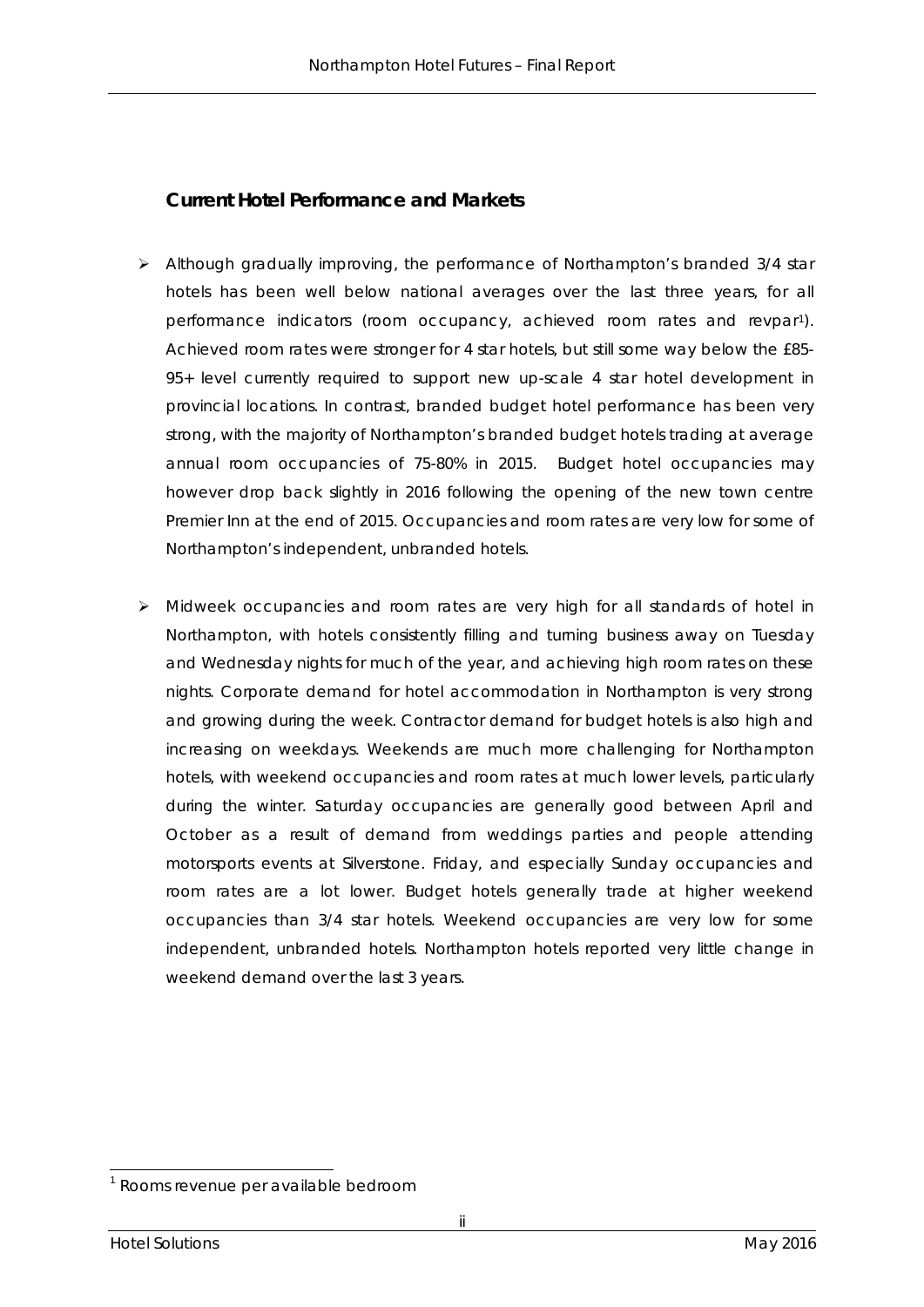## Current Hotel Performance and Markets

- Although gradually improving, the performance of Northampton's branded 3/4 star hotels has been well below national averages over the last three years, for all performance indicators (room occupancy, achieved room rates and revpar[1]). Achieved room rates were stronger for 4 star hotels, but still some way below the £85-95+ level currently required to support new up-scale 4 star hotel development in provincial locations. In contrast, branded budget hotel performance has been very strong, with the majority of Northampton's branded budget hotels trading at average annual room occupancies of 75-80% in 2015. Budget hotel occupancies may however drop back slightly in 2016 following the opening of the new town centre Premier Inn at the end of 2015. Occupancies and room rates are very low for some of Northampton's independent, unbranded hotels.

- Midweek occupancies and room rates are very high for all standards of hotel in Northampton, with hotels consistently filling and turning business away on Tuesday and Wednesday nights for much of the year, and achieving high room rates on these nights. Corporate demand for hotel accommodation in Northampton is very strong and growing during the week. Contractor demand for budget hotels is also high and increasing on weekdays. Weekends are much more challenging for Northampton hotels, with weekend occupancies and room rates at much lower levels, particularly during the winter. Saturday occupancies are generally good between April and October as a result of demand from weddings parties and people attending motorsports events at Silverstone. Friday, and especially Sunday occupancies and room rates are a lot lower. Budget hotels generally trade at higher weekend occupancies than 3/4 star hotels. Weekend occupancies are very low for some independent, unbranded hotels. Northampton hotels reported very little change in weekend demand over the last 3 years.

---

[1] Rooms revenue per available bedroom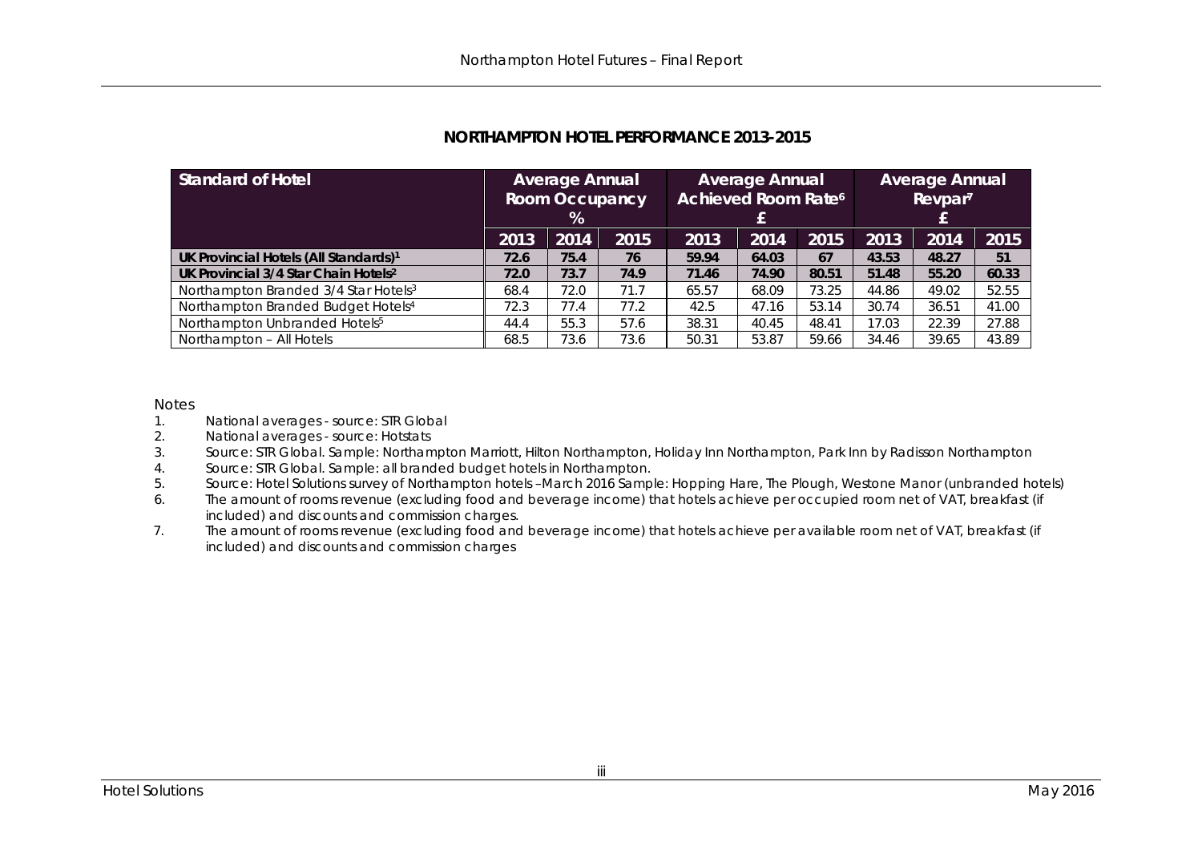## NORTHAMPTON HOTEL PERFORMANCE 2013-2015

| Standard of Hotel | Average Annual Room Occupancy % | | | Average Annual Achieved Room Rate[6] £ | | | Average Annual Revpar[7] £ | | |
|---|---|---|---|---|---|---|---|---|---|
| | 2013 | 2014 | 2015 | 2013 | 2014 | 2015 | 2013 | 2014 | 2015 |
| **UK Provincial Hotels (All Standards)[1]** | **72.6** | **75.4** | **76** | **59.94** | **64.03** | **67** | **43.53** | **48.27** | **51** |
| **UK Provincial 3/4 Star Chain Hotels[2]** | **72.0** | **73.7** | **74.9** | **71.46** | **74.90** | **80.51** | **51.48** | **55.20** | **60.33** |
| Northampton Branded 3/4 Star Hotels[3] | 68.4 | 72.0 | 71.7 | 65.57 | 68.09 | 73.25 | 44.86 | 49.02 | 52.55 |
| Northampton Branded Budget Hotels[4] | 72.3 | 77.4 | 77.2 | 42.5 | 47.16 | 53.14 | 30.74 | 36.51 | 41.00 |
| Northampton Unbranded Hotels[5] | 44.4 | 55.3 | 57.6 | 38.31 | 40.45 | 48.41 | 17.03 | 22.39 | 27.88 |
| Northampton – All Hotels | 68.5 | 73.6 | 73.6 | 50.31 | 53.87 | 59.66 | 34.46 | 39.65 | 43.89 |

Notes

1. National averages - source: STR Global
2. National averages - source: Hotstats
3. Source: STR Global. Sample: Northampton Marriott, Hilton Northampton, Holiday Inn Northampton, Park Inn by Radisson Northampton
4. Source: STR Global. Sample: all branded budget hotels in Northampton.
5. Source: Hotel Solutions survey of Northampton hotels –March 2016 Sample: Hopping Hare, The Plough, Westone Manor (unbranded hotels)
6. The amount of rooms revenue (excluding food and beverage income) that hotels achieve per occupied room net of VAT, breakfast (if included) and discounts and commission charges.
7. The amount of rooms revenue (excluding food and beverage income) that hotels achieve per available room net of VAT, breakfast (if included) and discounts and commission charges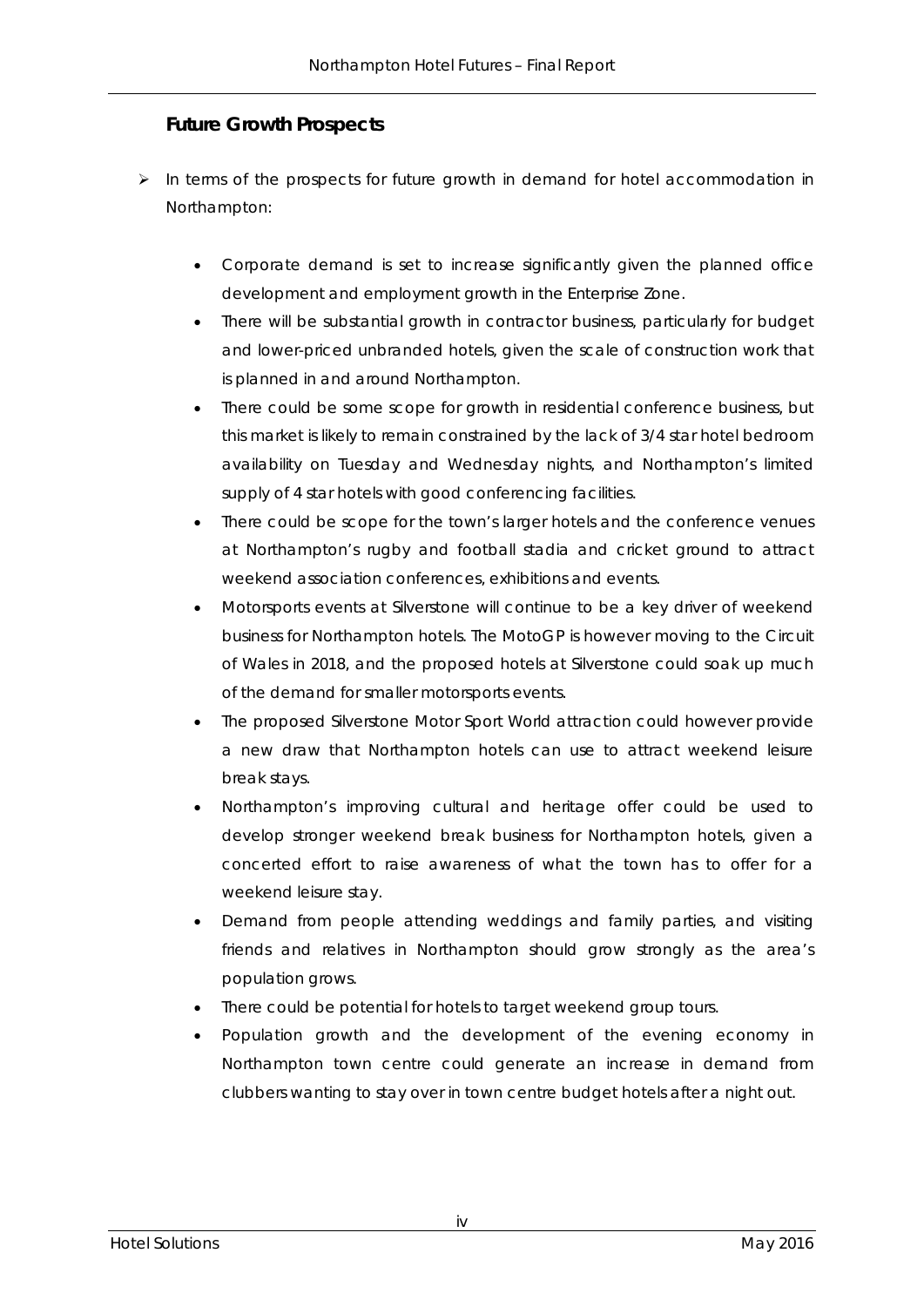## Future Growth Prospects

- In terms of the prospects for future growth in demand for hotel accommodation in Northampton:

    - Corporate demand is set to increase significantly given the planned office development and employment growth in the Enterprise Zone.
    - There will be substantial growth in contractor business, particularly for budget and lower-priced unbranded hotels, given the scale of construction work that is planned in and around Northampton.
    - There could be some scope for growth in residential conference business, but this market is likely to remain constrained by the lack of 3/4 star hotel bedroom availability on Tuesday and Wednesday nights, and Northampton's limited supply of 4 star hotels with good conferencing facilities.
    - There could be scope for the town's larger hotels and the conference venues at Northampton's rugby and football stadia and cricket ground to attract weekend association conferences, exhibitions and events.
    - Motorsports events at Silverstone will continue to be a key driver of weekend business for Northampton hotels. The MotoGP is however moving to the Circuit of Wales in 2018, and the proposed hotels at Silverstone could soak up much of the demand for smaller motorsports events.
    - The proposed Silverstone Motor Sport World attraction could however provide a new draw that Northampton hotels can use to attract weekend leisure break stays.
    - Northampton's improving cultural and heritage offer could be used to develop stronger weekend break business for Northampton hotels, given a concerted effort to raise awareness of what the town has to offer for a weekend leisure stay.
    - Demand from people attending weddings and family parties, and visiting friends and relatives in Northampton should grow strongly as the area's population grows.
    - There could be potential for hotels to target weekend group tours.
    - Population growth and the development of the evening economy in Northampton town centre could generate an increase in demand from clubbers wanting to stay over in town centre budget hotels after a night out.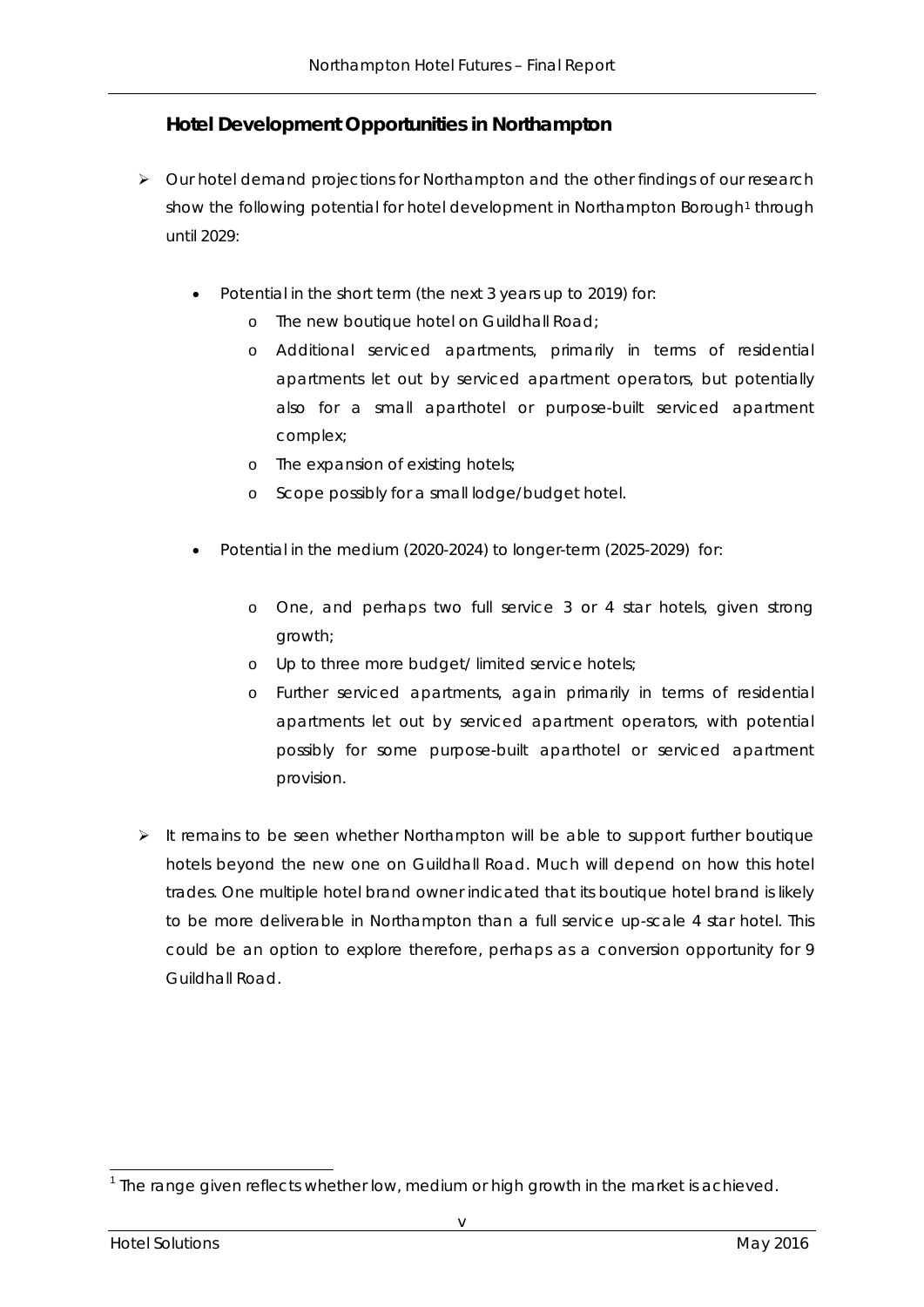## Hotel Development Opportunities in Northampton

- Our hotel demand projections for Northampton and the other findings of our research show the following potential for hotel development in Northampton Borough[1] through until 2029:

  - Potential in the short term (the next 3 years up to 2019) for:
    - The new boutique hotel on Guildhall Road;
    - Additional serviced apartments, primarily in terms of residential apartments let out by serviced apartment operators, but potentially also for a small aparthotel or purpose-built serviced apartment complex;
    - The expansion of existing hotels;
    - Scope possibly for a small lodge/budget hotel.

  - Potential in the medium (2020-2024) to longer-term (2025-2029) for:
    - One, and perhaps two full service 3 or 4 star hotels, given strong growth;
    - Up to three more budget/ limited service hotels;
    - Further serviced apartments, again primarily in terms of residential apartments let out by serviced apartment operators, with potential possibly for some purpose-built aparthotel or serviced apartment provision.

- It remains to be seen whether Northampton will be able to support further boutique hotels beyond the new one on Guildhall Road. Much will depend on how this hotel trades. One multiple hotel brand owner indicated that its boutique hotel brand is likely to be more deliverable in Northampton than a full service up-scale 4 star hotel. This could be an option to explore therefore, perhaps as a conversion opportunity for 9 Guildhall Road.

[1] The range given reflects whether low, medium or high growth in the market is achieved.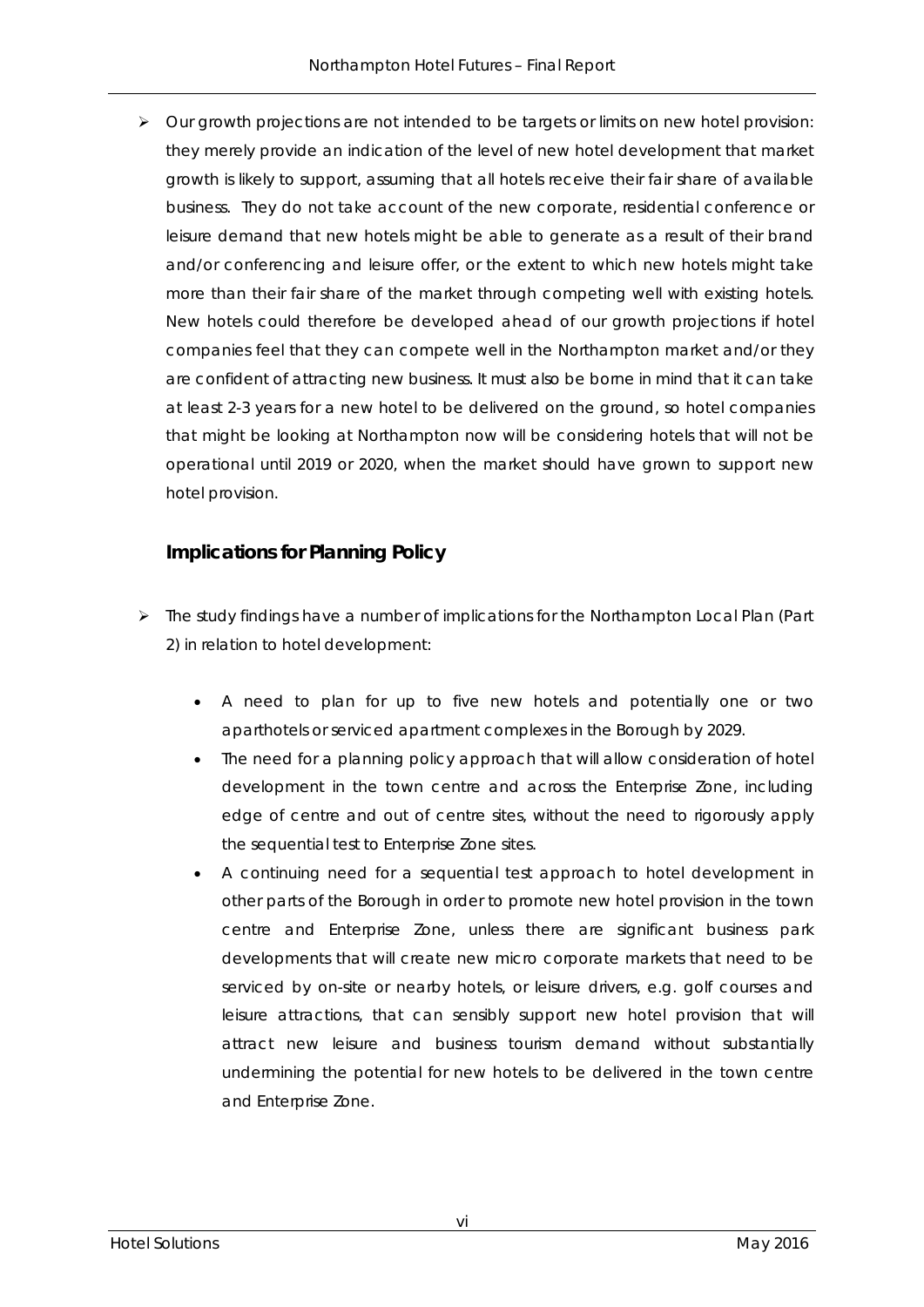- Our growth projections are not intended to be targets or limits on new hotel provision: they merely provide an indication of the level of new hotel development that market growth is likely to support, assuming that all hotels receive their fair share of available business. They do not take account of the new corporate, residential conference or leisure demand that new hotels might be able to generate as a result of their brand and/or conferencing and leisure offer, or the extent to which new hotels might take more than their fair share of the market through competing well with existing hotels. New hotels could therefore be developed ahead of our growth projections if hotel companies feel that they can compete well in the Northampton market and/or they are confident of attracting new business. It must also be borne in mind that it can take at least 2-3 years for a new hotel to be delivered on the ground, so hotel companies that might be looking at Northampton now will be considering hotels that will not be operational until 2019 or 2020, when the market should have grown to support new hotel provision.

## Implications for Planning Policy

- The study findings have a number of implications for the Northampton Local Plan (Part 2) in relation to hotel development:
  - A need to plan for up to five new hotels and potentially one or two aparthotels or serviced apartment complexes in the Borough by 2029.
  - The need for a planning policy approach that will allow consideration of hotel development in the town centre and across the Enterprise Zone, including edge of centre and out of centre sites, without the need to rigorously apply the sequential test to Enterprise Zone sites.
  - A continuing need for a sequential test approach to hotel development in other parts of the Borough in order to promote new hotel provision in the town centre and Enterprise Zone, unless there are significant business park developments that will create new micro corporate markets that need to be serviced by on-site or nearby hotels, or leisure drivers, e.g. golf courses and leisure attractions, that can sensibly support new hotel provision that will attract new leisure and business tourism demand without substantially undermining the potential for new hotels to be delivered in the town centre and Enterprise Zone.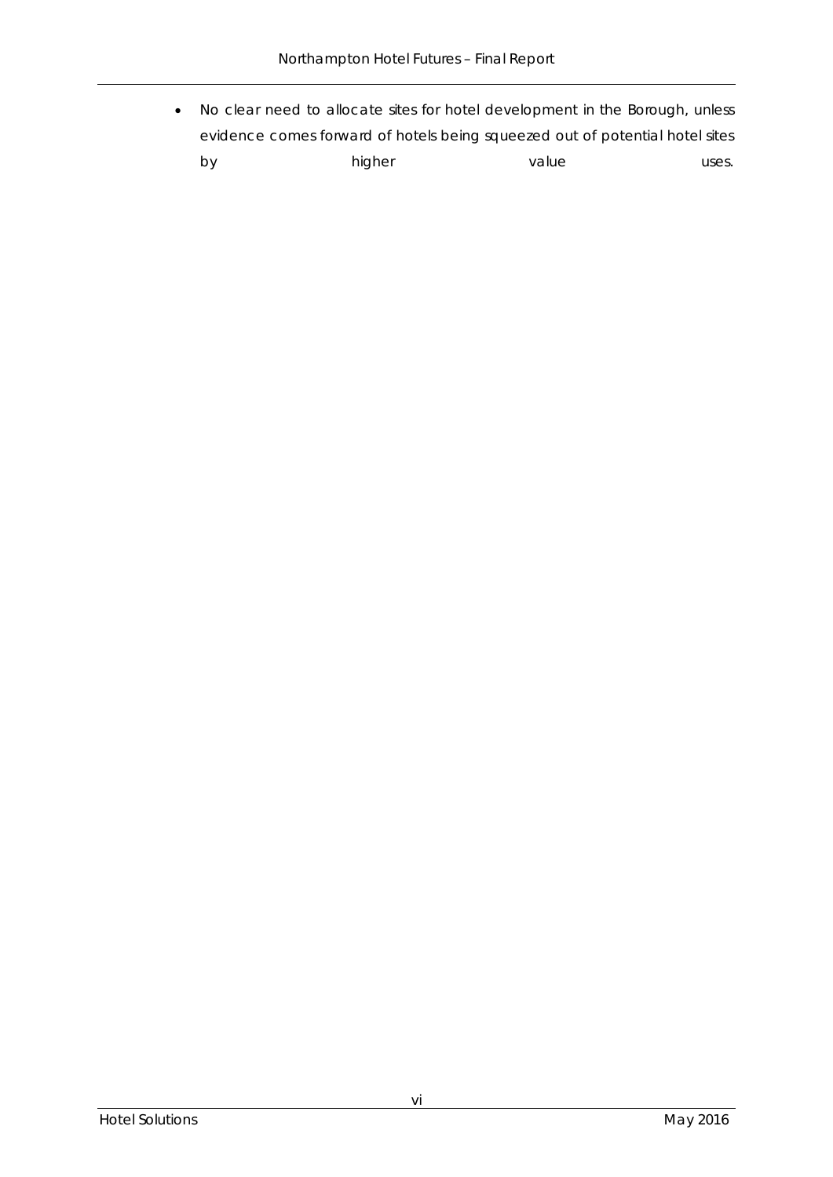- No clear need to allocate sites for hotel development in the Borough, unless evidence comes forward of hotels being squeezed out of potential hotel sites by higher value uses.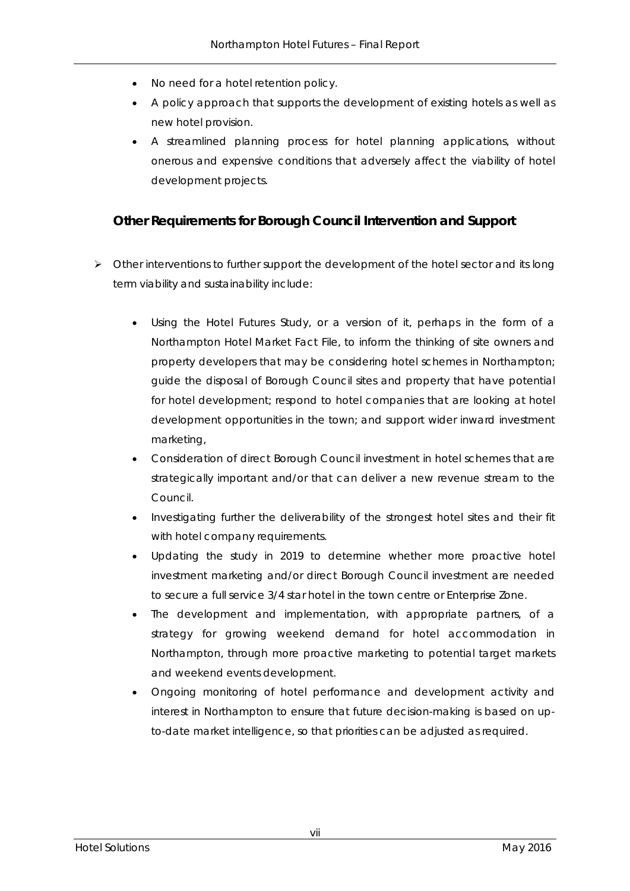- No need for a hotel retention policy.
- A policy approach that supports the development of existing hotels as well as new hotel provision.
- A streamlined planning process for hotel planning applications, without onerous and expensive conditions that adversely affect the viability of hotel development projects.

### Other Requirements for Borough Council Intervention and Support

- Other interventions to further support the development of the hotel sector and its long term viability and sustainability include:

  - Using the Hotel Futures Study, or a version of it, perhaps in the form of a Northampton Hotel Market Fact File, to inform the thinking of site owners and property developers that may be considering hotel schemes in Northampton; guide the disposal of Borough Council sites and property that have potential for hotel development; respond to hotel companies that are looking at hotel development opportunities in the town; and support wider inward investment marketing,
  - Consideration of direct Borough Council investment in hotel schemes that are strategically important and/or that can deliver a new revenue stream to the Council.
  - Investigating further the deliverability of the strongest hotel sites and their fit with hotel company requirements.
  - Updating the study in 2019 to determine whether more proactive hotel investment marketing and/or direct Borough Council investment are needed to secure a full service 3/4 star hotel in the town centre or Enterprise Zone.
  - The development and implementation, with appropriate partners, of a strategy for growing weekend demand for hotel accommodation in Northampton, through more proactive marketing to potential target markets and weekend events development.
  - Ongoing monitoring of hotel performance and development activity and interest in Northampton to ensure that future decision-making is based on up-to-date market intelligence, so that priorities can be adjusted as required.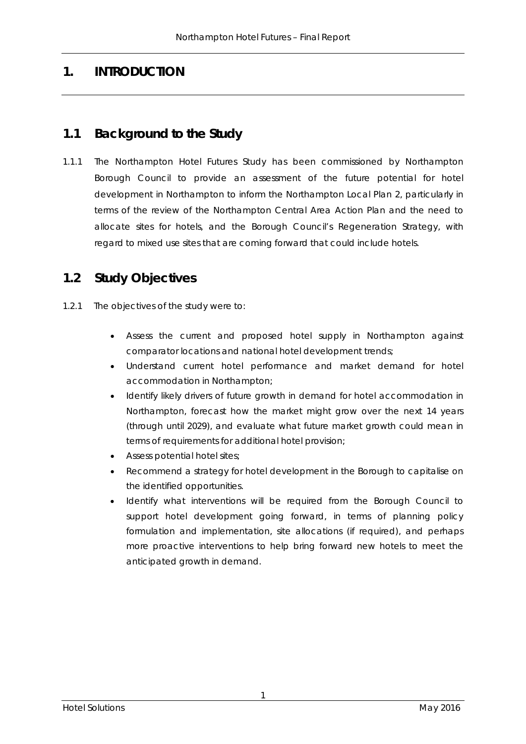# 1. INTRODUCTION

## 1.1 Background to the Study

1.1.1 The Northampton Hotel Futures Study has been commissioned by Northampton Borough Council to provide an assessment of the future potential for hotel development in Northampton to inform the Northampton Local Plan 2, particularly in terms of the review of the Northampton Central Area Action Plan and the need to allocate sites for hotels, and the Borough Council's Regeneration Strategy, with regard to mixed use sites that are coming forward that could include hotels.

## 1.2 Study Objectives

1.2.1 The objectives of the study were to:

- Assess the current and proposed hotel supply in Northampton against comparator locations and national hotel development trends;
- Understand current hotel performance and market demand for hotel accommodation in Northampton;
- Identify likely drivers of future growth in demand for hotel accommodation in Northampton, forecast how the market might grow over the next 14 years (through until 2029), and evaluate what future market growth could mean in terms of requirements for additional hotel provision;
- Assess potential hotel sites;
- Recommend a strategy for hotel development in the Borough to capitalise on the identified opportunities.
- Identify what interventions will be required from the Borough Council to support hotel development going forward, in terms of planning policy formulation and implementation, site allocations (if required), and perhaps more proactive interventions to help bring forward new hotels to meet the anticipated growth in demand.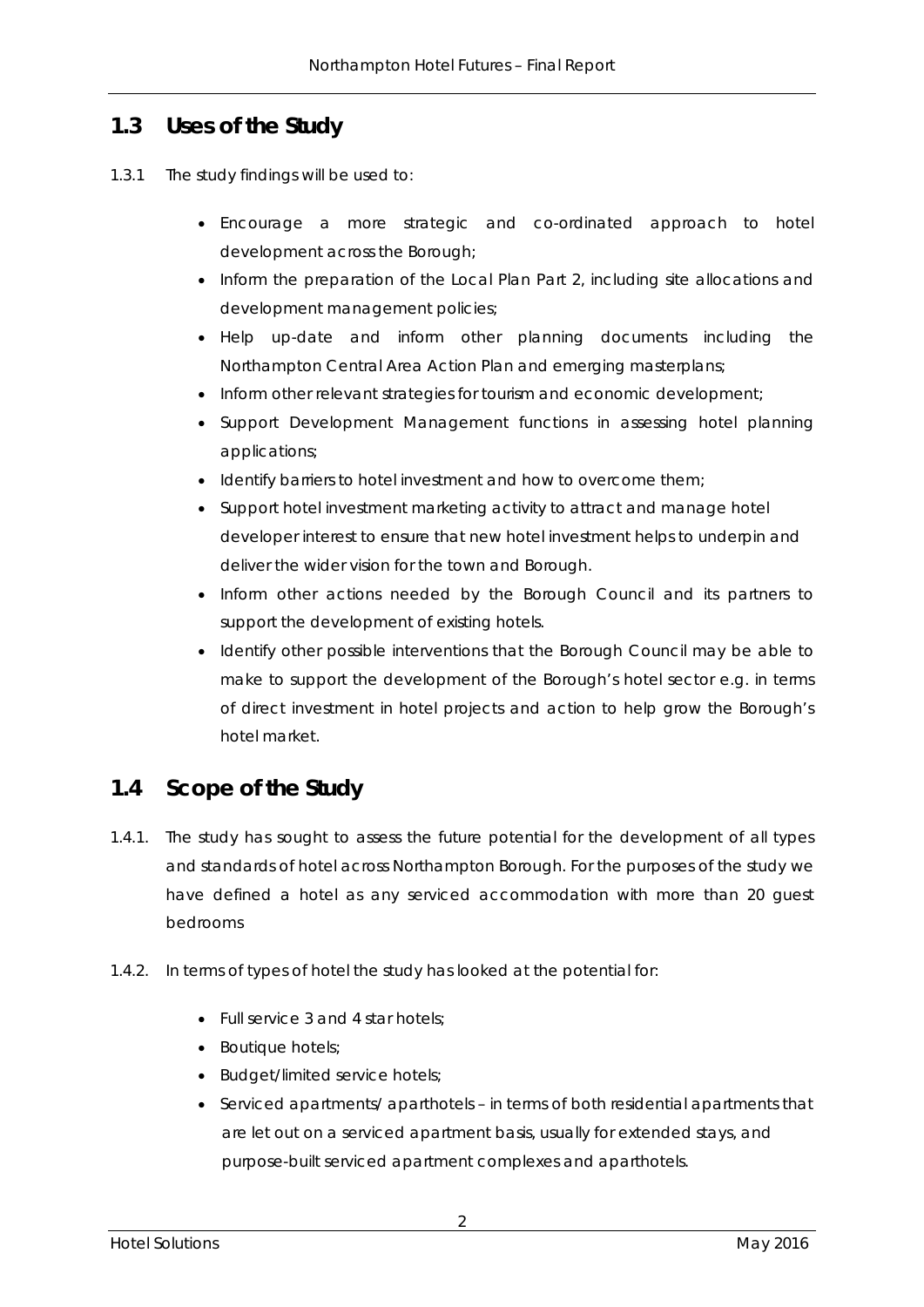## 1.3 Uses of the Study

1.3.1 The study findings will be used to:

- Encourage a more strategic and co-ordinated approach to hotel development across the Borough;
- Inform the preparation of the Local Plan Part 2, including site allocations and development management policies;
- Help up-date and inform other planning documents including the Northampton Central Area Action Plan and emerging masterplans;
- Inform other relevant strategies for tourism and economic development;
- Support Development Management functions in assessing hotel planning applications;
- Identify barriers to hotel investment and how to overcome them;
- Support hotel investment marketing activity to attract and manage hotel developer interest to ensure that new hotel investment helps to underpin and deliver the wider vision for the town and Borough.
- Inform other actions needed by the Borough Council and its partners to support the development of existing hotels.
- Identify other possible interventions that the Borough Council may be able to make to support the development of the Borough's hotel sector e.g. in terms of direct investment in hotel projects and action to help grow the Borough's hotel market.

## 1.4 Scope of the Study

1.4.1. The study has sought to assess the future potential for the development of all types and standards of hotel across Northampton Borough. For the purposes of the study we have defined a hotel as any serviced accommodation with more than 20 guest bedrooms

1.4.2. In terms of types of hotel the study has looked at the potential for:

- Full service 3 and 4 star hotels;
- Boutique hotels;
- Budget/limited service hotels;
- Serviced apartments/ aparthotels – in terms of both residential apartments that are let out on a serviced apartment basis, usually for extended stays, and purpose-built serviced apartment complexes and aparthotels.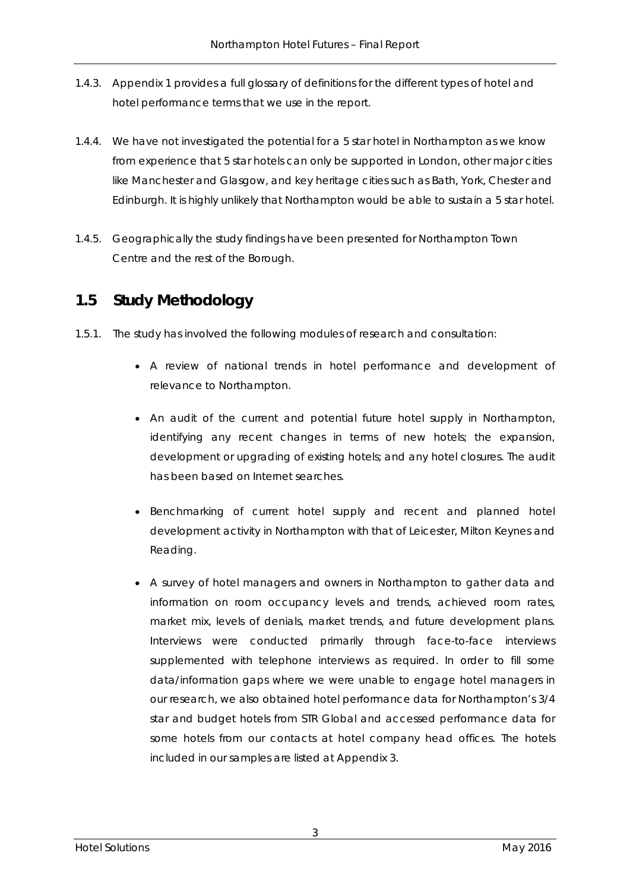1.4.3. Appendix 1 provides a full glossary of definitions for the different types of hotel and hotel performance terms that we use in the report.

1.4.4. We have not investigated the potential for a 5 star hotel in Northampton as we know from experience that 5 star hotels can only be supported in London, other major cities like Manchester and Glasgow, and key heritage cities such as Bath, York, Chester and Edinburgh. It is highly unlikely that Northampton would be able to sustain a 5 star hotel.

1.4.5. Geographically the study findings have been presented for Northampton Town Centre and the rest of the Borough.

## 1.5 Study Methodology

1.5.1. The study has involved the following modules of research and consultation:

- A review of national trends in hotel performance and development of relevance to Northampton.

- An audit of the current and potential future hotel supply in Northampton, identifying any recent changes in terms of new hotels; the expansion, development or upgrading of existing hotels; and any hotel closures. The audit has been based on Internet searches.

- Benchmarking of current hotel supply and recent and planned hotel development activity in Northampton with that of Leicester, Milton Keynes and Reading.

- A survey of hotel managers and owners in Northampton to gather data and information on room occupancy levels and trends, achieved room rates, market mix, levels of denials, market trends, and future development plans. Interviews were conducted primarily through face-to-face interviews supplemented with telephone interviews as required. In order to fill some data/information gaps where we were unable to engage hotel managers in our research, we also obtained hotel performance data for Northampton's 3/4 star and budget hotels from STR Global and accessed performance data for some hotels from our contacts at hotel company head offices. The hotels included in our samples are listed at Appendix 3.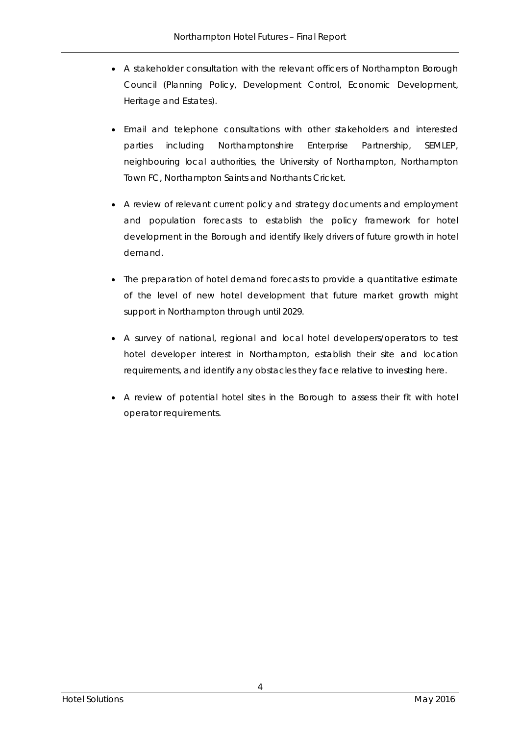- A stakeholder consultation with the relevant officers of Northampton Borough Council (Planning Policy, Development Control, Economic Development, Heritage and Estates).

- Email and telephone consultations with other stakeholders and interested parties including Northamptonshire Enterprise Partnership, SEMLEP, neighbouring local authorities, the University of Northampton, Northampton Town FC, Northampton Saints and Northants Cricket.

- A review of relevant current policy and strategy documents and employment and population forecasts to establish the policy framework for hotel development in the Borough and identify likely drivers of future growth in hotel demand.

- The preparation of hotel demand forecasts to provide a quantitative estimate of the level of new hotel development that future market growth might support in Northampton through until 2029.

- A survey of national, regional and local hotel developers/operators to test hotel developer interest in Northampton, establish their site and location requirements, and identify any obstacles they face relative to investing here.

- A review of potential hotel sites in the Borough to assess their fit with hotel operator requirements.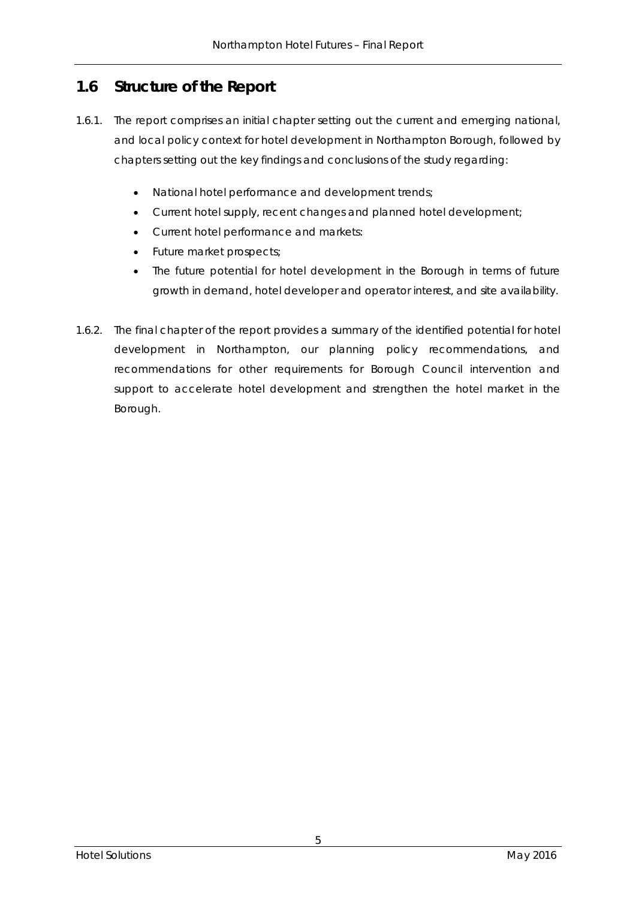## 1.6 Structure of the Report

1.6.1. The report comprises an initial chapter setting out the current and emerging national, and local policy context for hotel development in Northampton Borough, followed by chapters setting out the key findings and conclusions of the study regarding:

- National hotel performance and development trends;
- Current hotel supply, recent changes and planned hotel development;
- Current hotel performance and markets:
- Future market prospects;
- The future potential for hotel development in the Borough in terms of future growth in demand, hotel developer and operator interest, and site availability.

1.6.2. The final chapter of the report provides a summary of the identified potential for hotel development in Northampton, our planning policy recommendations, and recommendations for other requirements for Borough Council intervention and support to accelerate hotel development and strengthen the hotel market in the Borough.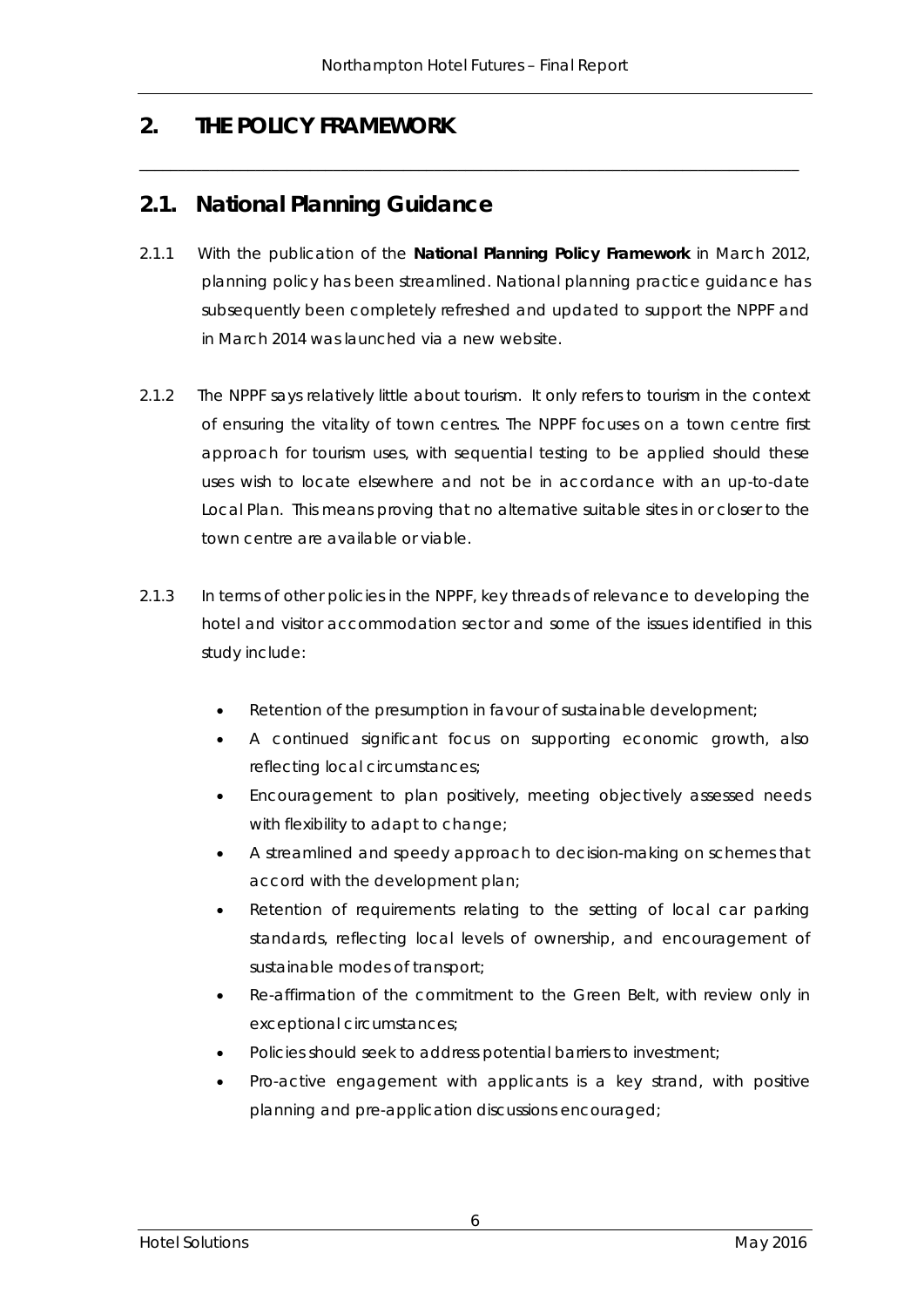## 2. THE POLICY FRAMEWORK

### 2.1. National Planning Guidance

2.1.1 With the publication of the **National Planning Policy Framework** in March 2012, planning policy has been streamlined. National planning practice guidance has subsequently been completely refreshed and updated to support the NPPF and in March 2014 was launched via a new website.

2.1.2 The NPPF says relatively little about tourism. It only refers to tourism in the context of ensuring the vitality of town centres. The NPPF focuses on a town centre first approach for tourism uses, with sequential testing to be applied should these uses wish to locate elsewhere and not be in accordance with an up-to-date Local Plan. This means proving that no alternative suitable sites in or closer to the town centre are available or viable.

2.1.3 In terms of other policies in the NPPF, key threads of relevance to developing the hotel and visitor accommodation sector and some of the issues identified in this study include:

- Retention of the presumption in favour of sustainable development;
- A continued significant focus on supporting economic growth, also reflecting local circumstances;
- Encouragement to plan positively, meeting objectively assessed needs with flexibility to adapt to change;
- A streamlined and speedy approach to decision-making on schemes that accord with the development plan;
- Retention of requirements relating to the setting of local car parking standards, reflecting local levels of ownership, and encouragement of sustainable modes of transport;
- Re-affirmation of the commitment to the Green Belt, with review only in exceptional circumstances;
- Policies should seek to address potential barriers to investment;
- Pro-active engagement with applicants is a key strand, with positive planning and pre-application discussions encouraged;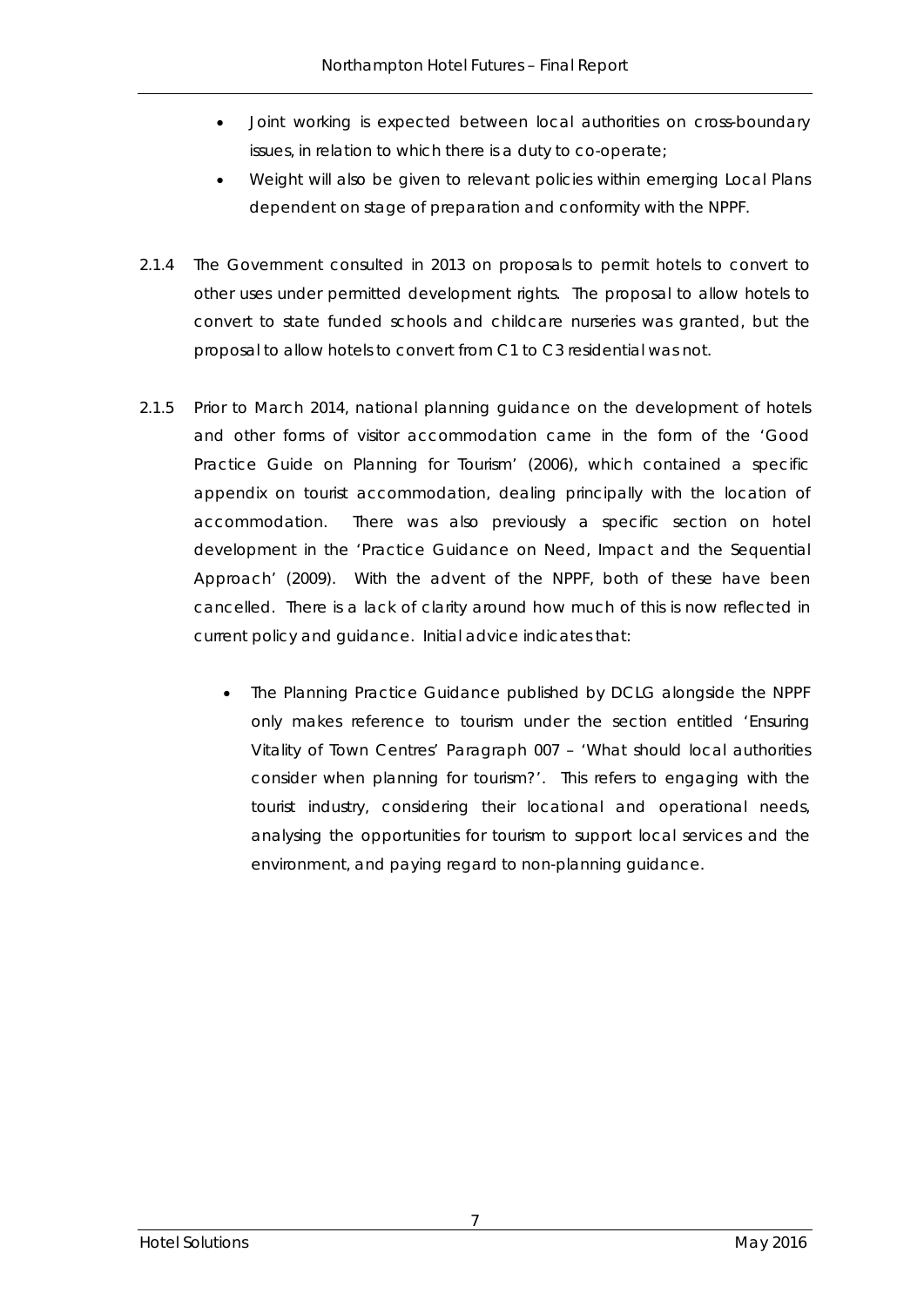- Joint working is expected between local authorities on cross-boundary issues, in relation to which there is a duty to co-operate;
- Weight will also be given to relevant policies within emerging Local Plans dependent on stage of preparation and conformity with the NPPF.

2.1.4 The Government consulted in 2013 on proposals to permit hotels to convert to other uses under permitted development rights. The proposal to allow hotels to convert to state funded schools and childcare nurseries was granted, but the proposal to allow hotels to convert from C1 to C3 residential was not.

2.1.5 Prior to March 2014, national planning guidance on the development of hotels and other forms of visitor accommodation came in the form of the 'Good Practice Guide on Planning for Tourism' (2006), which contained a specific appendix on tourist accommodation, dealing principally with the location of accommodation. There was also previously a specific section on hotel development in the 'Practice Guidance on Need, Impact and the Sequential Approach' (2009). With the advent of the NPPF, both of these have been cancelled. There is a lack of clarity around how much of this is now reflected in current policy and guidance. Initial advice indicates that:

- The Planning Practice Guidance published by DCLG alongside the NPPF only makes reference to tourism under the section entitled 'Ensuring Vitality of Town Centres' Paragraph 007 – 'What should local authorities consider when planning for tourism?'. This refers to engaging with the tourist industry, considering their locational and operational needs, analysing the opportunities for tourism to support local services and the environment, and paying regard to non-planning guidance.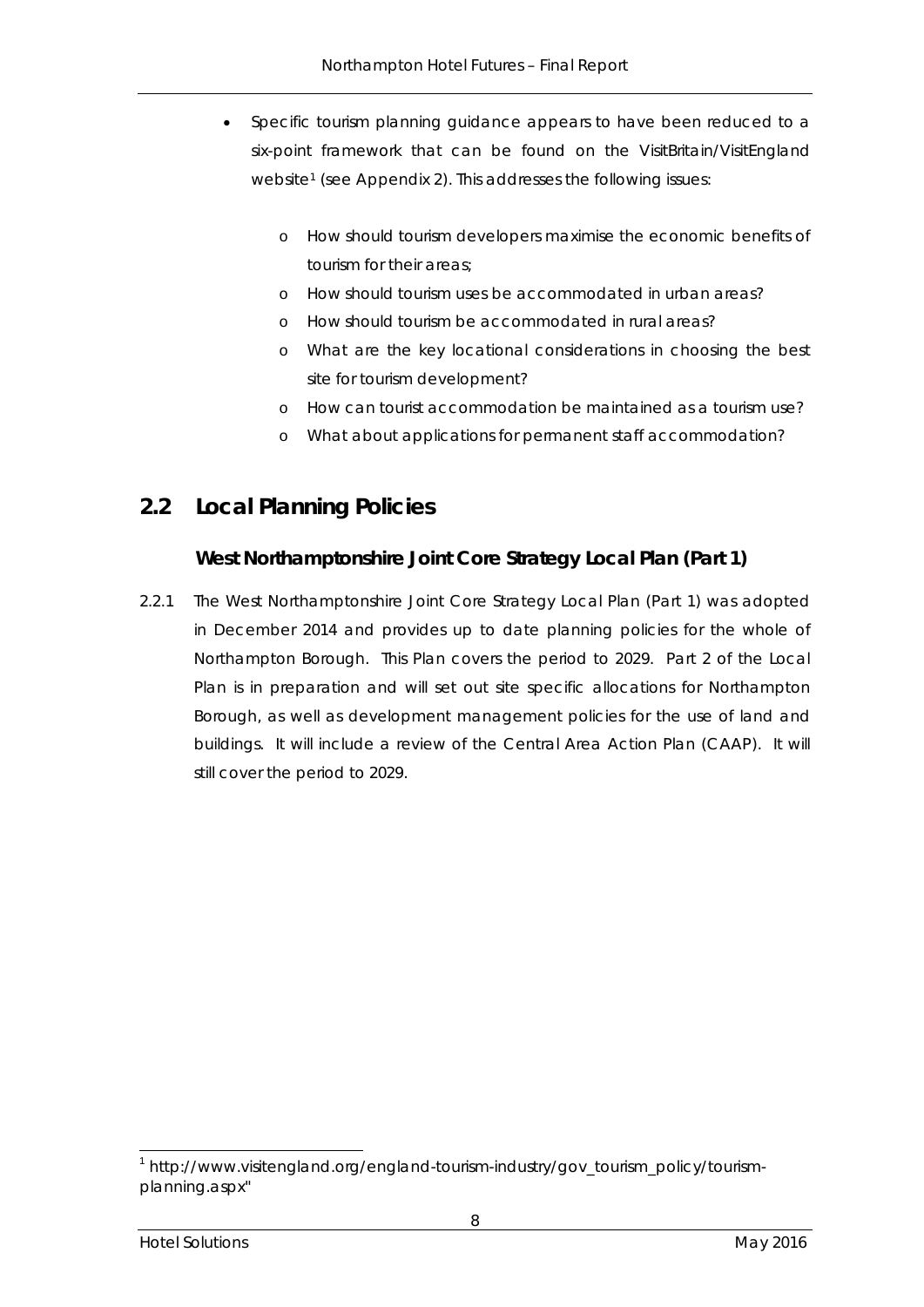- Specific tourism planning guidance appears to have been reduced to a six-point framework that can be found on the VisitBritain/VisitEngland website[1] (see Appendix 2). This addresses the following issues:
    - How should tourism developers maximise the economic benefits of tourism for their areas;
    - How should tourism uses be accommodated in urban areas?
    - How should tourism be accommodated in rural areas?
    - What are the key locational considerations in choosing the best site for tourism development?
    - How can tourist accommodation be maintained as a tourism use?
    - What about applications for permanent staff accommodation?

## 2.2 Local Planning Policies

### West Northamptonshire Joint Core Strategy Local Plan (Part 1)

2.2.1 The West Northamptonshire Joint Core Strategy Local Plan (Part 1) was adopted in December 2014 and provides up to date planning policies for the whole of Northampton Borough. This Plan covers the period to 2029. Part 2 of the Local Plan is in preparation and will set out site specific allocations for Northampton Borough, as well as development management policies for the use of land and buildings. It will include a review of the Central Area Action Plan (CAAP). It will still cover the period to 2029.

---

[1] http://www.visitengland.org/england-tourism-industry/gov_tourism_policy/tourism-planning.aspx"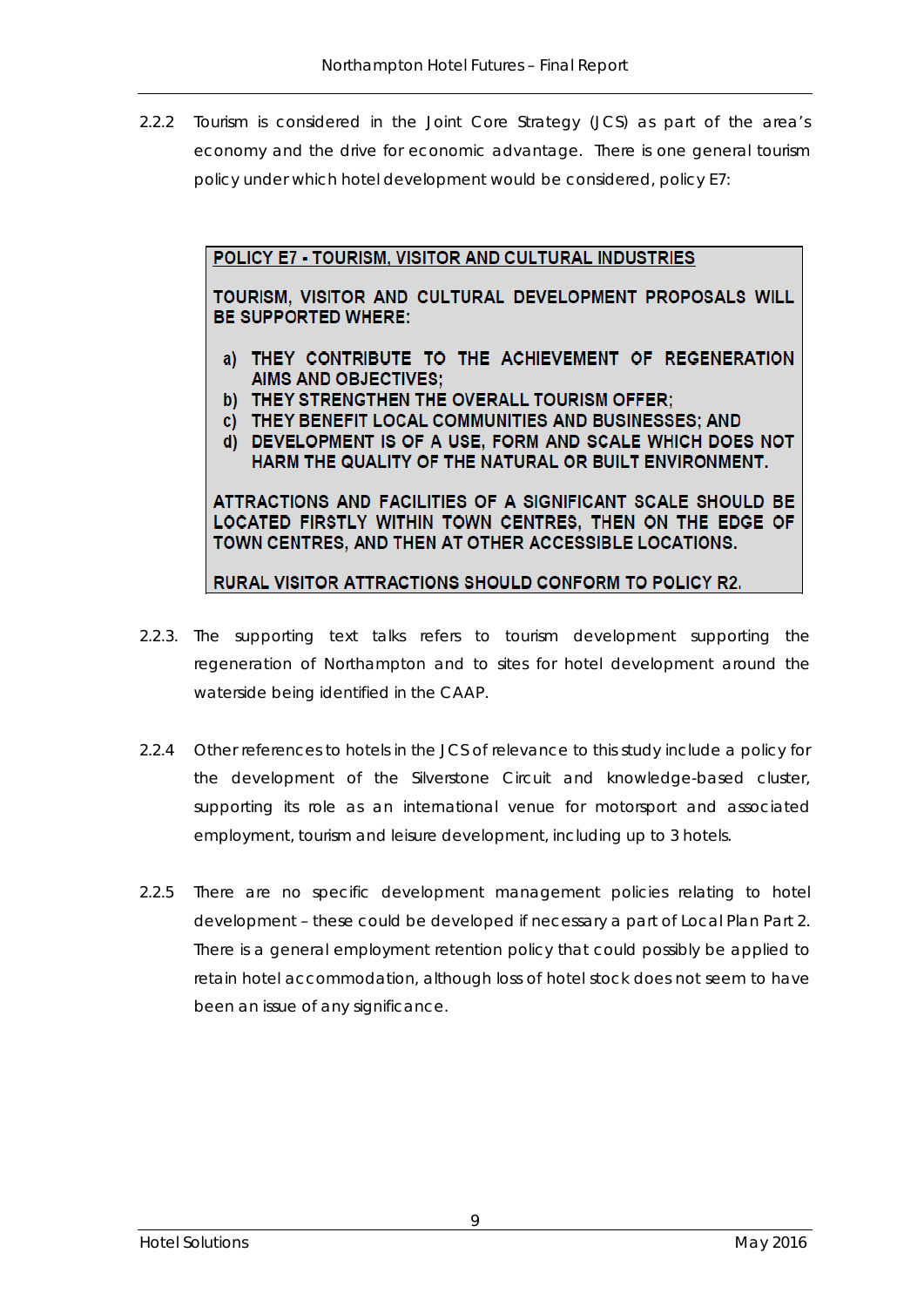2.2.2 Tourism is considered in the Joint Core Strategy (JCS) as part of the area's economy and the drive for economic advantage. There is one general tourism policy under which hotel development would be considered, policy E7:

> **POLICY E7 - TOURISM, VISITOR AND CULTURAL INDUSTRIES**
>
> **TOURISM, VISITOR AND CULTURAL DEVELOPMENT PROPOSALS WILL BE SUPPORTED WHERE:**
>
> **a) THEY CONTRIBUTE TO THE ACHIEVEMENT OF REGENERATION AIMS AND OBJECTIVES;**
> **b) THEY STRENGTHEN THE OVERALL TOURISM OFFER;**
> **c) THEY BENEFIT LOCAL COMMUNITIES AND BUSINESSES; AND**
> **d) DEVELOPMENT IS OF A USE, FORM AND SCALE WHICH DOES NOT HARM THE QUALITY OF THE NATURAL OR BUILT ENVIRONMENT.**
>
> **ATTRACTIONS AND FACILITIES OF A SIGNIFICANT SCALE SHOULD BE LOCATED FIRSTLY WITHIN TOWN CENTRES, THEN ON THE EDGE OF TOWN CENTRES, AND THEN AT OTHER ACCESSIBLE LOCATIONS.**
>
> **RURAL VISITOR ATTRACTIONS SHOULD CONFORM TO POLICY R2.**

2.2.3. The supporting text talks refers to tourism development supporting the regeneration of Northampton and to sites for hotel development around the waterside being identified in the CAAP.

2.2.4 Other references to hotels in the JCS of relevance to this study include a policy for the development of the Silverstone Circuit and knowledge-based cluster, supporting its role as an international venue for motorsport and associated employment, tourism and leisure development, including up to 3 hotels.

2.2.5 There are no specific development management policies relating to hotel development – these could be developed if necessary a part of Local Plan Part 2. There is a general employment retention policy that could possibly be applied to retain hotel accommodation, although loss of hotel stock does not seem to have been an issue of any significance.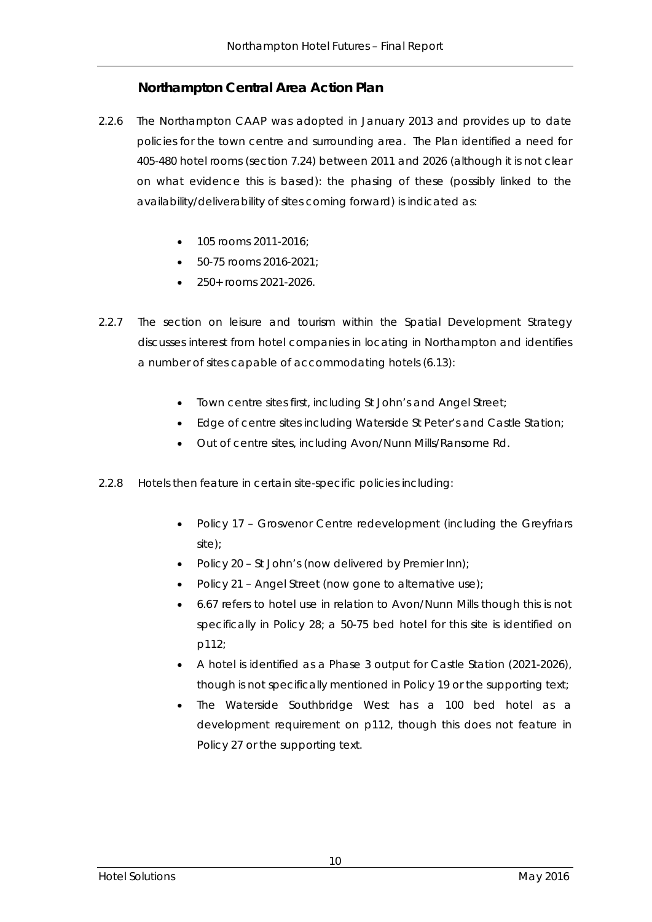### Northampton Central Area Action Plan

2.2.6 The Northampton CAAP was adopted in January 2013 and provides up to date policies for the town centre and surrounding area. The Plan identified a need for 405-480 hotel rooms (section 7.24) between 2011 and 2026 (although it is not clear on what evidence this is based): the phasing of these (possibly linked to the availability/deliverability of sites coming forward) is indicated as:

- 105 rooms 2011-2016;
- 50-75 rooms 2016-2021;
- 250+ rooms 2021-2026.

2.2.7 The section on leisure and tourism within the Spatial Development Strategy discusses interest from hotel companies in locating in Northampton and identifies a number of sites capable of accommodating hotels (6.13):

- Town centre sites first, including St John's and Angel Street;
- Edge of centre sites including Waterside St Peter's and Castle Station;
- Out of centre sites, including Avon/Nunn Mills/Ransome Rd.

2.2.8 Hotels then feature in certain site-specific policies including:

- Policy 17 – Grosvenor Centre redevelopment (including the Greyfriars site);
- Policy 20 – St John's (now delivered by Premier Inn);
- Policy 21 – Angel Street (now gone to alternative use);
- 6.67 refers to hotel use in relation to Avon/Nunn Mills though this is not specifically in Policy 28; a 50-75 bed hotel for this site is identified on p112;
- A hotel is identified as a Phase 3 output for Castle Station (2021-2026), though is not specifically mentioned in Policy 19 or the supporting text;
- The Waterside Southbridge West has a 100 bed hotel as a development requirement on p112, though this does not feature in Policy 27 or the supporting text.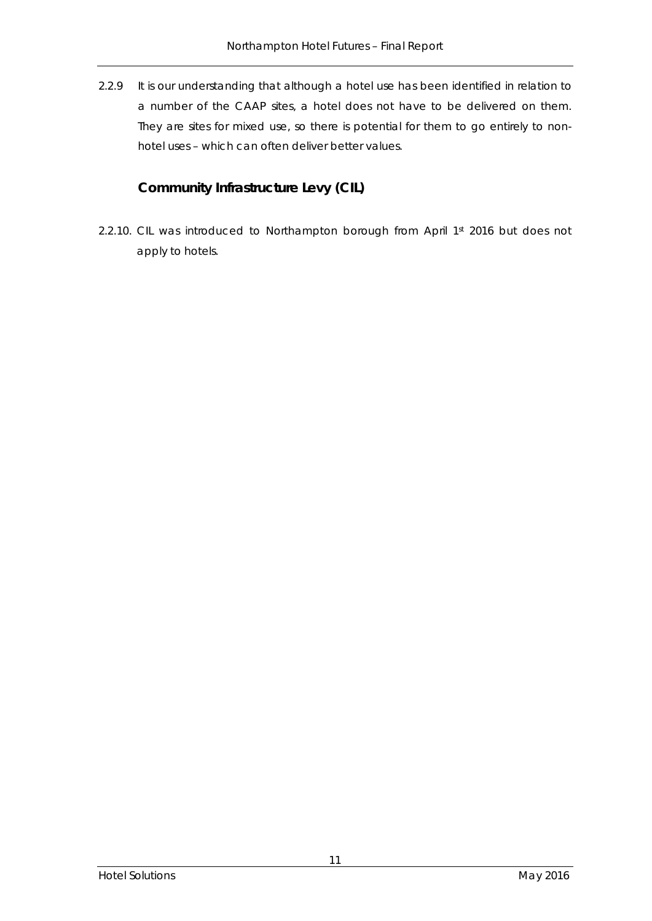2.2.9 It is our understanding that although a hotel use has been identified in relation to a number of the CAAP sites, a hotel does not have to be delivered on them. They are sites for mixed use, so there is potential for them to go entirely to non-hotel uses – which can often deliver better values.

### Community Infrastructure Levy (CIL)

2.2.10. CIL was introduced to Northampton borough from April 1st 2016 but does not apply to hotels.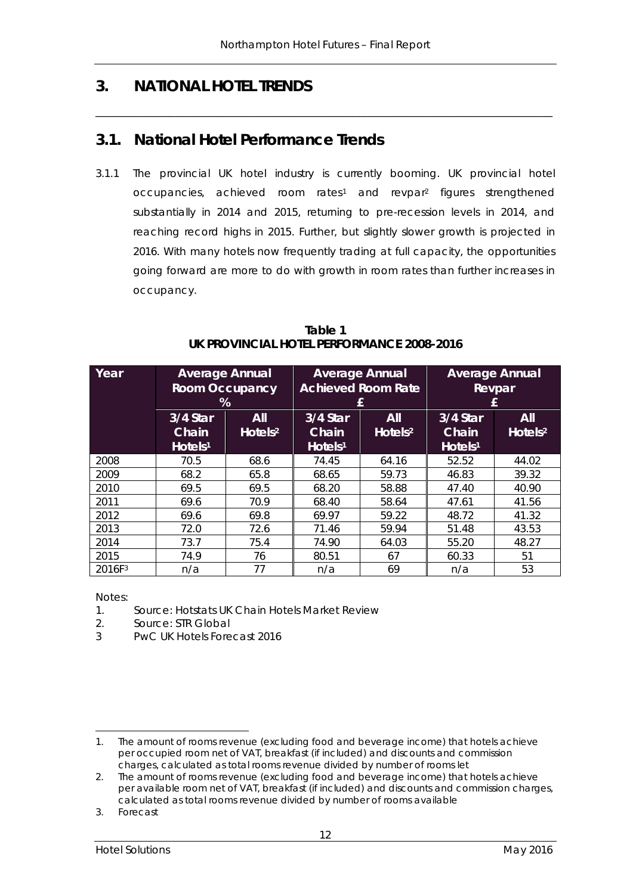# 3. NATIONAL HOTEL TRENDS

## 3.1. National Hotel Performance Trends

3.1.1 The provincial UK hotel industry is currently booming. UK provincial hotel occupancies, achieved room rates[1] and revpar[2] figures strengthened substantially in 2014 and 2015, returning to pre-recession levels in 2014, and reaching record highs in 2015. Further, but slightly slower growth is projected in 2016. With many hotels now frequently trading at full capacity, the opportunities going forward are more to do with growth in room rates than further increases in occupancy.

**Table 1**
**UK PROVINCIAL HOTEL PERFORMANCE 2008-2016**

| Year | Average Annual Room Occupancy % | | Average Annual Achieved Room Rate £ | | Average Annual Revpar £ | |
|---|---|---|---|---|---|---|
| | 3/4 Star Chain Hotels[1] | All Hotels[2] | 3/4 Star Chain Hotels[1] | All Hotels[2] | 3/4 Star Chain Hotels[1] | All Hotels[2] |
| 2008 | 70.5 | 68.6 | 74.45 | 64.16 | 52.52 | 44.02 |
| 2009 | 68.2 | 65.8 | 68.65 | 59.73 | 46.83 | 39.32 |
| 2010 | 69.5 | 69.5 | 68.20 | 58.88 | 47.40 | 40.90 |
| 2011 | 69.6 | 70.9 | 68.40 | 58.64 | 47.61 | 41.56 |
| 2012 | 69.6 | 69.8 | 69.97 | 59.22 | 48.72 | 41.32 |
| 2013 | 72.0 | 72.6 | 71.46 | 59.94 | 51.48 | 43.53 |
| 2014 | 73.7 | 75.4 | 74.90 | 64.03 | 55.20 | 48.27 |
| 2015 | 74.9 | 76 | 80.51 | 67 | 60.33 | 51 |
| 2016F[3] | n/a | 77 | n/a | 69 | n/a | 53 |

Notes:

1. Source: Hotstats UK Chain Hotels Market Review
2. Source: STR Global
3. PwC UK Hotels Forecast 2016

---

1. The amount of rooms revenue (excluding food and beverage income) that hotels achieve per occupied room net of VAT, breakfast (if included) and discounts and commission charges, calculated as total rooms revenue divided by number of rooms let
2. The amount of rooms revenue (excluding food and beverage income) that hotels achieve per available room net of VAT, breakfast (if included) and discounts and commission charges, calculated as total rooms revenue divided by number of rooms available
3. Forecast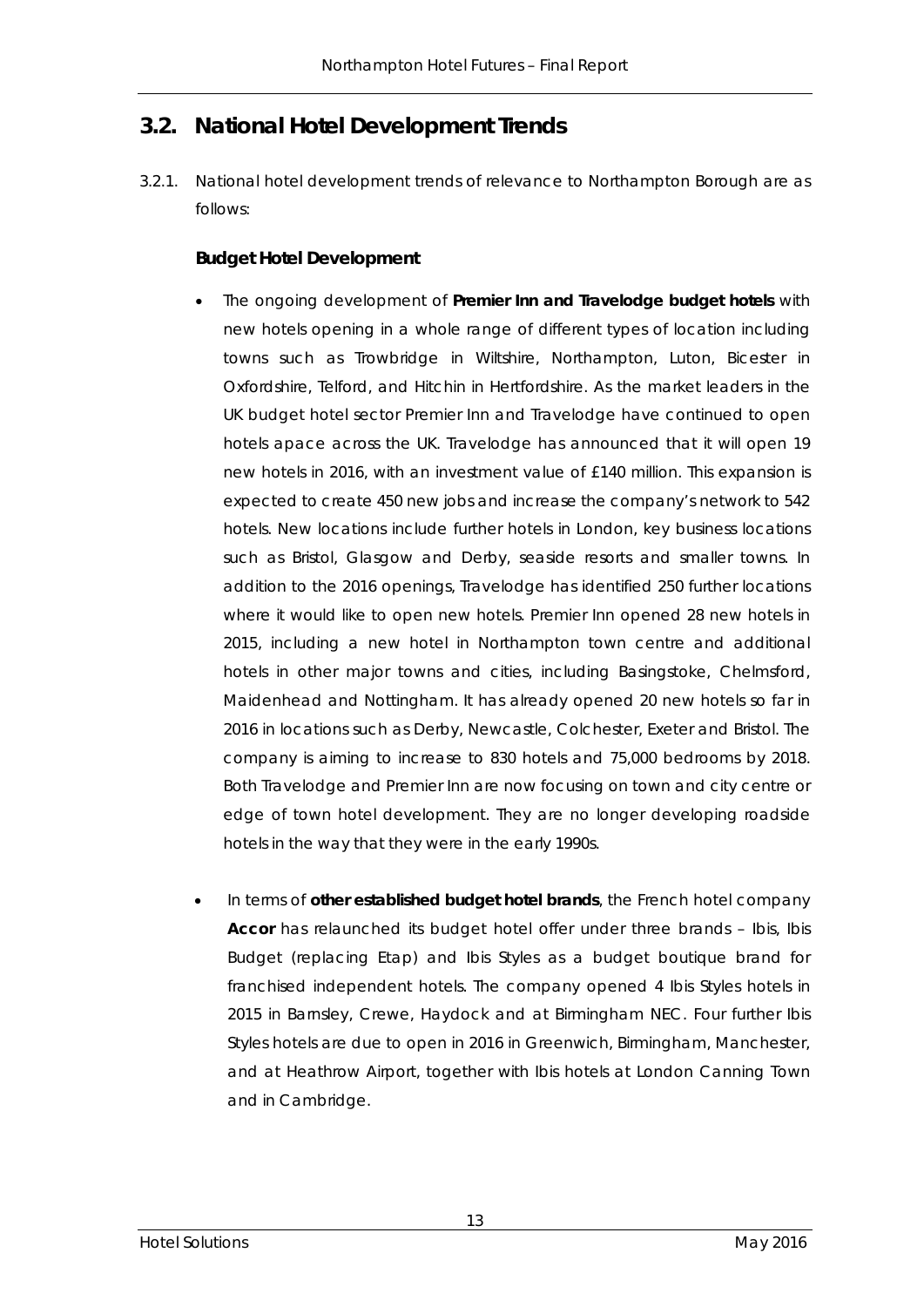## 3.2. National Hotel Development Trends

3.2.1. National hotel development trends of relevance to Northampton Borough are as follows:

**Budget Hotel Development**

- The ongoing development of **Premier Inn and Travelodge budget hotels** with new hotels opening in a whole range of different types of location including towns such as Trowbridge in Wiltshire, Northampton, Luton, Bicester in Oxfordshire, Telford, and Hitchin in Hertfordshire. As the market leaders in the UK budget hotel sector Premier Inn and Travelodge have continued to open hotels apace across the UK. Travelodge has announced that it will open 19 new hotels in 2016, with an investment value of £140 million. This expansion is expected to create 450 new jobs and increase the company's network to 542 hotels. New locations include further hotels in London, key business locations such as Bristol, Glasgow and Derby, seaside resorts and smaller towns. In addition to the 2016 openings, Travelodge has identified 250 further locations where it would like to open new hotels. Premier Inn opened 28 new hotels in 2015, including a new hotel in Northampton town centre and additional hotels in other major towns and cities, including Basingstoke, Chelmsford, Maidenhead and Nottingham. It has already opened 20 new hotels so far in 2016 in locations such as Derby, Newcastle, Colchester, Exeter and Bristol. The company is aiming to increase to 830 hotels and 75,000 bedrooms by 2018. Both Travelodge and Premier Inn are now focusing on town and city centre or edge of town hotel development. They are no longer developing roadside hotels in the way that they were in the early 1990s.

- In terms of **other established budget hotel brands**, the French hotel company **Accor** has relaunched its budget hotel offer under three brands – Ibis, Ibis Budget (replacing Etap) and Ibis Styles as a budget boutique brand for franchised independent hotels. The company opened 4 Ibis Styles hotels in 2015 in Barnsley, Crewe, Haydock and at Birmingham NEC. Four further Ibis Styles hotels are due to open in 2016 in Greenwich, Birmingham, Manchester, and at Heathrow Airport, together with Ibis hotels at London Canning Town and in Cambridge.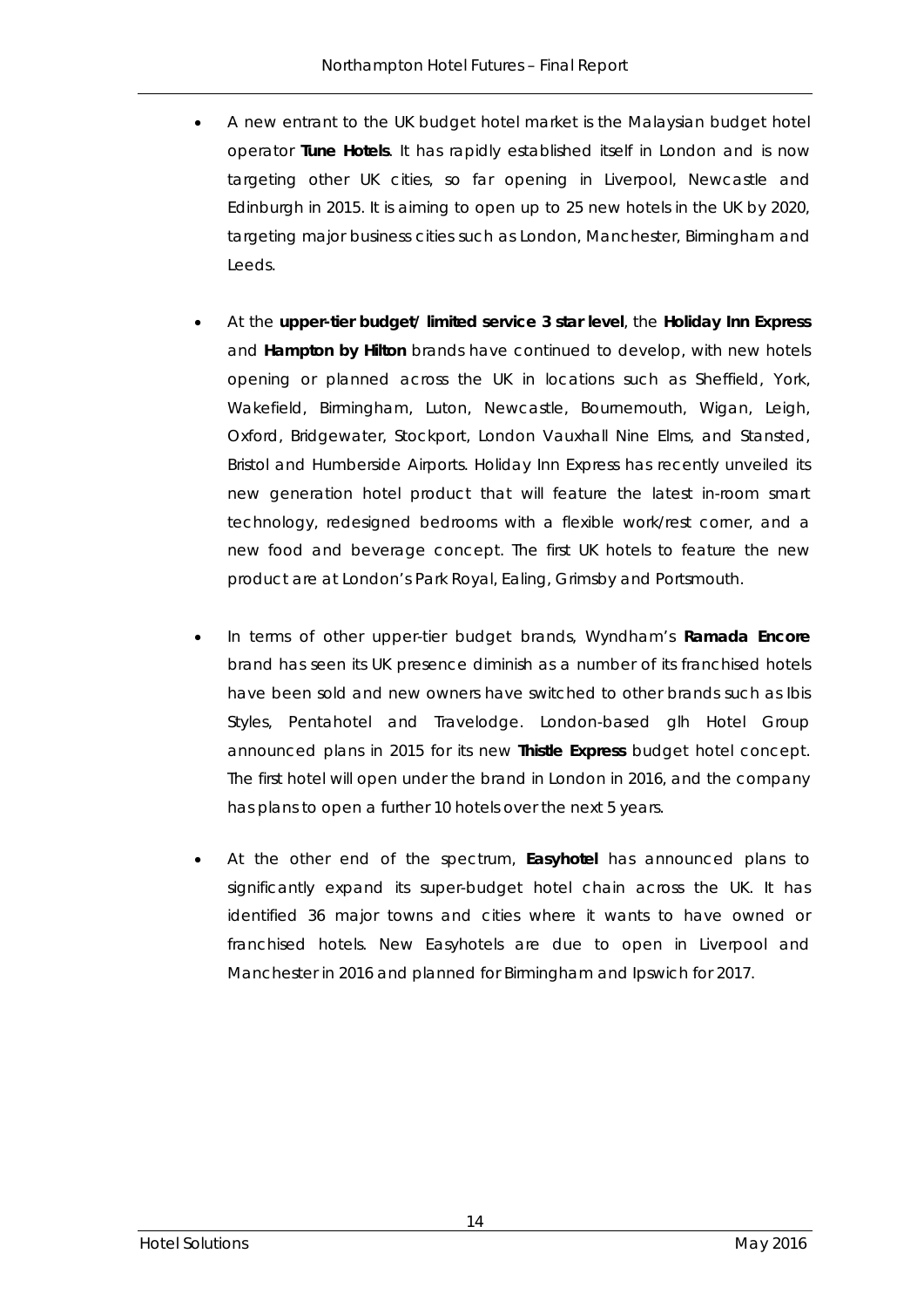- A new entrant to the UK budget hotel market is the Malaysian budget hotel operator **Tune Hotels**. It has rapidly established itself in London and is now targeting other UK cities, so far opening in Liverpool, Newcastle and Edinburgh in 2015. It is aiming to open up to 25 new hotels in the UK by 2020, targeting major business cities such as London, Manchester, Birmingham and Leeds.

- At the **upper-tier budget/ limited service 3 star level**, the **Holiday Inn Express** and **Hampton by Hilton** brands have continued to develop, with new hotels opening or planned across the UK in locations such as Sheffield, York, Wakefield, Birmingham, Luton, Newcastle, Bournemouth, Wigan, Leigh, Oxford, Bridgewater, Stockport, London Vauxhall Nine Elms, and Stansted, Bristol and Humberside Airports. Holiday Inn Express has recently unveiled its new generation hotel product that will feature the latest in-room smart technology, redesigned bedrooms with a flexible work/rest corner, and a new food and beverage concept. The first UK hotels to feature the new product are at London's Park Royal, Ealing, Grimsby and Portsmouth.

- In terms of other upper-tier budget brands, Wyndham's **Ramada Encore** brand has seen its UK presence diminish as a number of its franchised hotels have been sold and new owners have switched to other brands such as Ibis Styles, Pentahotel and Travelodge. London-based glh Hotel Group announced plans in 2015 for its new **Thistle Express** budget hotel concept. The first hotel will open under the brand in London in 2016, and the company has plans to open a further 10 hotels over the next 5 years.

- At the other end of the spectrum, **Easyhotel** has announced plans to significantly expand its super-budget hotel chain across the UK. It has identified 36 major towns and cities where it wants to have owned or franchised hotels. New Easyhotels are due to open in Liverpool and Manchester in 2016 and planned for Birmingham and Ipswich for 2017.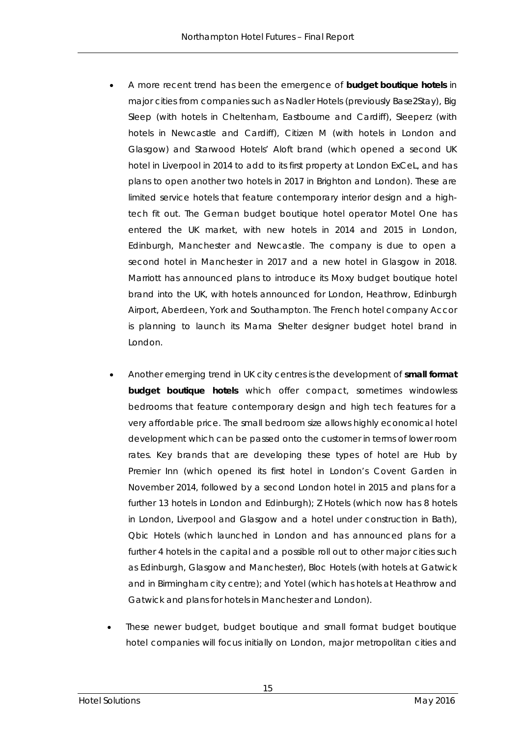- A more recent trend has been the emergence of **budget boutique hotels** in major cities from companies such as Nadler Hotels (previously Base2Stay), Big Sleep (with hotels in Cheltenham, Eastbourne and Cardiff), Sleeperz (with hotels in Newcastle and Cardiff), Citizen M (with hotels in London and Glasgow) and Starwood Hotels' Aloft brand (which opened a second UK hotel in Liverpool in 2014 to add to its first property at London ExCeL, and has plans to open another two hotels in 2017 in Brighton and London). These are limited service hotels that feature contemporary interior design and a high-tech fit out. The German budget boutique hotel operator Motel One has entered the UK market, with new hotels in 2014 and 2015 in London, Edinburgh, Manchester and Newcastle. The company is due to open a second hotel in Manchester in 2017 and a new hotel in Glasgow in 2018. Marriott has announced plans to introduce its Moxy budget boutique hotel brand into the UK, with hotels announced for London, Heathrow, Edinburgh Airport, Aberdeen, York and Southampton. The French hotel company Accor is planning to launch its Mama Shelter designer budget hotel brand in London.

- Another emerging trend in UK city centres is the development of **small format budget boutique hotels** which offer compact, sometimes windowless bedrooms that feature contemporary design and high tech features for a very affordable price. The small bedroom size allows highly economical hotel development which can be passed onto the customer in terms of lower room rates. Key brands that are developing these types of hotel are Hub by Premier Inn (which opened its first hotel in London's Covent Garden in November 2014, followed by a second London hotel in 2015 and plans for a further 13 hotels in London and Edinburgh); Z Hotels (which now has 8 hotels in London, Liverpool and Glasgow and a hotel under construction in Bath), Qbic Hotels (which launched in London and has announced plans for a further 4 hotels in the capital and a possible roll out to other major cities such as Edinburgh, Glasgow and Manchester), Bloc Hotels (with hotels at Gatwick and in Birmingham city centre); and Yotel (which has hotels at Heathrow and Gatwick and plans for hotels in Manchester and London).

- These newer budget, budget boutique and small format budget boutique hotel companies will focus initially on London, major metropolitan cities and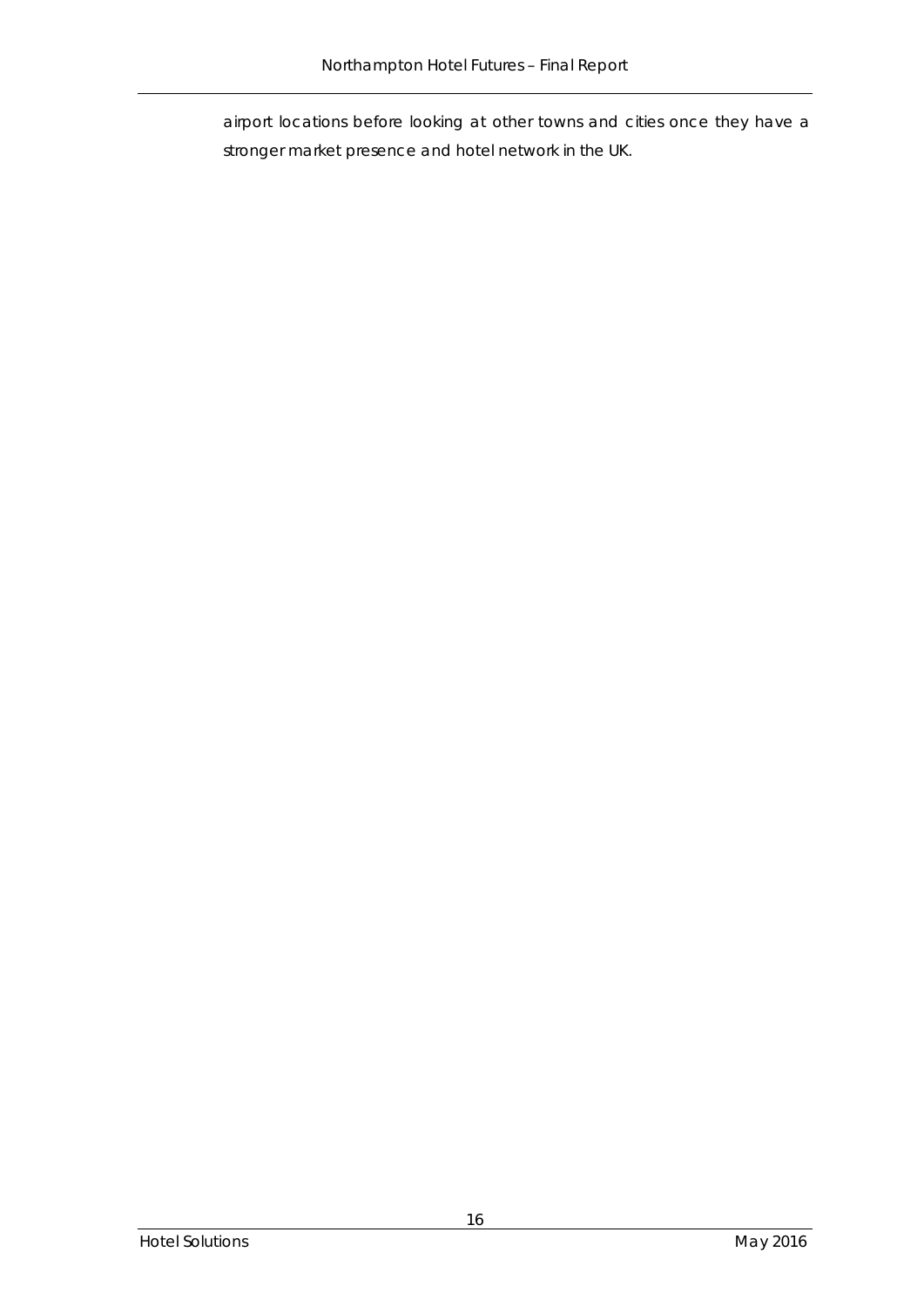airport locations before looking at other towns and cities once they have a stronger market presence and hotel network in the UK.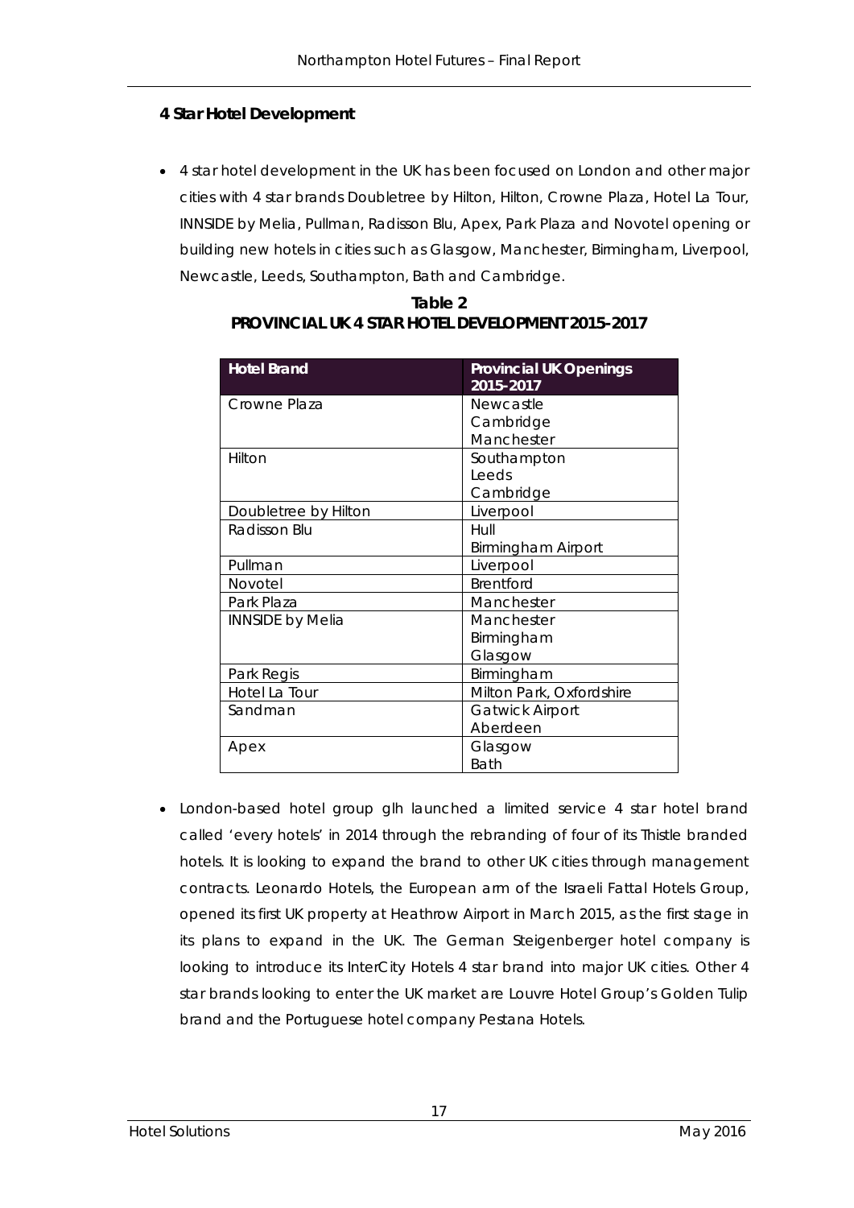### 4 Star Hotel Development

- 4 star hotel development in the UK has been focused on London and other major cities with 4 star brands Doubletree by Hilton, Hilton, Crowne Plaza, Hotel La Tour, INNSIDE by Melia, Pullman, Radisson Blu, Apex, Park Plaza and Novotel opening or building new hotels in cities such as Glasgow, Manchester, Birmingham, Liverpool, Newcastle, Leeds, Southampton, Bath and Cambridge.

**Table 2**
**PROVINCIAL UK 4 STAR HOTEL DEVELOPMENT 2015-2017**

| Hotel Brand | Provincial UK Openings 2015-2017 |
|---|---|
| Crowne Plaza | Newcastle<br>Cambridge<br>Manchester |
| Hilton | Southampton<br>Leeds<br>Cambridge |
| Doubletree by Hilton | Liverpool |
| Radisson Blu | Hull<br>Birmingham Airport |
| Pullman | Liverpool |
| Novotel | Brentford |
| Park Plaza | Manchester |
| INNSIDE by Melia | Manchester<br>Birmingham<br>Glasgow |
| Park Regis | Birmingham |
| Hotel La Tour | Milton Park, Oxfordshire |
| Sandman | Gatwick Airport<br>Aberdeen |
| Apex | Glasgow<br>Bath |

- London-based hotel group glh launched a limited service 4 star hotel brand called 'every hotels' in 2014 through the rebranding of four of its Thistle branded hotels. It is looking to expand the brand to other UK cities through management contracts. Leonardo Hotels, the European arm of the Israeli Fattal Hotels Group, opened its first UK property at Heathrow Airport in March 2015, as the first stage in its plans to expand in the UK. The German Steigenberger hotel company is looking to introduce its InterCity Hotels 4 star brand into major UK cities. Other 4 star brands looking to enter the UK market are Louvre Hotel Group's Golden Tulip brand and the Portuguese hotel company Pestana Hotels.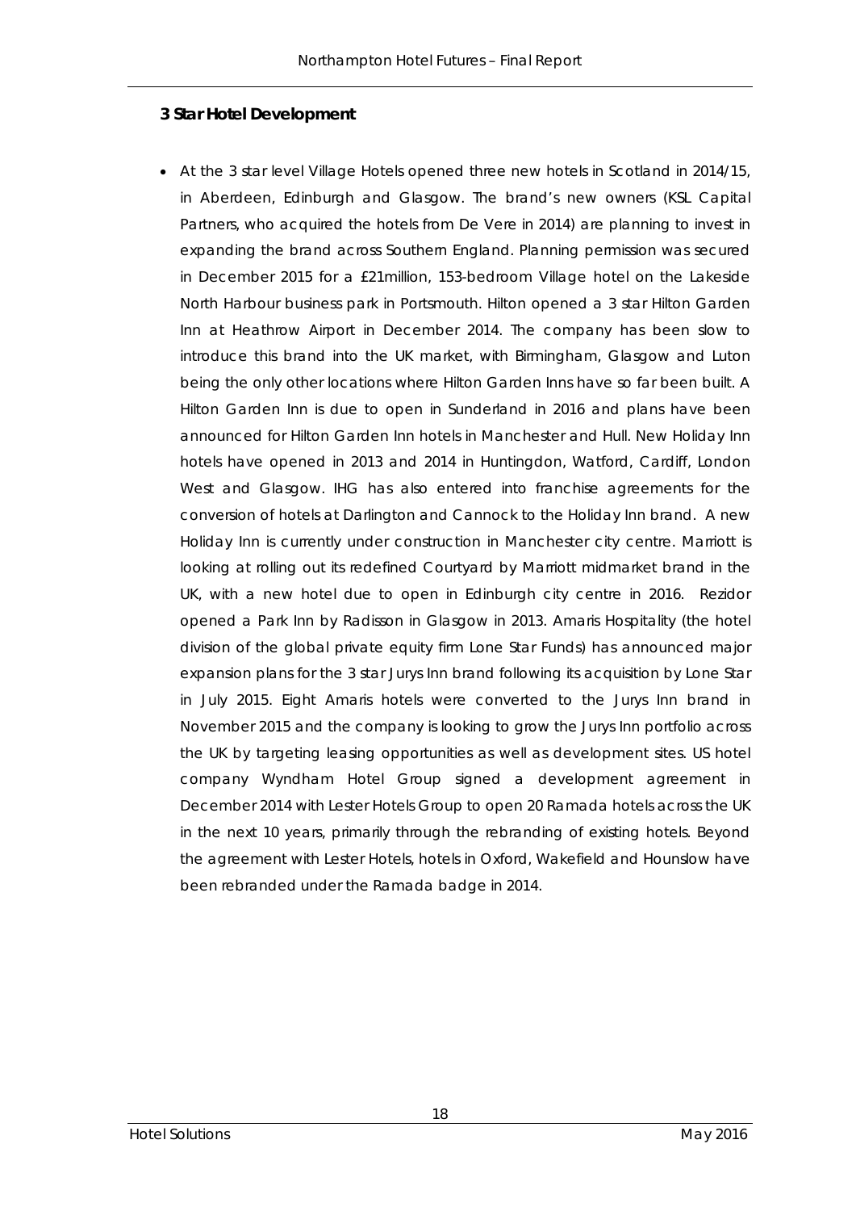### 3 Star Hotel Development

- At the 3 star level Village Hotels opened three new hotels in Scotland in 2014/15, in Aberdeen, Edinburgh and Glasgow. The brand's new owners (KSL Capital Partners, who acquired the hotels from De Vere in 2014) are planning to invest in expanding the brand across Southern England. Planning permission was secured in December 2015 for a £21million, 153-bedroom Village hotel on the Lakeside North Harbour business park in Portsmouth. Hilton opened a 3 star Hilton Garden Inn at Heathrow Airport in December 2014. The company has been slow to introduce this brand into the UK market, with Birmingham, Glasgow and Luton being the only other locations where Hilton Garden Inns have so far been built. A Hilton Garden Inn is due to open in Sunderland in 2016 and plans have been announced for Hilton Garden Inn hotels in Manchester and Hull. New Holiday Inn hotels have opened in 2013 and 2014 in Huntingdon, Watford, Cardiff, London West and Glasgow. IHG has also entered into franchise agreements for the conversion of hotels at Darlington and Cannock to the Holiday Inn brand. A new Holiday Inn is currently under construction in Manchester city centre. Marriott is looking at rolling out its redefined Courtyard by Marriott midmarket brand in the UK, with a new hotel due to open in Edinburgh city centre in 2016. Rezidor opened a Park Inn by Radisson in Glasgow in 2013. Amaris Hospitality (the hotel division of the global private equity firm Lone Star Funds) has announced major expansion plans for the 3 star Jurys Inn brand following its acquisition by Lone Star in July 2015. Eight Amaris hotels were converted to the Jurys Inn brand in November 2015 and the company is looking to grow the Jurys Inn portfolio across the UK by targeting leasing opportunities as well as development sites. US hotel company Wyndham Hotel Group signed a development agreement in December 2014 with Lester Hotels Group to open 20 Ramada hotels across the UK in the next 10 years, primarily through the rebranding of existing hotels. Beyond the agreement with Lester Hotels, hotels in Oxford, Wakefield and Hounslow have been rebranded under the Ramada badge in 2014.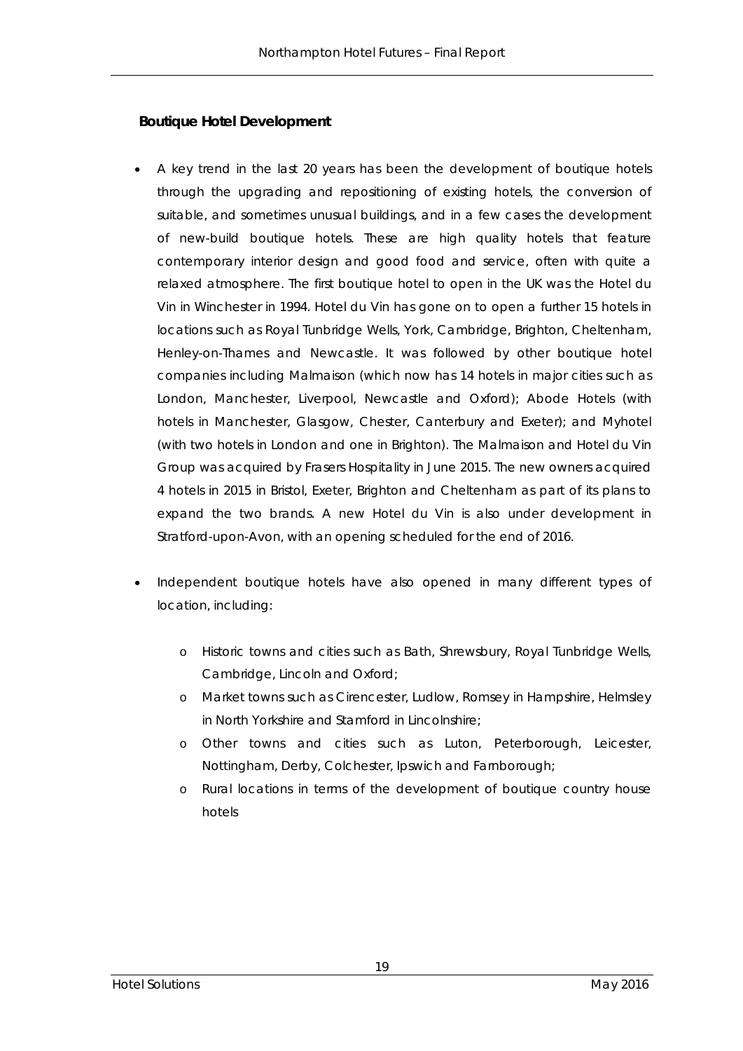### Boutique Hotel Development

- A key trend in the last 20 years has been the development of boutique hotels through the upgrading and repositioning of existing hotels, the conversion of suitable, and sometimes unusual buildings, and in a few cases the development of new-build boutique hotels. These are high quality hotels that feature contemporary interior design and good food and service, often with quite a relaxed atmosphere. The first boutique hotel to open in the UK was the Hotel du Vin in Winchester in 1994. Hotel du Vin has gone on to open a further 15 hotels in locations such as Royal Tunbridge Wells, York, Cambridge, Brighton, Cheltenham, Henley-on-Thames and Newcastle. It was followed by other boutique hotel companies including Malmaison (which now has 14 hotels in major cities such as London, Manchester, Liverpool, Newcastle and Oxford); Abode Hotels (with hotels in Manchester, Glasgow, Chester, Canterbury and Exeter); and Myhotel (with two hotels in London and one in Brighton). The Malmaison and Hotel du Vin Group was acquired by Frasers Hospitality in June 2015. The new owners acquired 4 hotels in 2015 in Bristol, Exeter, Brighton and Cheltenham as part of its plans to expand the two brands. A new Hotel du Vin is also under development in Stratford-upon-Avon, with an opening scheduled for the end of 2016.

- Independent boutique hotels have also opened in many different types of location, including:
  - Historic towns and cities such as Bath, Shrewsbury, Royal Tunbridge Wells, Cambridge, Lincoln and Oxford;
  - Market towns such as Cirencester, Ludlow, Romsey in Hampshire, Helmsley in North Yorkshire and Stamford in Lincolnshire;
  - Other towns and cities such as Luton, Peterborough, Leicester, Nottingham, Derby, Colchester, Ipswich and Farnborough;
  - Rural locations in terms of the development of boutique country house hotels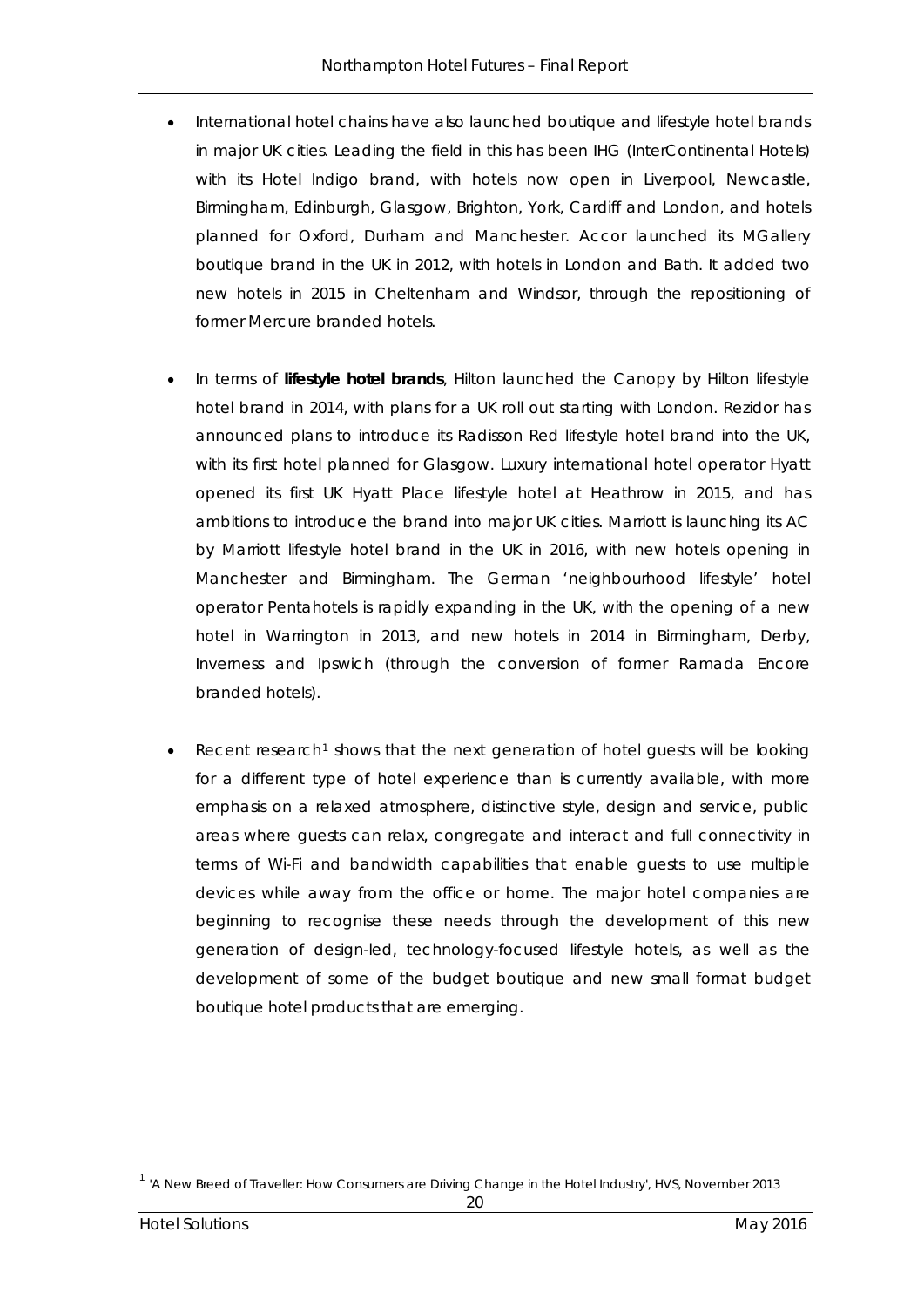- International hotel chains have also launched boutique and lifestyle hotel brands in major UK cities. Leading the field in this has been IHG (InterContinental Hotels) with its Hotel Indigo brand, with hotels now open in Liverpool, Newcastle, Birmingham, Edinburgh, Glasgow, Brighton, York, Cardiff and London, and hotels planned for Oxford, Durham and Manchester. Accor launched its MGallery boutique brand in the UK in 2012, with hotels in London and Bath. It added two new hotels in 2015 in Cheltenham and Windsor, through the repositioning of former Mercure branded hotels.

- In terms of **lifestyle hotel brands**, Hilton launched the Canopy by Hilton lifestyle hotel brand in 2014, with plans for a UK roll out starting with London. Rezidor has announced plans to introduce its Radisson Red lifestyle hotel brand into the UK, with its first hotel planned for Glasgow. Luxury international hotel operator Hyatt opened its first UK Hyatt Place lifestyle hotel at Heathrow in 2015, and has ambitions to introduce the brand into major UK cities. Marriott is launching its AC by Marriott lifestyle hotel brand in the UK in 2016, with new hotels opening in Manchester and Birmingham. The German 'neighbourhood lifestyle' hotel operator Pentahotels is rapidly expanding in the UK, with the opening of a new hotel in Warrington in 2013, and new hotels in 2014 in Birmingham, Derby, Inverness and Ipswich (through the conversion of former Ramada Encore branded hotels).

- Recent research[1] shows that the next generation of hotel guests will be looking for a different type of hotel experience than is currently available, with more emphasis on a relaxed atmosphere, distinctive style, design and service, public areas where guests can relax, congregate and interact and full connectivity in terms of Wi-Fi and bandwidth capabilities that enable guests to use multiple devices while away from the office or home. The major hotel companies are beginning to recognise these needs through the development of this new generation of design-led, technology-focused lifestyle hotels, as well as the development of some of the budget boutique and new small format budget boutique hotel products that are emerging.

[1] 'A New Breed of Traveller: How Consumers are Driving Change in the Hotel Industry', HVS, November 2013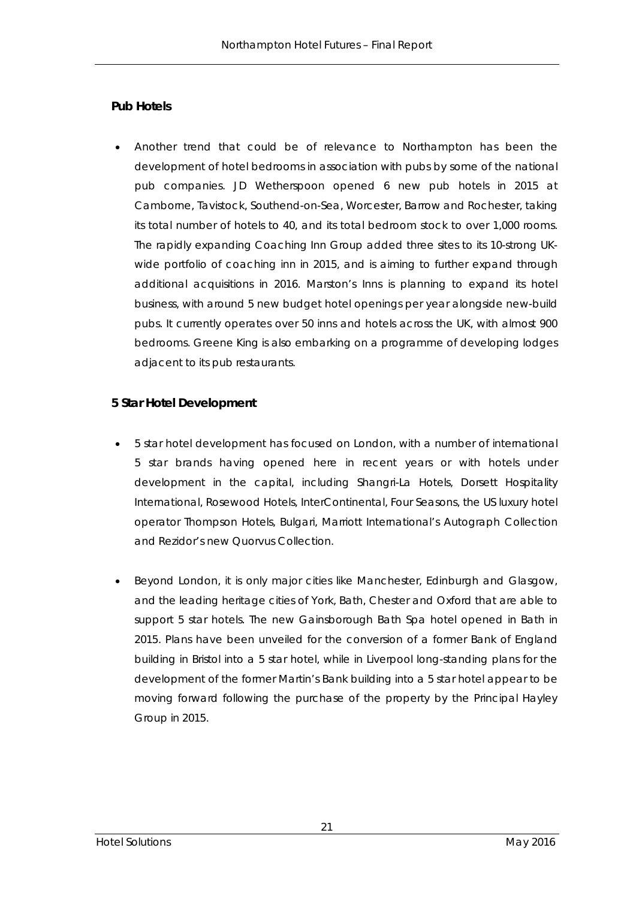**Pub Hotels**

- Another trend that could be of relevance to Northampton has been the development of hotel bedrooms in association with pubs by some of the national pub companies. JD Wetherspoon opened 6 new pub hotels in 2015 at Camborne, Tavistock, Southend-on-Sea, Worcester, Barrow and Rochester, taking its total number of hotels to 40, and its total bedroom stock to over 1,000 rooms. The rapidly expanding Coaching Inn Group added three sites to its 10-strong UK-wide portfolio of coaching inn in 2015, and is aiming to further expand through additional acquisitions in 2016. Marston's Inns is planning to expand its hotel business, with around 5 new budget hotel openings per year alongside new-build pubs. It currently operates over 50 inns and hotels across the UK, with almost 900 bedrooms. Greene King is also embarking on a programme of developing lodges adjacent to its pub restaurants.

**5 Star Hotel Development**

- 5 star hotel development has focused on London, with a number of international 5 star brands having opened here in recent years or with hotels under development in the capital, including Shangri-La Hotels, Dorsett Hospitality International, Rosewood Hotels, InterContinental, Four Seasons, the US luxury hotel operator Thompson Hotels, Bulgari, Marriott International's Autograph Collection and Rezidor's new Quorvus Collection.

- Beyond London, it is only major cities like Manchester, Edinburgh and Glasgow, and the leading heritage cities of York, Bath, Chester and Oxford that are able to support 5 star hotels. The new Gainsborough Bath Spa hotel opened in Bath in 2015. Plans have been unveiled for the conversion of a former Bank of England building in Bristol into a 5 star hotel, while in Liverpool long-standing plans for the development of the former Martin's Bank building into a 5 star hotel appear to be moving forward following the purchase of the property by the Principal Hayley Group in 2015.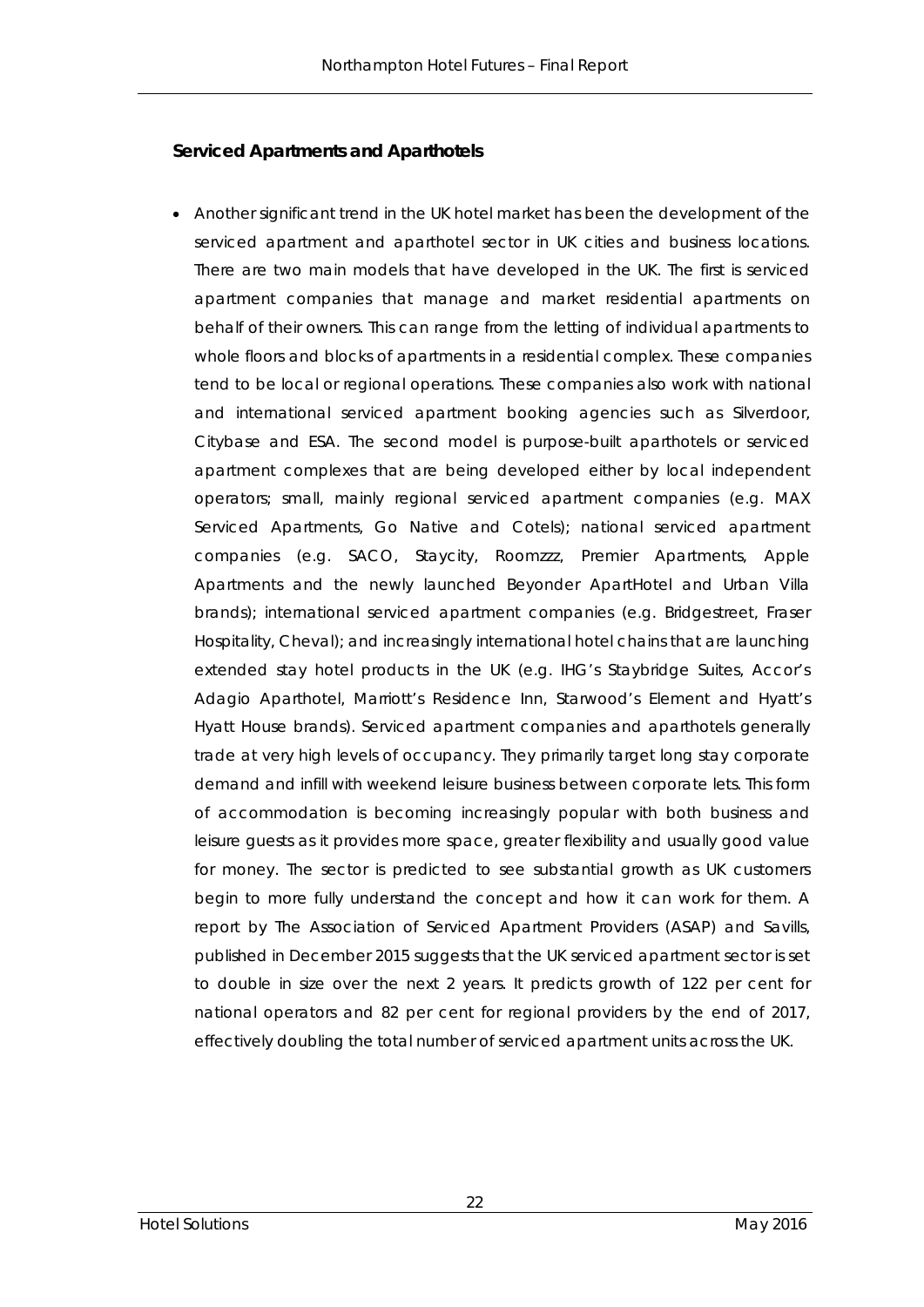### Serviced Apartments and Aparthotels

- Another significant trend in the UK hotel market has been the development of the serviced apartment and aparthotel sector in UK cities and business locations. There are two main models that have developed in the UK. The first is serviced apartment companies that manage and market residential apartments on behalf of their owners. This can range from the letting of individual apartments to whole floors and blocks of apartments in a residential complex. These companies tend to be local or regional operations. These companies also work with national and international serviced apartment booking agencies such as Silverdoor, Citybase and ESA. The second model is purpose-built aparthotels or serviced apartment complexes that are being developed either by local independent operators; small, mainly regional serviced apartment companies (e.g. MAX Serviced Apartments, Go Native and Cotels); national serviced apartment companies (e.g. SACO, Staycity, Roomzzz, Premier Apartments, Apple Apartments and the newly launched Beyonder ApartHotel and Urban Villa brands); international serviced apartment companies (e.g. Bridgestreet, Fraser Hospitality, Cheval); and increasingly international hotel chains that are launching extended stay hotel products in the UK (e.g. IHG's Staybridge Suites, Accor's Adagio Aparthotel, Marriott's Residence Inn, Starwood's Element and Hyatt's Hyatt House brands). Serviced apartment companies and aparthotels generally trade at very high levels of occupancy. They primarily target long stay corporate demand and infill with weekend leisure business between corporate lets. This form of accommodation is becoming increasingly popular with both business and leisure guests as it provides more space, greater flexibility and usually good value for money. The sector is predicted to see substantial growth as UK customers begin to more fully understand the concept and how it can work for them. A report by The Association of Serviced Apartment Providers (ASAP) and Savills, published in December 2015 suggests that the UK serviced apartment sector is set to double in size over the next 2 years. It predicts growth of 122 per cent for national operators and 82 per cent for regional providers by the end of 2017, effectively doubling the total number of serviced apartment units across the UK.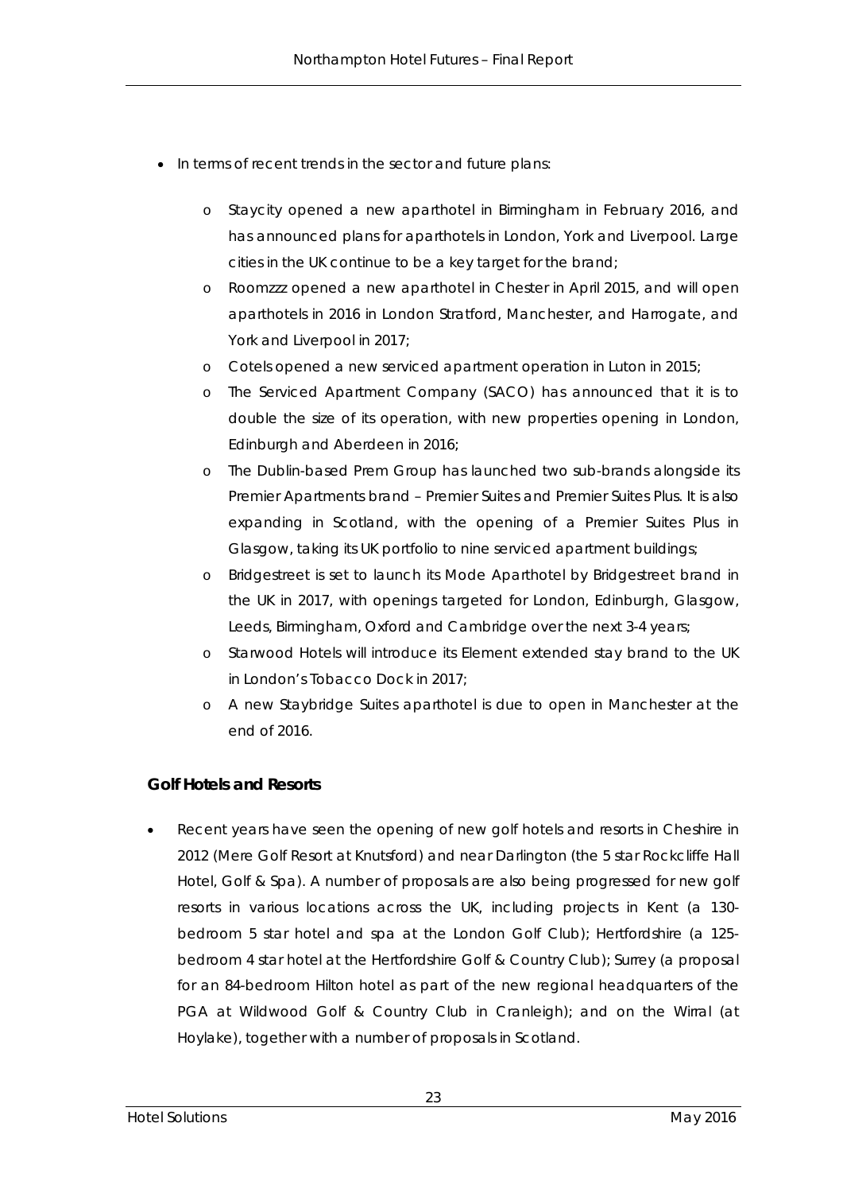- In terms of recent trends in the sector and future plans:
  - Staycity opened a new aparthotel in Birmingham in February 2016, and has announced plans for aparthotels in London, York and Liverpool. Large cities in the UK continue to be a key target for the brand;
  - Roomzzz opened a new aparthotel in Chester in April 2015, and will open aparthotels in 2016 in London Stratford, Manchester, and Harrogate, and York and Liverpool in 2017;
  - Cotels opened a new serviced apartment operation in Luton in 2015;
  - The Serviced Apartment Company (SACO) has announced that it is to double the size of its operation, with new properties opening in London, Edinburgh and Aberdeen in 2016;
  - The Dublin-based Prem Group has launched two sub-brands alongside its Premier Apartments brand – Premier Suites and Premier Suites Plus. It is also expanding in Scotland, with the opening of a Premier Suites Plus in Glasgow, taking its UK portfolio to nine serviced apartment buildings;
  - Bridgestreet is set to launch its Mode Aparthotel by Bridgestreet brand in the UK in 2017, with openings targeted for London, Edinburgh, Glasgow, Leeds, Birmingham, Oxford and Cambridge over the next 3-4 years;
  - Starwood Hotels will introduce its Element extended stay brand to the UK in London's Tobacco Dock in 2017;
  - A new Staybridge Suites aparthotel is due to open in Manchester at the end of 2016.

### Golf Hotels and Resorts

- Recent years have seen the opening of new golf hotels and resorts in Cheshire in 2012 (Mere Golf Resort at Knutsford) and near Darlington (the 5 star Rockcliffe Hall Hotel, Golf & Spa). A number of proposals are also being progressed for new golf resorts in various locations across the UK, including projects in Kent (a 130-bedroom 5 star hotel and spa at the London Golf Club); Hertfordshire (a 125-bedroom 4 star hotel at the Hertfordshire Golf & Country Club); Surrey (a proposal for an 84-bedroom Hilton hotel as part of the new regional headquarters of the PGA at Wildwood Golf & Country Club in Cranleigh); and on the Wirral (at Hoylake), together with a number of proposals in Scotland.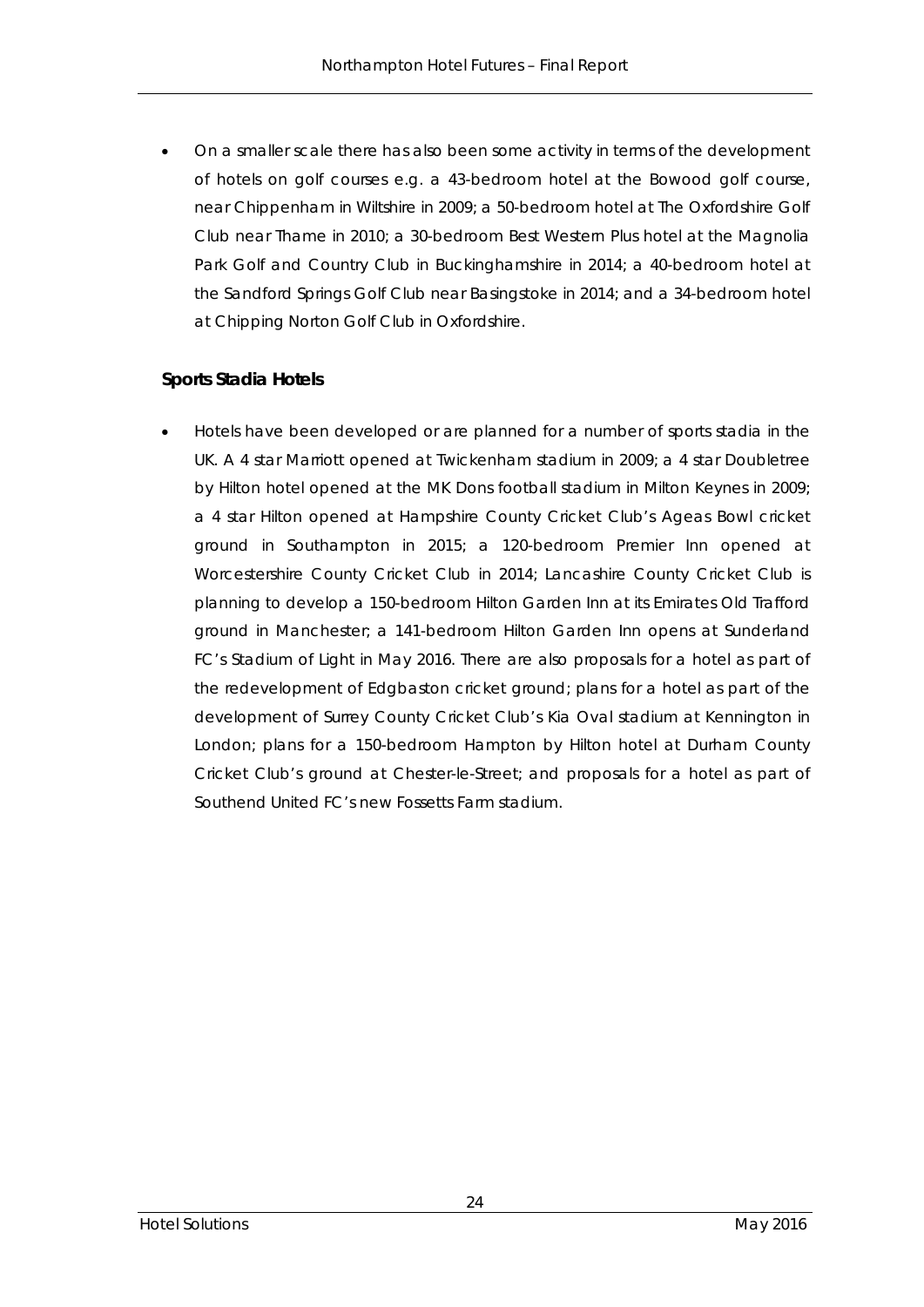- On a smaller scale there has also been some activity in terms of the development of hotels on golf courses e.g. a 43-bedroom hotel at the Bowood golf course, near Chippenham in Wiltshire in 2009; a 50-bedroom hotel at The Oxfordshire Golf Club near Thame in 2010; a 30-bedroom Best Western Plus hotel at the Magnolia Park Golf and Country Club in Buckinghamshire in 2014; a 40-bedroom hotel at the Sandford Springs Golf Club near Basingstoke in 2014; and a 34-bedroom hotel at Chipping Norton Golf Club in Oxfordshire.

**Sports Stadia Hotels**

- Hotels have been developed or are planned for a number of sports stadia in the UK. A 4 star Marriott opened at Twickenham stadium in 2009; a 4 star Doubletree by Hilton hotel opened at the MK Dons football stadium in Milton Keynes in 2009; a 4 star Hilton opened at Hampshire County Cricket Club's Ageas Bowl cricket ground in Southampton in 2015; a 120-bedroom Premier Inn opened at Worcestershire County Cricket Club in 2014; Lancashire County Cricket Club is planning to develop a 150-bedroom Hilton Garden Inn at its Emirates Old Trafford ground in Manchester; a 141-bedroom Hilton Garden Inn opens at Sunderland FC's Stadium of Light in May 2016. There are also proposals for a hotel as part of the redevelopment of Edgbaston cricket ground; plans for a hotel as part of the development of Surrey County Cricket Club's Kia Oval stadium at Kennington in London; plans for a 150-bedroom Hampton by Hilton hotel at Durham County Cricket Club's ground at Chester-le-Street; and proposals for a hotel as part of Southend United FC's new Fossetts Farm stadium.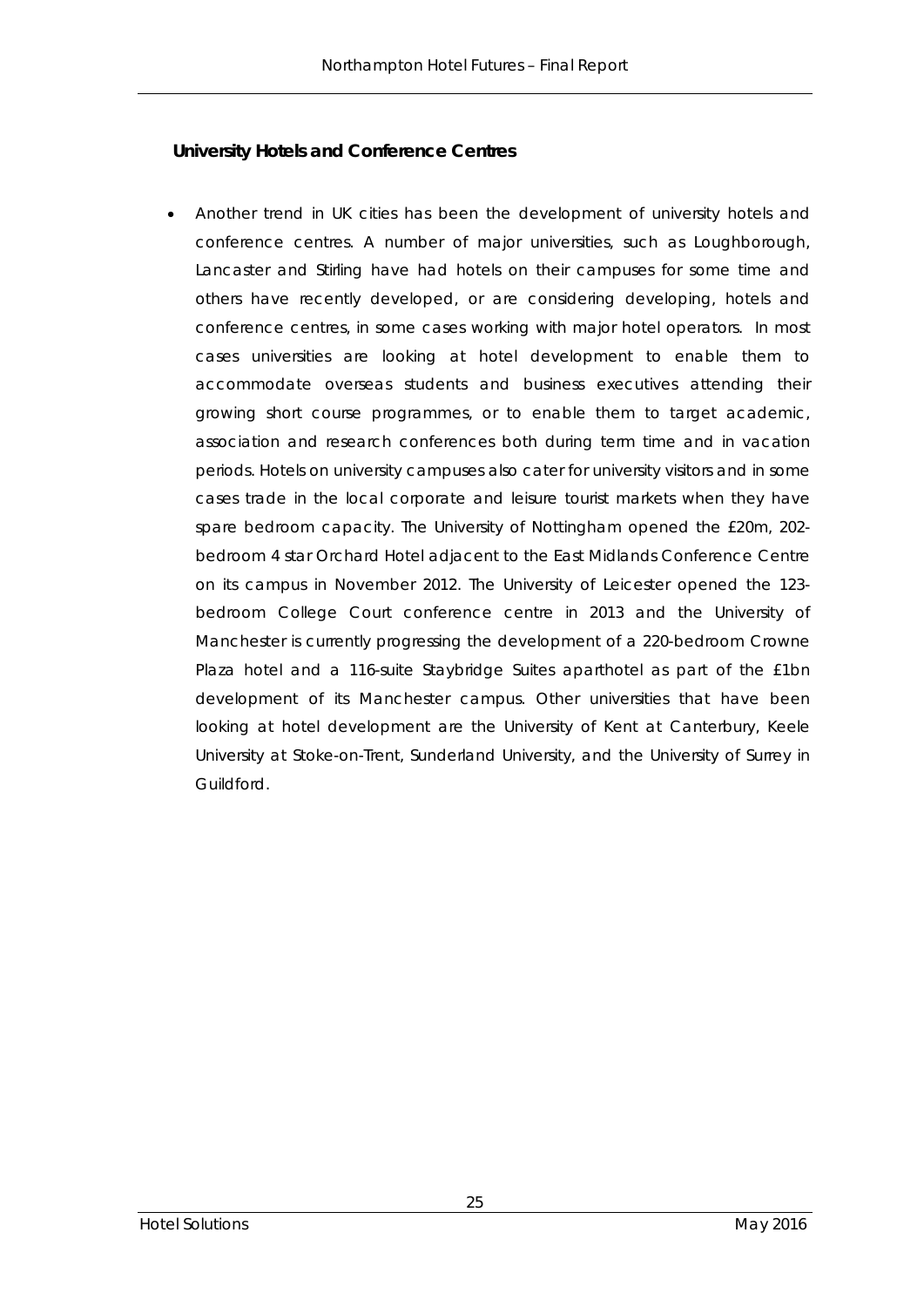### University Hotels and Conference Centres

- Another trend in UK cities has been the development of university hotels and conference centres. A number of major universities, such as Loughborough, Lancaster and Stirling have had hotels on their campuses for some time and others have recently developed, or are considering developing, hotels and conference centres, in some cases working with major hotel operators. In most cases universities are looking at hotel development to enable them to accommodate overseas students and business executives attending their growing short course programmes, or to enable them to target academic, association and research conferences both during term time and in vacation periods. Hotels on university campuses also cater for university visitors and in some cases trade in the local corporate and leisure tourist markets when they have spare bedroom capacity. The University of Nottingham opened the £20m, 202-bedroom 4 star Orchard Hotel adjacent to the East Midlands Conference Centre on its campus in November 2012. The University of Leicester opened the 123-bedroom College Court conference centre in 2013 and the University of Manchester is currently progressing the development of a 220-bedroom Crowne Plaza hotel and a 116-suite Staybridge Suites aparthotel as part of the £1bn development of its Manchester campus. Other universities that have been looking at hotel development are the University of Kent at Canterbury, Keele University at Stoke-on-Trent, Sunderland University, and the University of Surrey in Guildford.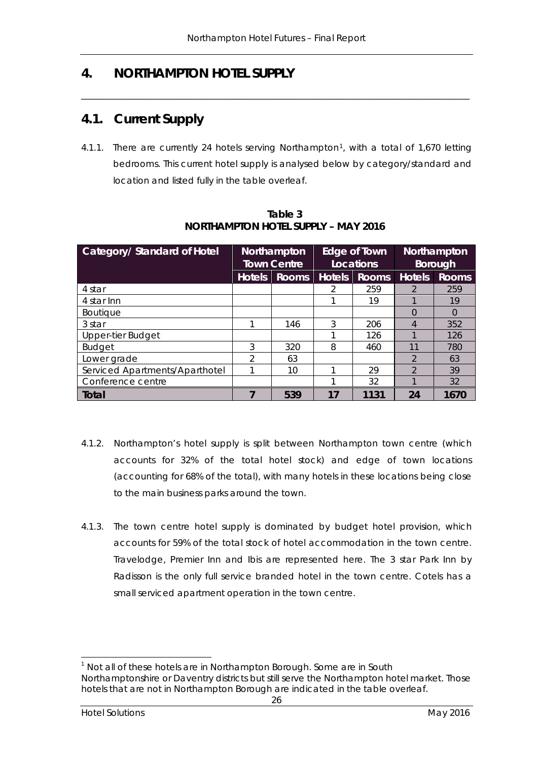# 4. NORTHAMPTON HOTEL SUPPLY

## 4.1. Current Supply

4.1.1. There are currently 24 hotels serving Northampton[1], with a total of 1,670 letting bedrooms. This current hotel supply is analysed below by category/standard and location and listed fully in the table overleaf.

**Table 3**
**NORTHAMPTON HOTEL SUPPLY – MAY 2016**

| Category/ Standard of Hotel | Northampton Town Centre | | Edge of Town Locations | | Northampton Borough | |
|---|---|---|---|---|---|---|
| | Hotels | Rooms | Hotels | Rooms | Hotels | Rooms |
| 4 star | | | 2 | 259 | 2 | 259 |
| 4 star Inn | | | 1 | 19 | 1 | 19 |
| Boutique | | | | | 0 | 0 |
| 3 star | 1 | 146 | 3 | 206 | 4 | 352 |
| Upper-tier Budget | | | 1 | 126 | 1 | 126 |
| Budget | 3 | 320 | 8 | 460 | 11 | 780 |
| Lower grade | 2 | 63 | | | 2 | 63 |
| Serviced Apartments/Aparthotel | 1 | 10 | 1 | 29 | 2 | 39 |
| Conference centre | | | 1 | 32 | 1 | 32 |
| **Total** | **7** | **539** | **17** | **1131** | **24** | **1670** |

4.1.2. Northampton's hotel supply is split between Northampton town centre (which accounts for 32% of the total hotel stock) and edge of town locations (accounting for 68% of the total), with many hotels in these locations being close to the main business parks around the town.

4.1.3. The town centre hotel supply is dominated by budget hotel provision, which accounts for 59% of the total stock of hotel accommodation in the town centre. Travelodge, Premier Inn and Ibis are represented here. The 3 star Park Inn by Radisson is the only full service branded hotel in the town centre. Cotels has a small serviced apartment operation in the town centre.

[1] Not all of these hotels are in Northampton Borough. Some are in South Northamptonshire or Daventry districts but still serve the Northampton hotel market. Those hotels that are not in Northampton Borough are indicated in the table overleaf.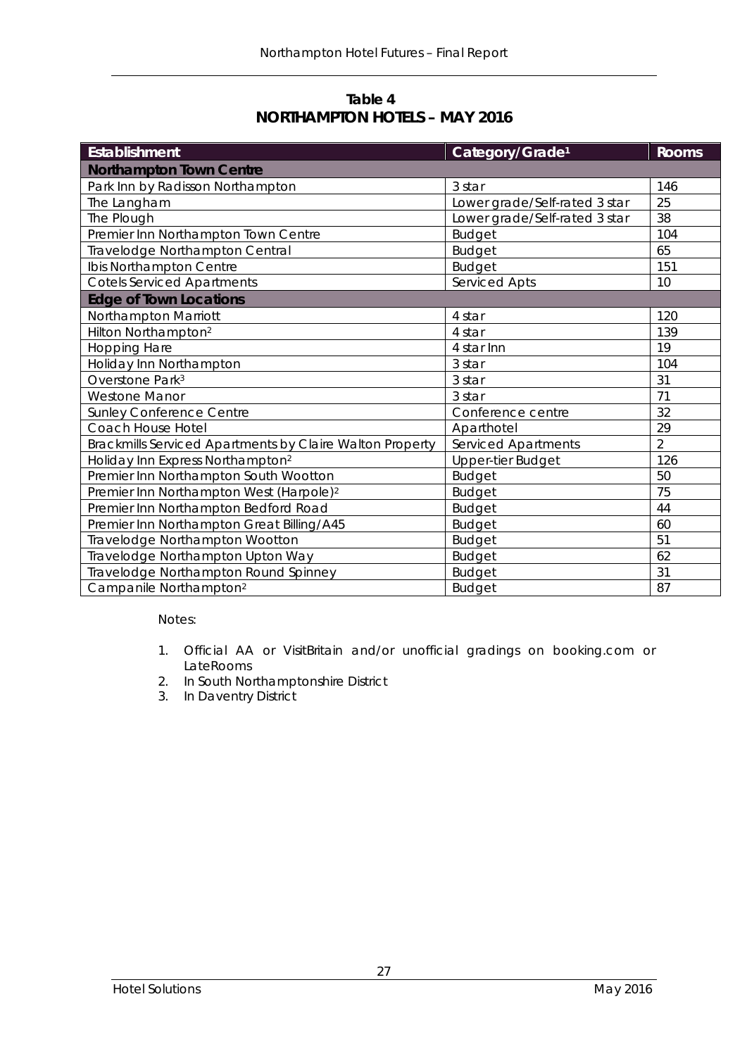**Table 4**
**NORTHAMPTON HOTELS – MAY 2016**

| Establishment | Category/Grade[1] | Rooms |
|---|---|---|
| **Northampton Town Centre** | | |
| Park Inn by Radisson Northampton | 3 star | 146 |
| The Langham | Lower grade/Self-rated 3 star | 25 |
| The Plough | Lower grade/Self-rated 3 star | 38 |
| Premier Inn Northampton Town Centre | Budget | 104 |
| Travelodge Northampton Central | Budget | 65 |
| Ibis Northampton Centre | Budget | 151 |
| Cotels Serviced Apartments | Serviced Apts | 10 |
| **Edge of Town Locations** | | |
| Northampton Marriott | 4 star | 120 |
| Hilton Northampton[2] | 4 star | 139 |
| Hopping Hare | 4 star Inn | 19 |
| Holiday Inn Northampton | 3 star | 104 |
| Overstone Park[3] | 3 star | 31 |
| Westone Manor | 3 star | 71 |
| Sunley Conference Centre | Conference centre | 32 |
| Coach House Hotel | Aparthotel | 29 |
| Brackmills Serviced Apartments by Claire Walton Property | Serviced Apartments | 2 |
| Holiday Inn Express Northampton[2] | Upper-tier Budget | 126 |
| Premier Inn Northampton South Wootton | Budget | 50 |
| Premier Inn Northampton West (Harpole)[2] | Budget | 75 |
| Premier Inn Northampton Bedford Road | Budget | 44 |
| Premier Inn Northampton Great Billing/A45 | Budget | 60 |
| Travelodge Northampton Wootton | Budget | 51 |
| Travelodge Northampton Upton Way | Budget | 62 |
| Travelodge Northampton Round Spinney | Budget | 31 |
| Campanile Northampton[2] | Budget | 87 |

Notes:

1. Official AA or VisitBritain and/or unofficial gradings on booking.com or LateRooms
2. In South Northamptonshire District
3. In Daventry District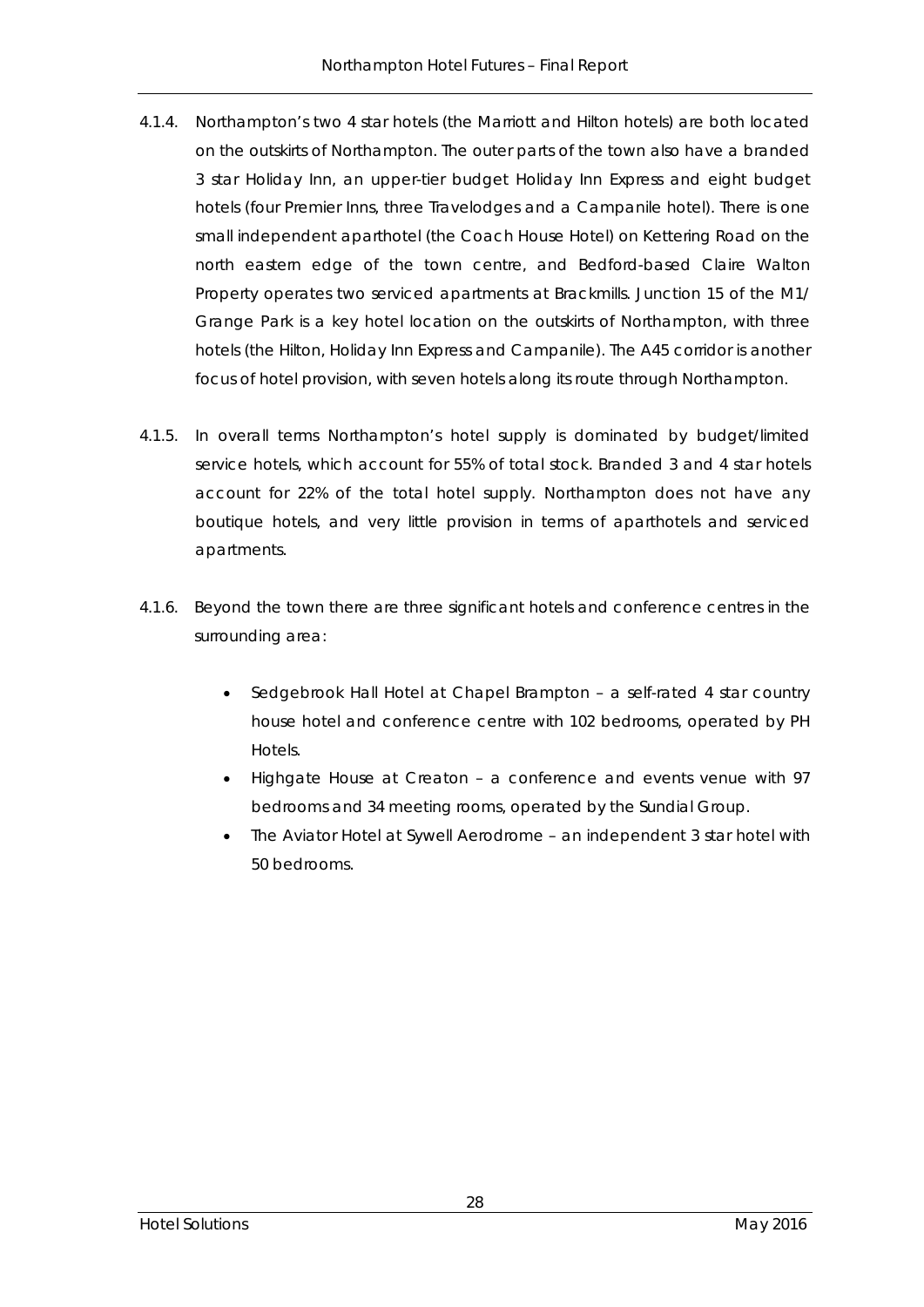4.1.4. Northampton's two 4 star hotels (the Marriott and Hilton hotels) are both located on the outskirts of Northampton. The outer parts of the town also have a branded 3 star Holiday Inn, an upper-tier budget Holiday Inn Express and eight budget hotels (four Premier Inns, three Travelodges and a Campanile hotel). There is one small independent aparthotel (the Coach House Hotel) on Kettering Road on the north eastern edge of the town centre, and Bedford-based Claire Walton Property operates two serviced apartments at Brackmills. Junction 15 of the M1/ Grange Park is a key hotel location on the outskirts of Northampton, with three hotels (the Hilton, Holiday Inn Express and Campanile). The A45 corridor is another focus of hotel provision, with seven hotels along its route through Northampton.

4.1.5. In overall terms Northampton's hotel supply is dominated by budget/limited service hotels, which account for 55% of total stock. Branded 3 and 4 star hotels account for 22% of the total hotel supply. Northampton does not have any boutique hotels, and very little provision in terms of aparthotels and serviced apartments.

4.1.6. Beyond the town there are three significant hotels and conference centres in the surrounding area:

- Sedgebrook Hall Hotel at Chapel Brampton – a self-rated 4 star country house hotel and conference centre with 102 bedrooms, operated by PH Hotels.
- Highgate House at Creaton – a conference and events venue with 97 bedrooms and 34 meeting rooms, operated by the Sundial Group.
- The Aviator Hotel at Sywell Aerodrome – an independent 3 star hotel with 50 bedrooms.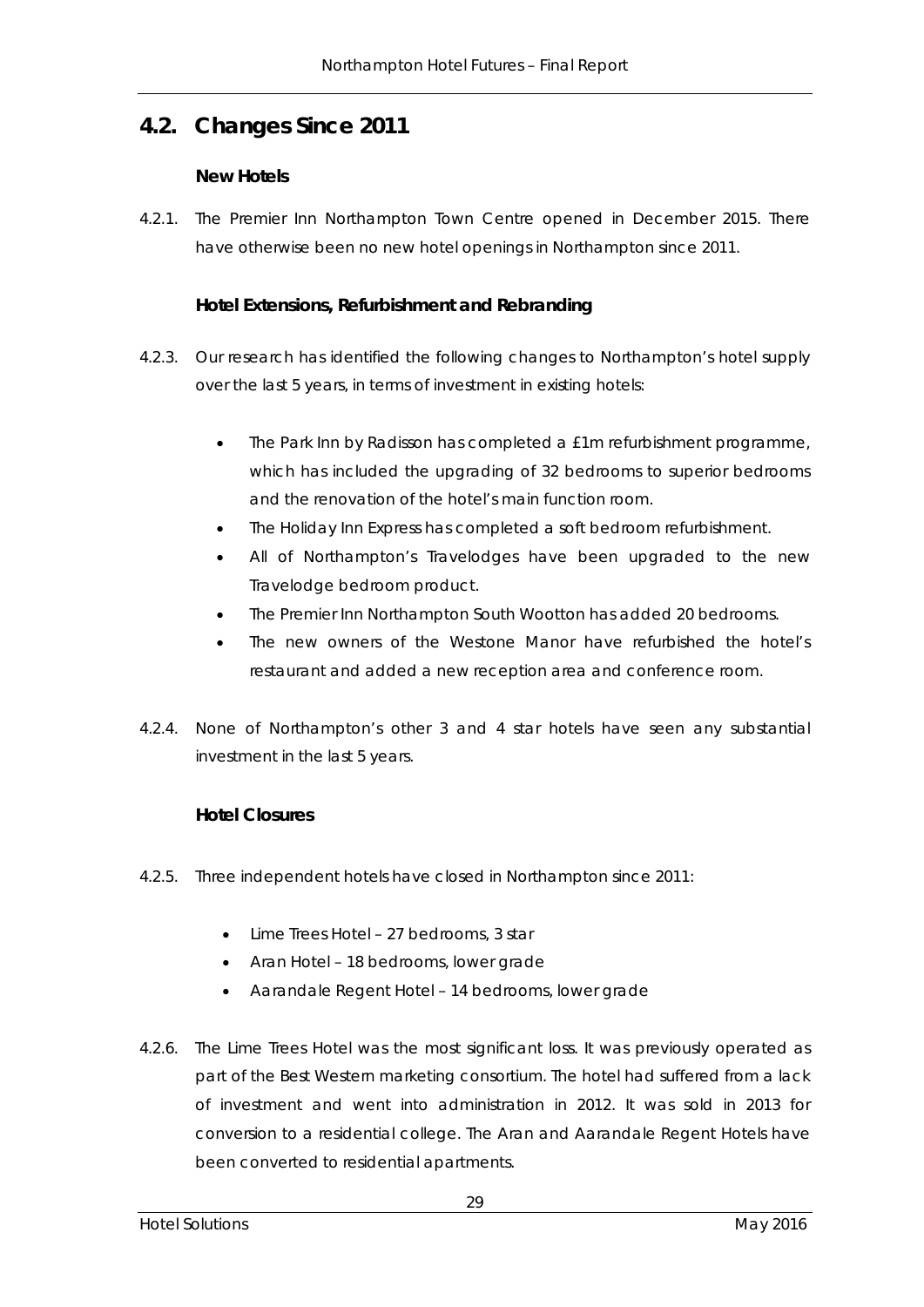## 4.2. Changes Since 2011

### New Hotels

4.2.1. The Premier Inn Northampton Town Centre opened in December 2015. There have otherwise been no new hotel openings in Northampton since 2011.

### Hotel Extensions, Refurbishment and Rebranding

4.2.3. Our research has identified the following changes to Northampton's hotel supply over the last 5 years, in terms of investment in existing hotels:

- The Park Inn by Radisson has completed a £1m refurbishment programme, which has included the upgrading of 32 bedrooms to superior bedrooms and the renovation of the hotel's main function room.
- The Holiday Inn Express has completed a soft bedroom refurbishment.
- All of Northampton's Travelodges have been upgraded to the new Travelodge bedroom product.
- The Premier Inn Northampton South Wootton has added 20 bedrooms.
- The new owners of the Westone Manor have refurbished the hotel's restaurant and added a new reception area and conference room.

4.2.4. None of Northampton's other 3 and 4 star hotels have seen any substantial investment in the last 5 years.

### Hotel Closures

4.2.5. Three independent hotels have closed in Northampton since 2011:

- Lime Trees Hotel – 27 bedrooms, 3 star
- Aran Hotel – 18 bedrooms, lower grade
- Aarandale Regent Hotel – 14 bedrooms, lower grade

4.2.6. The Lime Trees Hotel was the most significant loss. It was previously operated as part of the Best Western marketing consortium. The hotel had suffered from a lack of investment and went into administration in 2012. It was sold in 2013 for conversion to a residential college. The Aran and Aarandale Regent Hotels have been converted to residential apartments.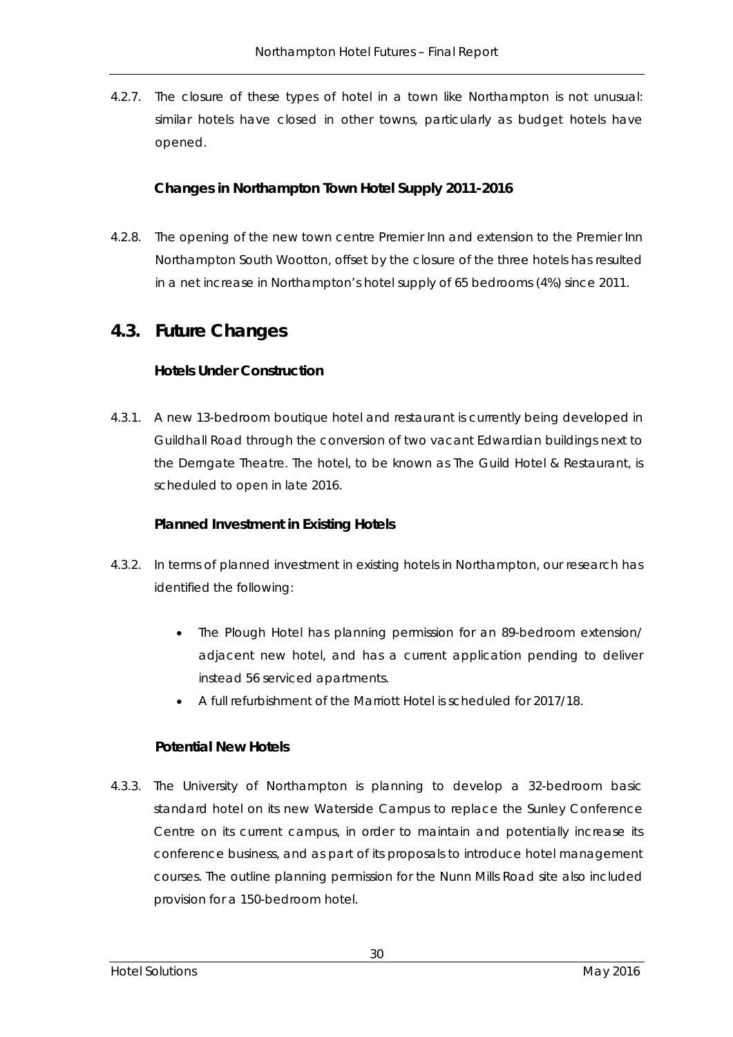4.2.7. The closure of these types of hotel in a town like Northampton is not unusual: similar hotels have closed in other towns, particularly as budget hotels have opened.

**Changes in Northampton Town Hotel Supply 2011-2016**

4.2.8. The opening of the new town centre Premier Inn and extension to the Premier Inn Northampton South Wootton, offset by the closure of the three hotels has resulted in a net increase in Northampton's hotel supply of 65 bedrooms (4%) since 2011.

## 4.3. Future Changes

**Hotels Under Construction**

4.3.1. A new 13-bedroom boutique hotel and restaurant is currently being developed in Guildhall Road through the conversion of two vacant Edwardian buildings next to the Derngate Theatre. The hotel, to be known as The Guild Hotel & Restaurant, is scheduled to open in late 2016.

**Planned Investment in Existing Hotels**

4.3.2. In terms of planned investment in existing hotels in Northampton, our research has identified the following:

- The Plough Hotel has planning permission for an 89-bedroom extension/ adjacent new hotel, and has a current application pending to deliver instead 56 serviced apartments.
- A full refurbishment of the Marriott Hotel is scheduled for 2017/18.

**Potential New Hotels**

4.3.3. The University of Northampton is planning to develop a 32-bedroom basic standard hotel on its new Waterside Campus to replace the Sunley Conference Centre on its current campus, in order to maintain and potentially increase its conference business, and as part of its proposals to introduce hotel management courses. The outline planning permission for the Nunn Mills Road site also included provision for a 150-bedroom hotel.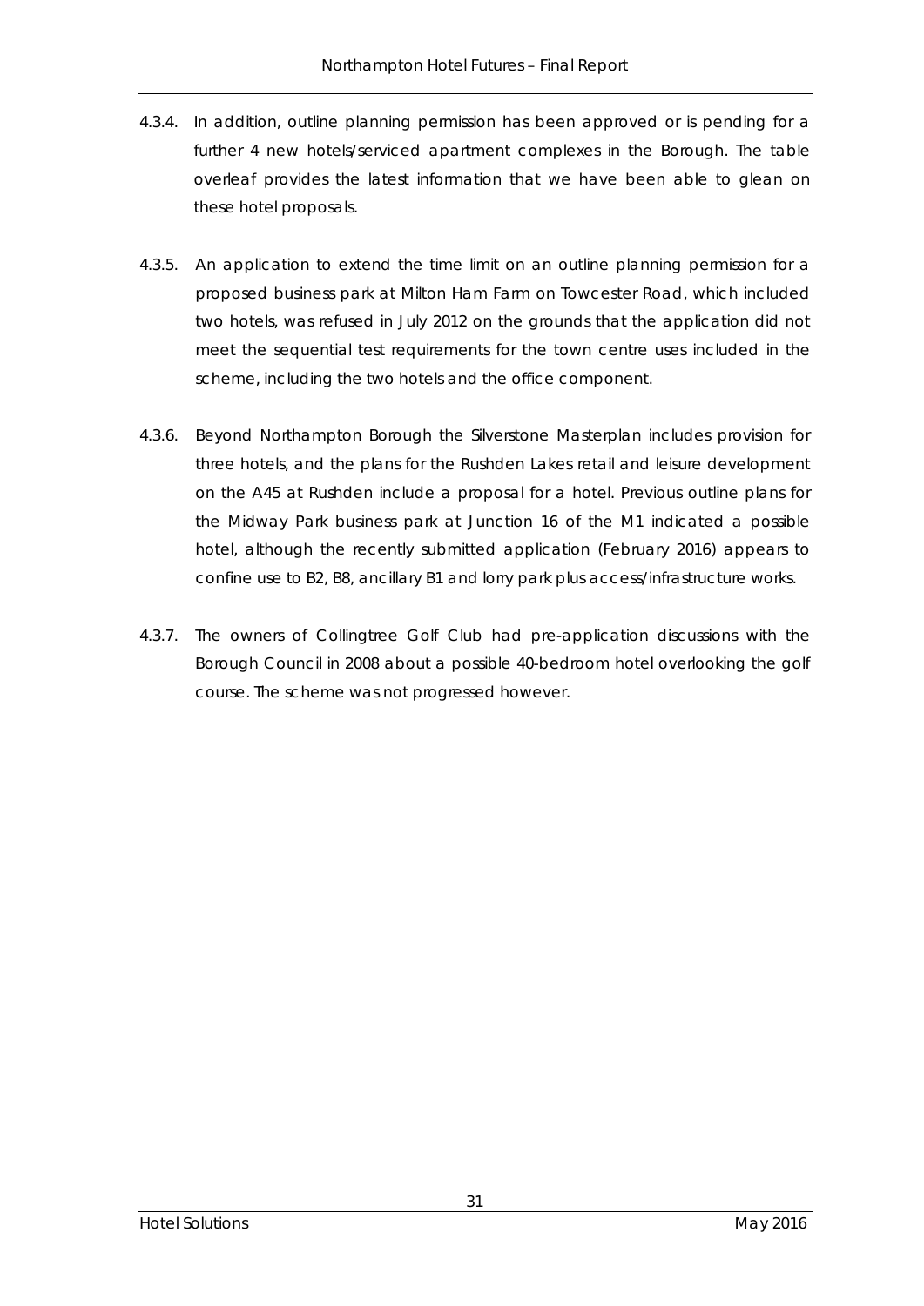4.3.4. In addition, outline planning permission has been approved or is pending for a further 4 new hotels/serviced apartment complexes in the Borough. The table overleaf provides the latest information that we have been able to glean on these hotel proposals.

4.3.5. An application to extend the time limit on an outline planning permission for a proposed business park at Milton Ham Farm on Towcester Road, which included two hotels, was refused in July 2012 on the grounds that the application did not meet the sequential test requirements for the town centre uses included in the scheme, including the two hotels and the office component.

4.3.6. Beyond Northampton Borough the Silverstone Masterplan includes provision for three hotels, and the plans for the Rushden Lakes retail and leisure development on the A45 at Rushden include a proposal for a hotel. Previous outline plans for the Midway Park business park at Junction 16 of the M1 indicated a possible hotel, although the recently submitted application (February 2016) appears to confine use to B2, B8, ancillary B1 and lorry park plus access/infrastructure works.

4.3.7. The owners of Collingtree Golf Club had pre-application discussions with the Borough Council in 2008 about a possible 40-bedroom hotel overlooking the golf course. The scheme was not progressed however.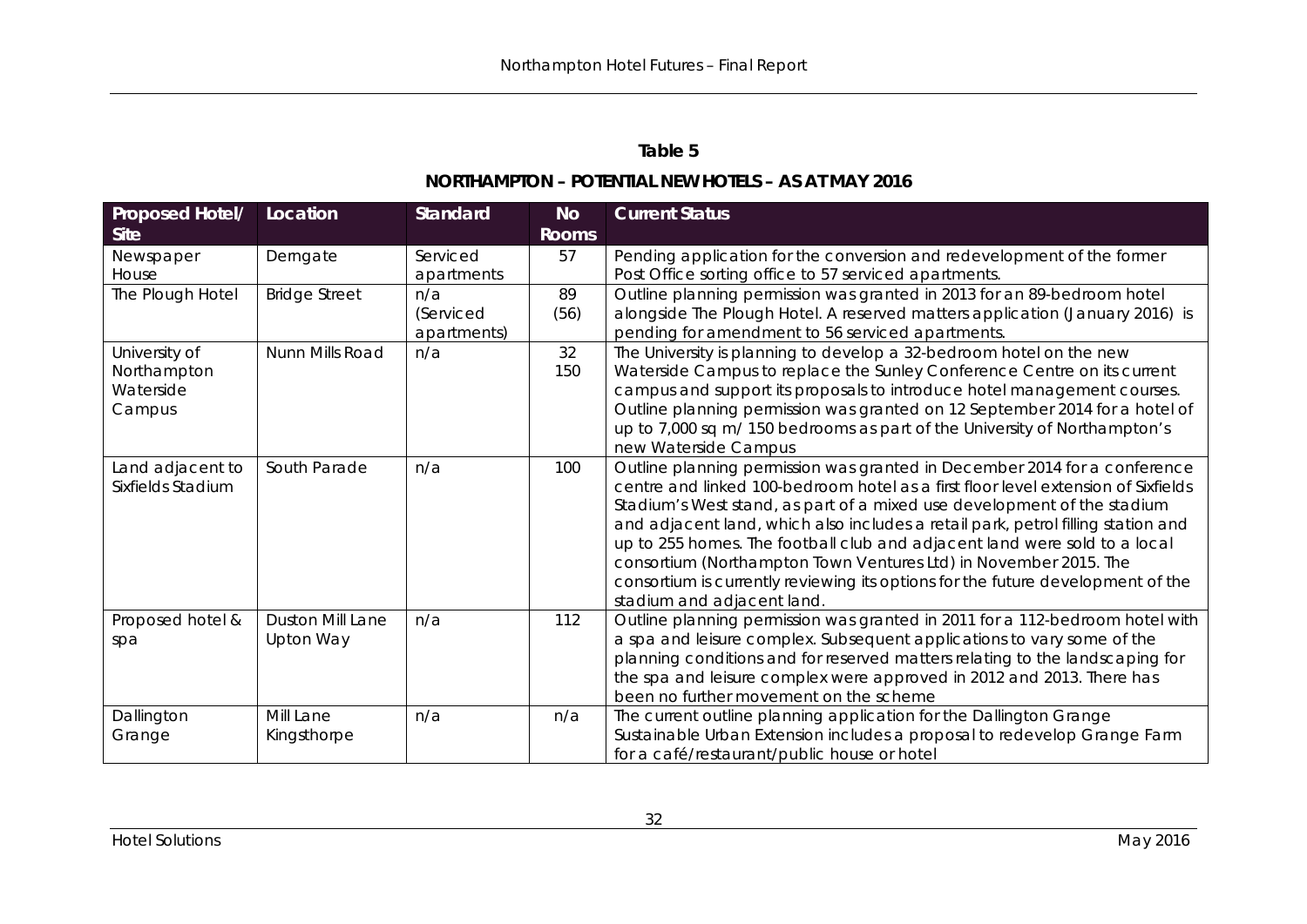**Table 5**

**NORTHAMPTON – POTENTIAL NEW HOTELS – AS AT MAY 2016**

| Proposed Hotel/ Site | Location | Standard | No Rooms | Current Status |
|---|---|---|---|---|
| Newspaper House | Derngate | Serviced apartments | 57 | Pending application for the conversion and redevelopment of the former Post Office sorting office to 57 serviced apartments. |
| The Plough Hotel | Bridge Street | n/a (Serviced apartments) | 89 (56) | Outline planning permission was granted in 2013 for an 89-bedroom hotel alongside The Plough Hotel. A reserved matters application (January 2016) is pending for amendment to 56 serviced apartments. |
| University of Northampton Waterside Campus | Nunn Mills Road | n/a | 32 150 | The University is planning to develop a 32-bedroom hotel on the new Waterside Campus to replace the Sunley Conference Centre on its current campus and support its proposals to introduce hotel management courses. Outline planning permission was granted on 12 September 2014 for a hotel of up to 7,000 sq m/ 150 bedrooms as part of the University of Northampton's new Waterside Campus |
| Land adjacent to Sixfields Stadium | South Parade | n/a | 100 | Outline planning permission was granted in December 2014 for a conference centre and linked 100-bedroom hotel as a first floor level extension of Sixfields Stadium's West stand, as part of a mixed use development of the stadium and adjacent land, which also includes a retail park, petrol filling station and up to 255 homes. The football club and adjacent land were sold to a local consortium (Northampton Town Ventures Ltd) in November 2015. The consortium is currently reviewing its options for the future development of the stadium and adjacent land. |
| Proposed hotel & spa | Duston Mill Lane Upton Way | n/a | 112 | Outline planning permission was granted in 2011 for a 112-bedroom hotel with a spa and leisure complex. Subsequent applications to vary some of the planning conditions and for reserved matters relating to the landscaping for the spa and leisure complex were approved in 2012 and 2013. There has been no further movement on the scheme |
| Dallington Grange | Mill Lane Kingsthorpe | n/a | n/a | The current outline planning application for the Dallington Grange Sustainable Urban Extension includes a proposal to redevelop Grange Farm for a café/restaurant/public house or hotel |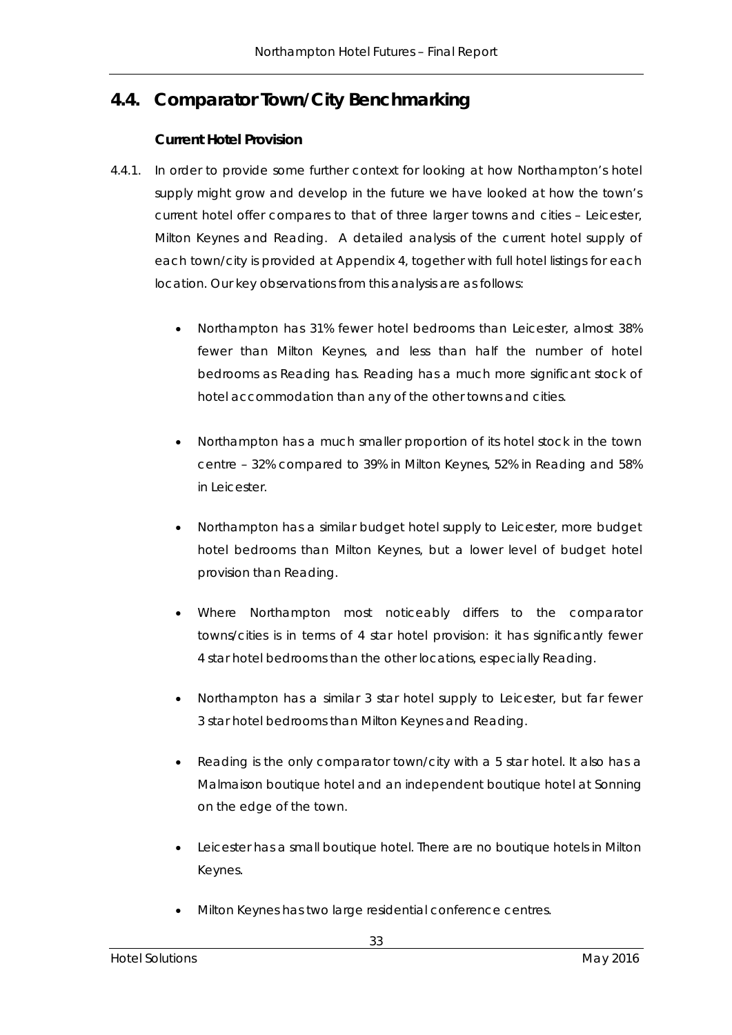## 4.4. Comparator Town/City Benchmarking

### Current Hotel Provision

4.4.1. In order to provide some further context for looking at how Northampton's hotel supply might grow and develop in the future we have looked at how the town's current hotel offer compares to that of three larger towns and cities – Leicester, Milton Keynes and Reading. A detailed analysis of the current hotel supply of each town/city is provided at Appendix 4, together with full hotel listings for each location. Our key observations from this analysis are as follows:

- Northampton has 31% fewer hotel bedrooms than Leicester, almost 38% fewer than Milton Keynes, and less than half the number of hotel bedrooms as Reading has. Reading has a much more significant stock of hotel accommodation than any of the other towns and cities.
- Northampton has a much smaller proportion of its hotel stock in the town centre – 32% compared to 39% in Milton Keynes, 52% in Reading and 58% in Leicester.
- Northampton has a similar budget hotel supply to Leicester, more budget hotel bedrooms than Milton Keynes, but a lower level of budget hotel provision than Reading.
- Where Northampton most noticeably differs to the comparator towns/cities is in terms of 4 star hotel provision: it has significantly fewer 4 star hotel bedrooms than the other locations, especially Reading.
- Northampton has a similar 3 star hotel supply to Leicester, but far fewer 3 star hotel bedrooms than Milton Keynes and Reading.
- Reading is the only comparator town/city with a 5 star hotel. It also has a Malmaison boutique hotel and an independent boutique hotel at Sonning on the edge of the town.
- Leicester has a small boutique hotel. There are no boutique hotels in Milton Keynes.
- Milton Keynes has two large residential conference centres.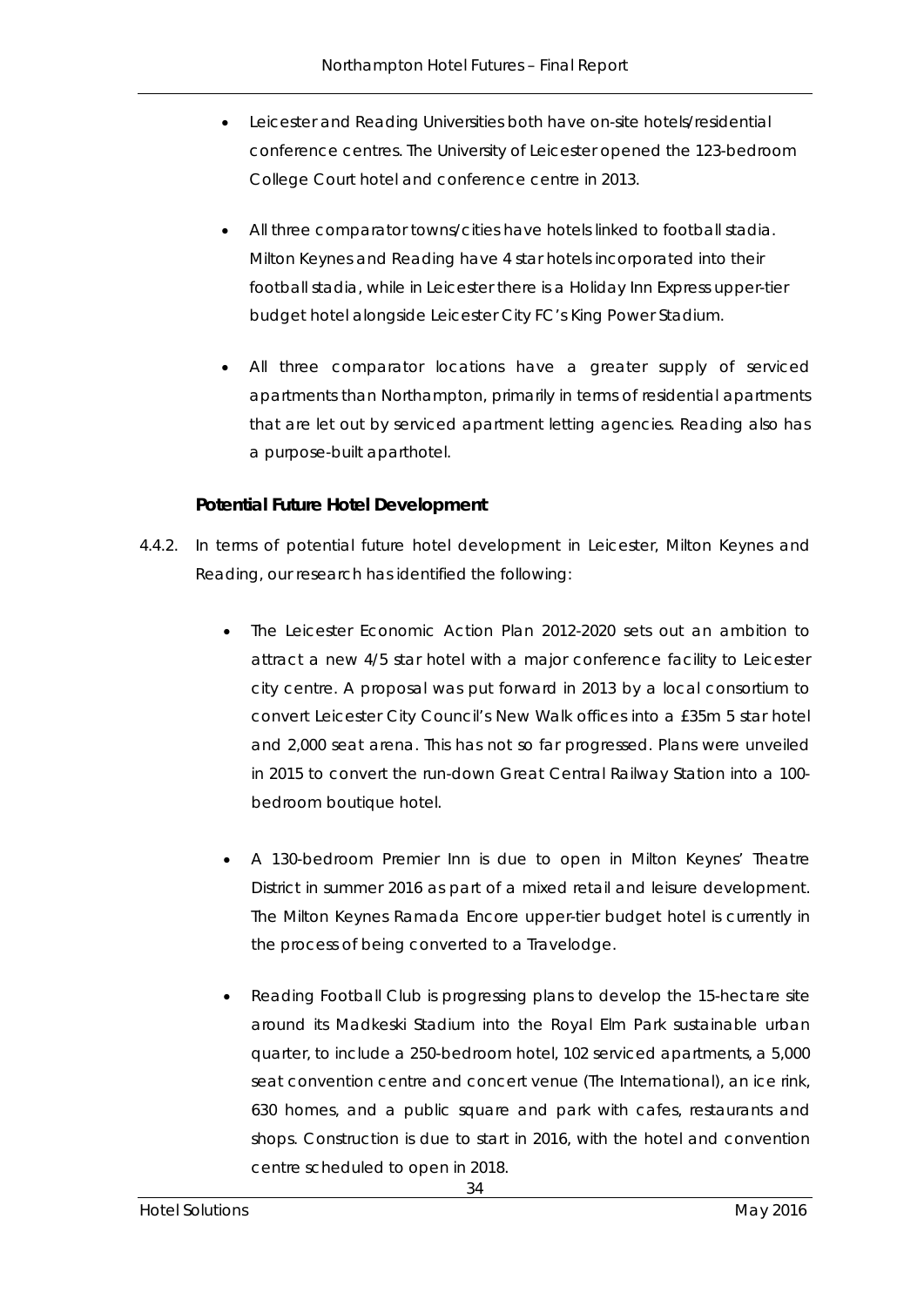- Leicester and Reading Universities both have on-site hotels/residential conference centres. The University of Leicester opened the 123-bedroom College Court hotel and conference centre in 2013.

- All three comparator towns/cities have hotels linked to football stadia. Milton Keynes and Reading have 4 star hotels incorporated into their football stadia, while in Leicester there is a Holiday Inn Express upper-tier budget hotel alongside Leicester City FC's King Power Stadium.

- All three comparator locations have a greater supply of serviced apartments than Northampton, primarily in terms of residential apartments that are let out by serviced apartment letting agencies. Reading also has a purpose-built aparthotel.

**Potential Future Hotel Development**

4.4.2. In terms of potential future hotel development in Leicester, Milton Keynes and Reading, our research has identified the following:

- The Leicester Economic Action Plan 2012-2020 sets out an ambition to attract a new 4/5 star hotel with a major conference facility to Leicester city centre. A proposal was put forward in 2013 by a local consortium to convert Leicester City Council's New Walk offices into a £35m 5 star hotel and 2,000 seat arena. This has not so far progressed. Plans were unveiled in 2015 to convert the run-down Great Central Railway Station into a 100-bedroom boutique hotel.

- A 130-bedroom Premier Inn is due to open in Milton Keynes' Theatre District in summer 2016 as part of a mixed retail and leisure development. The Milton Keynes Ramada Encore upper-tier budget hotel is currently in the process of being converted to a Travelodge.

- Reading Football Club is progressing plans to develop the 15-hectare site around its Madkeski Stadium into the Royal Elm Park sustainable urban quarter, to include a 250-bedroom hotel, 102 serviced apartments, a 5,000 seat convention centre and concert venue (The International), an ice rink, 630 homes, and a public square and park with cafes, restaurants and shops. Construction is due to start in 2016, with the hotel and convention centre scheduled to open in 2018.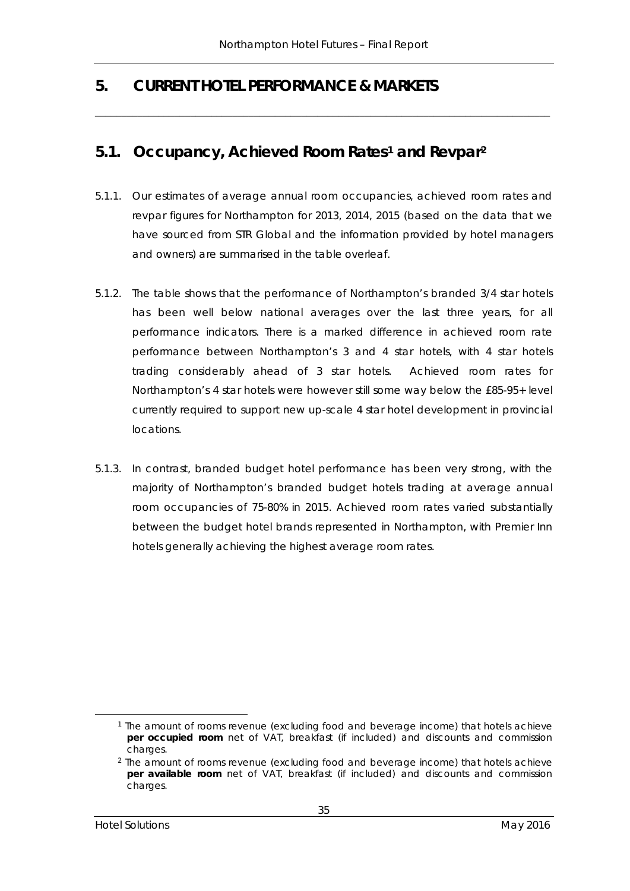# 5. CURRENT HOTEL PERFORMANCE & MARKETS

## 5.1. Occupancy, Achieved Room Rates[1] and Revpar[2]

5.1.1. Our estimates of average annual room occupancies, achieved room rates and revpar figures for Northampton for 2013, 2014, 2015 (based on the data that we have sourced from STR Global and the information provided by hotel managers and owners) are summarised in the table overleaf.

5.1.2. The table shows that the performance of Northampton's branded 3/4 star hotels has been well below national averages over the last three years, for all performance indicators. There is a marked difference in achieved room rate performance between Northampton's 3 and 4 star hotels, with 4 star hotels trading considerably ahead of 3 star hotels. Achieved room rates for Northampton's 4 star hotels were however still some way below the £85-95+ level currently required to support new up-scale 4 star hotel development in provincial locations.

5.1.3. In contrast, branded budget hotel performance has been very strong, with the majority of Northampton's branded budget hotels trading at average annual room occupancies of 75-80% in 2015. Achieved room rates varied substantially between the budget hotel brands represented in Northampton, with Premier Inn hotels generally achieving the highest average room rates.

---

[1] The amount of rooms revenue (excluding food and beverage income) that hotels achieve **per occupied room** net of VAT, breakfast (if included) and discounts and commission charges.

[2] The amount of rooms revenue (excluding food and beverage income) that hotels achieve **per available room** net of VAT, breakfast (if included) and discounts and commission charges.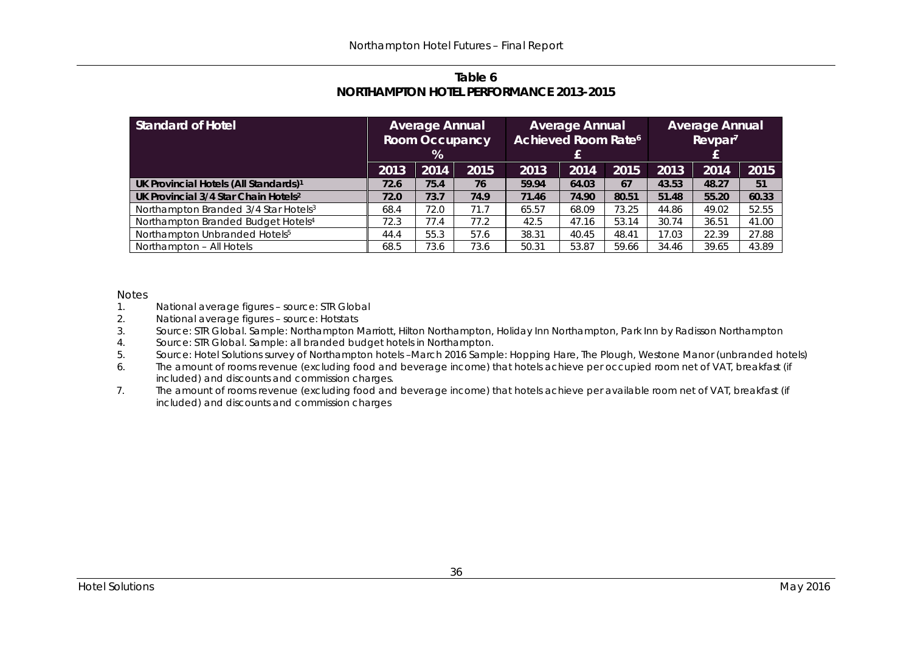**Table 6**
**NORTHAMPTON HOTEL PERFORMANCE 2013-2015**

| Standard of Hotel | Average Annual Room Occupancy % | | | Average Annual Achieved Room Rate[6] £ | | | Average Annual Revpar[7] £ | | |
|---|---|---|---|---|---|---|---|---|---|
| | 2013 | 2014 | 2015 | 2013 | 2014 | 2015 | 2013 | 2014 | 2015 |
| **UK Provincial Hotels (All Standards)[1]** | **72.6** | **75.4** | **76** | **59.94** | **64.03** | **67** | **43.53** | **48.27** | **51** |
| **UK Provincial 3/4 Star Chain Hotels[2]** | **72.0** | **73.7** | **74.9** | **71.46** | **74.90** | **80.51** | **51.48** | **55.20** | **60.33** |
| Northampton Branded 3/4 Star Hotels[3] | 68.4 | 72.0 | 71.7 | 65.57 | 68.09 | 73.25 | 44.86 | 49.02 | 52.55 |
| Northampton Branded Budget Hotels[4] | 72.3 | 77.4 | 77.2 | 42.5 | 47.16 | 53.14 | 30.74 | 36.51 | 41.00 |
| Northampton Unbranded Hotels[5] | 44.4 | 55.3 | 57.6 | 38.31 | 40.45 | 48.41 | 17.03 | 22.39 | 27.88 |
| Northampton – All Hotels | 68.5 | 73.6 | 73.6 | 50.31 | 53.87 | 59.66 | 34.46 | 39.65 | 43.89 |

Notes

1. National average figures – source: STR Global
2. National average figures – source: Hotstats
3. Source: STR Global. Sample: Northampton Marriott, Hilton Northampton, Holiday Inn Northampton, Park Inn by Radisson Northampton
4. Source: STR Global. Sample: all branded budget hotels in Northampton.
5. Source: Hotel Solutions survey of Northampton hotels –March 2016 Sample: Hopping Hare, The Plough, Westone Manor (unbranded hotels)
6. The amount of rooms revenue (excluding food and beverage income) that hotels achieve per occupied room net of VAT, breakfast (if included) and discounts and commission charges.
7. The amount of rooms revenue (excluding food and beverage income) that hotels achieve per available room net of VAT, breakfast (if included) and discounts and commission charges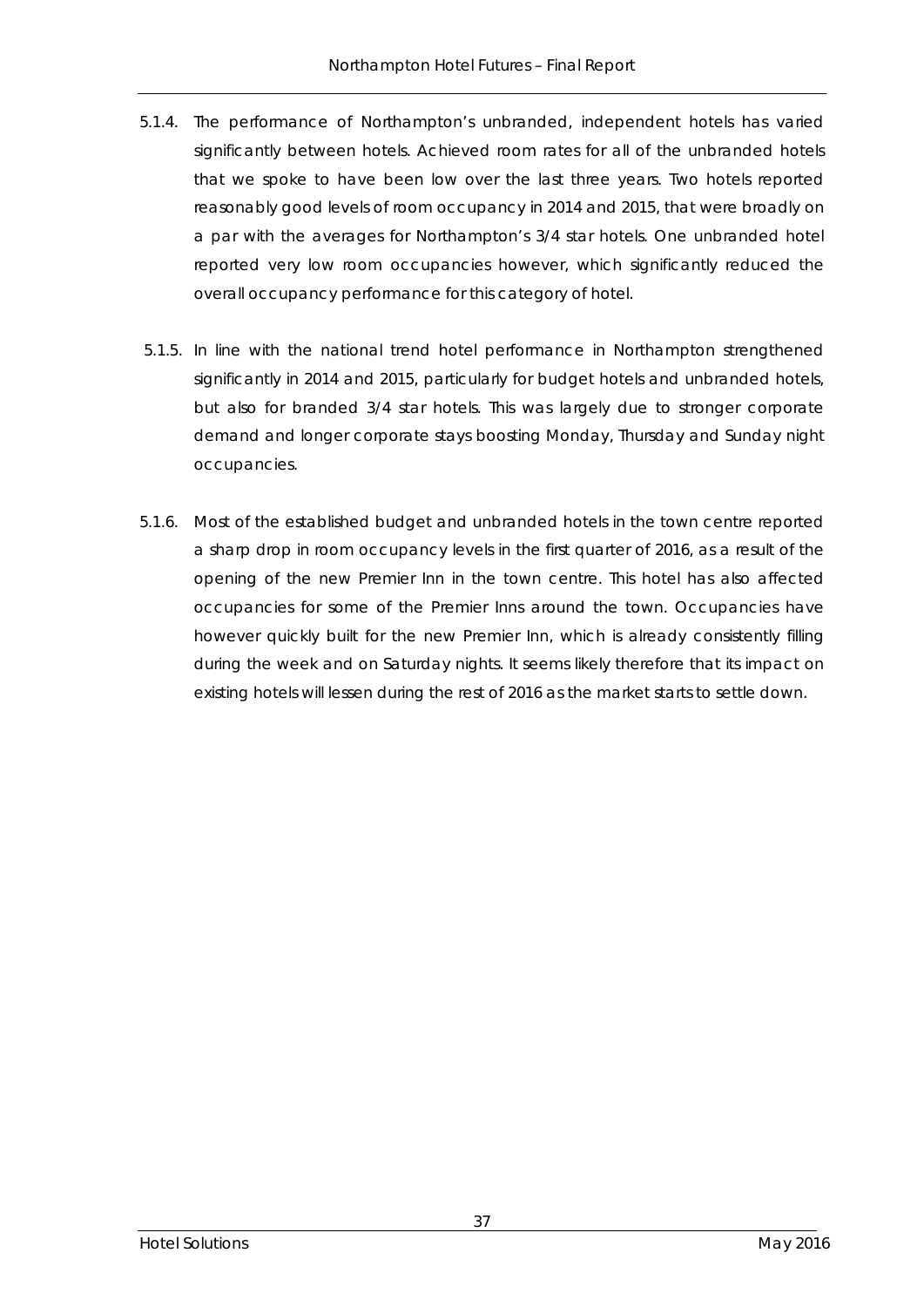5.1.4. The performance of Northampton's unbranded, independent hotels has varied significantly between hotels. Achieved room rates for all of the unbranded hotels that we spoke to have been low over the last three years. Two hotels reported reasonably good levels of room occupancy in 2014 and 2015, that were broadly on a par with the averages for Northampton's 3/4 star hotels. One unbranded hotel reported very low room occupancies however, which significantly reduced the overall occupancy performance for this category of hotel.

5.1.5. In line with the national trend hotel performance in Northampton strengthened significantly in 2014 and 2015, particularly for budget hotels and unbranded hotels, but also for branded 3/4 star hotels. This was largely due to stronger corporate demand and longer corporate stays boosting Monday, Thursday and Sunday night occupancies.

5.1.6. Most of the established budget and unbranded hotels in the town centre reported a sharp drop in room occupancy levels in the first quarter of 2016, as a result of the opening of the new Premier Inn in the town centre. This hotel has also affected occupancies for some of the Premier Inns around the town. Occupancies have however quickly built for the new Premier Inn, which is already consistently filling during the week and on Saturday nights. It seems likely therefore that its impact on existing hotels will lessen during the rest of 2016 as the market starts to settle down.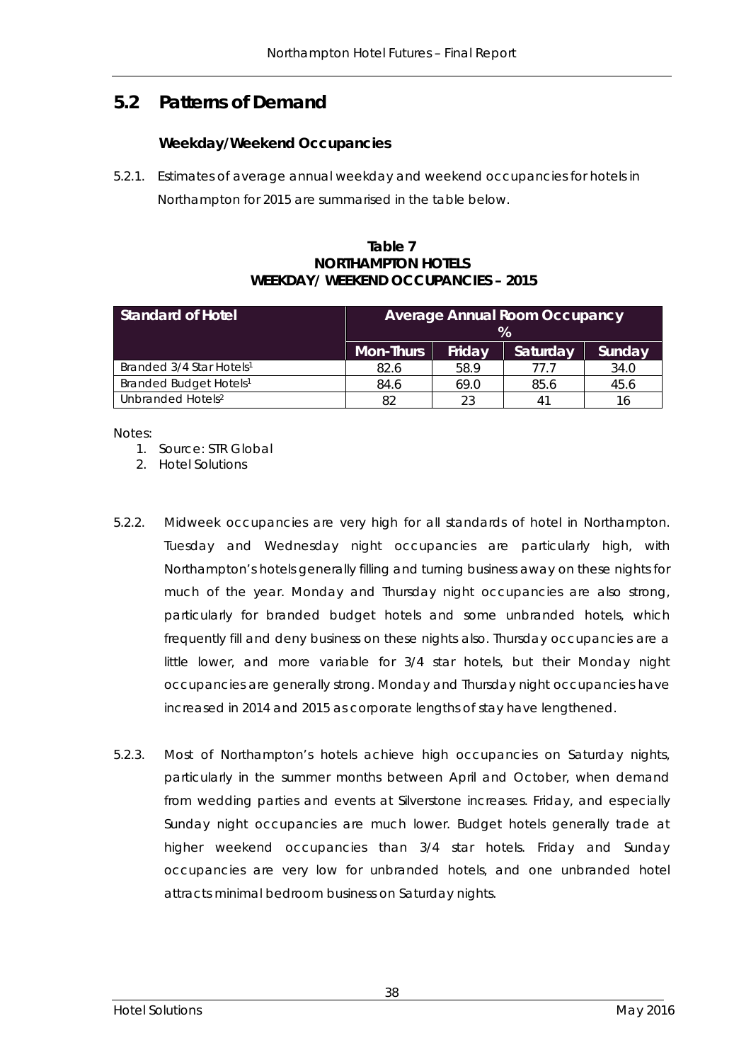## 5.2 Patterns of Demand

### Weekday/Weekend Occupancies

5.2.1. Estimates of average annual weekday and weekend occupancies for hotels in Northampton for 2015 are summarised in the table below.

**Table 7**
**NORTHAMPTON HOTELS**
**WEEKDAY/ WEEKEND OCCUPANCIES – 2015**

| Standard of Hotel | Average Annual Room Occupancy % | | | |
|---|---|---|---|---|
| | Mon-Thurs | Friday | Saturday | Sunday |
| Branded 3/4 Star Hotels[1] | 82.6 | 58.9 | 77.7 | 34.0 |
| Branded Budget Hotels[1] | 84.6 | 69.0 | 85.6 | 45.6 |
| Unbranded Hotels[2] | 82 | 23 | 41 | 16 |

Notes:

1. Source: STR Global
2. Hotel Solutions

5.2.2. Midweek occupancies are very high for all standards of hotel in Northampton. Tuesday and Wednesday night occupancies are particularly high, with Northampton's hotels generally filling and turning business away on these nights for much of the year. Monday and Thursday night occupancies are also strong, particularly for branded budget hotels and some unbranded hotels, which frequently fill and deny business on these nights also. Thursday occupancies are a little lower, and more variable for 3/4 star hotels, but their Monday night occupancies are generally strong. Monday and Thursday night occupancies have increased in 2014 and 2015 as corporate lengths of stay have lengthened.

5.2.3. Most of Northampton's hotels achieve high occupancies on Saturday nights, particularly in the summer months between April and October, when demand from wedding parties and events at Silverstone increases. Friday, and especially Sunday night occupancies are much lower. Budget hotels generally trade at higher weekend occupancies than 3/4 star hotels. Friday and Sunday occupancies are very low for unbranded hotels, and one unbranded hotel attracts minimal bedroom business on Saturday nights.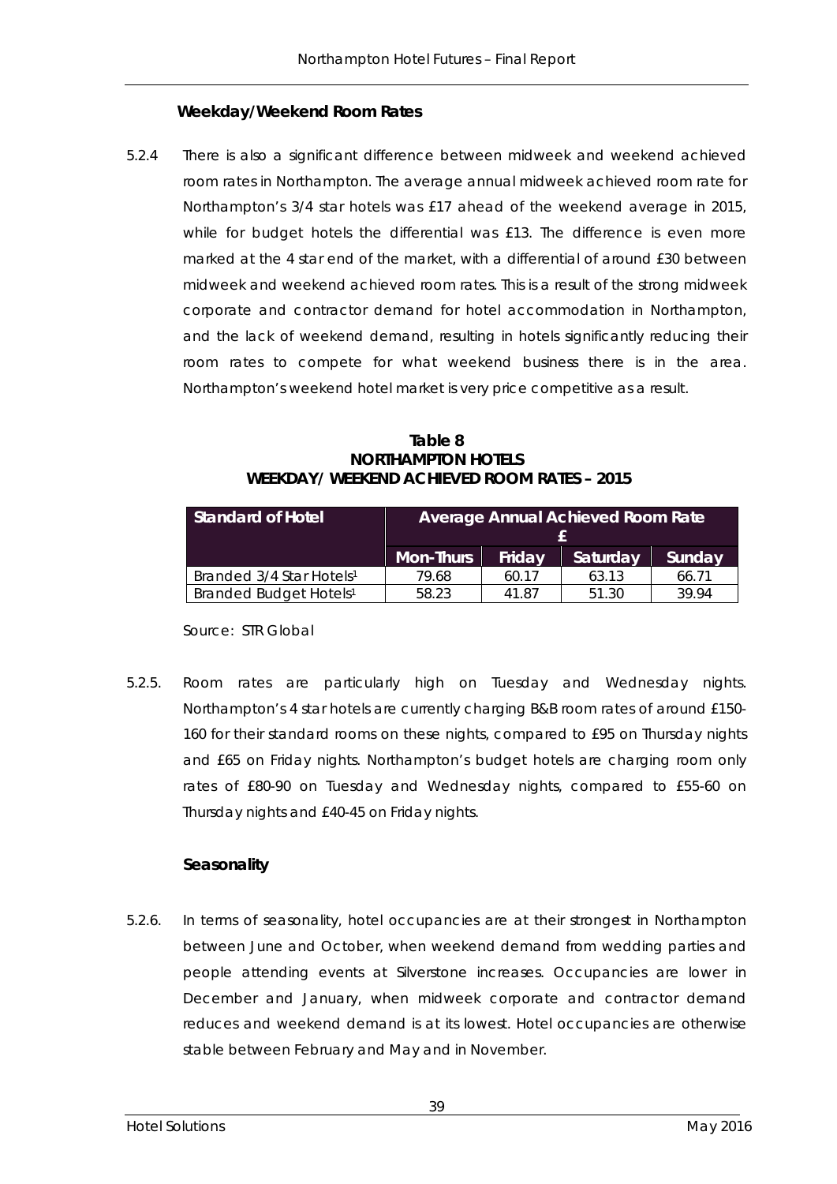### Weekday/Weekend Room Rates

5.2.4 There is also a significant difference between midweek and weekend achieved room rates in Northampton. The average annual midweek achieved room rate for Northampton's 3/4 star hotels was £17 ahead of the weekend average in 2015, while for budget hotels the differential was £13. The difference is even more marked at the 4 star end of the market, with a differential of around £30 between midweek and weekend achieved room rates. This is a result of the strong midweek corporate and contractor demand for hotel accommodation in Northampton, and the lack of weekend demand, resulting in hotels significantly reducing their room rates to compete for what weekend business there is in the area. Northampton's weekend hotel market is very price competitive as a result.

**Table 8**
**NORTHAMPTON HOTELS**
**WEEKDAY/ WEEKEND ACHIEVED ROOM RATES – 2015**

| Standard of Hotel | Average Annual Achieved Room Rate £ | | | |
|---|---|---|---|---|
| | Mon-Thurs | Friday | Saturday | Sunday |
| Branded 3/4 Star Hotels[1] | 79.68 | 60.17 | 63.13 | 66.71 |
| Branded Budget Hotels[1] | 58.23 | 41.87 | 51.30 | 39.94 |

Source: STR Global

5.2.5. Room rates are particularly high on Tuesday and Wednesday nights. Northampton's 4 star hotels are currently charging B&B room rates of around £150-160 for their standard rooms on these nights, compared to £95 on Thursday nights and £65 on Friday nights. Northampton's budget hotels are charging room only rates of £80-90 on Tuesday and Wednesday nights, compared to £55-60 on Thursday nights and £40-45 on Friday nights.

### Seasonality

5.2.6. In terms of seasonality, hotel occupancies are at their strongest in Northampton between June and October, when weekend demand from wedding parties and people attending events at Silverstone increases. Occupancies are lower in December and January, when midweek corporate and contractor demand reduces and weekend demand is at its lowest. Hotel occupancies are otherwise stable between February and May and in November.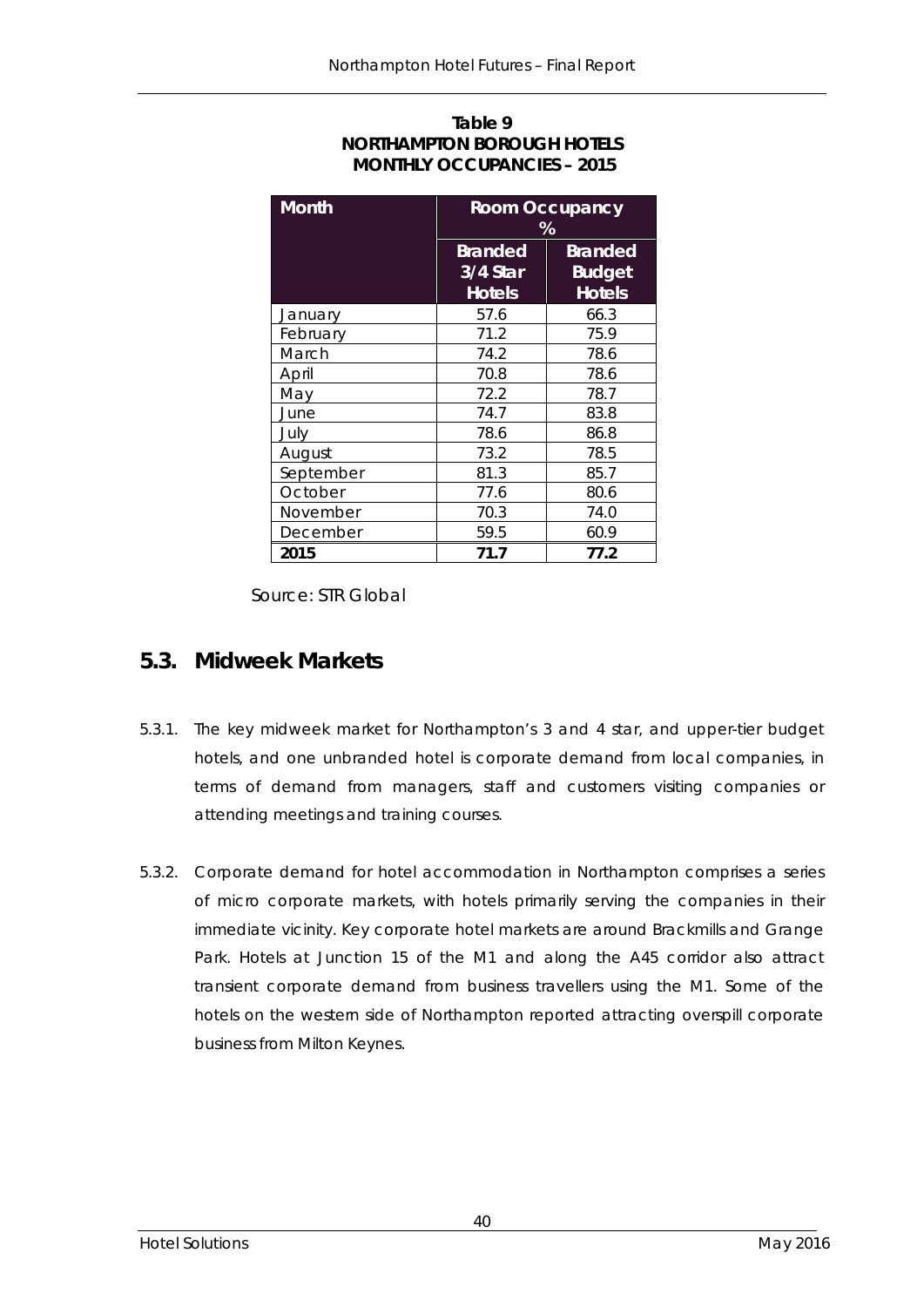**Table 9**
**NORTHAMPTON BOROUGH HOTELS**
**MONTHLY OCCUPANCIES – 2015**

| Month | Room Occupancy % | |
|---|---|---|
| | Branded 3/4 Star Hotels | Branded Budget Hotels |
| January | 57.6 | 66.3 |
| February | 71.2 | 75.9 |
| March | 74.2 | 78.6 |
| April | 70.8 | 78.6 |
| May | 72.2 | 78.7 |
| June | 74.7 | 83.8 |
| July | 78.6 | 86.8 |
| August | 73.2 | 78.5 |
| September | 81.3 | 85.7 |
| October | 77.6 | 80.6 |
| November | 70.3 | 74.0 |
| December | 59.5 | 60.9 |
| **2015** | **71.7** | **77.2** |

Source: STR Global

## 5.3. Midweek Markets

5.3.1. The key midweek market for Northampton's 3 and 4 star, and upper-tier budget hotels, and one unbranded hotel is corporate demand from local companies, in terms of demand from managers, staff and customers visiting companies or attending meetings and training courses.

5.3.2. Corporate demand for hotel accommodation in Northampton comprises a series of micro corporate markets, with hotels primarily serving the companies in their immediate vicinity. Key corporate hotel markets are around Brackmills and Grange Park. Hotels at Junction 15 of the M1 and along the A45 corridor also attract transient corporate demand from business travellers using the M1. Some of the hotels on the western side of Northampton reported attracting overspill corporate business from Milton Keynes.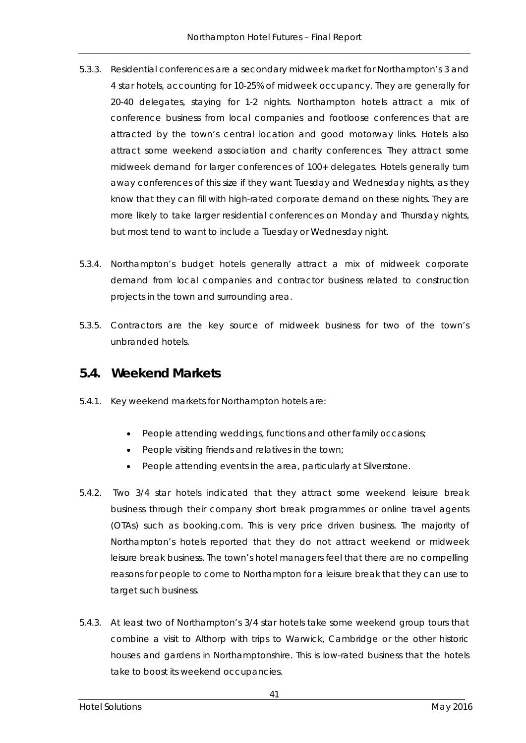5.3.3. Residential conferences are a secondary midweek market for Northampton's 3 and 4 star hotels, accounting for 10-25% of midweek occupancy. They are generally for 20-40 delegates, staying for 1-2 nights. Northampton hotels attract a mix of conference business from local companies and footloose conferences that are attracted by the town's central location and good motorway links. Hotels also attract some weekend association and charity conferences. They attract some midweek demand for larger conferences of 100+ delegates. Hotels generally turn away conferences of this size if they want Tuesday and Wednesday nights, as they know that they can fill with high-rated corporate demand on these nights. They are more likely to take larger residential conferences on Monday and Thursday nights, but most tend to want to include a Tuesday or Wednesday night.

5.3.4. Northampton's budget hotels generally attract a mix of midweek corporate demand from local companies and contractor business related to construction projects in the town and surrounding area.

5.3.5. Contractors are the key source of midweek business for two of the town's unbranded hotels.

## 5.4. Weekend Markets

5.4.1. Key weekend markets for Northampton hotels are:

- People attending weddings, functions and other family occasions;
- People visiting friends and relatives in the town;
- People attending events in the area, particularly at Silverstone.

5.4.2. Two 3/4 star hotels indicated that they attract some weekend leisure break business through their company short break programmes or online travel agents (OTAs) such as booking.com. This is very price driven business. The majority of Northampton's hotels reported that they do not attract weekend or midweek leisure break business. The town's hotel managers feel that there are no compelling reasons for people to come to Northampton for a leisure break that they can use to target such business.

5.4.3. At least two of Northampton's 3/4 star hotels take some weekend group tours that combine a visit to Althorp with trips to Warwick, Cambridge or the other historic houses and gardens in Northamptonshire. This is low-rated business that the hotels take to boost its weekend occupancies.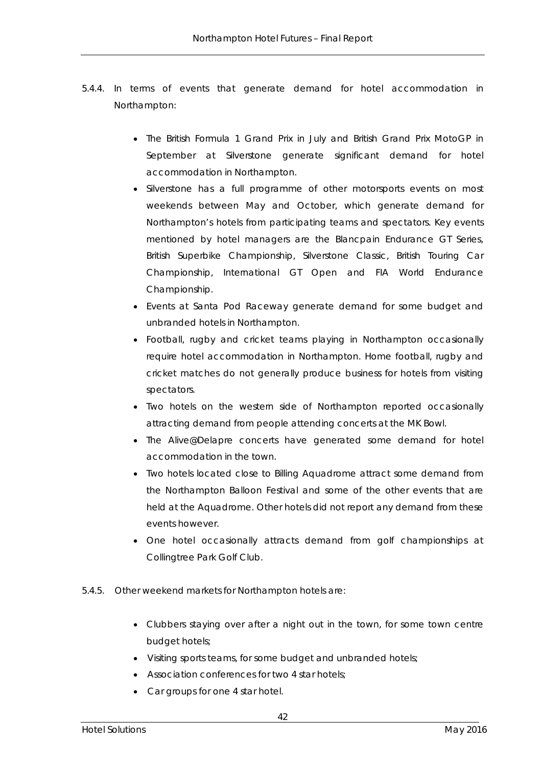5.4.4. In terms of events that generate demand for hotel accommodation in Northampton:

- The British Formula 1 Grand Prix in July and British Grand Prix MotoGP in September at Silverstone generate significant demand for hotel accommodation in Northampton.
- Silverstone has a full programme of other motorsports events on most weekends between May and October, which generate demand for Northampton's hotels from participating teams and spectators. Key events mentioned by hotel managers are the Blancpain Endurance GT Series, British Superbike Championship, Silverstone Classic, British Touring Car Championship, International GT Open and FIA World Endurance Championship.
- Events at Santa Pod Raceway generate demand for some budget and unbranded hotels in Northampton.
- Football, rugby and cricket teams playing in Northampton occasionally require hotel accommodation in Northampton. Home football, rugby and cricket matches do not generally produce business for hotels from visiting spectators.
- Two hotels on the western side of Northampton reported occasionally attracting demand from people attending concerts at the MK Bowl.
- The Alive@Delapre concerts have generated some demand for hotel accommodation in the town.
- Two hotels located close to Billing Aquadrome attract some demand from the Northampton Balloon Festival and some of the other events that are held at the Aquadrome. Other hotels did not report any demand from these events however.
- One hotel occasionally attracts demand from golf championships at Collingtree Park Golf Club.

5.4.5. Other weekend markets for Northampton hotels are:

- Clubbers staying over after a night out in the town, for some town centre budget hotels;
- Visiting sports teams, for some budget and unbranded hotels;
- Association conferences for two 4 star hotels;
- Car groups for one 4 star hotel.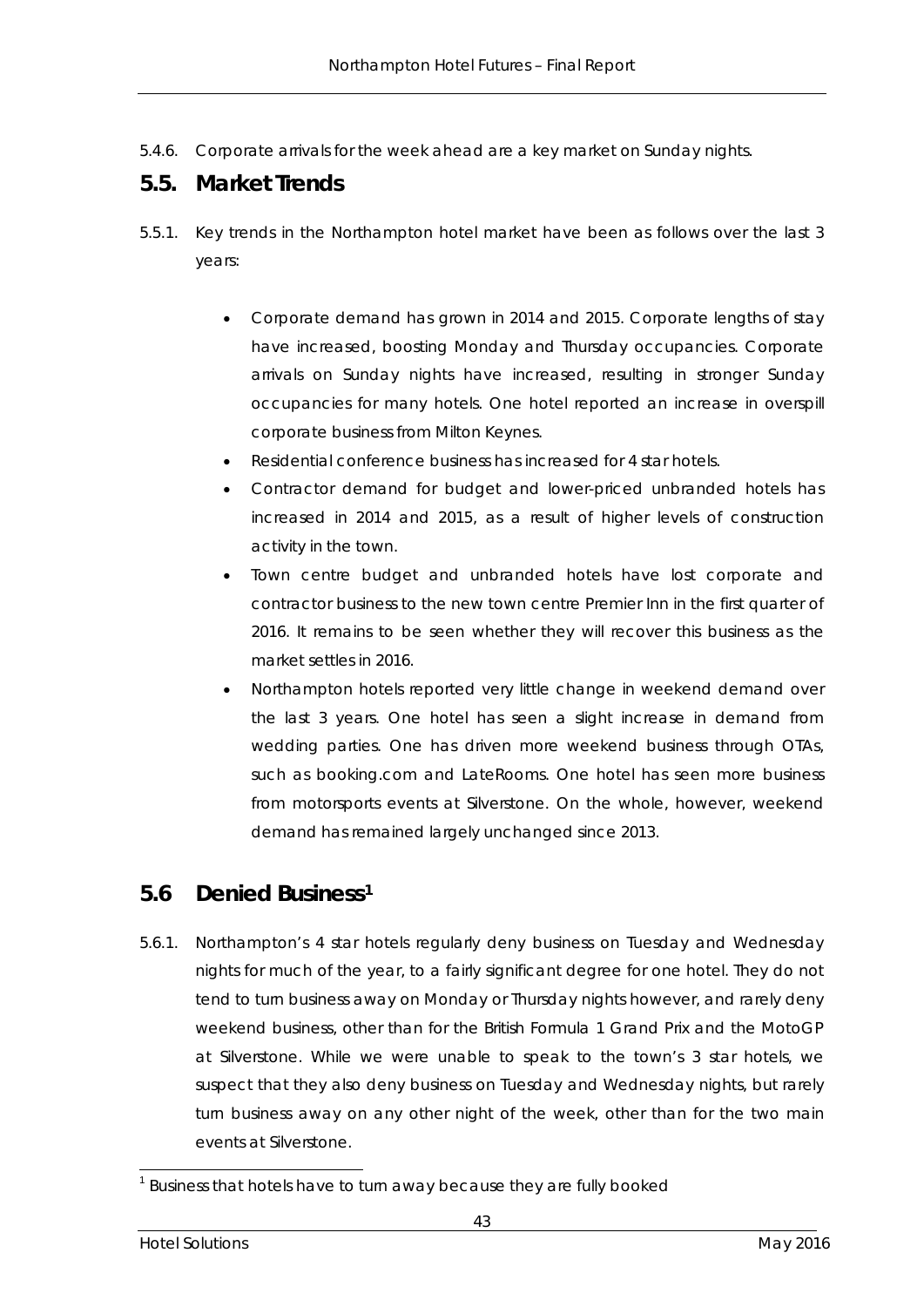5.4.6. Corporate arrivals for the week ahead are a key market on Sunday nights.

## 5.5. Market Trends

5.5.1. Key trends in the Northampton hotel market have been as follows over the last 3 years:

- Corporate demand has grown in 2014 and 2015. Corporate lengths of stay have increased, boosting Monday and Thursday occupancies. Corporate arrivals on Sunday nights have increased, resulting in stronger Sunday occupancies for many hotels. One hotel reported an increase in overspill corporate business from Milton Keynes.
- Residential conference business has increased for 4 star hotels.
- Contractor demand for budget and lower-priced unbranded hotels has increased in 2014 and 2015, as a result of higher levels of construction activity in the town.
- Town centre budget and unbranded hotels have lost corporate and contractor business to the new town centre Premier Inn in the first quarter of 2016. It remains to be seen whether they will recover this business as the market settles in 2016.
- Northampton hotels reported very little change in weekend demand over the last 3 years. One hotel has seen a slight increase in demand from wedding parties. One has driven more weekend business through OTAs, such as booking.com and LateRooms. One hotel has seen more business from motorsports events at Silverstone. On the whole, however, weekend demand has remained largely unchanged since 2013.

## 5.6 Denied Business[1]

5.6.1. Northampton's 4 star hotels regularly deny business on Tuesday and Wednesday nights for much of the year, to a fairly significant degree for one hotel. They do not tend to turn business away on Monday or Thursday nights however, and rarely deny weekend business, other than for the British Formula 1 Grand Prix and the MotoGP at Silverstone. While we were unable to speak to the town's 3 star hotels, we suspect that they also deny business on Tuesday and Wednesday nights, but rarely turn business away on any other night of the week, other than for the two main events at Silverstone.

[1] Business that hotels have to turn away because they are fully booked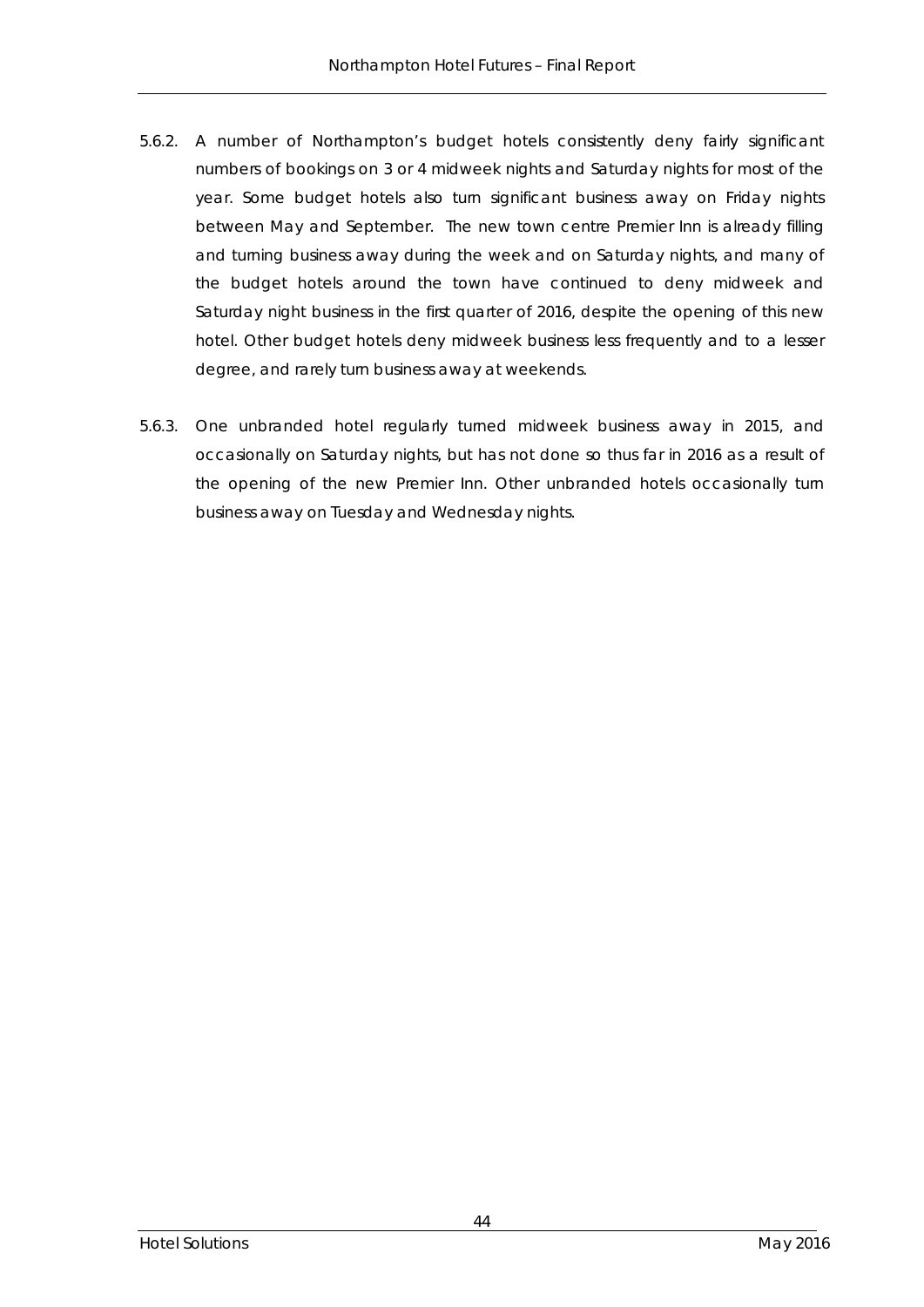5.6.2. A number of Northampton's budget hotels consistently deny fairly significant numbers of bookings on 3 or 4 midweek nights and Saturday nights for most of the year. Some budget hotels also turn significant business away on Friday nights between May and September. The new town centre Premier Inn is already filling and turning business away during the week and on Saturday nights, and many of the budget hotels around the town have continued to deny midweek and Saturday night business in the first quarter of 2016, despite the opening of this new hotel. Other budget hotels deny midweek business less frequently and to a lesser degree, and rarely turn business away at weekends.

5.6.3. One unbranded hotel regularly turned midweek business away in 2015, and occasionally on Saturday nights, but has not done so thus far in 2016 as a result of the opening of the new Premier Inn. Other unbranded hotels occasionally turn business away on Tuesday and Wednesday nights.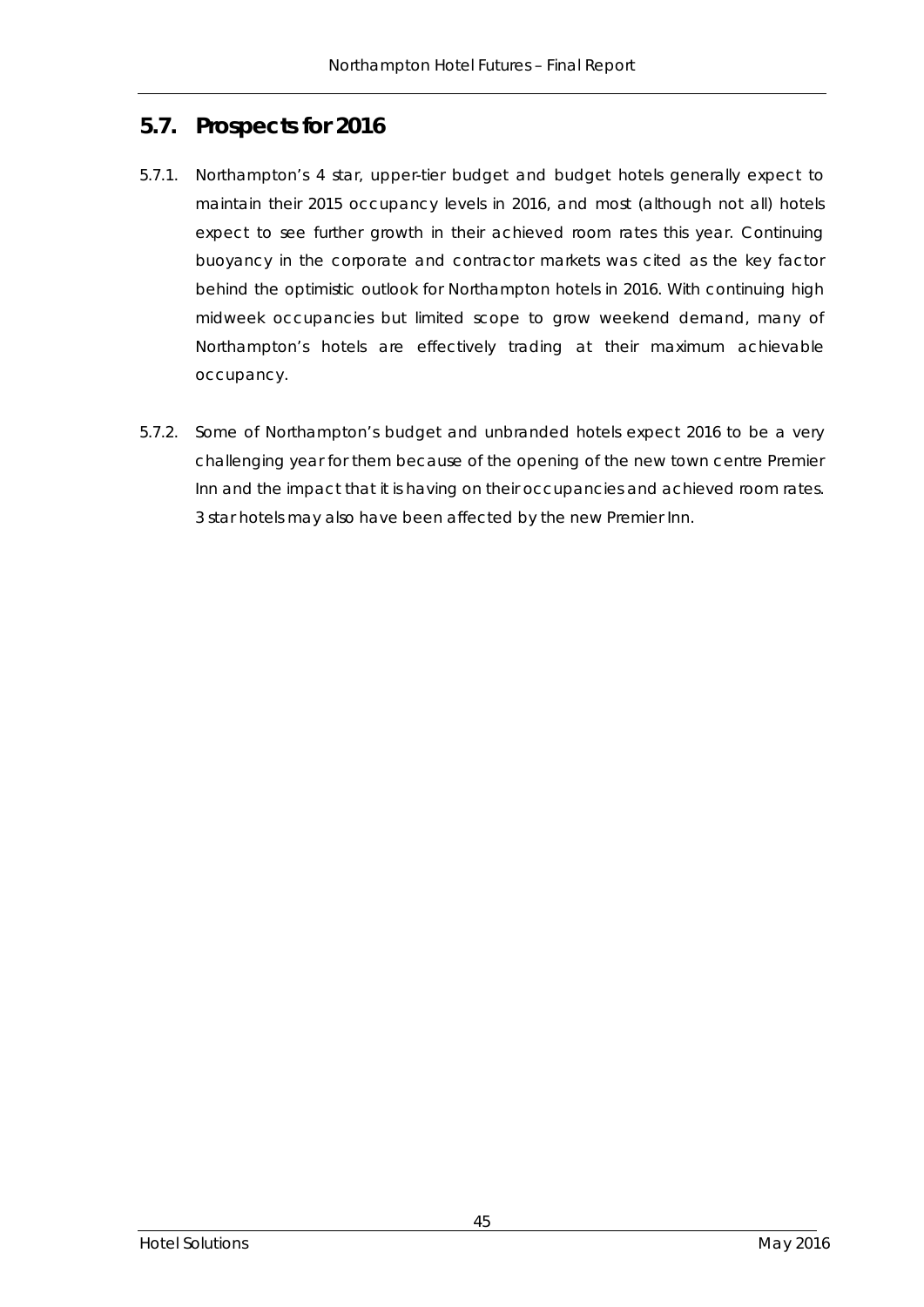## 5.7. Prospects for 2016

5.7.1. Northampton's 4 star, upper-tier budget and budget hotels generally expect to maintain their 2015 occupancy levels in 2016, and most (although not all) hotels expect to see further growth in their achieved room rates this year. Continuing buoyancy in the corporate and contractor markets was cited as the key factor behind the optimistic outlook for Northampton hotels in 2016. With continuing high midweek occupancies but limited scope to grow weekend demand, many of Northampton's hotels are effectively trading at their maximum achievable occupancy.

5.7.2. Some of Northampton's budget and unbranded hotels expect 2016 to be a very challenging year for them because of the opening of the new town centre Premier Inn and the impact that it is having on their occupancies and achieved room rates. 3 star hotels may also have been affected by the new Premier Inn.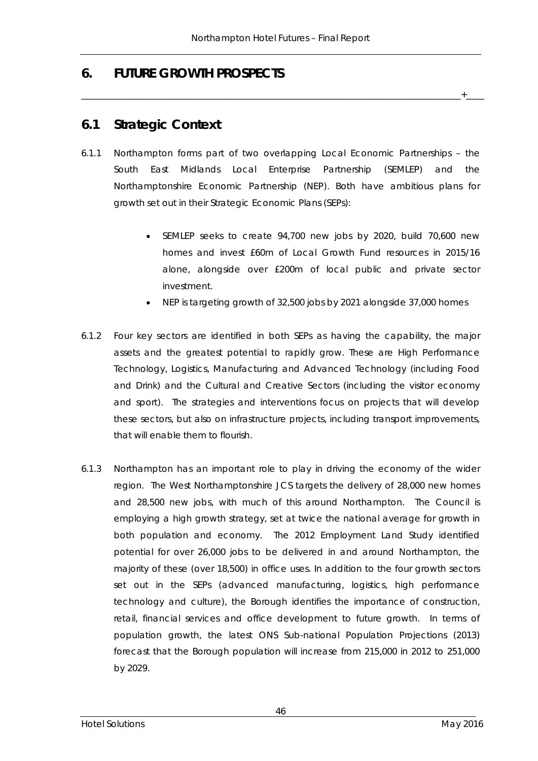# 6. FUTURE GROWTH PROSPECTS

## 6.1 Strategic Context

6.1.1 Northampton forms part of two overlapping Local Economic Partnerships – the South East Midlands Local Enterprise Partnership (SEMLEP) and the Northamptonshire Economic Partnership (NEP). Both have ambitious plans for growth set out in their Strategic Economic Plans (SEPs):

- SEMLEP seeks to create 94,700 new jobs by 2020, build 70,600 new homes and invest £60m of Local Growth Fund resources in 2015/16 alone, alongside over £200m of local public and private sector investment.
- NEP is targeting growth of 32,500 jobs by 2021 alongside 37,000 homes

6.1.2 Four key sectors are identified in both SEPs as having the capability, the major assets and the greatest potential to rapidly grow. These are High Performance Technology, Logistics, Manufacturing and Advanced Technology (including Food and Drink) and the Cultural and Creative Sectors (including the visitor economy and sport). The strategies and interventions focus on projects that will develop these sectors, but also on infrastructure projects, including transport improvements, that will enable them to flourish.

6.1.3 Northampton has an important role to play in driving the economy of the wider region. The West Northamptonshire JCS targets the delivery of 28,000 new homes and 28,500 new jobs, with much of this around Northampton. The Council is employing a high growth strategy, set at twice the national average for growth in both population and economy. The 2012 Employment Land Study identified potential for over 26,000 jobs to be delivered in and around Northampton, the majority of these (over 18,500) in office uses. In addition to the four growth sectors set out in the SEPs (advanced manufacturing, logistics, high performance technology and culture), the Borough identifies the importance of construction, retail, financial services and office development to future growth. In terms of population growth, the latest ONS Sub-national Population Projections (2013) forecast that the Borough population will increase from 215,000 in 2012 to 251,000 by 2029.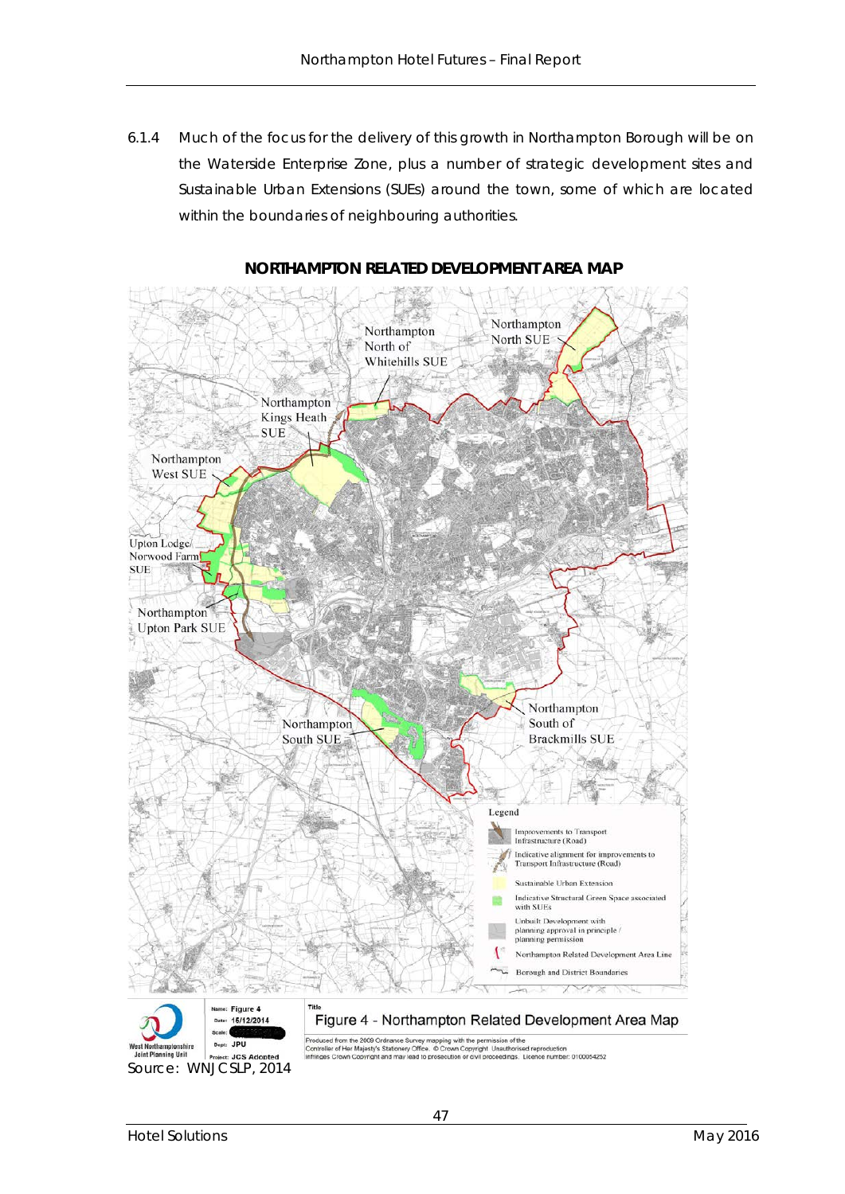6.1.4 Much of the focus for the delivery of this growth in Northampton Borough will be on the Waterside Enterprise Zone, plus a number of strategic development sites and Sustainable Urban Extensions (SUEs) around the town, some of which are located within the boundaries of neighbouring authorities.

**NORTHAMPTON RELATED DEVELOPMENT AREA MAP**

Figure 4 - Northampton Related Development Area Map

Source: WNJCSLP, 2014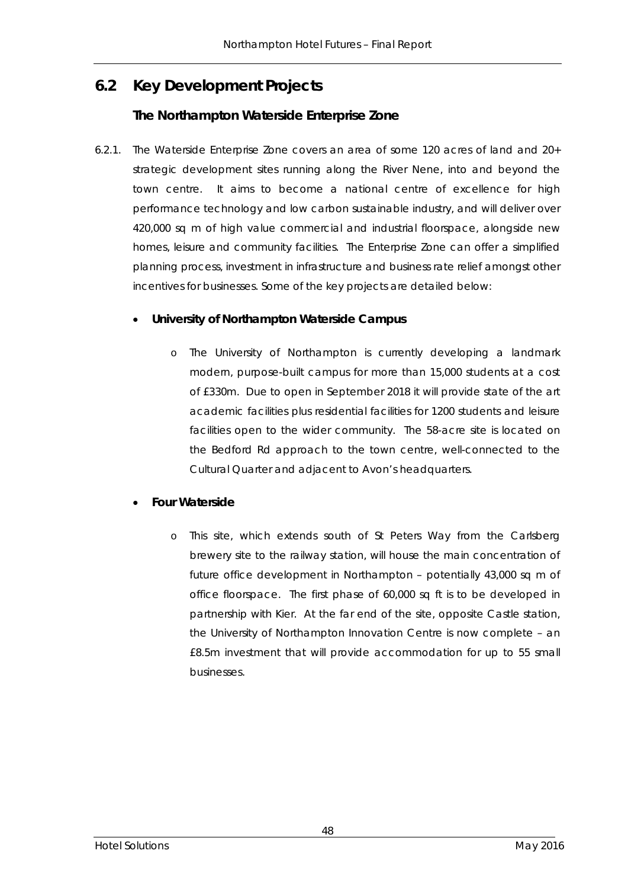## 6.2 Key Development Projects

### The Northampton Waterside Enterprise Zone

6.2.1. The Waterside Enterprise Zone covers an area of some 120 acres of land and 20+ strategic development sites running along the River Nene, into and beyond the town centre. It aims to become a national centre of excellence for high performance technology and low carbon sustainable industry, and will deliver over 420,000 sq m of high value commercial and industrial floorspace, alongside new homes, leisure and community facilities. The Enterprise Zone can offer a simplified planning process, investment in infrastructure and business rate relief amongst other incentives for businesses. Some of the key projects are detailed below:

- **University of Northampton Waterside Campus**
  - The University of Northampton is currently developing a landmark modern, purpose-built campus for more than 15,000 students at a cost of £330m. Due to open in September 2018 it will provide state of the art academic facilities plus residential facilities for 1200 students and leisure facilities open to the wider community. The 58-acre site is located on the Bedford Rd approach to the town centre, well-connected to the Cultural Quarter and adjacent to Avon's headquarters.

- **Four Waterside**
  - This site, which extends south of St Peters Way from the Carlsberg brewery site to the railway station, will house the main concentration of future office development in Northampton – potentially 43,000 sq m of office floorspace. The first phase of 60,000 sq ft is to be developed in partnership with Kier. At the far end of the site, opposite Castle station, the University of Northampton Innovation Centre is now complete – an £8.5m investment that will provide accommodation for up to 55 small businesses.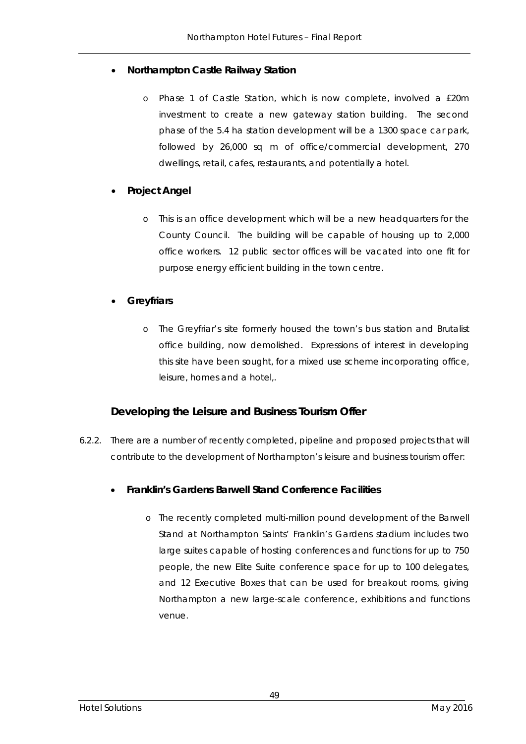- **Northampton Castle Railway Station**
  - Phase 1 of Castle Station, which is now complete, involved a £20m investment to create a new gateway station building. The second phase of the 5.4 ha station development will be a 1300 space car park, followed by 26,000 sq m of office/commercial development, 270 dwellings, retail, cafes, restaurants, and potentially a hotel.

- **Project Angel**
  - This is an office development which will be a new headquarters for the County Council. The building will be capable of housing up to 2,000 office workers. 12 public sector offices will be vacated into one fit for purpose energy efficient building in the town centre.

- **Greyfriars**
  - The Greyfriar's site formerly housed the town's bus station and Brutalist office building, now demolished. Expressions of interest in developing this site have been sought, for a mixed use scheme incorporating office, leisure, homes and a hotel,.

### Developing the Leisure and Business Tourism Offer

6.2.2. There are a number of recently completed, pipeline and proposed projects that will contribute to the development of Northampton's leisure and business tourism offer:

- **Franklin's Gardens Barwell Stand Conference Facilities**
  - The recently completed multi-million pound development of the Barwell Stand at Northampton Saints' Franklin's Gardens stadium includes two large suites capable of hosting conferences and functions for up to 750 people, the new Elite Suite conference space for up to 100 delegates, and 12 Executive Boxes that can be used for breakout rooms, giving Northampton a new large-scale conference, exhibitions and functions venue.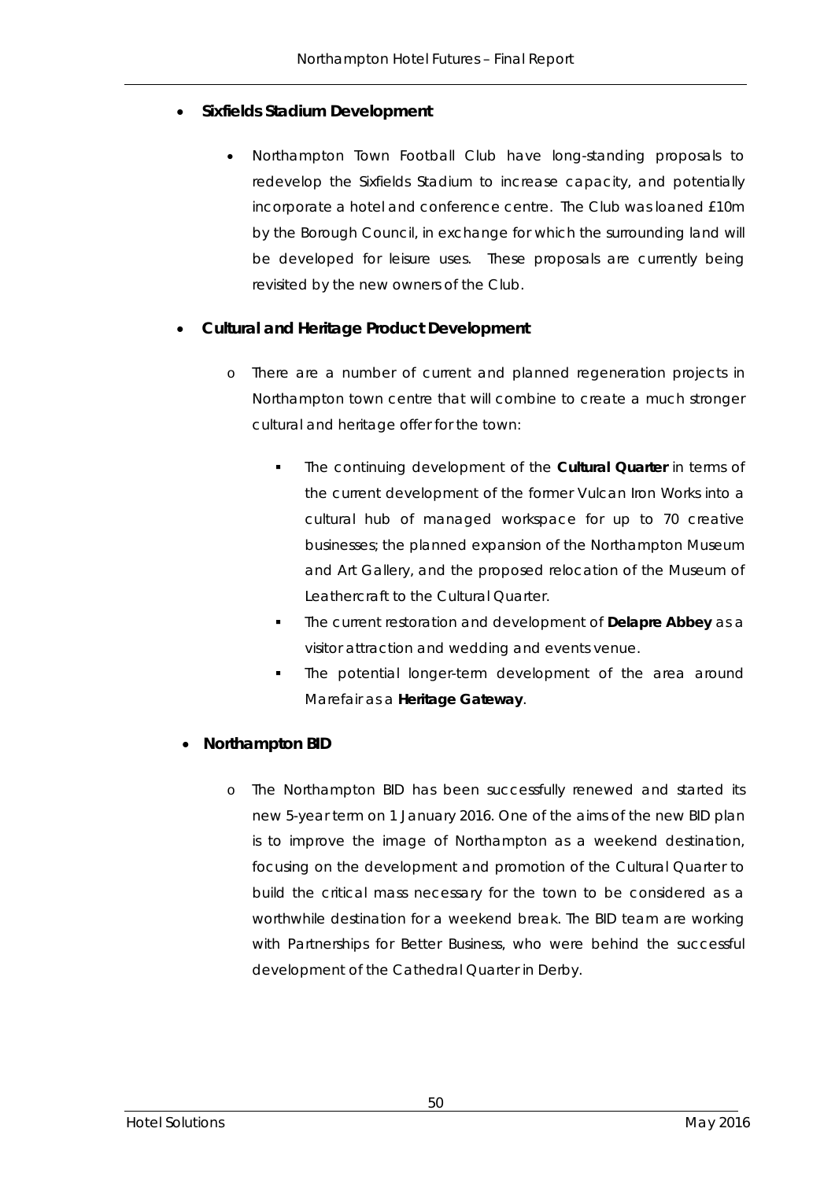- **Sixfields Stadium Development**

    - Northampton Town Football Club have long-standing proposals to redevelop the Sixfields Stadium to increase capacity, and potentially incorporate a hotel and conference centre. The Club was loaned £10m by the Borough Council, in exchange for which the surrounding land will be developed for leisure uses. These proposals are currently being revisited by the new owners of the Club.

- **Cultural and Heritage Product Development**

    - There are a number of current and planned regeneration projects in Northampton town centre that will combine to create a much stronger cultural and heritage offer for the town:

        - The continuing development of the **Cultural Quarter** in terms of the current development of the former Vulcan Iron Works into a cultural hub of managed workspace for up to 70 creative businesses; the planned expansion of the Northampton Museum and Art Gallery, and the proposed relocation of the Museum of Leathercraft to the Cultural Quarter.
        - The current restoration and development of **Delapre Abbey** as a visitor attraction and wedding and events venue.
        - The potential longer-term development of the area around Marefair as a **Heritage Gateway**.

- **Northampton BID**

    - The Northampton BID has been successfully renewed and started its new 5-year term on 1 January 2016. One of the aims of the new BID plan is to improve the image of Northampton as a weekend destination, focusing on the development and promotion of the Cultural Quarter to build the critical mass necessary for the town to be considered as a worthwhile destination for a weekend break. The BID team are working with Partnerships for Better Business, who were behind the successful development of the Cathedral Quarter in Derby.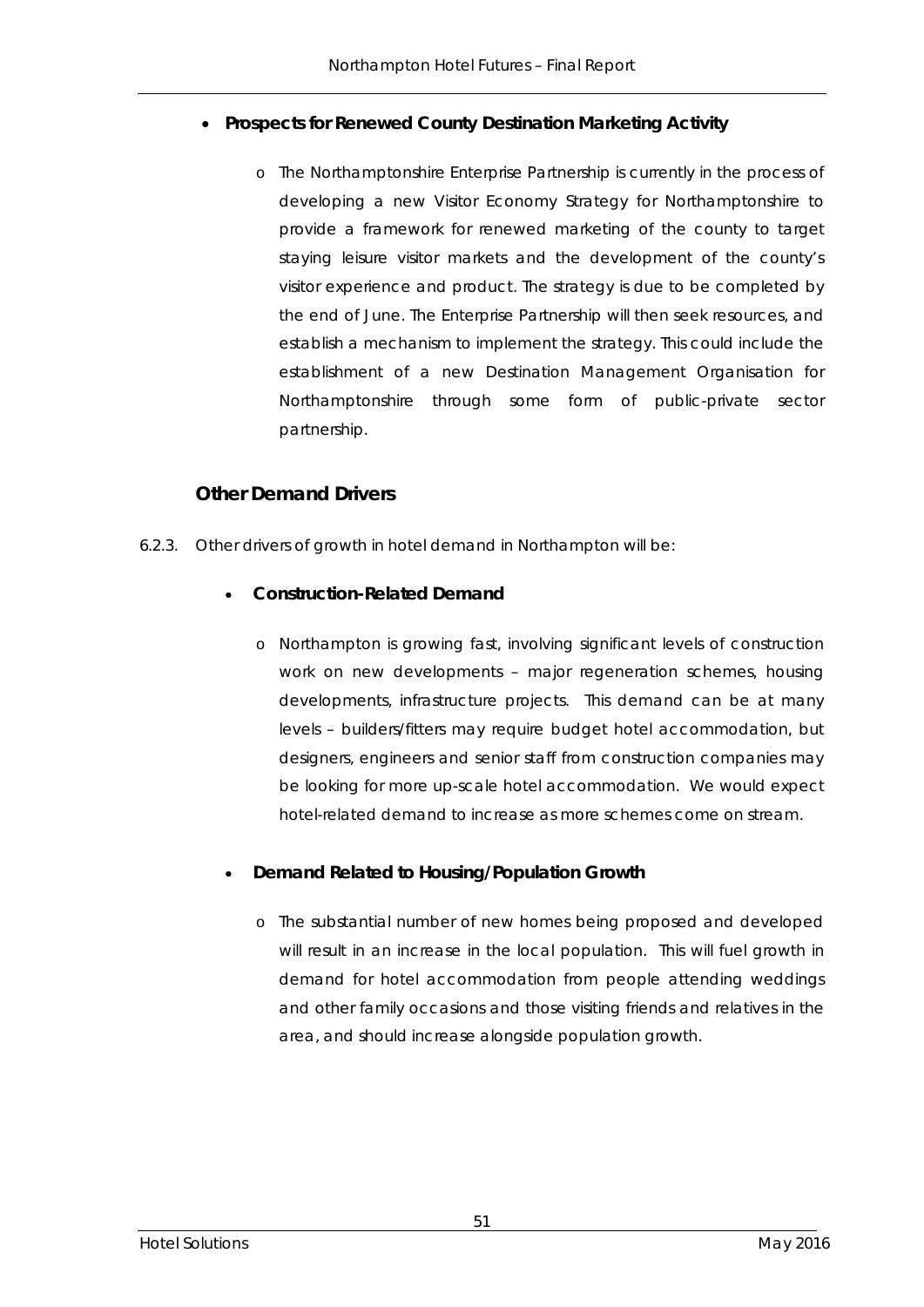- **Prospects for Renewed County Destination Marketing Activity**

    - The Northamptonshire Enterprise Partnership is currently in the process of developing a new Visitor Economy Strategy for Northamptonshire to provide a framework for renewed marketing of the county to target staying leisure visitor markets and the development of the county's visitor experience and product. The strategy is due to be completed by the end of June. The Enterprise Partnership will then seek resources, and establish a mechanism to implement the strategy. This could include the establishment of a new Destination Management Organisation for Northamptonshire through some form of public-private sector partnership.

### Other Demand Drivers

6.2.3. Other drivers of growth in hotel demand in Northampton will be:

- **Construction-Related Demand**

    - Northampton is growing fast, involving significant levels of construction work on new developments – major regeneration schemes, housing developments, infrastructure projects. This demand can be at many levels – builders/fitters may require budget hotel accommodation, but designers, engineers and senior staff from construction companies may be looking for more up-scale hotel accommodation. We would expect hotel-related demand to increase as more schemes come on stream.

- **Demand Related to Housing/Population Growth**

    - The substantial number of new homes being proposed and developed will result in an increase in the local population. This will fuel growth in demand for hotel accommodation from people attending weddings and other family occasions and those visiting friends and relatives in the area, and should increase alongside population growth.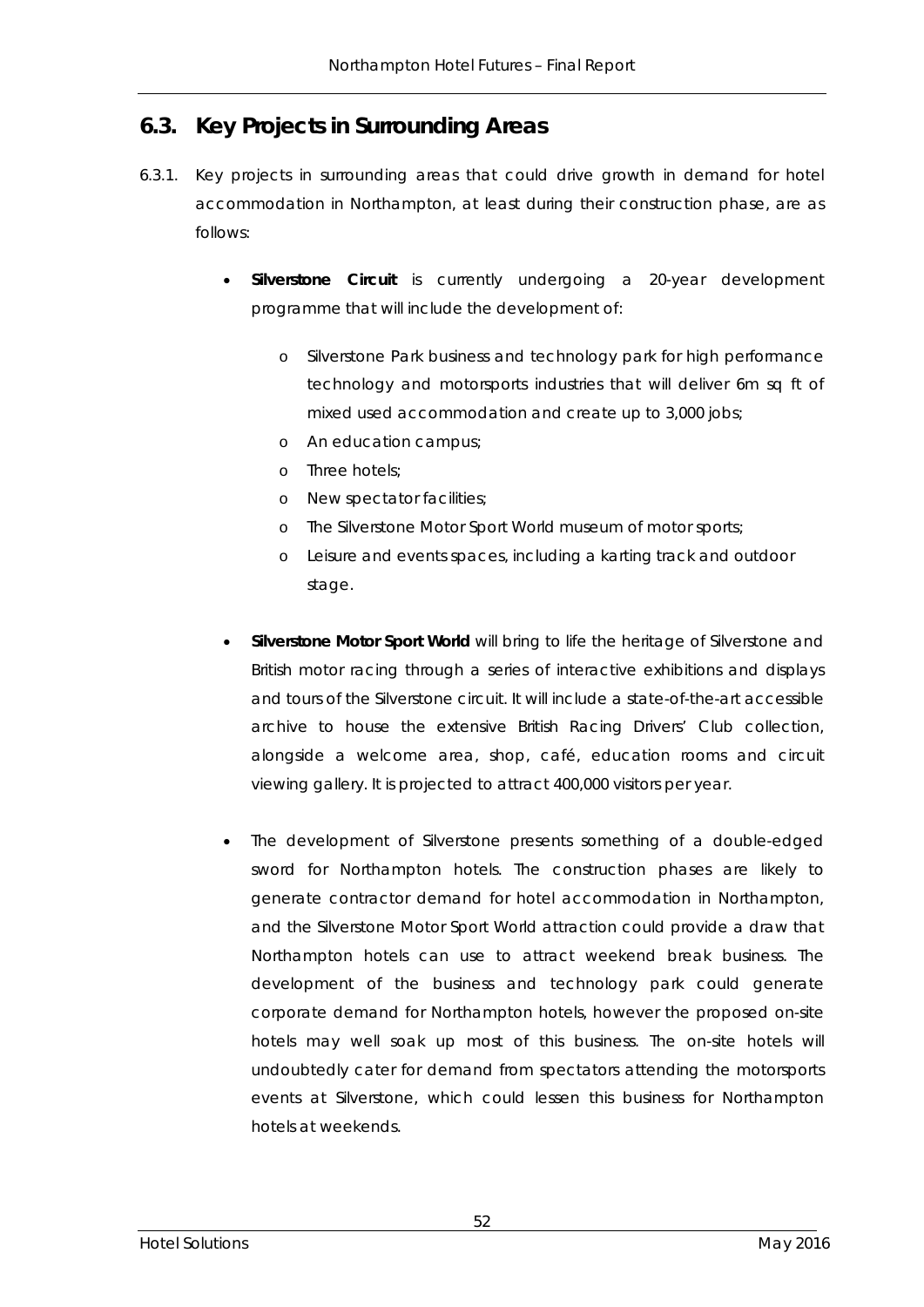## 6.3. Key Projects in Surrounding Areas

6.3.1. Key projects in surrounding areas that could drive growth in demand for hotel accommodation in Northampton, at least during their construction phase, are as follows:

- **Silverstone Circuit** is currently undergoing a 20-year development programme that will include the development of:
  - Silverstone Park business and technology park for high performance technology and motorsports industries that will deliver 6m sq ft of mixed used accommodation and create up to 3,000 jobs;
  - An education campus;
  - Three hotels;
  - New spectator facilities;
  - The Silverstone Motor Sport World museum of motor sports;
  - Leisure and events spaces, including a karting track and outdoor stage.

- **Silverstone Motor Sport World** will bring to life the heritage of Silverstone and British motor racing through a series of interactive exhibitions and displays and tours of the Silverstone circuit. It will include a state-of-the-art accessible archive to house the extensive British Racing Drivers' Club collection, alongside a welcome area, shop, café, education rooms and circuit viewing gallery. It is projected to attract 400,000 visitors per year.

- The development of Silverstone presents something of a double-edged sword for Northampton hotels. The construction phases are likely to generate contractor demand for hotel accommodation in Northampton, and the Silverstone Motor Sport World attraction could provide a draw that Northampton hotels can use to attract weekend break business. The development of the business and technology park could generate corporate demand for Northampton hotels, however the proposed on-site hotels may well soak up most of this business. The on-site hotels will undoubtedly cater for demand from spectators attending the motorsports events at Silverstone, which could lessen this business for Northampton hotels at weekends.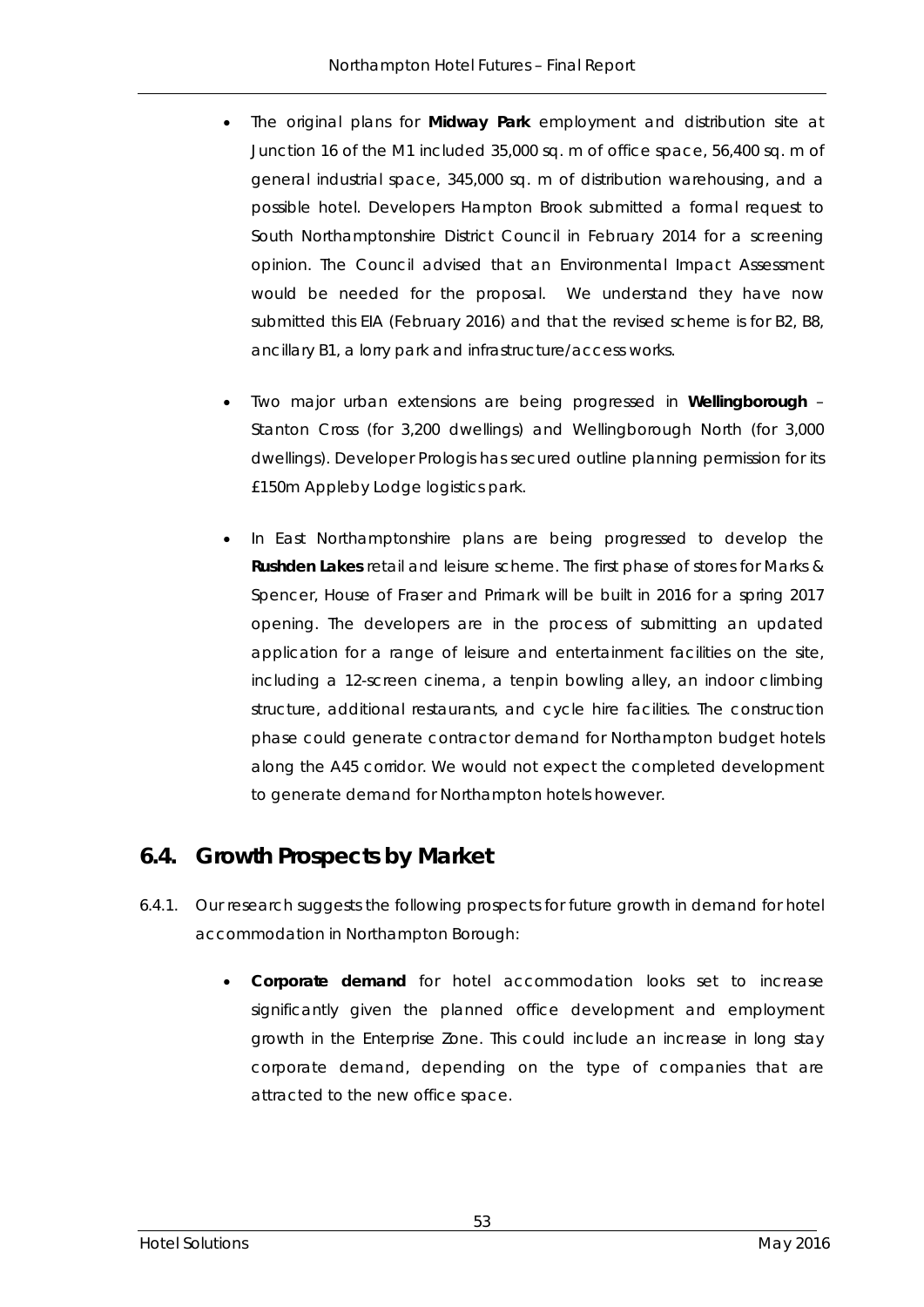- The original plans for **Midway Park** employment and distribution site at Junction 16 of the M1 included 35,000 sq. m of office space, 56,400 sq. m of general industrial space, 345,000 sq. m of distribution warehousing, and a possible hotel. Developers Hampton Brook submitted a formal request to South Northamptonshire District Council in February 2014 for a screening opinion. The Council advised that an Environmental Impact Assessment would be needed for the proposal. We understand they have now submitted this EIA (February 2016) and that the revised scheme is for B2, B8, ancillary B1, a lorry park and infrastructure/access works.

- Two major urban extensions are being progressed in **Wellingborough** – Stanton Cross (for 3,200 dwellings) and Wellingborough North (for 3,000 dwellings). Developer Prologis has secured outline planning permission for its £150m Appleby Lodge logistics park.

- In East Northamptonshire plans are being progressed to develop the **Rushden Lakes** retail and leisure scheme. The first phase of stores for Marks & Spencer, House of Fraser and Primark will be built in 2016 for a spring 2017 opening. The developers are in the process of submitting an updated application for a range of leisure and entertainment facilities on the site, including a 12-screen cinema, a tenpin bowling alley, an indoor climbing structure, additional restaurants, and cycle hire facilities. The construction phase could generate contractor demand for Northampton budget hotels along the A45 corridor. We would not expect the completed development to generate demand for Northampton hotels however.

## 6.4. Growth Prospects by Market

6.4.1. Our research suggests the following prospects for future growth in demand for hotel accommodation in Northampton Borough:

- **Corporate demand** for hotel accommodation looks set to increase significantly given the planned office development and employment growth in the Enterprise Zone. This could include an increase in long stay corporate demand, depending on the type of companies that are attracted to the new office space.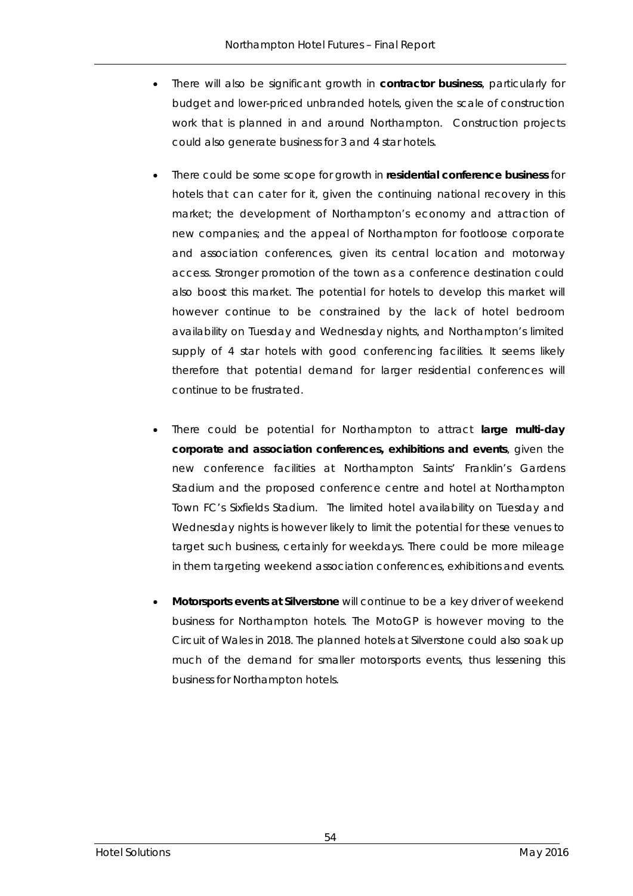- There will also be significant growth in **contractor business**, particularly for budget and lower-priced unbranded hotels, given the scale of construction work that is planned in and around Northampton. Construction projects could also generate business for 3 and 4 star hotels.

- There could be some scope for growth in **residential conference business** for hotels that can cater for it, given the continuing national recovery in this market; the development of Northampton's economy and attraction of new companies; and the appeal of Northampton for footloose corporate and association conferences, given its central location and motorway access. Stronger promotion of the town as a conference destination could also boost this market. The potential for hotels to develop this market will however continue to be constrained by the lack of hotel bedroom availability on Tuesday and Wednesday nights, and Northampton's limited supply of 4 star hotels with good conferencing facilities. It seems likely therefore that potential demand for larger residential conferences will continue to be frustrated.

- There could be potential for Northampton to attract **large multi-day corporate and association conferences, exhibitions and events**, given the new conference facilities at Northampton Saints' Franklin's Gardens Stadium and the proposed conference centre and hotel at Northampton Town FC's Sixfields Stadium. The limited hotel availability on Tuesday and Wednesday nights is however likely to limit the potential for these venues to target such business, certainly for weekdays. There could be more mileage in them targeting weekend association conferences, exhibitions and events.

- **Motorsports events at Silverstone** will continue to be a key driver of weekend business for Northampton hotels. The MotoGP is however moving to the Circuit of Wales in 2018. The planned hotels at Silverstone could also soak up much of the demand for smaller motorsports events, thus lessening this business for Northampton hotels.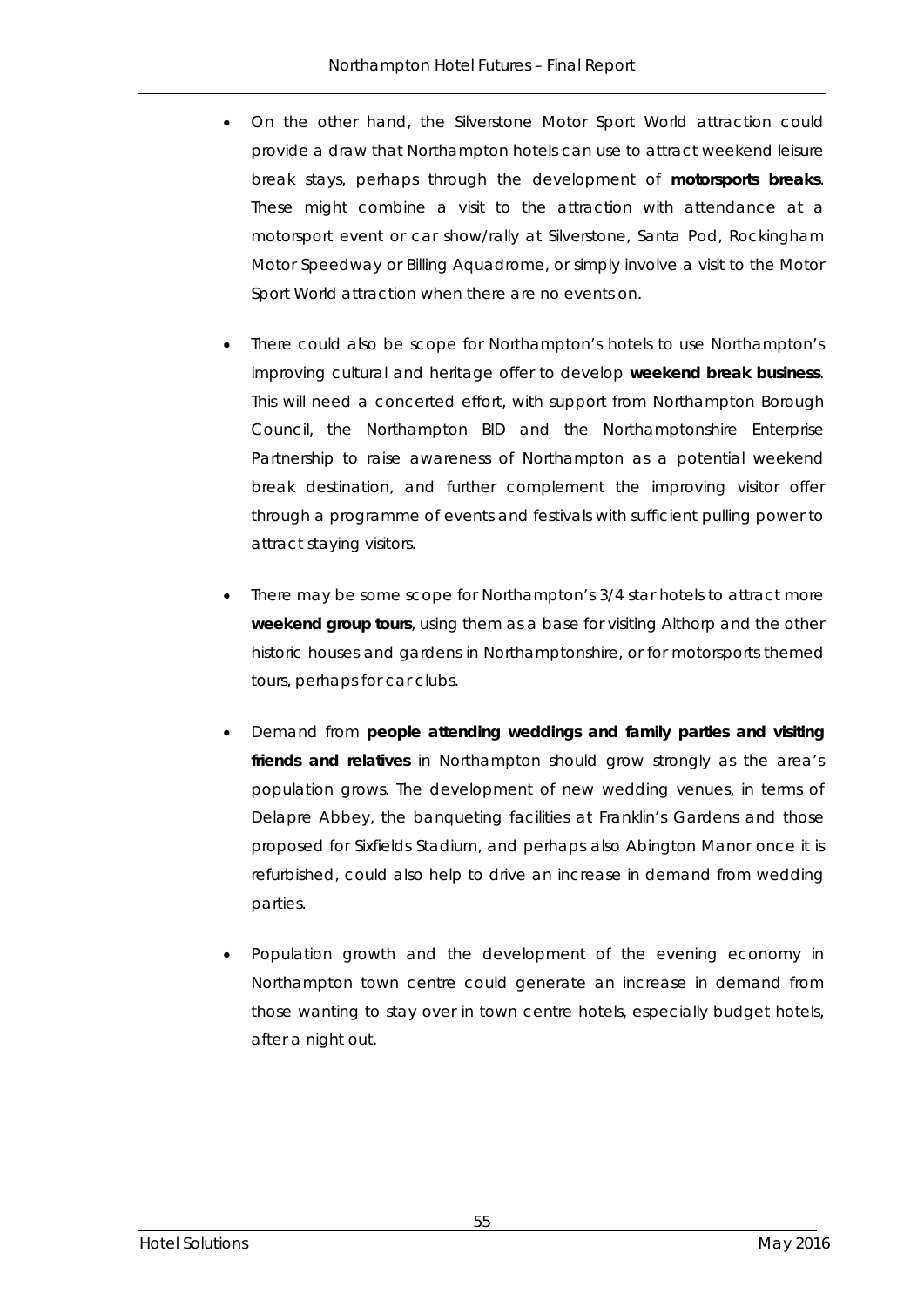- On the other hand, the Silverstone Motor Sport World attraction could provide a draw that Northampton hotels can use to attract weekend leisure break stays, perhaps through the development of **motorsports breaks**. These might combine a visit to the attraction with attendance at a motorsport event or car show/rally at Silverstone, Santa Pod, Rockingham Motor Speedway or Billing Aquadrome, or simply involve a visit to the Motor Sport World attraction when there are no events on.

- There could also be scope for Northampton's hotels to use Northampton's improving cultural and heritage offer to develop **weekend break business**. This will need a concerted effort, with support from Northampton Borough Council, the Northampton BID and the Northamptonshire Enterprise Partnership to raise awareness of Northampton as a potential weekend break destination, and further complement the improving visitor offer through a programme of events and festivals with sufficient pulling power to attract staying visitors.

- There may be some scope for Northampton's 3/4 star hotels to attract more **weekend group tours**, using them as a base for visiting Althorp and the other historic houses and gardens in Northamptonshire, or for motorsports themed tours, perhaps for car clubs.

- Demand from **people attending weddings and family parties and visiting friends and relatives** in Northampton should grow strongly as the area's population grows. The development of new wedding venues, in terms of Delapre Abbey, the banqueting facilities at Franklin's Gardens and those proposed for Sixfields Stadium, and perhaps also Abington Manor once it is refurbished, could also help to drive an increase in demand from wedding parties.

- Population growth and the development of the evening economy in Northampton town centre could generate an increase in demand from those wanting to stay over in town centre hotels, especially budget hotels, after a night out.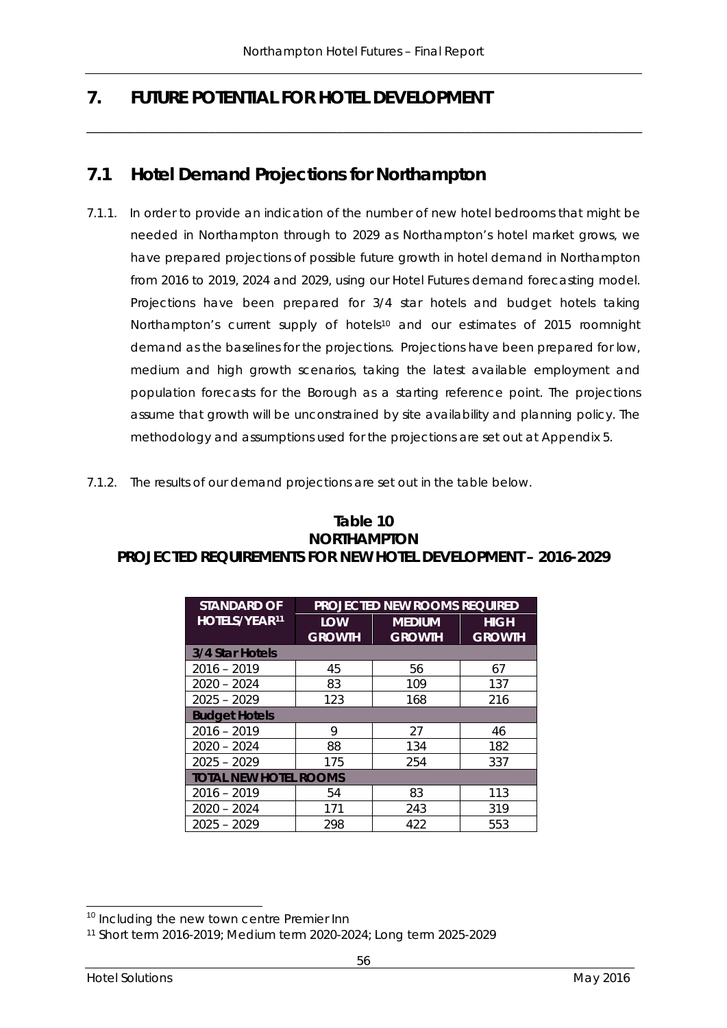# 7. FUTURE POTENTIAL FOR HOTEL DEVELOPMENT

## 7.1 Hotel Demand Projections for Northampton

7.1.1. In order to provide an indication of the number of new hotel bedrooms that might be needed in Northampton through to 2029 as Northampton's hotel market grows, we have prepared projections of possible future growth in hotel demand in Northampton from 2016 to 2019, 2024 and 2029, using our Hotel Futures demand forecasting model. Projections have been prepared for 3/4 star hotels and budget hotels taking Northampton's current supply of hotels[10] and our estimates of 2015 roomnight demand as the baselines for the projections. Projections have been prepared for low, medium and high growth scenarios, taking the latest available employment and population forecasts for the Borough as a starting reference point. The projections assume that growth will be unconstrained by site availability and planning policy. The methodology and assumptions used for the projections are set out at Appendix 5.

7.1.2. The results of our demand projections are set out in the table below.

**Table 10**
**NORTHAMPTON**
**PROJECTED REQUIREMENTS FOR NEW HOTEL DEVELOPMENT – 2016-2029**

| STANDARD OF HOTELS/YEAR[11] | PROJECTED NEW ROOMS REQUIRED | | |
|---|---|---|---|
| | LOW GROWTH | MEDIUM GROWTH | HIGH GROWTH |
| **3/4 Star Hotels** | | | |
| 2016 – 2019 | 45 | 56 | 67 |
| 2020 – 2024 | 83 | 109 | 137 |
| 2025 – 2029 | 123 | 168 | 216 |
| **Budget Hotels** | | | |
| 2016 – 2019 | 9 | 27 | 46 |
| 2020 – 2024 | 88 | 134 | 182 |
| 2025 – 2029 | 175 | 254 | 337 |
| **TOTAL NEW HOTEL ROOMS** | | | |
| 2016 – 2019 | 54 | 83 | 113 |
| 2020 – 2024 | 171 | 243 | 319 |
| 2025 – 2029 | 298 | 422 | 553 |

[10] Including the new town centre Premier Inn

[11] Short term 2016-2019; Medium term 2020-2024; Long term 2025-2029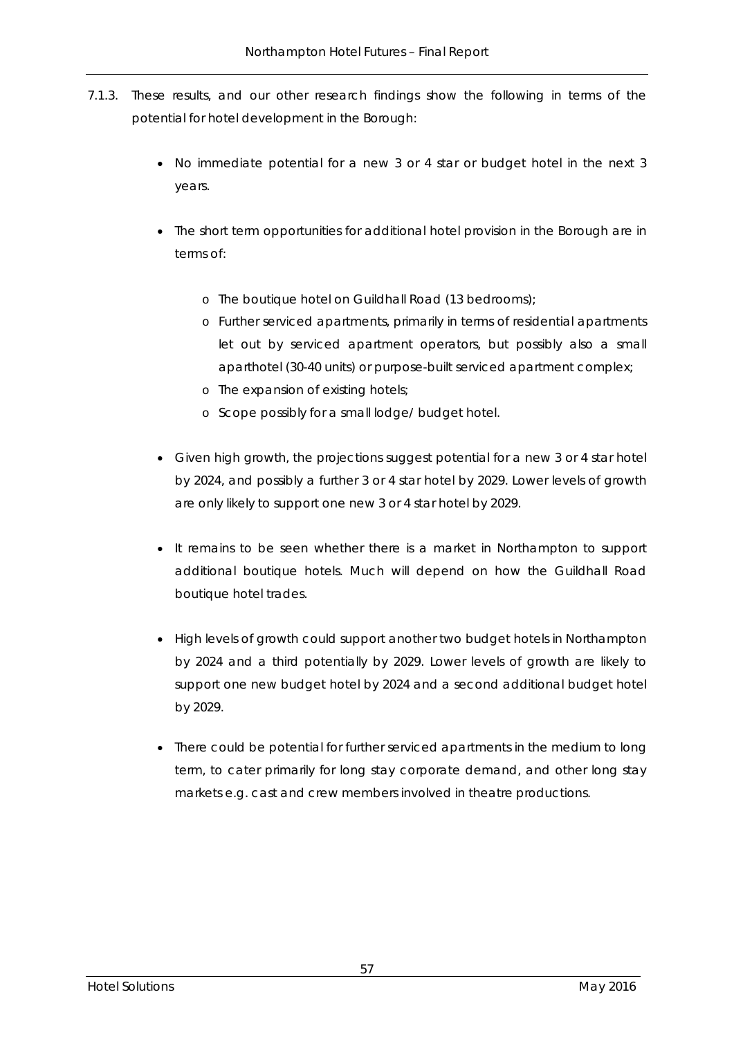7.1.3. These results, and our other research findings show the following in terms of the potential for hotel development in the Borough:

- No immediate potential for a new 3 or 4 star or budget hotel in the next 3 years.
- The short term opportunities for additional hotel provision in the Borough are in terms of:
    - The boutique hotel on Guildhall Road (13 bedrooms);
    - Further serviced apartments, primarily in terms of residential apartments let out by serviced apartment operators, but possibly also a small aparthotel (30-40 units) or purpose-built serviced apartment complex;
    - The expansion of existing hotels;
    - Scope possibly for a small lodge/ budget hotel.
- Given high growth, the projections suggest potential for a new 3 or 4 star hotel by 2024, and possibly a further 3 or 4 star hotel by 2029. Lower levels of growth are only likely to support one new 3 or 4 star hotel by 2029.
- It remains to be seen whether there is a market in Northampton to support additional boutique hotels. Much will depend on how the Guildhall Road boutique hotel trades.
- High levels of growth could support another two budget hotels in Northampton by 2024 and a third potentially by 2029. Lower levels of growth are likely to support one new budget hotel by 2024 and a second additional budget hotel by 2029.
- There could be potential for further serviced apartments in the medium to long term, to cater primarily for long stay corporate demand, and other long stay markets e.g. cast and crew members involved in theatre productions.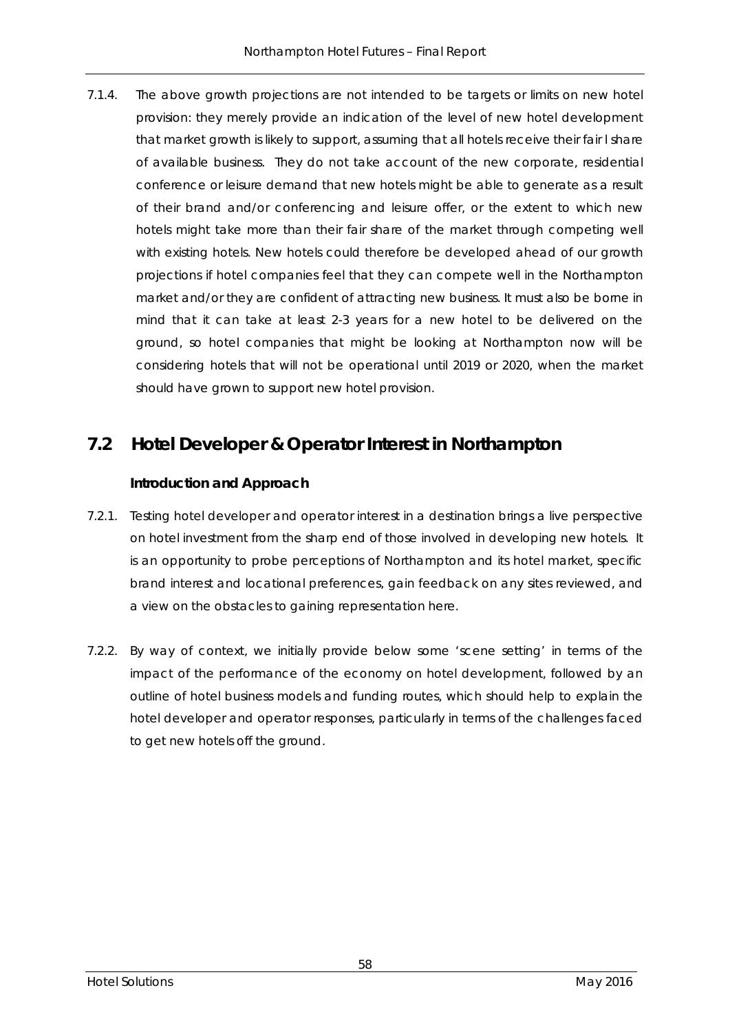7.1.4. The above growth projections are not intended to be targets or limits on new hotel provision: they merely provide an indication of the level of new hotel development that market growth is likely to support, assuming that all hotels receive their fair l share of available business. They do not take account of the new corporate, residential conference or leisure demand that new hotels might be able to generate as a result of their brand and/or conferencing and leisure offer, or the extent to which new hotels might take more than their fair share of the market through competing well with existing hotels. New hotels could therefore be developed ahead of our growth projections if hotel companies feel that they can compete well in the Northampton market and/or they are confident of attracting new business. It must also be borne in mind that it can take at least 2-3 years for a new hotel to be delivered on the ground, so hotel companies that might be looking at Northampton now will be considering hotels that will not be operational until 2019 or 2020, when the market should have grown to support new hotel provision.

## 7.2 Hotel Developer & Operator Interest in Northampton

### Introduction and Approach

7.2.1. Testing hotel developer and operator interest in a destination brings a live perspective on hotel investment from the sharp end of those involved in developing new hotels. It is an opportunity to probe perceptions of Northampton and its hotel market, specific brand interest and locational preferences, gain feedback on any sites reviewed, and a view on the obstacles to gaining representation here.

7.2.2. By way of context, we initially provide below some 'scene setting' in terms of the impact of the performance of the economy on hotel development, followed by an outline of hotel business models and funding routes, which should help to explain the hotel developer and operator responses, particularly in terms of the challenges faced to get new hotels off the ground.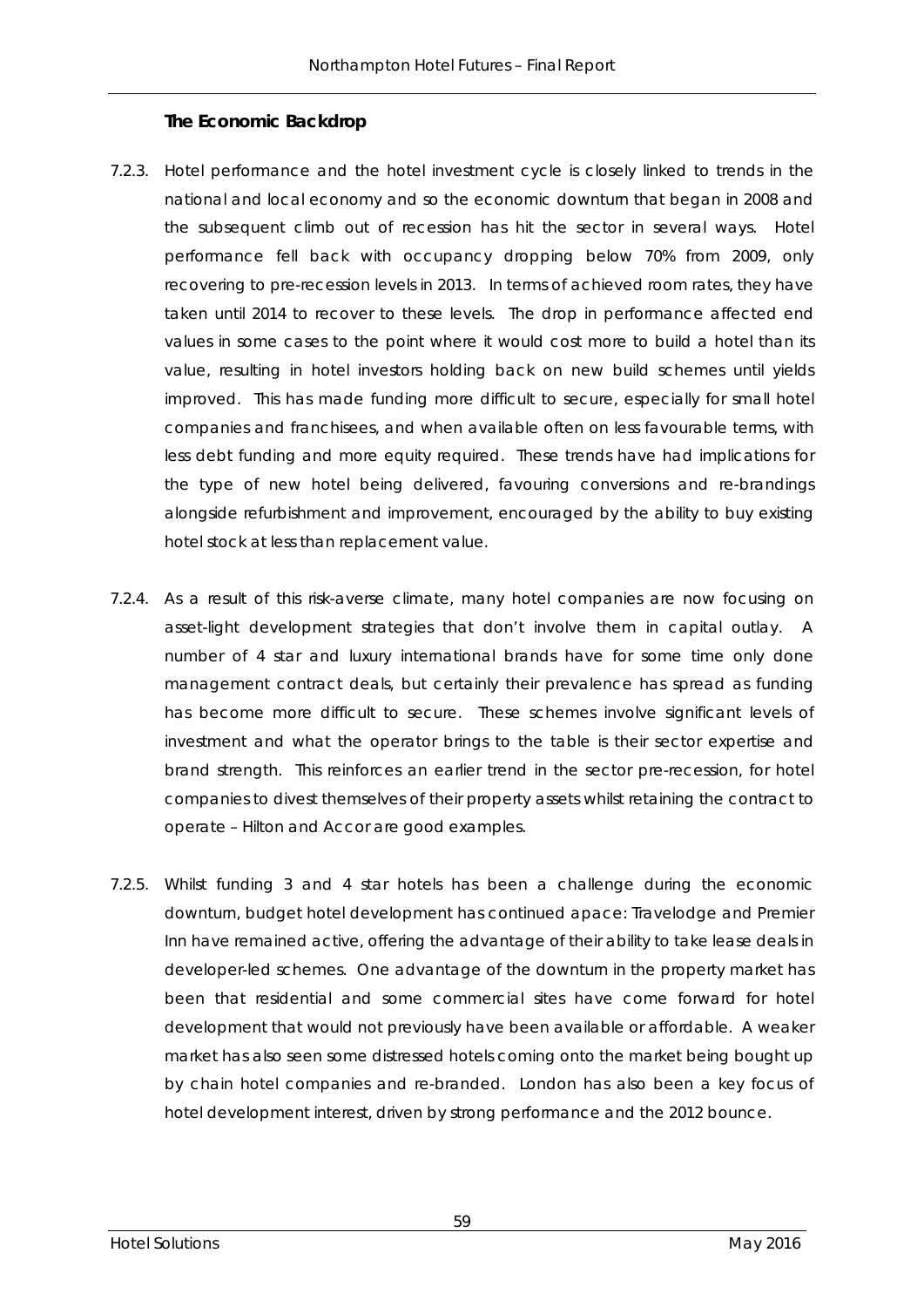### The Economic Backdrop

7.2.3. Hotel performance and the hotel investment cycle is closely linked to trends in the national and local economy and so the economic downturn that began in 2008 and the subsequent climb out of recession has hit the sector in several ways. Hotel performance fell back with occupancy dropping below 70% from 2009, only recovering to pre-recession levels in 2013. In terms of achieved room rates, they have taken until 2014 to recover to these levels. The drop in performance affected end values in some cases to the point where it would cost more to build a hotel than its value, resulting in hotel investors holding back on new build schemes until yields improved. This has made funding more difficult to secure, especially for small hotel companies and franchisees, and when available often on less favourable terms, with less debt funding and more equity required. These trends have had implications for the type of new hotel being delivered, favouring conversions and re-brandings alongside refurbishment and improvement, encouraged by the ability to buy existing hotel stock at less than replacement value.

7.2.4. As a result of this risk-averse climate, many hotel companies are now focusing on asset-light development strategies that don't involve them in capital outlay. A number of 4 star and luxury international brands have for some time only done management contract deals, but certainly their prevalence has spread as funding has become more difficult to secure. These schemes involve significant levels of investment and what the operator brings to the table is their sector expertise and brand strength. This reinforces an earlier trend in the sector pre-recession, for hotel companies to divest themselves of their property assets whilst retaining the contract to operate – Hilton and Accor are good examples.

7.2.5. Whilst funding 3 and 4 star hotels has been a challenge during the economic downturn, budget hotel development has continued apace: Travelodge and Premier Inn have remained active, offering the advantage of their ability to take lease deals in developer-led schemes. One advantage of the downturn in the property market has been that residential and some commercial sites have come forward for hotel development that would not previously have been available or affordable. A weaker market has also seen some distressed hotels coming onto the market being bought up by chain hotel companies and re-branded. London has also been a key focus of hotel development interest, driven by strong performance and the 2012 bounce.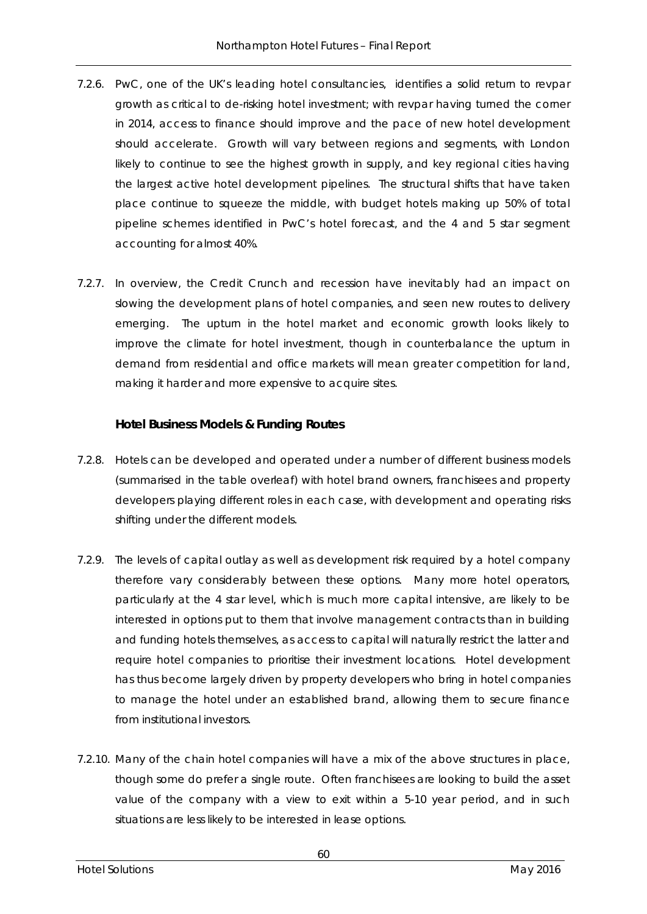7.2.6. PwC, one of the UK's leading hotel consultancies, identifies a solid return to revpar growth as critical to de-risking hotel investment; with revpar having turned the corner in 2014, access to finance should improve and the pace of new hotel development should accelerate. Growth will vary between regions and segments, with London likely to continue to see the highest growth in supply, and key regional cities having the largest active hotel development pipelines. The structural shifts that have taken place continue to squeeze the middle, with budget hotels making up 50% of total pipeline schemes identified in PwC's hotel forecast, and the 4 and 5 star segment accounting for almost 40%.

7.2.7. In overview, the Credit Crunch and recession have inevitably had an impact on slowing the development plans of hotel companies, and seen new routes to delivery emerging. The upturn in the hotel market and economic growth looks likely to improve the climate for hotel investment, though in counterbalance the upturn in demand from residential and office markets will mean greater competition for land, making it harder and more expensive to acquire sites.

### Hotel Business Models & Funding Routes

7.2.8. Hotels can be developed and operated under a number of different business models (summarised in the table overleaf) with hotel brand owners, franchisees and property developers playing different roles in each case, with development and operating risks shifting under the different models.

7.2.9. The levels of capital outlay as well as development risk required by a hotel company therefore vary considerably between these options. Many more hotel operators, particularly at the 4 star level, which is much more capital intensive, are likely to be interested in options put to them that involve management contracts than in building and funding hotels themselves, as access to capital will naturally restrict the latter and require hotel companies to prioritise their investment locations. Hotel development has thus become largely driven by property developers who bring in hotel companies to manage the hotel under an established brand, allowing them to secure finance from institutional investors.

7.2.10. Many of the chain hotel companies will have a mix of the above structures in place, though some do prefer a single route. Often franchisees are looking to build the asset value of the company with a view to exit within a 5-10 year period, and in such situations are less likely to be interested in lease options.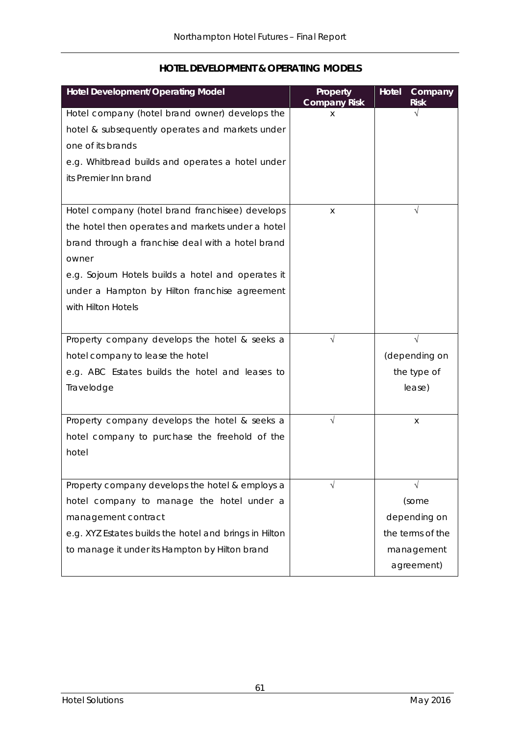## HOTEL DEVELOPMENT & OPERATING MODELS

| Hotel Development/Operating Model | Property Company Risk | Hotel Company Risk |
|---|---|---|
| Hotel company (hotel brand owner) develops the hotel & subsequently operates and markets under one of its brands<br>e.g. Whitbread builds and operates a hotel under its Premier Inn brand | x | √ |
| Hotel company (hotel brand franchisee) develops the hotel then operates and markets under a hotel brand through a franchise deal with a hotel brand owner<br>e.g. Sojourn Hotels builds a hotel and operates it under a Hampton by Hilton franchise agreement with Hilton Hotels | x | √ |
| Property company develops the hotel & seeks a hotel company to lease the hotel<br>e.g. ABC Estates builds the hotel and leases to Travelodge | √ | √ (depending on the type of lease) |
| Property company develops the hotel & seeks a hotel company to purchase the freehold of the hotel | √ | x |
| Property company develops the hotel & employs a hotel company to manage the hotel under a management contract<br>e.g. XYZ Estates builds the hotel and brings in Hilton to manage it under its Hampton by Hilton brand | √ | √ (some depending on the terms of the management agreement) |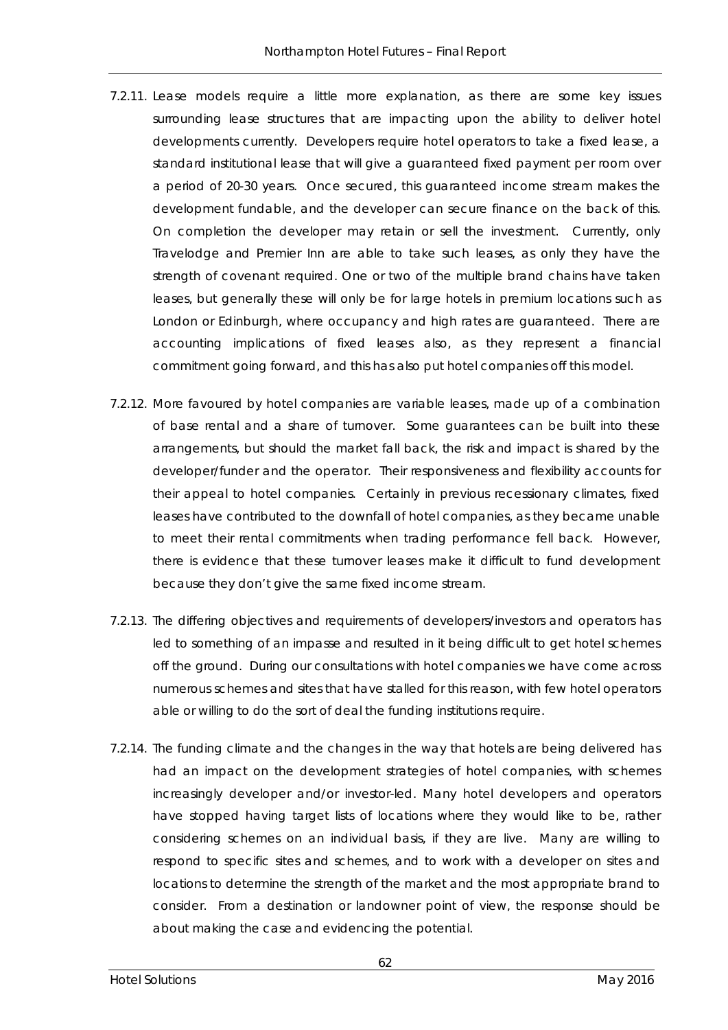7.2.11. Lease models require a little more explanation, as there are some key issues surrounding lease structures that are impacting upon the ability to deliver hotel developments currently. Developers require hotel operators to take a fixed lease, a standard institutional lease that will give a guaranteed fixed payment per room over a period of 20-30 years. Once secured, this guaranteed income stream makes the development fundable, and the developer can secure finance on the back of this. On completion the developer may retain or sell the investment. Currently, only Travelodge and Premier Inn are able to take such leases, as only they have the strength of covenant required. One or two of the multiple brand chains have taken leases, but generally these will only be for large hotels in premium locations such as London or Edinburgh, where occupancy and high rates are guaranteed. There are accounting implications of fixed leases also, as they represent a financial commitment going forward, and this has also put hotel companies off this model.

7.2.12. More favoured by hotel companies are variable leases, made up of a combination of base rental and a share of turnover. Some guarantees can be built into these arrangements, but should the market fall back, the risk and impact is shared by the developer/funder and the operator. Their responsiveness and flexibility accounts for their appeal to hotel companies. Certainly in previous recessionary climates, fixed leases have contributed to the downfall of hotel companies, as they became unable to meet their rental commitments when trading performance fell back. However, there is evidence that these turnover leases make it difficult to fund development because they don't give the same fixed income stream.

7.2.13. The differing objectives and requirements of developers/investors and operators has led to something of an impasse and resulted in it being difficult to get hotel schemes off the ground. During our consultations with hotel companies we have come across numerous schemes and sites that have stalled for this reason, with few hotel operators able or willing to do the sort of deal the funding institutions require.

7.2.14. The funding climate and the changes in the way that hotels are being delivered has had an impact on the development strategies of hotel companies, with schemes increasingly developer and/or investor-led. Many hotel developers and operators have stopped having target lists of locations where they would like to be, rather considering schemes on an individual basis, if they are live. Many are willing to respond to specific sites and schemes, and to work with a developer on sites and locations to determine the strength of the market and the most appropriate brand to consider. From a destination or landowner point of view, the response should be about making the case and evidencing the potential.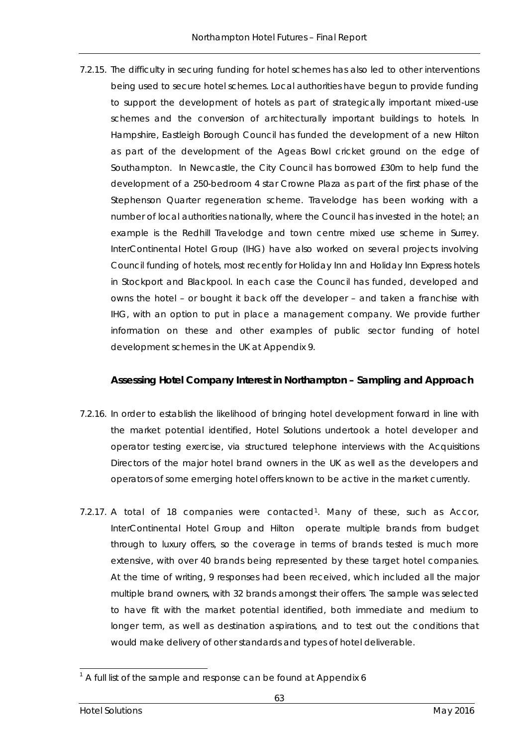7.2.15. The difficulty in securing funding for hotel schemes has also led to other interventions being used to secure hotel schemes. Local authorities have begun to provide funding to support the development of hotels as part of strategically important mixed-use schemes and the conversion of architecturally important buildings to hotels. In Hampshire, Eastleigh Borough Council has funded the development of a new Hilton as part of the development of the Ageas Bowl cricket ground on the edge of Southampton. In Newcastle, the City Council has borrowed £30m to help fund the development of a 250-bedroom 4 star Crowne Plaza as part of the first phase of the Stephenson Quarter regeneration scheme. Travelodge has been working with a number of local authorities nationally, where the Council has invested in the hotel; an example is the Redhill Travelodge and town centre mixed use scheme in Surrey. InterContinental Hotel Group (IHG) have also worked on several projects involving Council funding of hotels, most recently for Holiday Inn and Holiday Inn Express hotels in Stockport and Blackpool. In each case the Council has funded, developed and owns the hotel – or bought it back off the developer – and taken a franchise with IHG, with an option to put in place a management company. We provide further information on these and other examples of public sector funding of hotel development schemes in the UK at Appendix 9.

### Assessing Hotel Company Interest in Northampton – Sampling and Approach

7.2.16. In order to establish the likelihood of bringing hotel development forward in line with the market potential identified, Hotel Solutions undertook a hotel developer and operator testing exercise, via structured telephone interviews with the Acquisitions Directors of the major hotel brand owners in the UK as well as the developers and operators of some emerging hotel offers known to be active in the market currently.

7.2.17. A total of 18 companies were contacted[1]. Many of these, such as Accor, InterContinental Hotel Group and Hilton operate multiple brands from budget through to luxury offers, so the coverage in terms of brands tested is much more extensive, with over 40 brands being represented by these target hotel companies. At the time of writing, 9 responses had been received, which included all the major multiple brand owners, with 32 brands amongst their offers. The sample was selected to have fit with the market potential identified, both immediate and medium to longer term, as well as destination aspirations, and to test out the conditions that would make delivery of other standards and types of hotel deliverable.

[1] A full list of the sample and response can be found at Appendix 6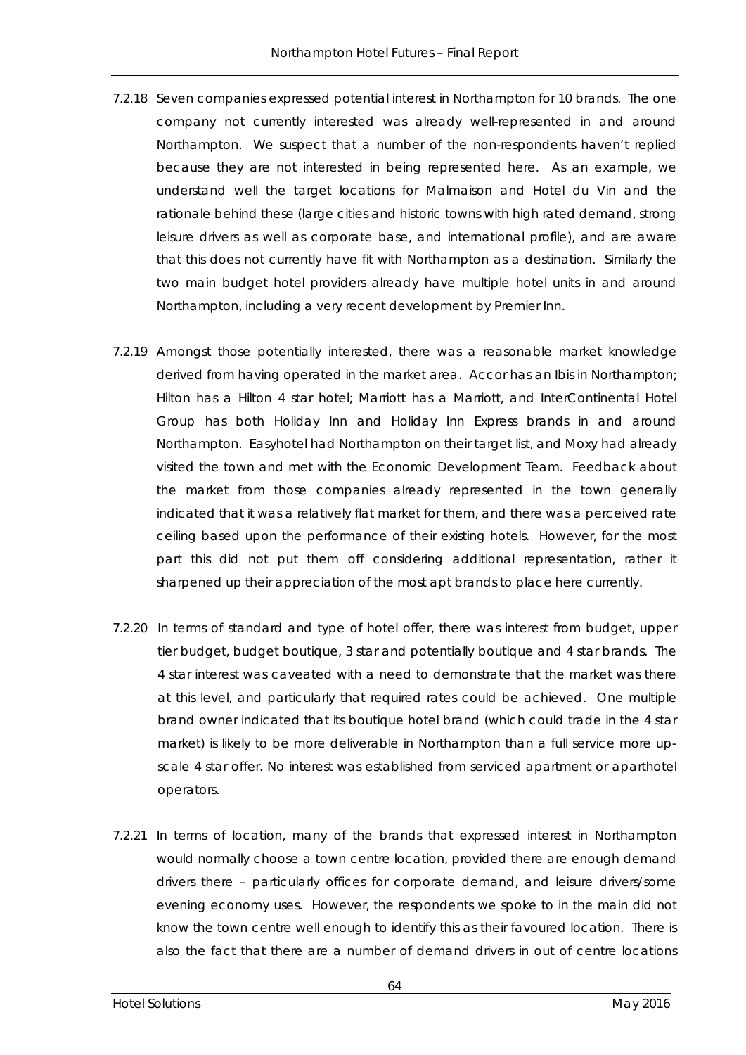7.2.18 Seven companies expressed potential interest in Northampton for 10 brands. The one company not currently interested was already well-represented in and around Northampton. We suspect that a number of the non-respondents haven't replied because they are not interested in being represented here. As an example, we understand well the target locations for Malmaison and Hotel du Vin and the rationale behind these (large cities and historic towns with high rated demand, strong leisure drivers as well as corporate base, and international profile), and are aware that this does not currently have fit with Northampton as a destination. Similarly the two main budget hotel providers already have multiple hotel units in and around Northampton, including a very recent development by Premier Inn.

7.2.19 Amongst those potentially interested, there was a reasonable market knowledge derived from having operated in the market area. Accor has an Ibis in Northampton; Hilton has a Hilton 4 star hotel; Marriott has a Marriott, and InterContinental Hotel Group has both Holiday Inn and Holiday Inn Express brands in and around Northampton. Easyhotel had Northampton on their target list, and Moxy had already visited the town and met with the Economic Development Team. Feedback about the market from those companies already represented in the town generally indicated that it was a relatively flat market for them, and there was a perceived rate ceiling based upon the performance of their existing hotels. However, for the most part this did not put them off considering additional representation, rather it sharpened up their appreciation of the most apt brands to place here currently.

7.2.20 In terms of standard and type of hotel offer, there was interest from budget, upper tier budget, budget boutique, 3 star and potentially boutique and 4 star brands. The 4 star interest was caveated with a need to demonstrate that the market was there at this level, and particularly that required rates could be achieved. One multiple brand owner indicated that its boutique hotel brand (which could trade in the 4 star market) is likely to be more deliverable in Northampton than a full service more up-scale 4 star offer. No interest was established from serviced apartment or aparthotel operators.

7.2.21 In terms of location, many of the brands that expressed interest in Northampton would normally choose a town centre location, provided there are enough demand drivers there – particularly offices for corporate demand, and leisure drivers/some evening economy uses. However, the respondents we spoke to in the main did not know the town centre well enough to identify this as their favoured location. There is also the fact that there are a number of demand drivers in out of centre locations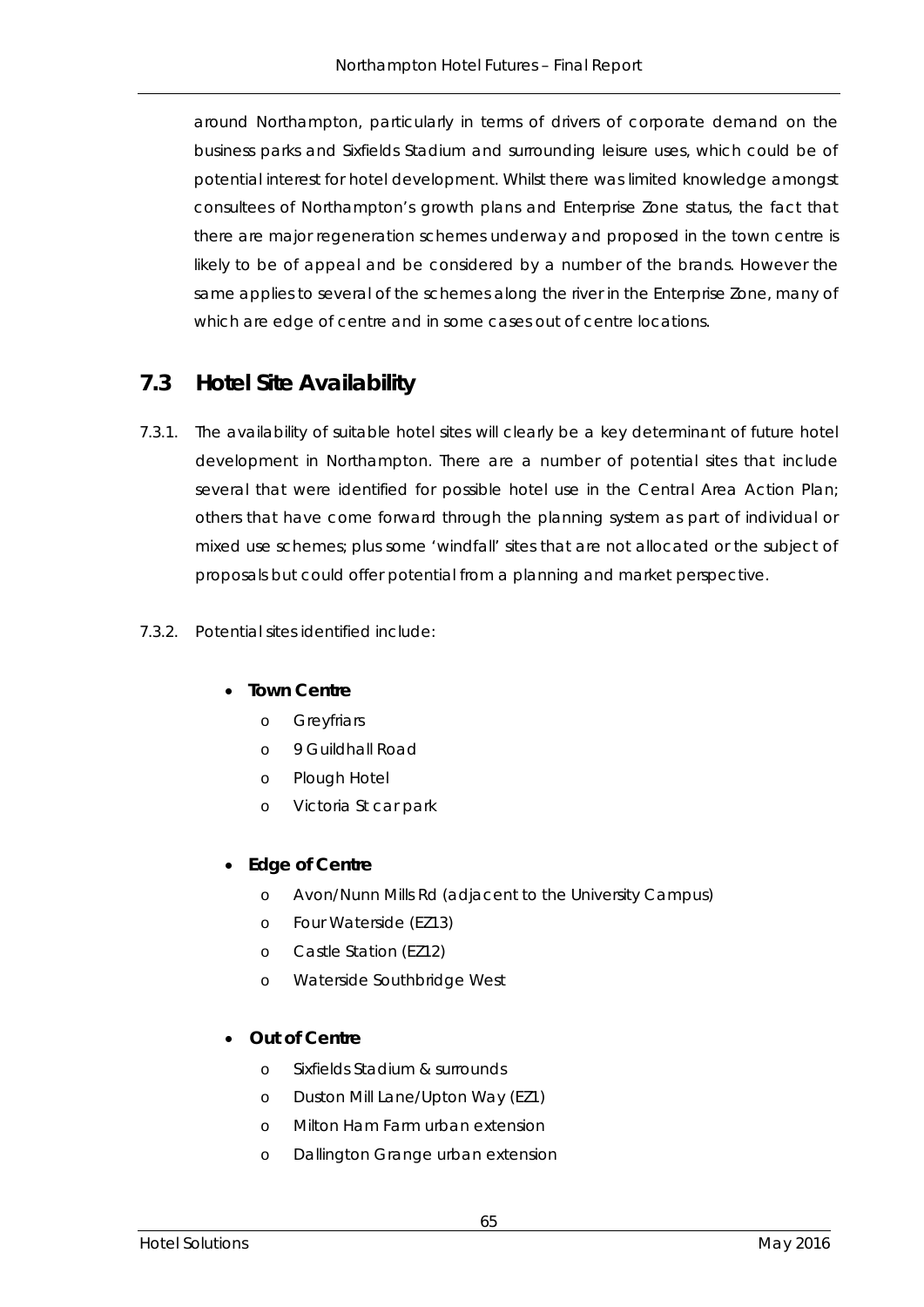around Northampton, particularly in terms of drivers of corporate demand on the business parks and Sixfields Stadium and surrounding leisure uses, which could be of potential interest for hotel development. Whilst there was limited knowledge amongst consultees of Northampton's growth plans and Enterprise Zone status, the fact that there are major regeneration schemes underway and proposed in the town centre is likely to be of appeal and be considered by a number of the brands. However the same applies to several of the schemes along the river in the Enterprise Zone, many of which are edge of centre and in some cases out of centre locations.

## 7.3 Hotel Site Availability

7.3.1. The availability of suitable hotel sites will clearly be a key determinant of future hotel development in Northampton. There are a number of potential sites that include several that were identified for possible hotel use in the Central Area Action Plan; others that have come forward through the planning system as part of individual or mixed use schemes; plus some 'windfall' sites that are not allocated or the subject of proposals but could offer potential from a planning and market perspective.

7.3.2. Potential sites identified include:

- **Town Centre**
  - Greyfriars
  - 9 Guildhall Road
  - Plough Hotel
  - Victoria St car park
- **Edge of Centre**
  - Avon/Nunn Mills Rd (adjacent to the University Campus)
  - Four Waterside (EZ13)
  - Castle Station (EZ12)
  - Waterside Southbridge West
- **Out of Centre**
  - Sixfields Stadium & surrounds
  - Duston Mill Lane/Upton Way (EZ1)
  - Milton Ham Farm urban extension
  - Dallington Grange urban extension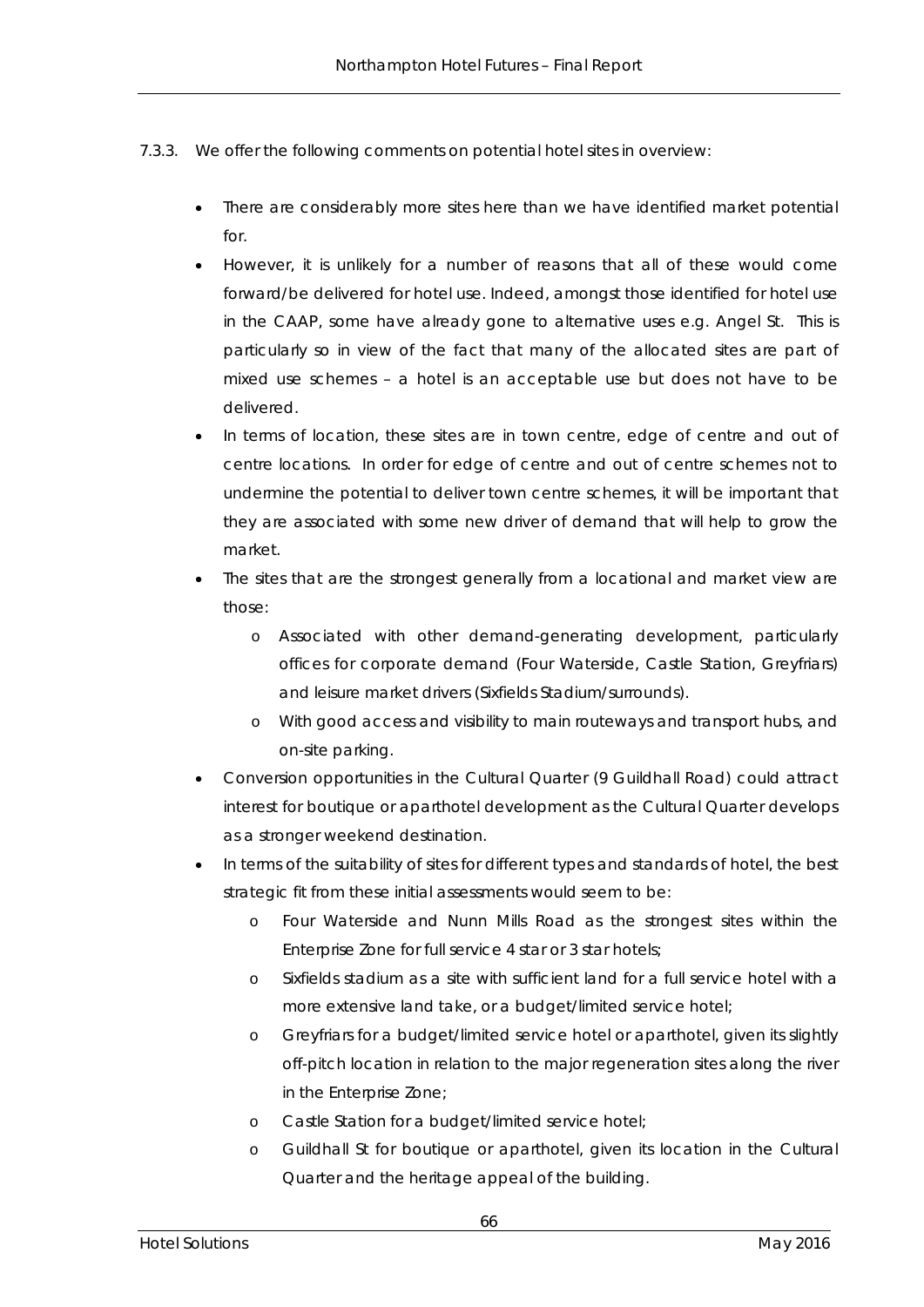7.3.3. We offer the following comments on potential hotel sites in overview:

- There are considerably more sites here than we have identified market potential for.
- However, it is unlikely for a number of reasons that all of these would come forward/be delivered for hotel use. Indeed, amongst those identified for hotel use in the CAAP, some have already gone to alternative uses e.g. Angel St. This is particularly so in view of the fact that many of the allocated sites are part of mixed use schemes – a hotel is an acceptable use but does not have to be delivered.
- In terms of location, these sites are in town centre, edge of centre and out of centre locations. In order for edge of centre and out of centre schemes not to undermine the potential to deliver town centre schemes, it will be important that they are associated with some new driver of demand that will help to grow the market.
- The sites that are the strongest generally from a locational and market view are those:
  - Associated with other demand-generating development, particularly offices for corporate demand (Four Waterside, Castle Station, Greyfriars) and leisure market drivers (Sixfields Stadium/surrounds).
  - With good access and visibility to main routeways and transport hubs, and on-site parking.
- Conversion opportunities in the Cultural Quarter (9 Guildhall Road) could attract interest for boutique or aparthotel development as the Cultural Quarter develops as a stronger weekend destination.
- In terms of the suitability of sites for different types and standards of hotel, the best strategic fit from these initial assessments would seem to be:
  - Four Waterside and Nunn Mills Road as the strongest sites within the Enterprise Zone for full service 4 star or 3 star hotels;
  - Sixfields stadium as a site with sufficient land for a full service hotel with a more extensive land take, or a budget/limited service hotel;
  - Greyfriars for a budget/limited service hotel or aparthotel, given its slightly off-pitch location in relation to the major regeneration sites along the river in the Enterprise Zone;
  - Castle Station for a budget/limited service hotel;
  - Guildhall St for boutique or aparthotel, given its location in the Cultural Quarter and the heritage appeal of the building.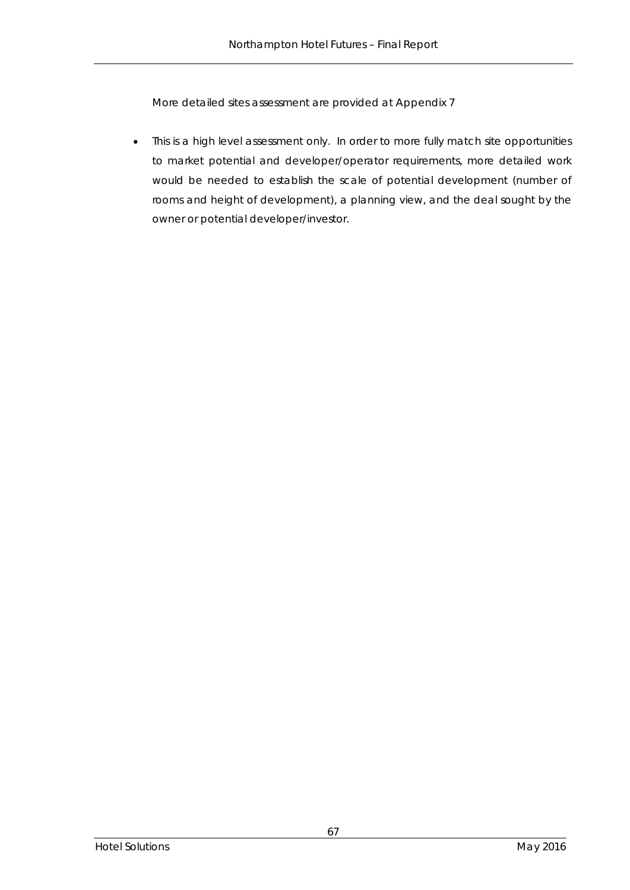More detailed sites assessment are provided at Appendix 7

- This is a high level assessment only. In order to more fully match site opportunities to market potential and developer/operator requirements, more detailed work would be needed to establish the scale of potential development (number of rooms and height of development), a planning view, and the deal sought by the owner or potential developer/investor.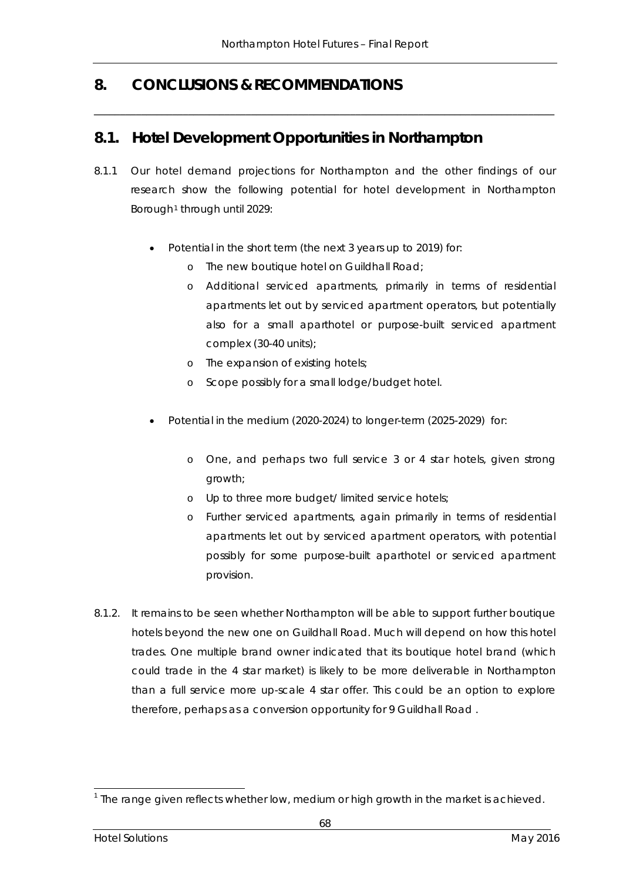# 8. CONCLUSIONS & RECOMMENDATIONS

## 8.1. Hotel Development Opportunities in Northampton

8.1.1 Our hotel demand projections for Northampton and the other findings of our research show the following potential for hotel development in Northampton Borough[1] through until 2029:

- Potential in the short term (the next 3 years up to 2019) for:
  - o The new boutique hotel on Guildhall Road;
  - o Additional serviced apartments, primarily in terms of residential apartments let out by serviced apartment operators, but potentially also for a small aparthotel or purpose-built serviced apartment complex (30-40 units);
  - o The expansion of existing hotels;
  - o Scope possibly for a small lodge/budget hotel.

- Potential in the medium (2020-2024) to longer-term (2025-2029) for:
  - o One, and perhaps two full service 3 or 4 star hotels, given strong growth;
  - o Up to three more budget/ limited service hotels;
  - o Further serviced apartments, again primarily in terms of residential apartments let out by serviced apartment operators, with potential possibly for some purpose-built aparthotel or serviced apartment provision.

8.1.2. It remains to be seen whether Northampton will be able to support further boutique hotels beyond the new one on Guildhall Road. Much will depend on how this hotel trades. One multiple brand owner indicated that its boutique hotel brand (which could trade in the 4 star market) is likely to be more deliverable in Northampton than a full service more up-scale 4 star offer. This could be an option to explore therefore, perhaps as a conversion opportunity for 9 Guildhall Road .

[1] The range given reflects whether low, medium or high growth in the market is achieved.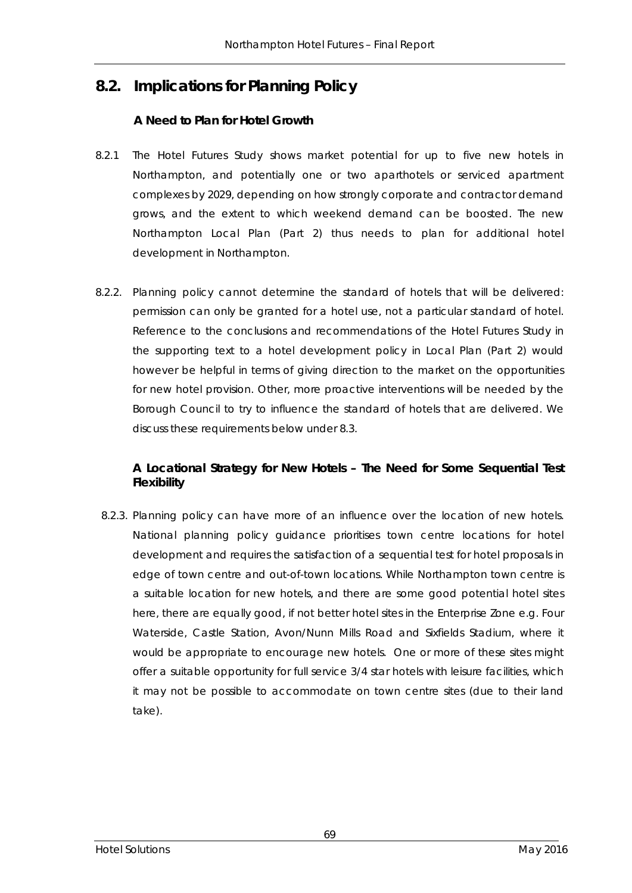## 8.2. Implications for Planning Policy

### A Need to Plan for Hotel Growth

8.2.1 The Hotel Futures Study shows market potential for up to five new hotels in Northampton, and potentially one or two aparthotels or serviced apartment complexes by 2029, depending on how strongly corporate and contractor demand grows, and the extent to which weekend demand can be boosted. The new Northampton Local Plan (Part 2) thus needs to plan for additional hotel development in Northampton.

8.2.2. Planning policy cannot determine the standard of hotels that will be delivered: permission can only be granted for a hotel use, not a particular standard of hotel. Reference to the conclusions and recommendations of the Hotel Futures Study in the supporting text to a hotel development policy in Local Plan (Part 2) would however be helpful in terms of giving direction to the market on the opportunities for new hotel provision. Other, more proactive interventions will be needed by the Borough Council to try to influence the standard of hotels that are delivered. We discuss these requirements below under 8.3.

### A Locational Strategy for New Hotels – The Need for Some Sequential Test Flexibility

8.2.3. Planning policy can have more of an influence over the location of new hotels. National planning policy guidance prioritises town centre locations for hotel development and requires the satisfaction of a sequential test for hotel proposals in edge of town centre and out-of-town locations. While Northampton town centre is a suitable location for new hotels, and there are some good potential hotel sites here, there are equally good, if not better hotel sites in the Enterprise Zone e.g. Four Waterside, Castle Station, Avon/Nunn Mills Road and Sixfields Stadium, where it would be appropriate to encourage new hotels. One or more of these sites might offer a suitable opportunity for full service 3/4 star hotels with leisure facilities, which it may not be possible to accommodate on town centre sites (due to their land take).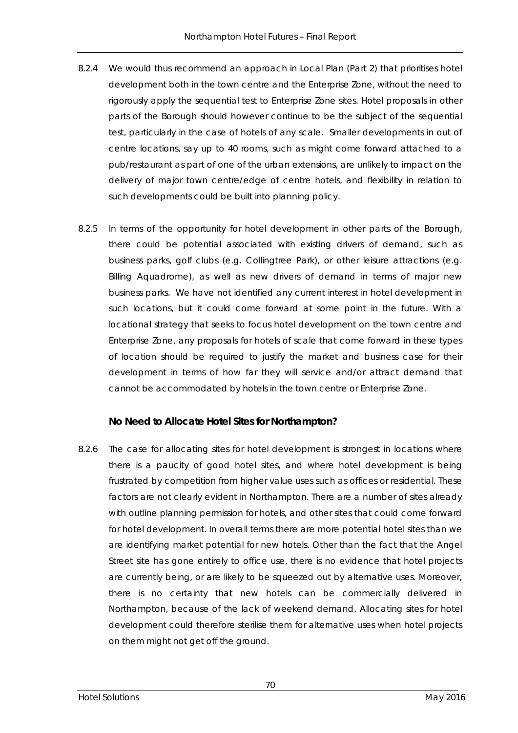8.2.4 We would thus recommend an approach in Local Plan (Part 2) that prioritises hotel development both in the town centre and the Enterprise Zone, without the need to rigorously apply the sequential test to Enterprise Zone sites. Hotel proposals in other parts of the Borough should however continue to be the subject of the sequential test, particularly in the case of hotels of any scale. Smaller developments in out of centre locations, say up to 40 rooms, such as might come forward attached to a pub/restaurant as part of one of the urban extensions, are unlikely to impact on the delivery of major town centre/edge of centre hotels, and flexibility in relation to such developments could be built into planning policy.

8.2.5 In terms of the opportunity for hotel development in other parts of the Borough, there could be potential associated with existing drivers of demand, such as business parks, golf clubs (e.g. Collingtree Park), or other leisure attractions (e.g. Billing Aquadrome), as well as new drivers of demand in terms of major new business parks. We have not identified any current interest in hotel development in such locations, but it could come forward at some point in the future. With a locational strategy that seeks to focus hotel development on the town centre and Enterprise Zone, any proposals for hotels of scale that come forward in these types of location should be required to justify the market and business case for their development in terms of how far they will service and/or attract demand that cannot be accommodated by hotels in the town centre or Enterprise Zone.

### No Need to Allocate Hotel Sites for Northampton?

8.2.6 The case for allocating sites for hotel development is strongest in locations where there is a paucity of good hotel sites, and where hotel development is being frustrated by competition from higher value uses such as offices or residential. These factors are not clearly evident in Northampton. There are a number of sites already with outline planning permission for hotels, and other sites that could come forward for hotel development. In overall terms there are more potential hotel sites than we are identifying market potential for new hotels. Other than the fact that the Angel Street site has gone entirely to office use, there is no evidence that hotel projects are currently being, or are likely to be squeezed out by alternative uses. Moreover, there is no certainty that new hotels can be commercially delivered in Northampton, because of the lack of weekend demand. Allocating sites for hotel development could therefore sterilise them for alternative uses when hotel projects on them might not get off the ground.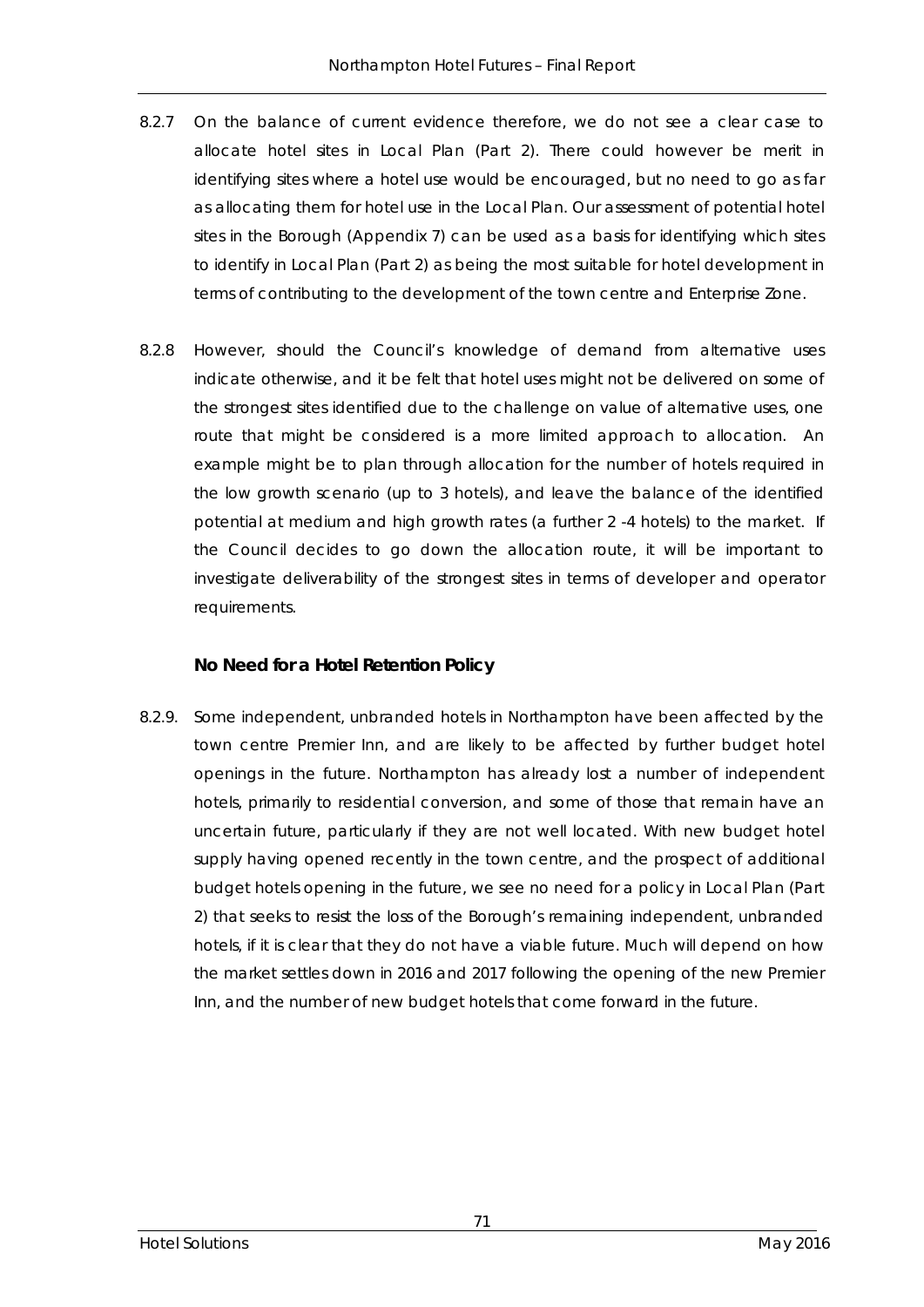8.2.7 On the balance of current evidence therefore, we do not see a clear case to allocate hotel sites in Local Plan (Part 2). There could however be merit in identifying sites where a hotel use would be encouraged, but no need to go as far as allocating them for hotel use in the Local Plan. Our assessment of potential hotel sites in the Borough (Appendix 7) can be used as a basis for identifying which sites to identify in Local Plan (Part 2) as being the most suitable for hotel development in terms of contributing to the development of the town centre and Enterprise Zone.

8.2.8 However, should the Council's knowledge of demand from alternative uses indicate otherwise, and it be felt that hotel uses might not be delivered on some of the strongest sites identified due to the challenge on value of alternative uses, one route that might be considered is a more limited approach to allocation. An example might be to plan through allocation for the number of hotels required in the low growth scenario (up to 3 hotels), and leave the balance of the identified potential at medium and high growth rates (a further 2 -4 hotels) to the market. If the Council decides to go down the allocation route, it will be important to investigate deliverability of the strongest sites in terms of developer and operator requirements.

### No Need for a Hotel Retention Policy

8.2.9. Some independent, unbranded hotels in Northampton have been affected by the town centre Premier Inn, and are likely to be affected by further budget hotel openings in the future. Northampton has already lost a number of independent hotels, primarily to residential conversion, and some of those that remain have an uncertain future, particularly if they are not well located. With new budget hotel supply having opened recently in the town centre, and the prospect of additional budget hotels opening in the future, we see no need for a policy in Local Plan (Part 2) that seeks to resist the loss of the Borough's remaining independent, unbranded hotels, if it is clear that they do not have a viable future. Much will depend on how the market settles down in 2016 and 2017 following the opening of the new Premier Inn, and the number of new budget hotels that come forward in the future.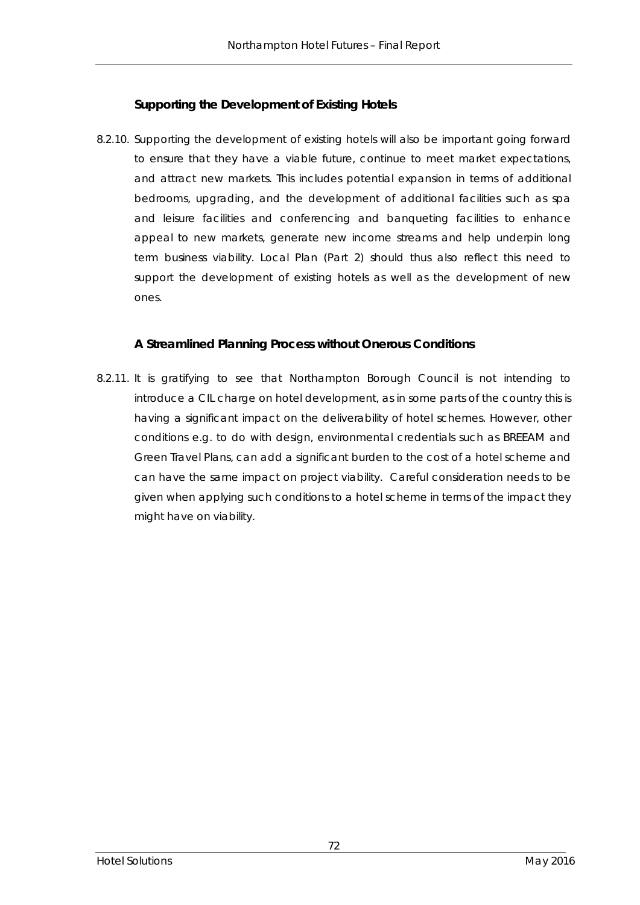### Supporting the Development of Existing Hotels

8.2.10. Supporting the development of existing hotels will also be important going forward to ensure that they have a viable future, continue to meet market expectations, and attract new markets. This includes potential expansion in terms of additional bedrooms, upgrading, and the development of additional facilities such as spa and leisure facilities and conferencing and banqueting facilities to enhance appeal to new markets, generate new income streams and help underpin long term business viability. Local Plan (Part 2) should thus also reflect this need to support the development of existing hotels as well as the development of new ones.

### A Streamlined Planning Process without Onerous Conditions

8.2.11. It is gratifying to see that Northampton Borough Council is not intending to introduce a CIL charge on hotel development, as in some parts of the country this is having a significant impact on the deliverability of hotel schemes. However, other conditions e.g. to do with design, environmental credentials such as BREEAM and Green Travel Plans, can add a significant burden to the cost of a hotel scheme and can have the same impact on project viability. Careful consideration needs to be given when applying such conditions to a hotel scheme in terms of the impact they might have on viability.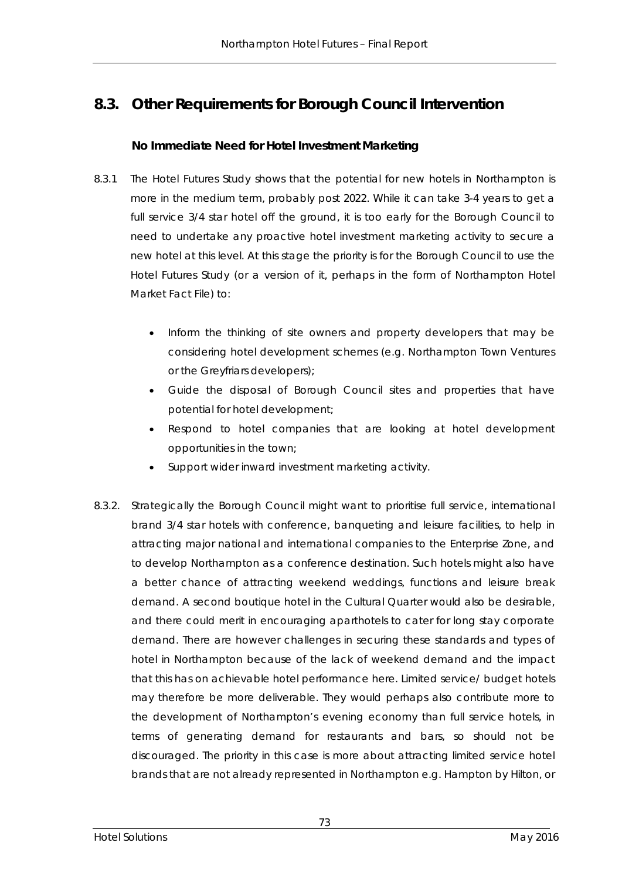## 8.3. Other Requirements for Borough Council Intervention

### No Immediate Need for Hotel Investment Marketing

8.3.1 The Hotel Futures Study shows that the potential for new hotels in Northampton is more in the medium term, probably post 2022. While it can take 3-4 years to get a full service 3/4 star hotel off the ground, it is too early for the Borough Council to need to undertake any proactive hotel investment marketing activity to secure a new hotel at this level. At this stage the priority is for the Borough Council to use the Hotel Futures Study (or a version of it, perhaps in the form of Northampton Hotel Market Fact File) to:

- Inform the thinking of site owners and property developers that may be considering hotel development schemes (e.g. Northampton Town Ventures or the Greyfriars developers);
- Guide the disposal of Borough Council sites and properties that have potential for hotel development;
- Respond to hotel companies that are looking at hotel development opportunities in the town;
- Support wider inward investment marketing activity.

8.3.2. Strategically the Borough Council might want to prioritise full service, international brand 3/4 star hotels with conference, banqueting and leisure facilities, to help in attracting major national and international companies to the Enterprise Zone, and to develop Northampton as a conference destination. Such hotels might also have a better chance of attracting weekend weddings, functions and leisure break demand. A second boutique hotel in the Cultural Quarter would also be desirable, and there could merit in encouraging aparthotels to cater for long stay corporate demand. There are however challenges in securing these standards and types of hotel in Northampton because of the lack of weekend demand and the impact that this has on achievable hotel performance here. Limited service/ budget hotels may therefore be more deliverable. They would perhaps also contribute more to the development of Northampton's evening economy than full service hotels, in terms of generating demand for restaurants and bars, so should not be discouraged. The priority in this case is more about attracting limited service hotel brands that are not already represented in Northampton e.g. Hampton by Hilton, or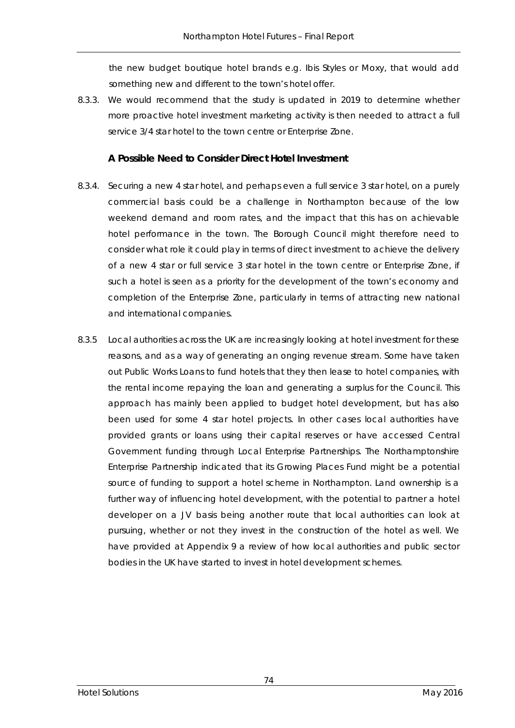the new budget boutique hotel brands e.g. Ibis Styles or Moxy, that would add something new and different to the town's hotel offer.

8.3.3. We would recommend that the study is updated in 2019 to determine whether more proactive hotel investment marketing activity is then needed to attract a full service 3/4 star hotel to the town centre or Enterprise Zone.

**A Possible Need to Consider Direct Hotel Investment**

8.3.4. Securing a new 4 star hotel, and perhaps even a full service 3 star hotel, on a purely commercial basis could be a challenge in Northampton because of the low weekend demand and room rates, and the impact that this has on achievable hotel performance in the town. The Borough Council might therefore need to consider what role it could play in terms of direct investment to achieve the delivery of a new 4 star or full service 3 star hotel in the town centre or Enterprise Zone, if such a hotel is seen as a priority for the development of the town's economy and completion of the Enterprise Zone, particularly in terms of attracting new national and international companies.

8.3.5 Local authorities across the UK are increasingly looking at hotel investment for these reasons, and as a way of generating an onging revenue stream. Some have taken out Public Works Loans to fund hotels that they then lease to hotel companies, with the rental income repaying the loan and generating a surplus for the Council. This approach has mainly been applied to budget hotel development, but has also been used for some 4 star hotel projects. In other cases local authorities have provided grants or loans using their capital reserves or have accessed Central Government funding through Local Enterprise Partnerships. The Northamptonshire Enterprise Partnership indicated that its Growing Places Fund might be a potential source of funding to support a hotel scheme in Northampton. Land ownership is a further way of influencing hotel development, with the potential to partner a hotel developer on a JV basis being another route that local authorities can look at pursuing, whether or not they invest in the construction of the hotel as well. We have provided at Appendix 9 a review of how local authorities and public sector bodies in the UK have started to invest in hotel development schemes.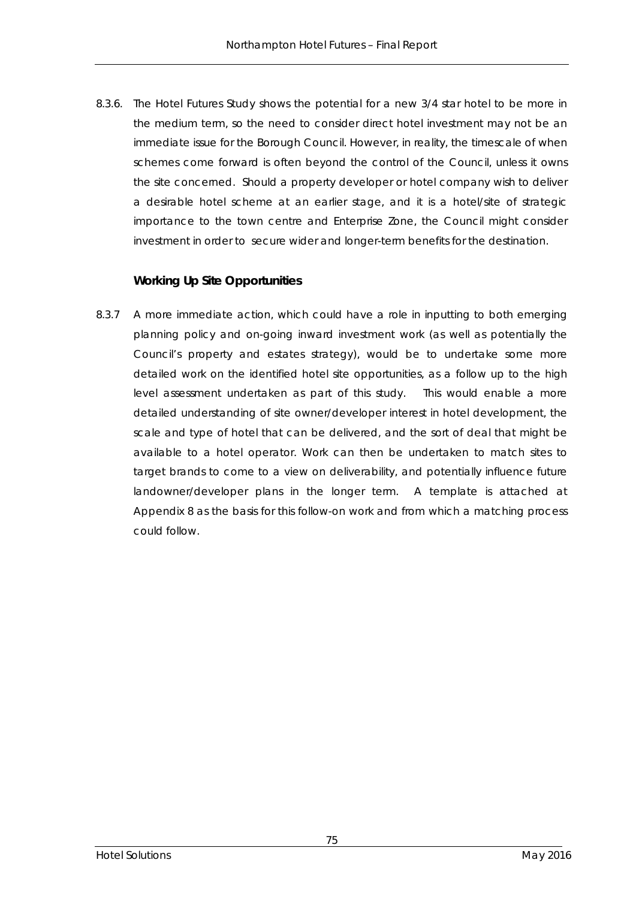8.3.6. The Hotel Futures Study shows the potential for a new 3/4 star hotel to be more in the medium term, so the need to consider direct hotel investment may not be an immediate issue for the Borough Council. However, in reality, the timescale of when schemes come forward is often beyond the control of the Council, unless it owns the site concerned. Should a property developer or hotel company wish to deliver a desirable hotel scheme at an earlier stage, and it is a hotel/site of strategic importance to the town centre and Enterprise Zone, the Council might consider investment in order to secure wider and longer-term benefits for the destination.

**Working Up Site Opportunities**

8.3.7 A more immediate action, which could have a role in inputting to both emerging planning policy and on-going inward investment work (as well as potentially the Council's property and estates strategy), would be to undertake some more detailed work on the identified hotel site opportunities, as a follow up to the high level assessment undertaken as part of this study. This would enable a more detailed understanding of site owner/developer interest in hotel development, the scale and type of hotel that can be delivered, and the sort of deal that might be available to a hotel operator. Work can then be undertaken to match sites to target brands to come to a view on deliverability, and potentially influence future landowner/developer plans in the longer term. A template is attached at Appendix 8 as the basis for this follow-on work and from which a matching process could follow.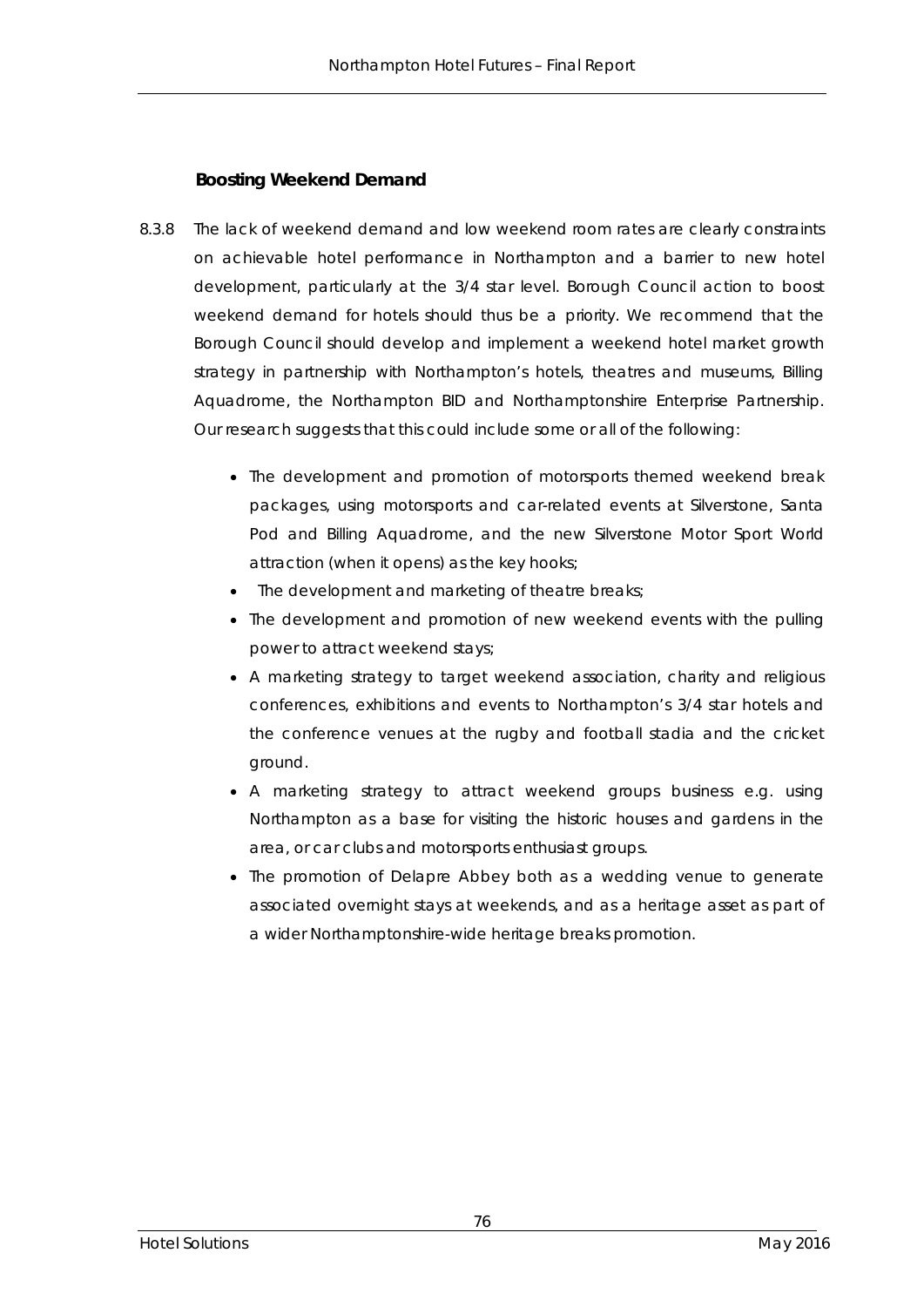### Boosting Weekend Demand

8.3.8 The lack of weekend demand and low weekend room rates are clearly constraints on achievable hotel performance in Northampton and a barrier to new hotel development, particularly at the 3/4 star level. Borough Council action to boost weekend demand for hotels should thus be a priority. We recommend that the Borough Council should develop and implement a weekend hotel market growth strategy in partnership with Northampton's hotels, theatres and museums, Billing Aquadrome, the Northampton BID and Northamptonshire Enterprise Partnership. Our research suggests that this could include some or all of the following:

- The development and promotion of motorsports themed weekend break packages, using motorsports and car-related events at Silverstone, Santa Pod and Billing Aquadrome, and the new Silverstone Motor Sport World attraction (when it opens) as the key hooks;
- The development and marketing of theatre breaks;
- The development and promotion of new weekend events with the pulling power to attract weekend stays;
- A marketing strategy to target weekend association, charity and religious conferences, exhibitions and events to Northampton's 3/4 star hotels and the conference venues at the rugby and football stadia and the cricket ground.
- A marketing strategy to attract weekend groups business e.g. using Northampton as a base for visiting the historic houses and gardens in the area, or car clubs and motorsports enthusiast groups.
- The promotion of Delapre Abbey both as a wedding venue to generate associated overnight stays at weekends, and as a heritage asset as part of a wider Northamptonshire-wide heritage breaks promotion.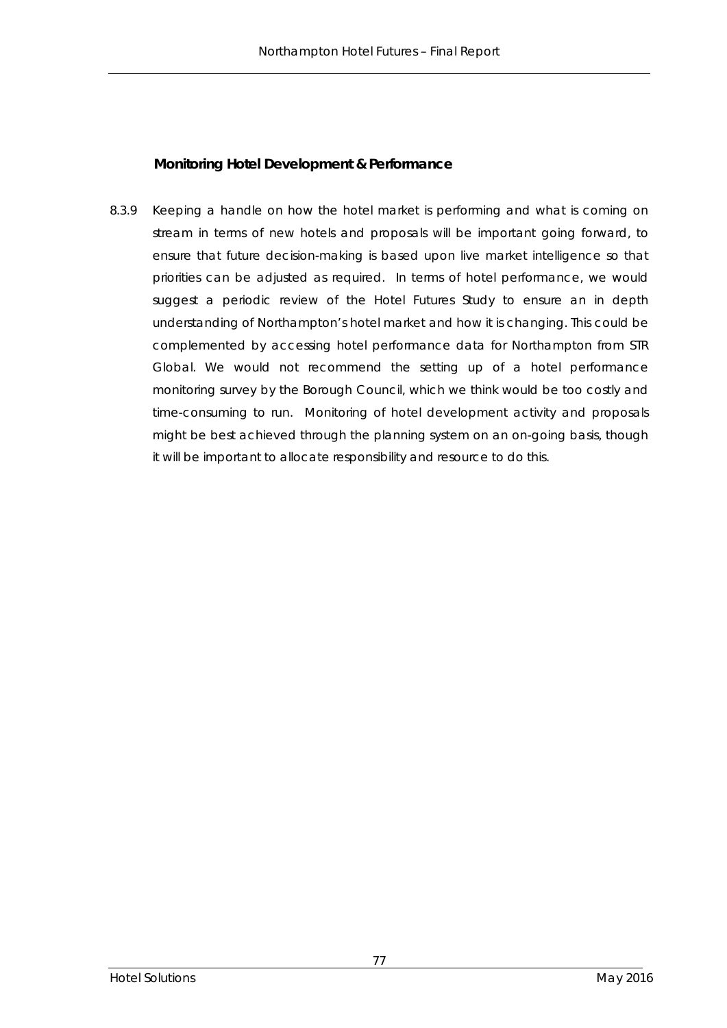### Monitoring Hotel Development & Performance

8.3.9 Keeping a handle on how the hotel market is performing and what is coming on stream in terms of new hotels and proposals will be important going forward, to ensure that future decision-making is based upon live market intelligence so that priorities can be adjusted as required. In terms of hotel performance, we would suggest a periodic review of the Hotel Futures Study to ensure an in depth understanding of Northampton's hotel market and how it is changing. This could be complemented by accessing hotel performance data for Northampton from STR Global. We would not recommend the setting up of a hotel performance monitoring survey by the Borough Council, which we think would be too costly and time-consuming to run. Monitoring of hotel development activity and proposals might be best achieved through the planning system on an on-going basis, though it will be important to allocate responsibility and resource to do this.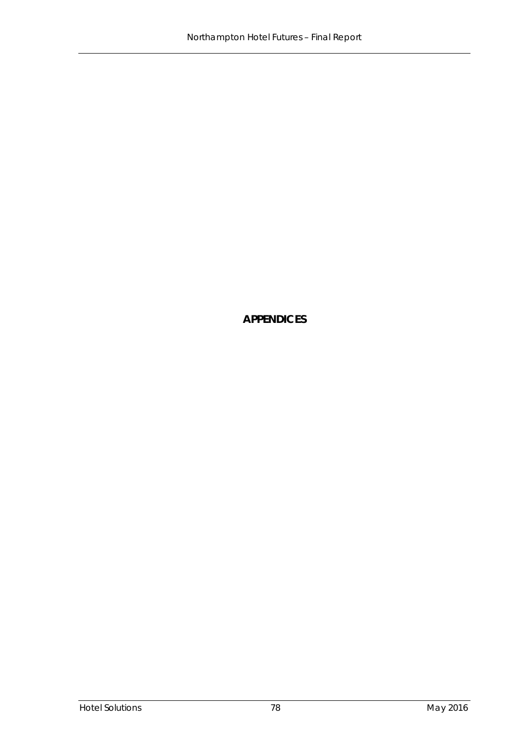# APPENDICES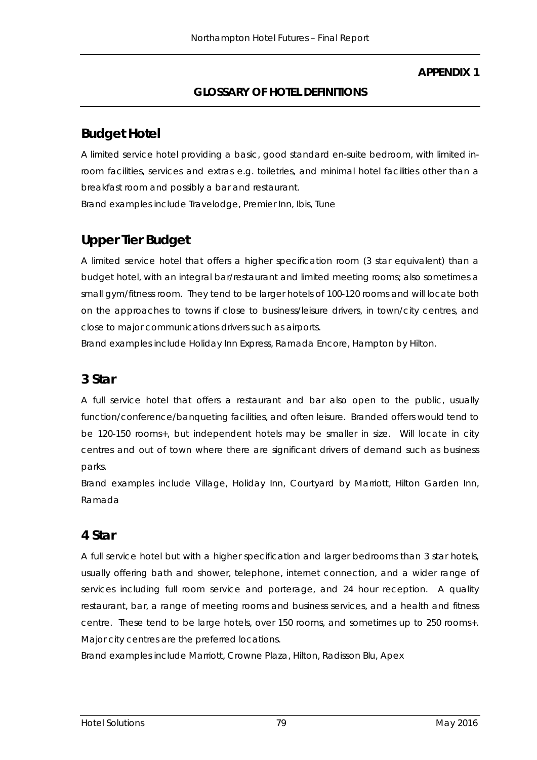**APPENDIX 1**

**GLOSSARY OF HOTEL DEFINITIONS**

## Budget Hotel

A limited service hotel providing a basic, good standard en-suite bedroom, with limited in-room facilities, services and extras e.g. toiletries, and minimal hotel facilities other than a breakfast room and possibly a bar and restaurant.

Brand examples include Travelodge, Premier Inn, Ibis, Tune

## Upper Tier Budget

A limited service hotel that offers a higher specification room (3 star equivalent) than a budget hotel, with an integral bar/restaurant and limited meeting rooms; also sometimes a small gym/fitness room. They tend to be larger hotels of 100-120 rooms and will locate both on the approaches to towns if close to business/leisure drivers, in town/city centres, and close to major communications drivers such as airports.

Brand examples include Holiday Inn Express, Ramada Encore, Hampton by Hilton.

## 3 Star

A full service hotel that offers a restaurant and bar also open to the public, usually function/conference/banqueting facilities, and often leisure. Branded offers would tend to be 120-150 rooms+, but independent hotels may be smaller in size. Will locate in city centres and out of town where there are significant drivers of demand such as business parks.

Brand examples include Village, Holiday Inn, Courtyard by Marriott, Hilton Garden Inn, Ramada

## 4 Star

A full service hotel but with a higher specification and larger bedrooms than 3 star hotels, usually offering bath and shower, telephone, internet connection, and a wider range of services including full room service and porterage, and 24 hour reception. A quality restaurant, bar, a range of meeting rooms and business services, and a health and fitness centre. These tend to be large hotels, over 150 rooms, and sometimes up to 250 rooms+. Major city centres are the preferred locations.

Brand examples include Marriott, Crowne Plaza, Hilton, Radisson Blu, Apex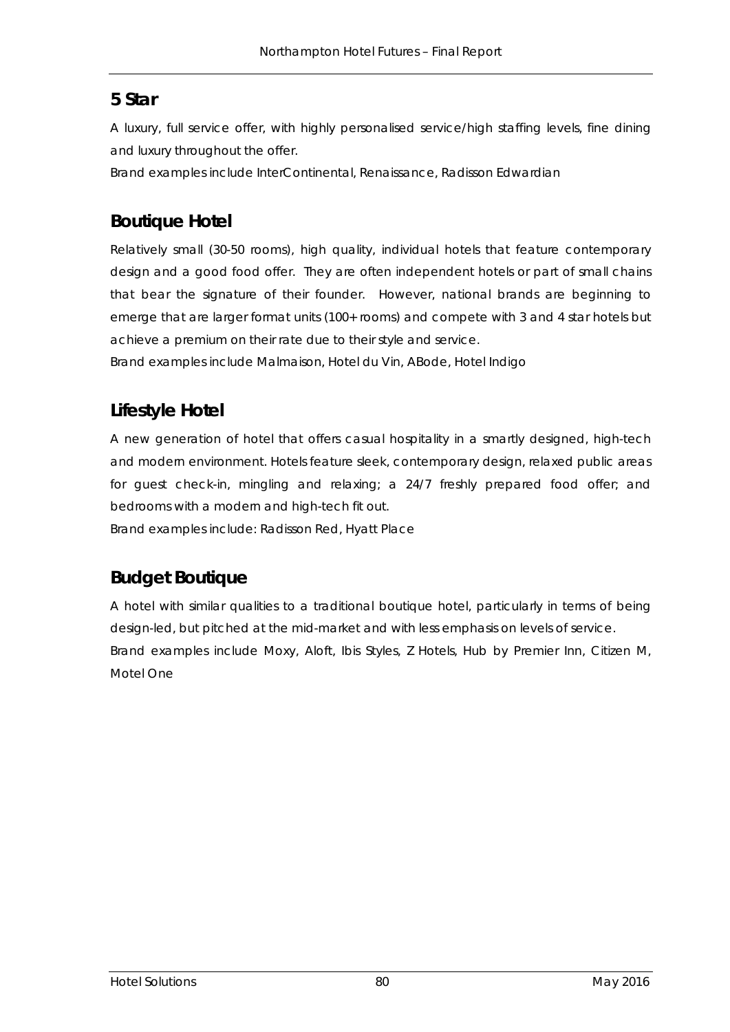## 5 Star

A luxury, full service offer, with highly personalised service/high staffing levels, fine dining and luxury throughout the offer.

Brand examples include InterContinental, Renaissance, Radisson Edwardian

## Boutique Hotel

Relatively small (30-50 rooms), high quality, individual hotels that feature contemporary design and a good food offer. They are often independent hotels or part of small chains that bear the signature of their founder. However, national brands are beginning to emerge that are larger format units (100+ rooms) and compete with 3 and 4 star hotels but achieve a premium on their rate due to their style and service.

Brand examples include Malmaison, Hotel du Vin, ABode, Hotel Indigo

## Lifestyle Hotel

A new generation of hotel that offers casual hospitality in a smartly designed, high-tech and modern environment. Hotels feature sleek, contemporary design, relaxed public areas for guest check-in, mingling and relaxing; a 24/7 freshly prepared food offer; and bedrooms with a modern and high-tech fit out.

Brand examples include: Radisson Red, Hyatt Place

## Budget Boutique

A hotel with similar qualities to a traditional boutique hotel, particularly in terms of being design-led, but pitched at the mid-market and with less emphasis on levels of service.

Brand examples include Moxy, Aloft, Ibis Styles, Z Hotels, Hub by Premier Inn, Citizen M, Motel One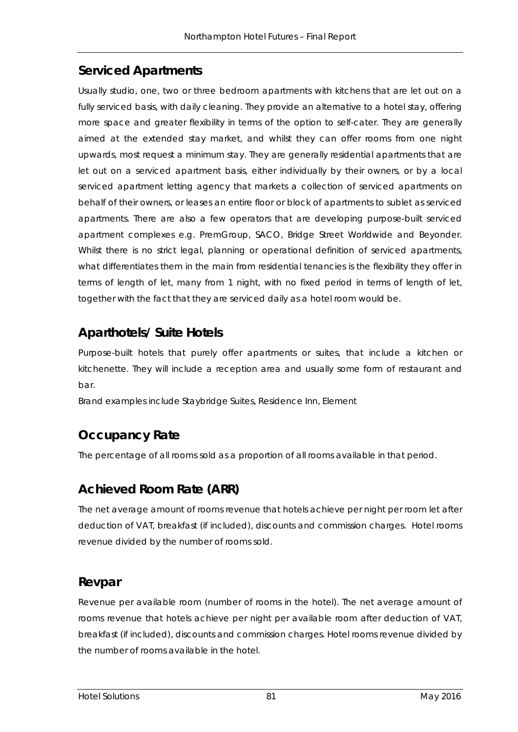## Serviced Apartments

Usually studio, one, two or three bedroom apartments with kitchens that are let out on a fully serviced basis, with daily cleaning. They provide an alternative to a hotel stay, offering more space and greater flexibility in terms of the option to self-cater. They are generally aimed at the extended stay market, and whilst they can offer rooms from one night upwards, most request a minimum stay. They are generally residential apartments that are let out on a serviced apartment basis, either individually by their owners, or by a local serviced apartment letting agency that markets a collection of serviced apartments on behalf of their owners, or leases an entire floor or block of apartments to sublet as serviced apartments. There are also a few operators that are developing purpose-built serviced apartment complexes e.g. PremGroup, SACO, Bridge Street Worldwide and Beyonder. Whilst there is no strict legal, planning or operational definition of serviced apartments, what differentiates them in the main from residential tenancies is the flexibility they offer in terms of length of let, many from 1 night, with no fixed period in terms of length of let, together with the fact that they are serviced daily as a hotel room would be.

## Aparthotels/ Suite Hotels

Purpose-built hotels that purely offer apartments or suites, that include a kitchen or kitchenette. They will include a reception area and usually some form of restaurant and bar.

Brand examples include Staybridge Suites, Residence Inn, Element

## Occupancy Rate

The percentage of all rooms sold as a proportion of all rooms available in that period.

## Achieved Room Rate (ARR)

The net average amount of rooms revenue that hotels achieve per night per room let after deduction of VAT, breakfast (if included), discounts and commission charges. Hotel rooms revenue divided by the number of rooms sold.

## Revpar

Revenue per available room (number of rooms in the hotel). The net average amount of rooms revenue that hotels achieve per night per available room after deduction of VAT, breakfast (if included), discounts and commission charges. Hotel rooms revenue divided by the number of rooms available in the hotel.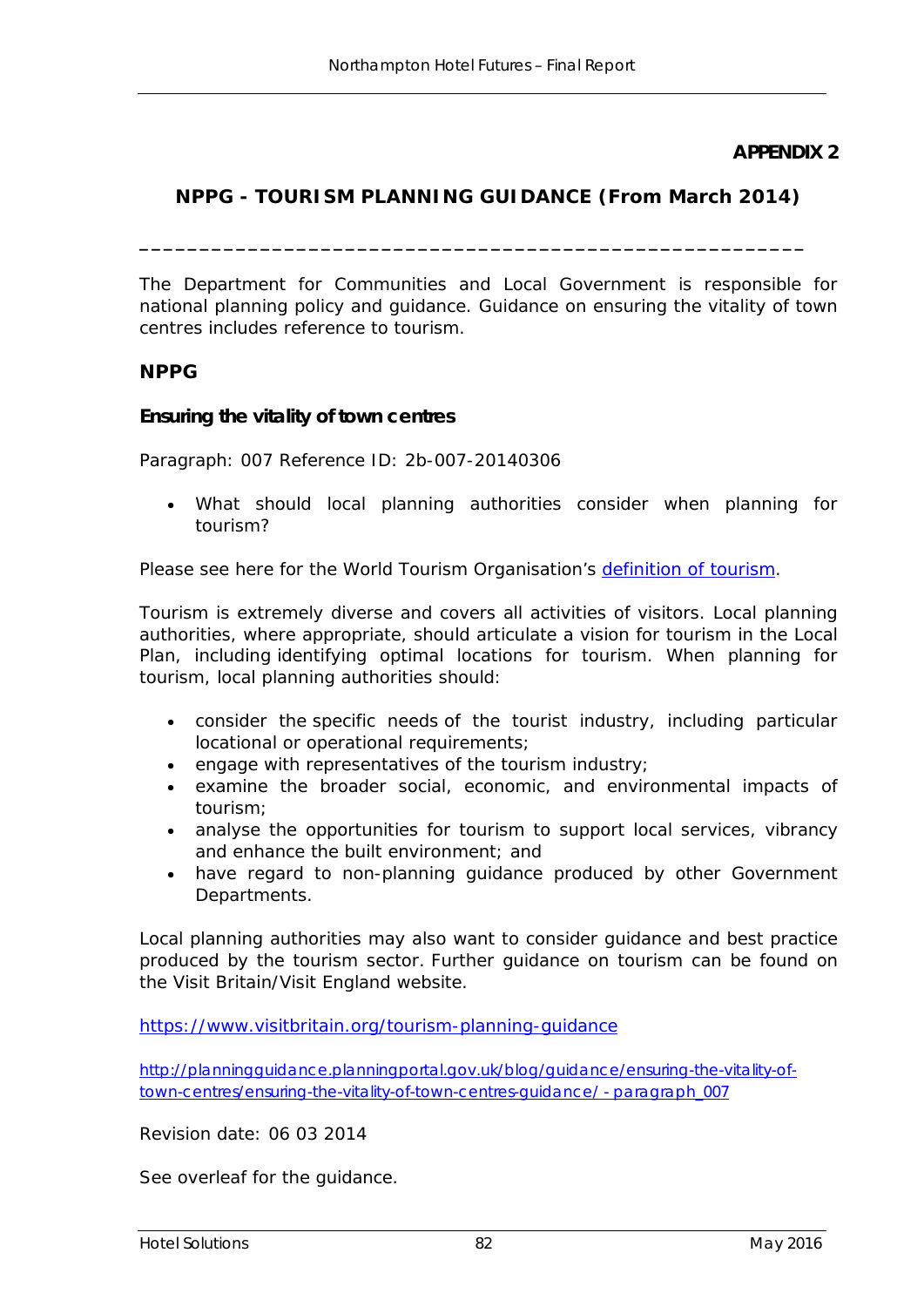**APPENDIX 2**

## NPPG - TOURISM PLANNING GUIDANCE (From March 2014)

---

The Department for Communities and Local Government is responsible for national planning policy and guidance. Guidance on ensuring the vitality of town centres includes reference to tourism.

### NPPG

#### Ensuring the vitality of town centres

Paragraph: 007 Reference ID: 2b-007-20140306

- What should local planning authorities consider when planning for tourism?

Please see here for the World Tourism Organisation's definition of tourism.

Tourism is extremely diverse and covers all activities of visitors. Local planning authorities, where appropriate, should articulate a vision for tourism in the Local Plan, including identifying optimal locations for tourism. When planning for tourism, local planning authorities should:

- consider the specific needs of the tourist industry, including particular locational or operational requirements;
- engage with representatives of the tourism industry;
- examine the broader social, economic, and environmental impacts of tourism;
- analyse the opportunities for tourism to support local services, vibrancy and enhance the built environment; and
- have regard to non-planning guidance produced by other Government Departments.

Local planning authorities may also want to consider guidance and best practice produced by the tourism sector. Further guidance on tourism can be found on the Visit Britain/Visit England website.

https://www.visitbritain.org/tourism-planning-guidance

http://planningguidance.planningportal.gov.uk/blog/guidance/ensuring-the-vitality-of-town-centres/ensuring-the-vitality-of-town-centres-guidance/ - paragraph_007

Revision date: 06 03 2014

See overleaf for the guidance.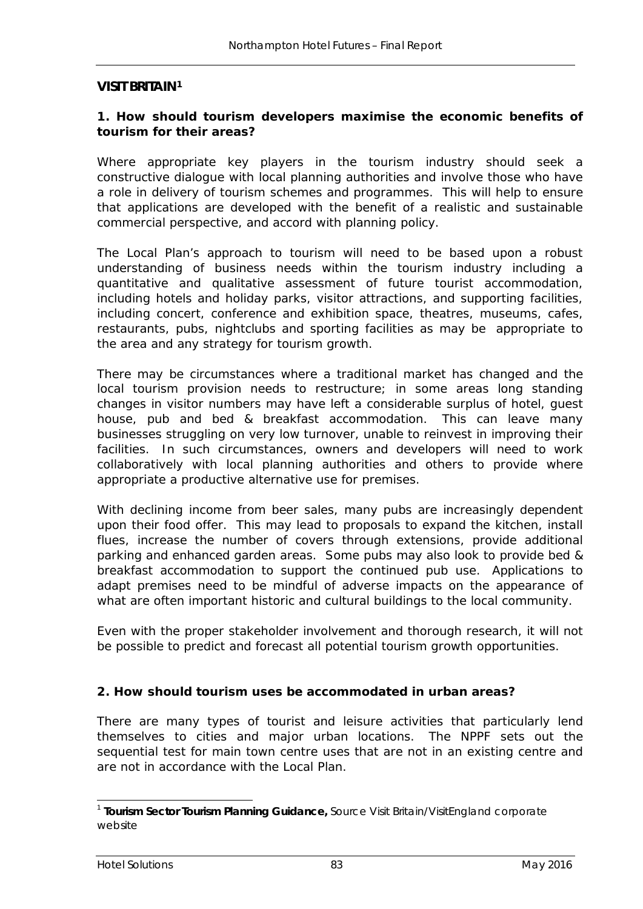## VISIT BRITAIN[1]

**1. How should tourism developers maximise the economic benefits of tourism for their areas?**

Where appropriate key players in the tourism industry should seek a constructive dialogue with local planning authorities and involve those who have a role in delivery of tourism schemes and programmes. This will help to ensure that applications are developed with the benefit of a realistic and sustainable commercial perspective, and accord with planning policy.

The Local Plan's approach to tourism will need to be based upon a robust understanding of business needs within the tourism industry including a quantitative and qualitative assessment of future tourist accommodation, including hotels and holiday parks, visitor attractions, and supporting facilities, including concert, conference and exhibition space, theatres, museums, cafes, restaurants, pubs, nightclubs and sporting facilities as may be appropriate to the area and any strategy for tourism growth.

There may be circumstances where a traditional market has changed and the local tourism provision needs to restructure; in some areas long standing changes in visitor numbers may have left a considerable surplus of hotel, guest house, pub and bed & breakfast accommodation. This can leave many businesses struggling on very low turnover, unable to reinvest in improving their facilities. In such circumstances, owners and developers will need to work collaboratively with local planning authorities and others to provide where appropriate a productive alternative use for premises.

With declining income from beer sales, many pubs are increasingly dependent upon their food offer. This may lead to proposals to expand the kitchen, install flues, increase the number of covers through extensions, provide additional parking and enhanced garden areas. Some pubs may also look to provide bed & breakfast accommodation to support the continued pub use. Applications to adapt premises need to be mindful of adverse impacts on the appearance of what are often important historic and cultural buildings to the local community.

Even with the proper stakeholder involvement and thorough research, it will not be possible to predict and forecast all potential tourism growth opportunities.

**2. How should tourism uses be accommodated in urban areas?**

There are many types of tourist and leisure activities that particularly lend themselves to cities and major urban locations. The NPPF sets out the sequential test for main town centre uses that are not in an existing centre and are not in accordance with the Local Plan.

---

[1] **Tourism Sector Tourism Planning Guidance,** Source Visit Britain/VisitEngland corporate website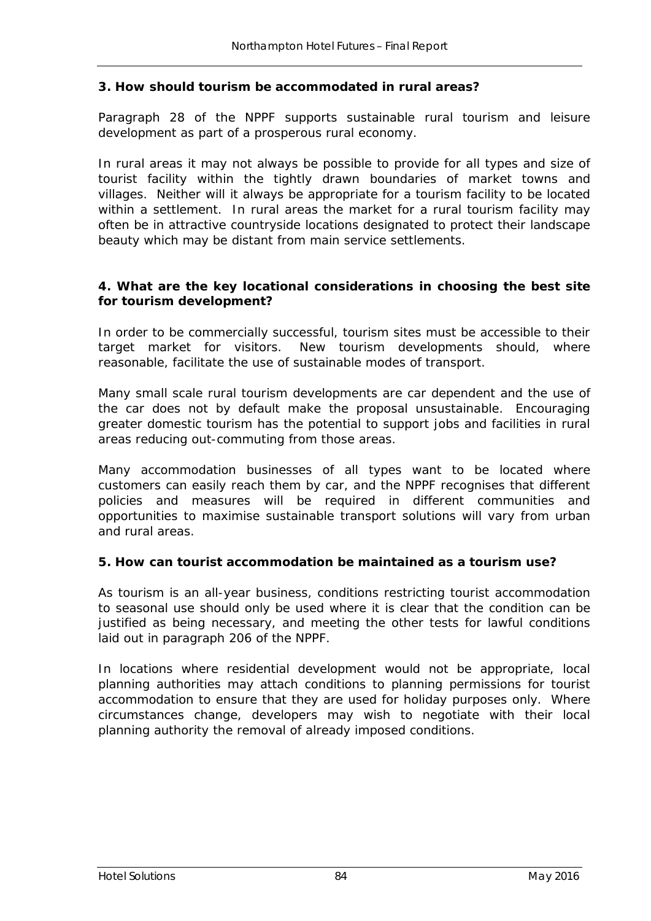**3. How should tourism be accommodated in rural areas?**

Paragraph 28 of the NPPF supports sustainable rural tourism and leisure development as part of a prosperous rural economy.

In rural areas it may not always be possible to provide for all types and size of tourist facility within the tightly drawn boundaries of market towns and villages. Neither will it always be appropriate for a tourism facility to be located within a settlement. In rural areas the market for a rural tourism facility may often be in attractive countryside locations designated to protect their landscape beauty which may be distant from main service settlements.

**4. What are the key locational considerations in choosing the best site for tourism development?**

In order to be commercially successful, tourism sites must be accessible to their target market for visitors. New tourism developments should, where reasonable, facilitate the use of sustainable modes of transport.

Many small scale rural tourism developments are car dependent and the use of the car does not by default make the proposal unsustainable. Encouraging greater domestic tourism has the potential to support jobs and facilities in rural areas reducing out-commuting from those areas.

Many accommodation businesses of all types want to be located where customers can easily reach them by car, and the NPPF recognises that different policies and measures will be required in different communities and opportunities to maximise sustainable transport solutions will vary from urban and rural areas.

**5. How can tourist accommodation be maintained as a tourism use?**

As tourism is an all-year business, conditions restricting tourist accommodation to seasonal use should only be used where it is clear that the condition can be justified as being necessary, and meeting the other tests for lawful conditions laid out in paragraph 206 of the NPPF.

In locations where residential development would not be appropriate, local planning authorities may attach conditions to planning permissions for tourist accommodation to ensure that they are used for holiday purposes only. Where circumstances change, developers may wish to negotiate with their local planning authority the removal of already imposed conditions.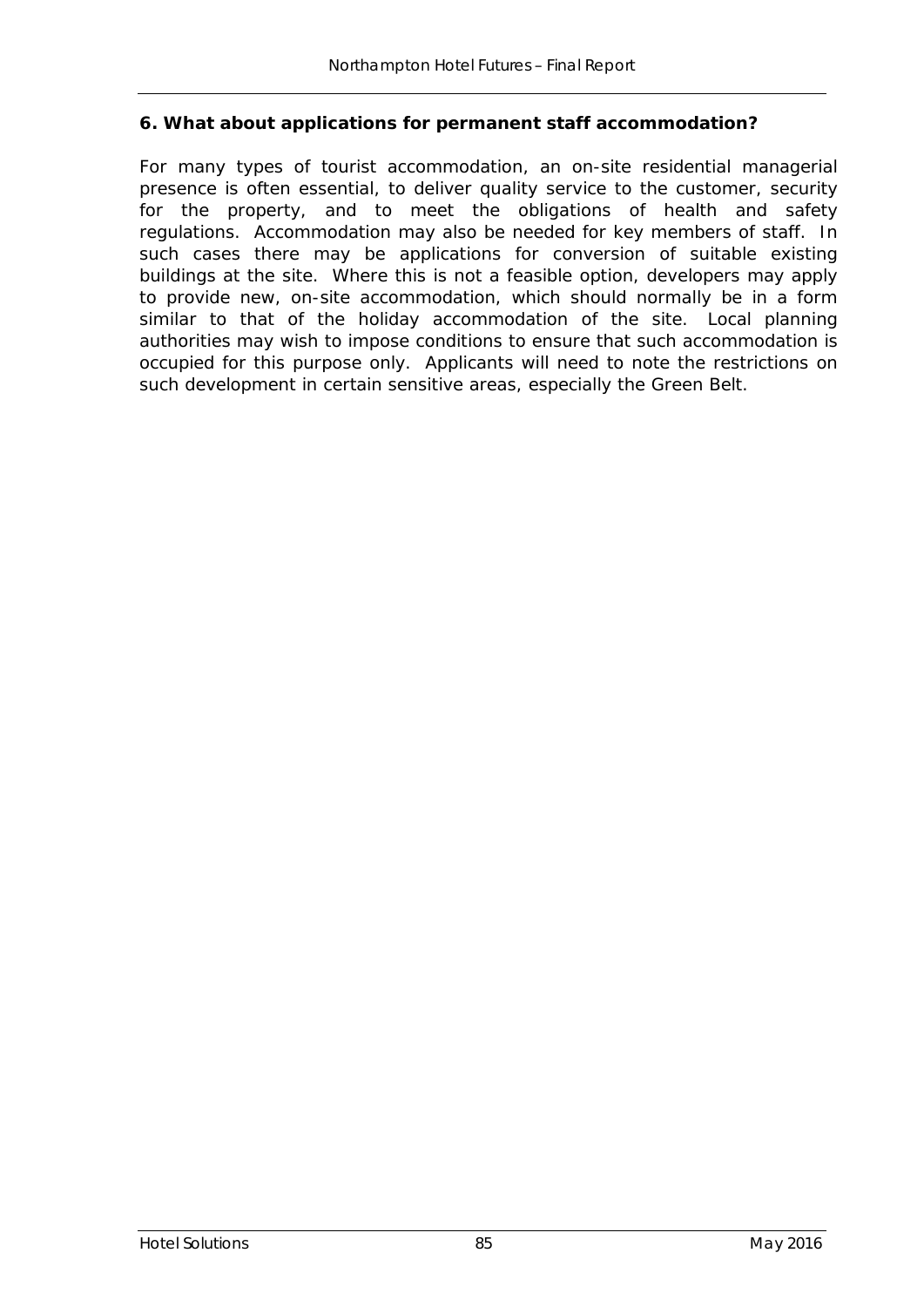**6. What about applications for permanent staff accommodation?**

For many types of tourist accommodation, an on-site residential managerial presence is often essential, to deliver quality service to the customer, security for the property, and to meet the obligations of health and safety regulations. Accommodation may also be needed for key members of staff. In such cases there may be applications for conversion of suitable existing buildings at the site. Where this is not a feasible option, developers may apply to provide new, on-site accommodation, which should normally be in a form similar to that of the holiday accommodation of the site. Local planning authorities may wish to impose conditions to ensure that such accommodation is occupied for this purpose only. Applicants will need to note the restrictions on such development in certain sensitive areas, especially the Green Belt.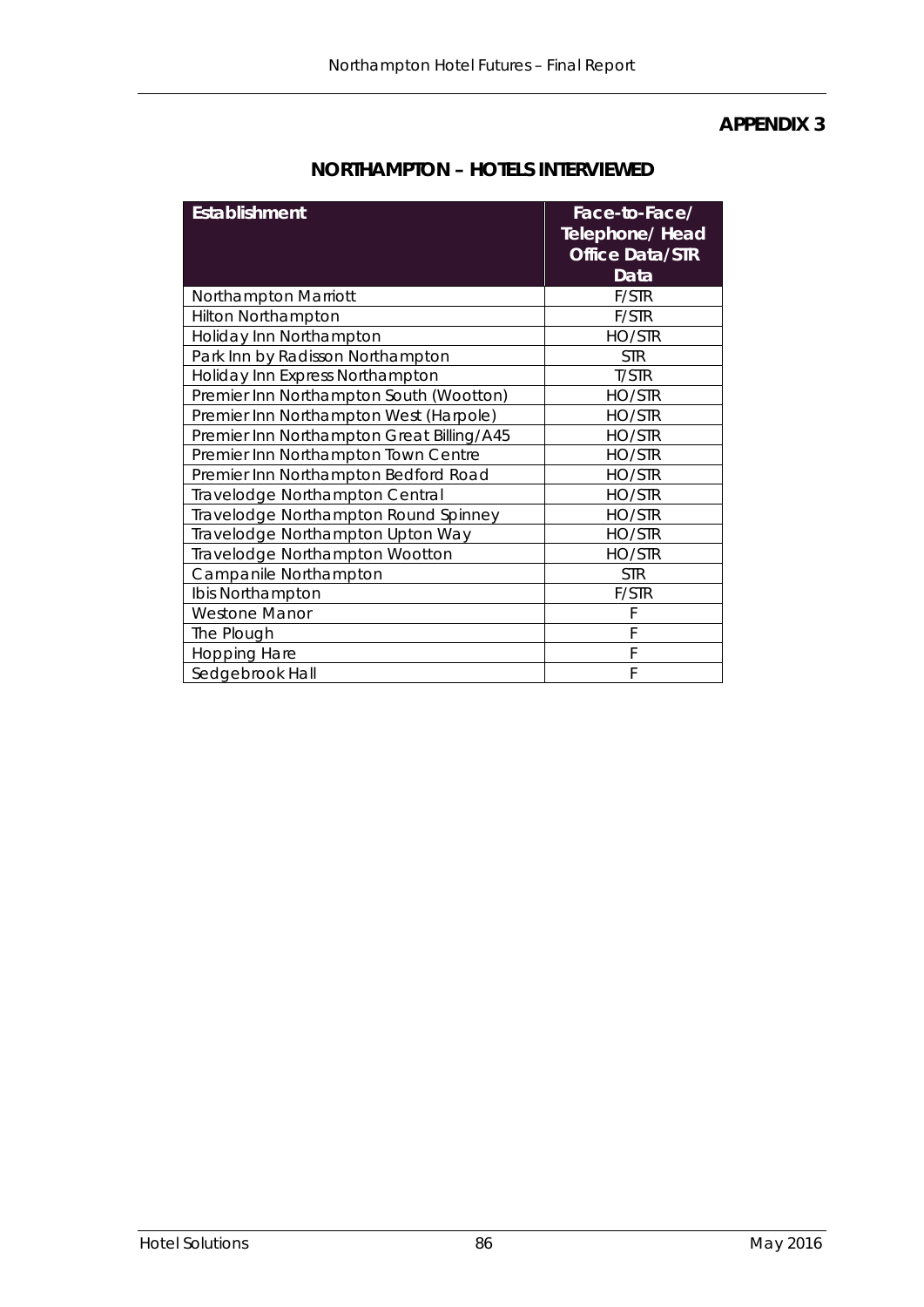## APPENDIX 3

## NORTHAMPTON – HOTELS INTERVIEWED

| Establishment | Face-to-Face/ Telephone/ Head Office Data/STR Data |
|---|---|
| Northampton Marriott | F/STR |
| Hilton Northampton | F/STR |
| Holiday Inn Northampton | HO/STR |
| Park Inn by Radisson Northampton | STR |
| Holiday Inn Express Northampton | T/STR |
| Premier Inn Northampton South (Wootton) | HO/STR |
| Premier Inn Northampton West (Harpole) | HO/STR |
| Premier Inn Northampton Great Billing/A45 | HO/STR |
| Premier Inn Northampton Town Centre | HO/STR |
| Premier Inn Northampton Bedford Road | HO/STR |
| Travelodge Northampton Central | HO/STR |
| Travelodge Northampton Round Spinney | HO/STR |
| Travelodge Northampton Upton Way | HO/STR |
| Travelodge Northampton Wootton | HO/STR |
| Campanile Northampton | STR |
| Ibis Northampton | F/STR |
| Westone Manor | F |
| The Plough | F |
| Hopping Hare | F |
| Sedgebrook Hall | F |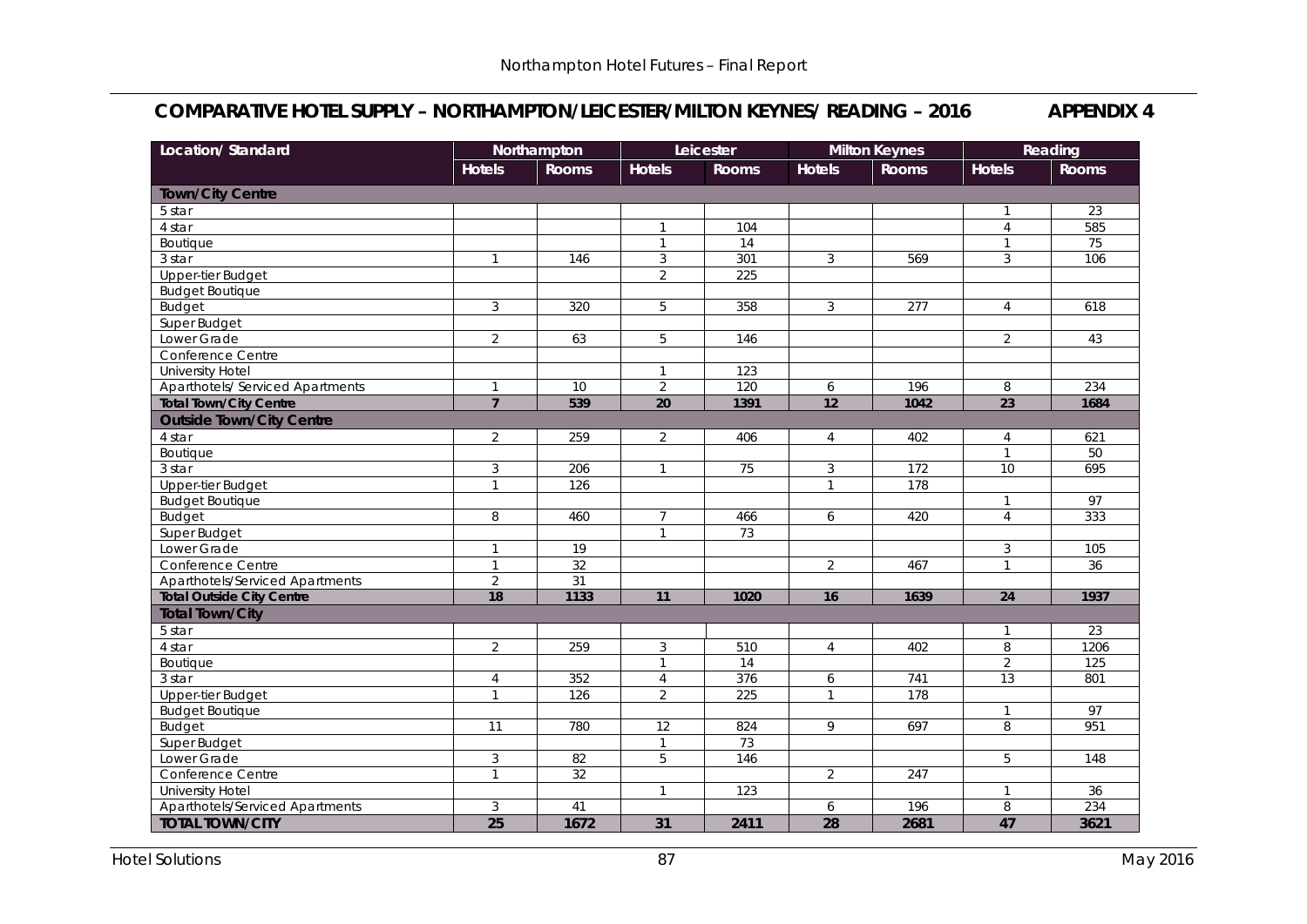## COMPARATIVE HOTEL SUPPLY – NORTHAMPTON/LEICESTER/MILTON KEYNES/ READING – 2016 APPENDIX 4

| Location/ Standard | Northampton | | Leicester | | Milton Keynes | | Reading | |
|---|---|---|---|---|---|---|---|---|
| | Hotels | Rooms | Hotels | Rooms | Hotels | Rooms | Hotels | Rooms |
| **Town/City Centre** | | | | | | | | |
| 5 star | | | | | | | 1 | 23 |
| 4 star | | | 1 | 104 | | | 4 | 585 |
| Boutique | | | 1 | 14 | | | 1 | 75 |
| 3 star | 1 | 146 | 3 | 301 | 3 | 569 | 3 | 106 |
| Upper-tier Budget | | | 2 | 225 | | | | |
| Budget Boutique | | | | | | | | |
| Budget | 3 | 320 | 5 | 358 | 3 | 277 | 4 | 618 |
| Super Budget | | | | | | | | |
| Lower Grade | 2 | 63 | 5 | 146 | | | 2 | 43 |
| Conference Centre | | | | | | | | |
| University Hotel | | | 1 | 123 | | | | |
| Aparthotels/ Serviced Apartments | 1 | 10 | 2 | 120 | 6 | 196 | 8 | 234 |
| **Total Town/City Centre** | **7** | **539** | **20** | **1391** | **12** | **1042** | **23** | **1684** |
| **Outside Town/City Centre** | | | | | | | | |
| 4 star | 2 | 259 | 2 | 406 | 4 | 402 | 4 | 621 |
| Boutique | | | | | | | 1 | 50 |
| 3 star | 3 | 206 | 1 | 75 | 3 | 172 | 10 | 695 |
| Upper-tier Budget | 1 | 126 | | | 1 | 178 | | |
| Budget Boutique | | | | | | | 1 | 97 |
| Budget | 8 | 460 | 7 | 466 | 6 | 420 | 4 | 333 |
| Super Budget | | | 1 | 73 | | | | |
| Lower Grade | 1 | 19 | | | | | 3 | 105 |
| Conference Centre | 1 | 32 | | | 2 | 467 | 1 | 36 |
| Aparthotels/Serviced Apartments | 2 | 31 | | | | | | |
| **Total Outside City Centre** | **18** | **1133** | **11** | **1020** | **16** | **1639** | **24** | **1937** |
| **Total Town/City** | | | | | | | | |
| 5 star | | | | | | | 1 | 23 |
| 4 star | 2 | 259 | 3 | 510 | 4 | 402 | 8 | 1206 |
| Boutique | | | 1 | 14 | | | 2 | 125 |
| 3 star | 4 | 352 | 4 | 376 | 6 | 741 | 13 | 801 |
| Upper-tier Budget | 1 | 126 | 2 | 225 | 1 | 178 | | |
| Budget Boutique | | | | | | | 1 | 97 |
| Budget | 11 | 780 | 12 | 824 | 9 | 697 | 8 | 951 |
| Super Budget | | | 1 | 73 | | | | |
| Lower Grade | 3 | 82 | 5 | 146 | | | 5 | 148 |
| Conference Centre | 1 | 32 | | | 2 | 247 | | |
| University Hotel | | | 1 | 123 | | | 1 | 36 |
| Aparthotels/Serviced Apartments | 3 | 41 | | | 6 | 196 | 8 | 234 |
| **TOTAL TOWN/CITY** | **25** | **1672** | **31** | **2411** | **28** | **2681** | **47** | **3621** |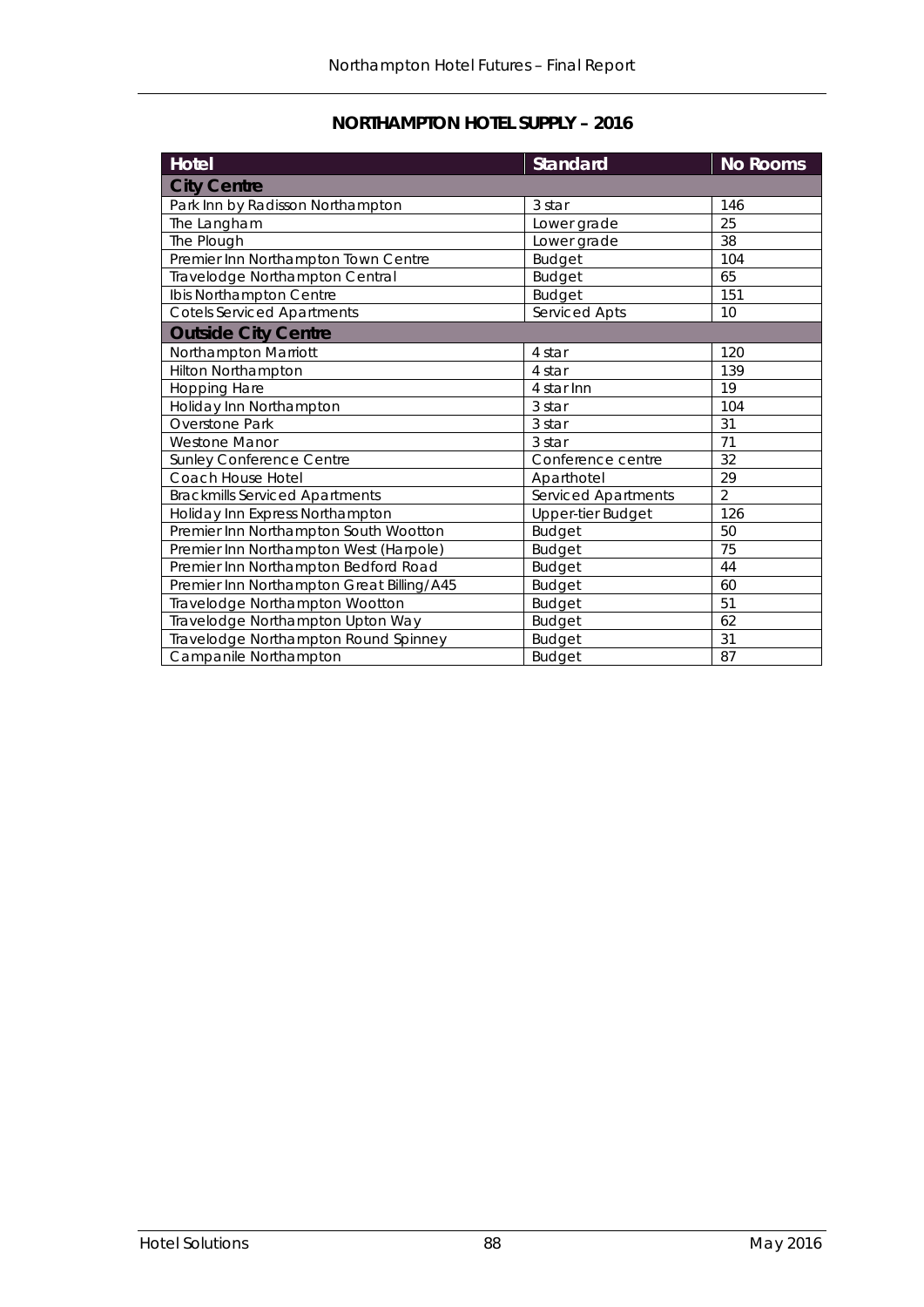## NORTHAMPTON HOTEL SUPPLY – 2016

| Hotel | Standard | No Rooms |
|---|---|---|
| **City Centre** | | |
| Park Inn by Radisson Northampton | 3 star | 146 |
| The Langham | Lower grade | 25 |
| The Plough | Lower grade | 38 |
| Premier Inn Northampton Town Centre | Budget | 104 |
| Travelodge Northampton Central | Budget | 65 |
| Ibis Northampton Centre | Budget | 151 |
| Cotels Serviced Apartments | Serviced Apts | 10 |
| **Outside City Centre** | | |
| Northampton Marriott | 4 star | 120 |
| Hilton Northampton | 4 star | 139 |
| Hopping Hare | 4 star Inn | 19 |
| Holiday Inn Northampton | 3 star | 104 |
| Overstone Park | 3 star | 31 |
| Westone Manor | 3 star | 71 |
| Sunley Conference Centre | Conference centre | 32 |
| Coach House Hotel | Aparthotel | 29 |
| Brackmills Serviced Apartments | Serviced Apartments | 2 |
| Holiday Inn Express Northampton | Upper-tier Budget | 126 |
| Premier Inn Northampton South Wootton | Budget | 50 |
| Premier Inn Northampton West (Harpole) | Budget | 75 |
| Premier Inn Northampton Bedford Road | Budget | 44 |
| Premier Inn Northampton Great Billing/A45 | Budget | 60 |
| Travelodge Northampton Wootton | Budget | 51 |
| Travelodge Northampton Upton Way | Budget | 62 |
| Travelodge Northampton Round Spinney | Budget | 31 |
| Campanile Northampton | Budget | 87 |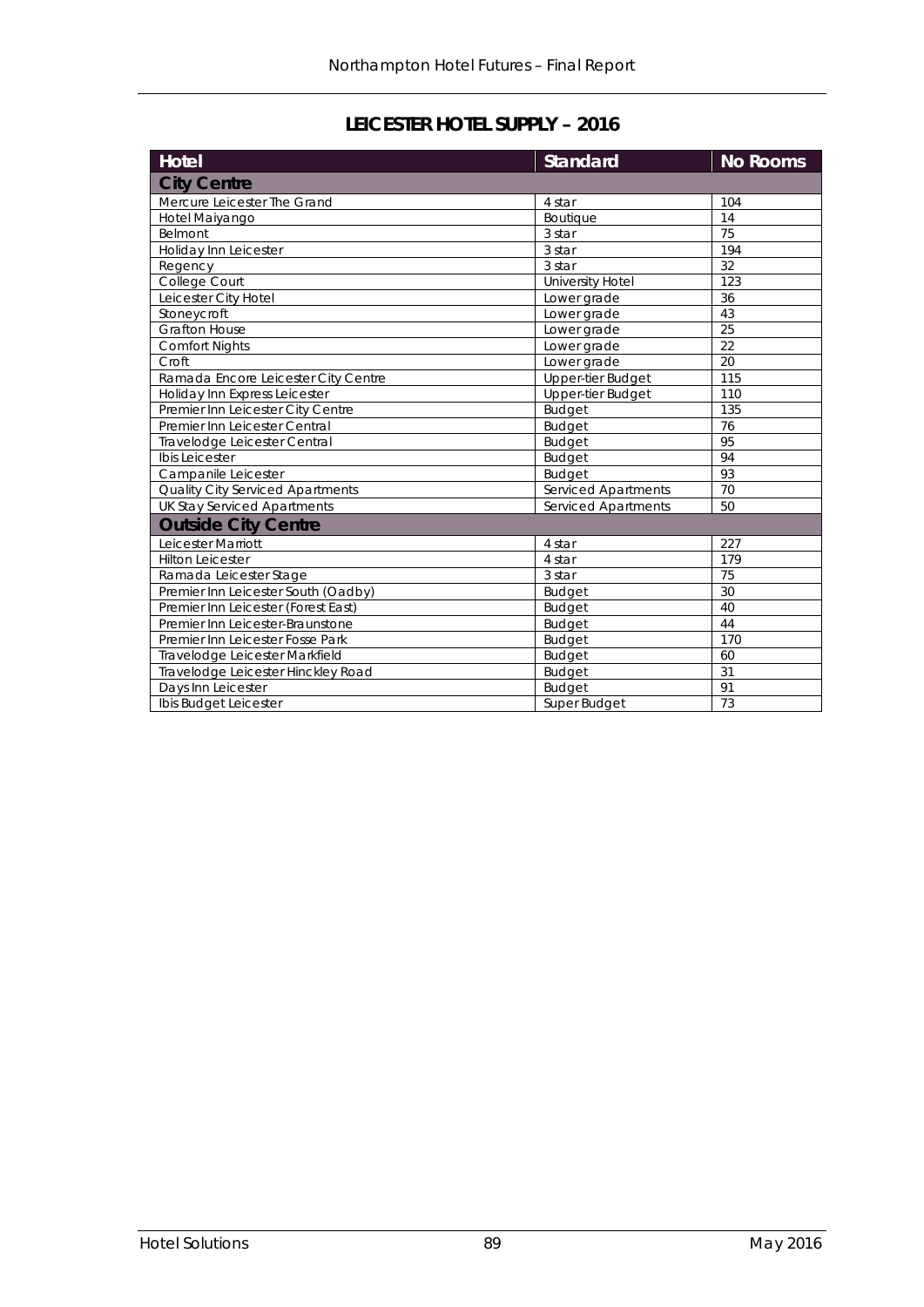## LEICESTER HOTEL SUPPLY – 2016

| Hotel | Standard | No Rooms |
|---|---|---|
| **City Centre** | | |
| Mercure Leicester The Grand | 4 star | 104 |
| Hotel Maiyango | Boutique | 14 |
| Belmont | 3 star | 75 |
| Holiday Inn Leicester | 3 star | 194 |
| Regency | 3 star | 32 |
| College Court | University Hotel | 123 |
| Leicester City Hotel | Lower grade | 36 |
| Stoneycroft | Lower grade | 43 |
| Grafton House | Lower grade | 25 |
| Comfort Nights | Lower grade | 22 |
| Croft | Lower grade | 20 |
| Ramada Encore Leicester City Centre | Upper-tier Budget | 115 |
| Holiday Inn Express Leicester | Upper-tier Budget | 110 |
| Premier Inn Leicester City Centre | Budget | 135 |
| Premier Inn Leicester Central | Budget | 76 |
| Travelodge Leicester Central | Budget | 95 |
| Ibis Leicester | Budget | 94 |
| Campanile Leicester | Budget | 93 |
| Quality City Serviced Apartments | Serviced Apartments | 70 |
| UK Stay Serviced Apartments | Serviced Apartments | 50 |
| **Outside City Centre** | | |
| Leicester Marriott | 4 star | 227 |
| Hilton Leicester | 4 star | 179 |
| Ramada Leicester Stage | 3 star | 75 |
| Premier Inn Leicester South (Oadby) | Budget | 30 |
| Premier Inn Leicester (Forest East) | Budget | 40 |
| Premier Inn Leicester-Braunstone | Budget | 44 |
| Premier Inn Leicester Fosse Park | Budget | 170 |
| Travelodge Leicester Markfield | Budget | 60 |
| Travelodge Leicester Hinckley Road | Budget | 31 |
| Days Inn Leicester | Budget | 91 |
| Ibis Budget Leicester | Super Budget | 73 |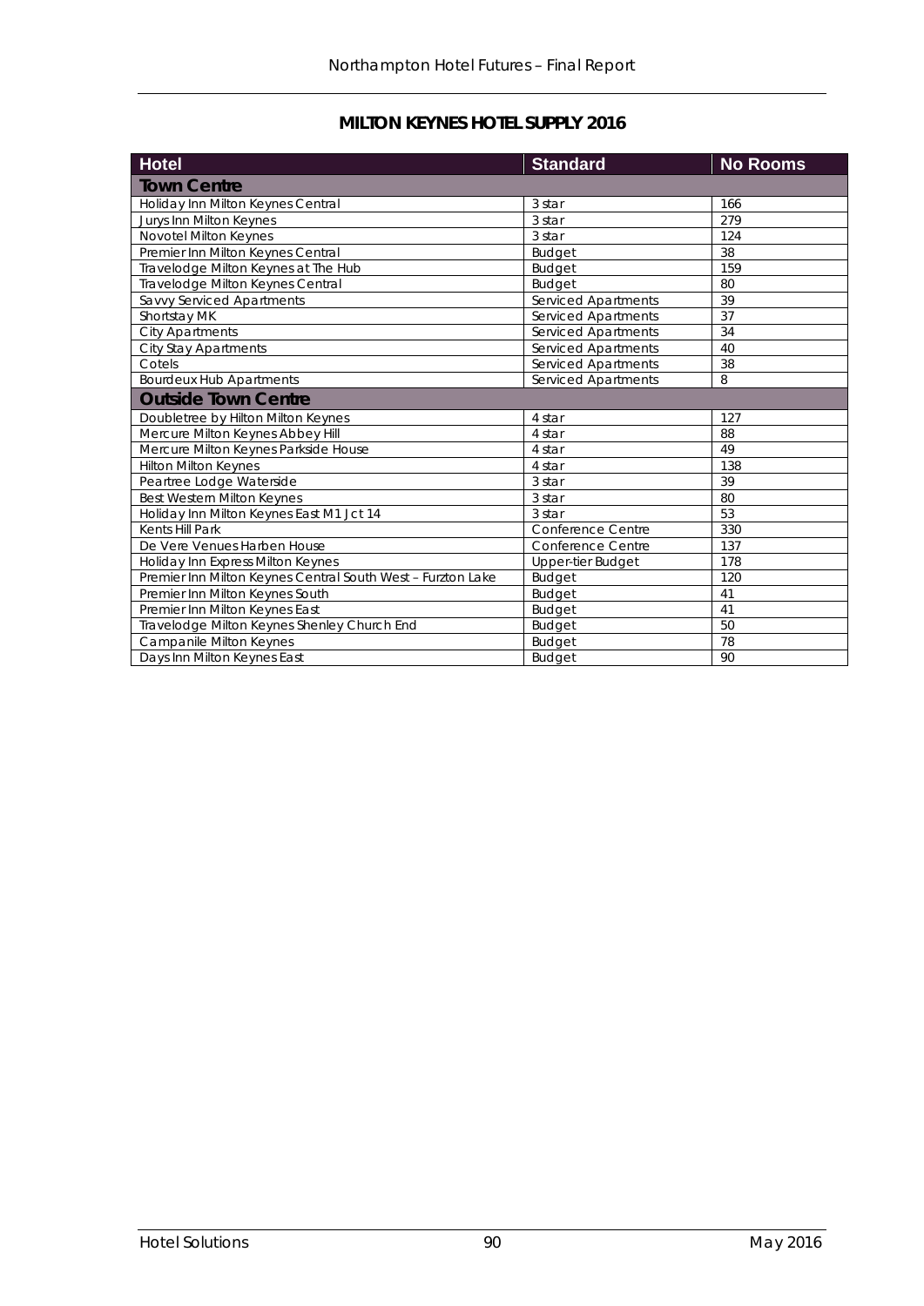## MILTON KEYNES HOTEL SUPPLY 2016

| Hotel | Standard | No Rooms |
|---|---|---|
| **Town Centre** | | |
| Holiday Inn Milton Keynes Central | 3 star | 166 |
| Jurys Inn Milton Keynes | 3 star | 279 |
| Novotel Milton Keynes | 3 star | 124 |
| Premier Inn Milton Keynes Central | Budget | 38 |
| Travelodge Milton Keynes at The Hub | Budget | 159 |
| Travelodge Milton Keynes Central | Budget | 80 |
| Savvy Serviced Apartments | Serviced Apartments | 39 |
| Shortstay MK | Serviced Apartments | 37 |
| City Apartments | Serviced Apartments | 34 |
| City Stay Apartments | Serviced Apartments | 40 |
| Cotels | Serviced Apartments | 38 |
| Bourdeux Hub Apartments | Serviced Apartments | 8 |
| **Outside Town Centre** | | |
| Doubletree by Hilton Milton Keynes | 4 star | 127 |
| Mercure Milton Keynes Abbey Hill | 4 star | 88 |
| Mercure Milton Keynes Parkside House | 4 star | 49 |
| Hilton Milton Keynes | 4 star | 138 |
| Peartree Lodge Waterside | 3 star | 39 |
| Best Western Milton Keynes | 3 star | 80 |
| Holiday Inn Milton Keynes East M1 Jct 14 | 3 star | 53 |
| Kents Hill Park | Conference Centre | 330 |
| De Vere Venues Harben House | Conference Centre | 137 |
| Holiday Inn Express Milton Keynes | Upper-tier Budget | 178 |
| Premier Inn Milton Keynes Central South West – Furzton Lake | Budget | 120 |
| Premier Inn Milton Keynes South | Budget | 41 |
| Premier Inn Milton Keynes East | Budget | 41 |
| Travelodge Milton Keynes Shenley Church End | Budget | 50 |
| Campanile Milton Keynes | Budget | 78 |
| Days Inn Milton Keynes East | Budget | 90 |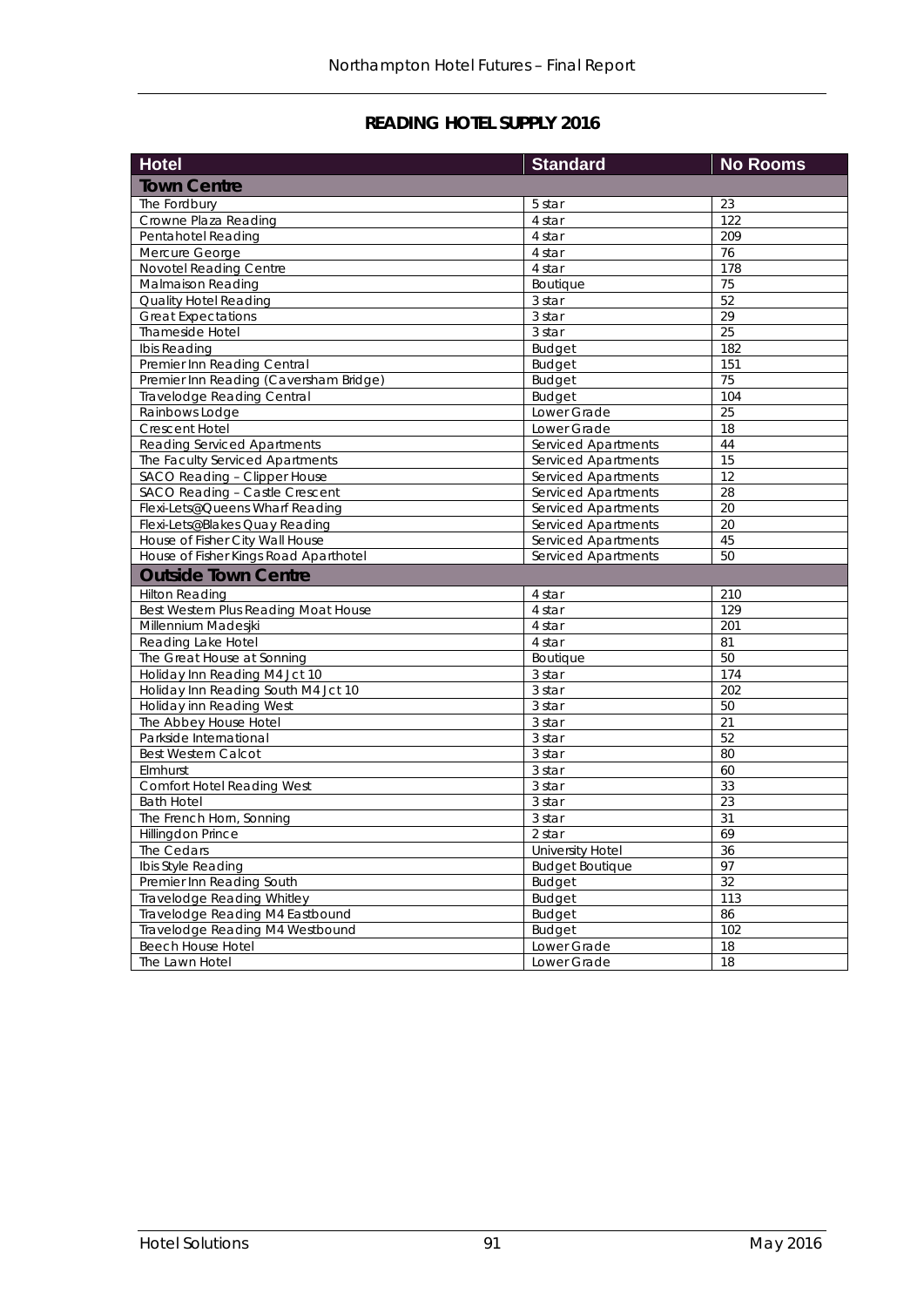## READING HOTEL SUPPLY 2016

| Hotel | Standard | No Rooms |
|---|---|---|
| **Town Centre** | | |
| The Fordbury | 5 star | 23 |
| Crowne Plaza Reading | 4 star | 122 |
| Pentahotel Reading | 4 star | 209 |
| Mercure George | 4 star | 76 |
| Novotel Reading Centre | 4 star | 178 |
| Malmaison Reading | Boutique | 75 |
| Quality Hotel Reading | 3 star | 52 |
| Great Expectations | 3 star | 29 |
| Thameside Hotel | 3 star | 25 |
| Ibis Reading | Budget | 182 |
| Premier Inn Reading Central | Budget | 151 |
| Premier Inn Reading (Caversham Bridge) | Budget | 75 |
| Travelodge Reading Central | Budget | 104 |
| Rainbows Lodge | Lower Grade | 25 |
| Crescent Hotel | Lower Grade | 18 |
| Reading Serviced Apartments | Serviced Apartments | 44 |
| The Faculty Serviced Apartments | Serviced Apartments | 15 |
| SACO Reading – Clipper House | Serviced Apartments | 12 |
| SACO Reading – Castle Crescent | Serviced Apartments | 28 |
| Flexi-Lets@Queens Wharf Reading | Serviced Apartments | 20 |
| Flexi-Lets@Blakes Quay Reading | Serviced Apartments | 20 |
| House of Fisher City Wall House | Serviced Apartments | 45 |
| House of Fisher Kings Road Aparthotel | Serviced Apartments | 50 |
| **Outside Town Centre** | | |
| Hilton Reading | 4 star | 210 |
| Best Western Plus Reading Moat House | 4 star | 129 |
| Millennium Madesjki | 4 star | 201 |
| Reading Lake Hotel | 4 star | 81 |
| The Great House at Sonning | Boutique | 50 |
| Holiday Inn Reading M4 Jct 10 | 3 star | 174 |
| Holiday Inn Reading South M4 Jct 10 | 3 star | 202 |
| Holiday inn Reading West | 3 star | 50 |
| The Abbey House Hotel | 3 star | 21 |
| Parkside International | 3 star | 52 |
| Best Western Calcot | 3 star | 80 |
| Elmhurst | 3 star | 60 |
| Comfort Hotel Reading West | 3 star | 33 |
| Bath Hotel | 3 star | 23 |
| The French Horn, Sonning | 3 star | 31 |
| Hillingdon Prince | 2 star | 69 |
| The Cedars | University Hotel | 36 |
| Ibis Style Reading | Budget Boutique | 97 |
| Premier Inn Reading South | Budget | 32 |
| Travelodge Reading Whitley | Budget | 113 |
| Travelodge Reading M4 Eastbound | Budget | 86 |
| Travelodge Reading M4 Westbound | Budget | 102 |
| Beech House Hotel | Lower Grade | 18 |
| The Lawn Hotel | Lower Grade | 18 |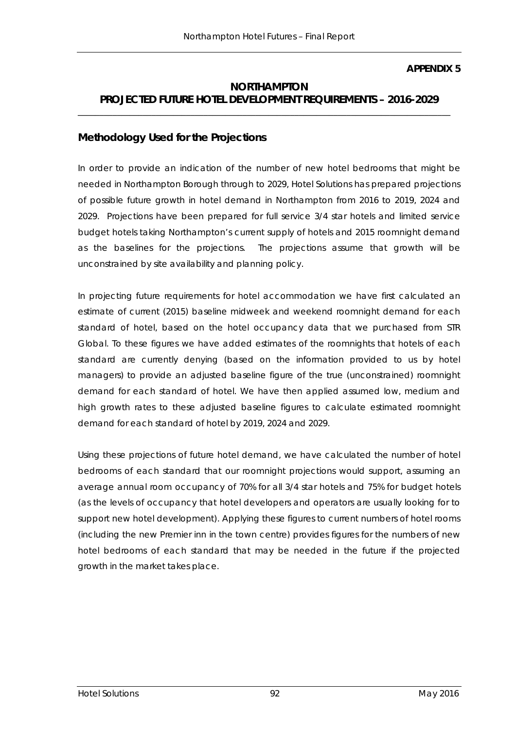**APPENDIX 5**

# NORTHAMPTON
# PROJECTED FUTURE HOTEL DEVELOPMENT REQUIREMENTS – 2016-2029

## Methodology Used for the Projections

In order to provide an indication of the number of new hotel bedrooms that might be needed in Northampton Borough through to 2029, Hotel Solutions has prepared projections of possible future growth in hotel demand in Northampton from 2016 to 2019, 2024 and 2029. Projections have been prepared for full service 3/4 star hotels and limited service budget hotels taking Northampton's current supply of hotels and 2015 roomnight demand as the baselines for the projections. The projections assume that growth will be unconstrained by site availability and planning policy.

In projecting future requirements for hotel accommodation we have first calculated an estimate of current (2015) baseline midweek and weekend roomnight demand for each standard of hotel, based on the hotel occupancy data that we purchased from STR Global. To these figures we have added estimates of the roomnights that hotels of each standard are currently denying (based on the information provided to us by hotel managers) to provide an adjusted baseline figure of the true (unconstrained) roomnight demand for each standard of hotel. We have then applied assumed low, medium and high growth rates to these adjusted baseline figures to calculate estimated roomnight demand for each standard of hotel by 2019, 2024 and 2029.

Using these projections of future hotel demand, we have calculated the number of hotel bedrooms of each standard that our roomnight projections would support, assuming an average annual room occupancy of 70% for all 3/4 star hotels and 75% for budget hotels (as the levels of occupancy that hotel developers and operators are usually looking for to support new hotel development). Applying these figures to current numbers of hotel rooms (including the new Premier inn in the town centre) provides figures for the numbers of new hotel bedrooms of each standard that may be needed in the future if the projected growth in the market takes place.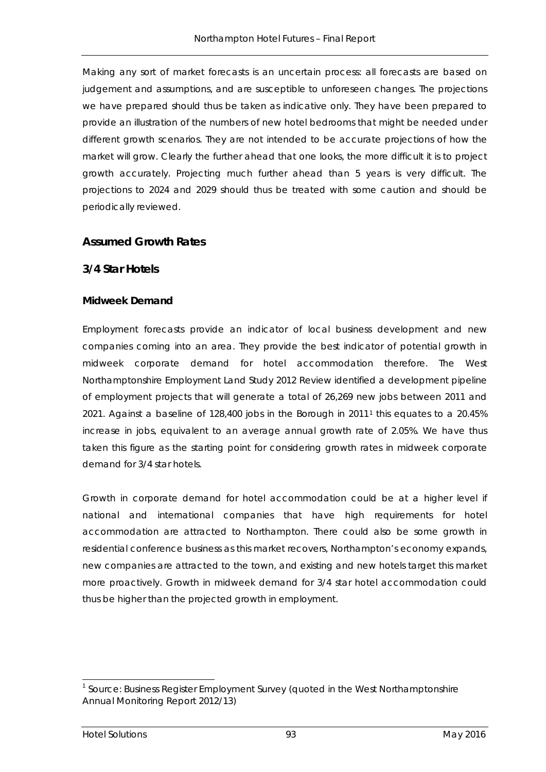Making any sort of market forecasts is an uncertain process: all forecasts are based on judgement and assumptions, and are susceptible to unforeseen changes. The projections we have prepared should thus be taken as indicative only. They have been prepared to provide an illustration of the numbers of new hotel bedrooms that might be needed under different growth scenarios. They are not intended to be accurate projections of how the market will grow. Clearly the further ahead that one looks, the more difficult it is to project growth accurately. Projecting much further ahead than 5 years is very difficult. The projections to 2024 and 2029 should thus be treated with some caution and should be periodically reviewed.

## Assumed Growth Rates

### 3/4 Star Hotels

#### Midweek Demand

Employment forecasts provide an indicator of local business development and new companies coming into an area. They provide the best indicator of potential growth in midweek corporate demand for hotel accommodation therefore. The West Northamptonshire Employment Land Study 2012 Review identified a development pipeline of employment projects that will generate a total of 26,269 new jobs between 2011 and 2021. Against a baseline of 128,400 jobs in the Borough in 2011[1] this equates to a 20.45% increase in jobs, equivalent to an average annual growth rate of 2.05%. We have thus taken this figure as the starting point for considering growth rates in midweek corporate demand for 3/4 star hotels.

Growth in corporate demand for hotel accommodation could be at a higher level if national and international companies that have high requirements for hotel accommodation are attracted to Northampton. There could also be some growth in residential conference business as this market recovers, Northampton's economy expands, new companies are attracted to the town, and existing and new hotels target this market more proactively. Growth in midweek demand for 3/4 star hotel accommodation could thus be higher than the projected growth in employment.

[1] Source: Business Register Employment Survey (quoted in the West Northamptonshire Annual Monitoring Report 2012/13)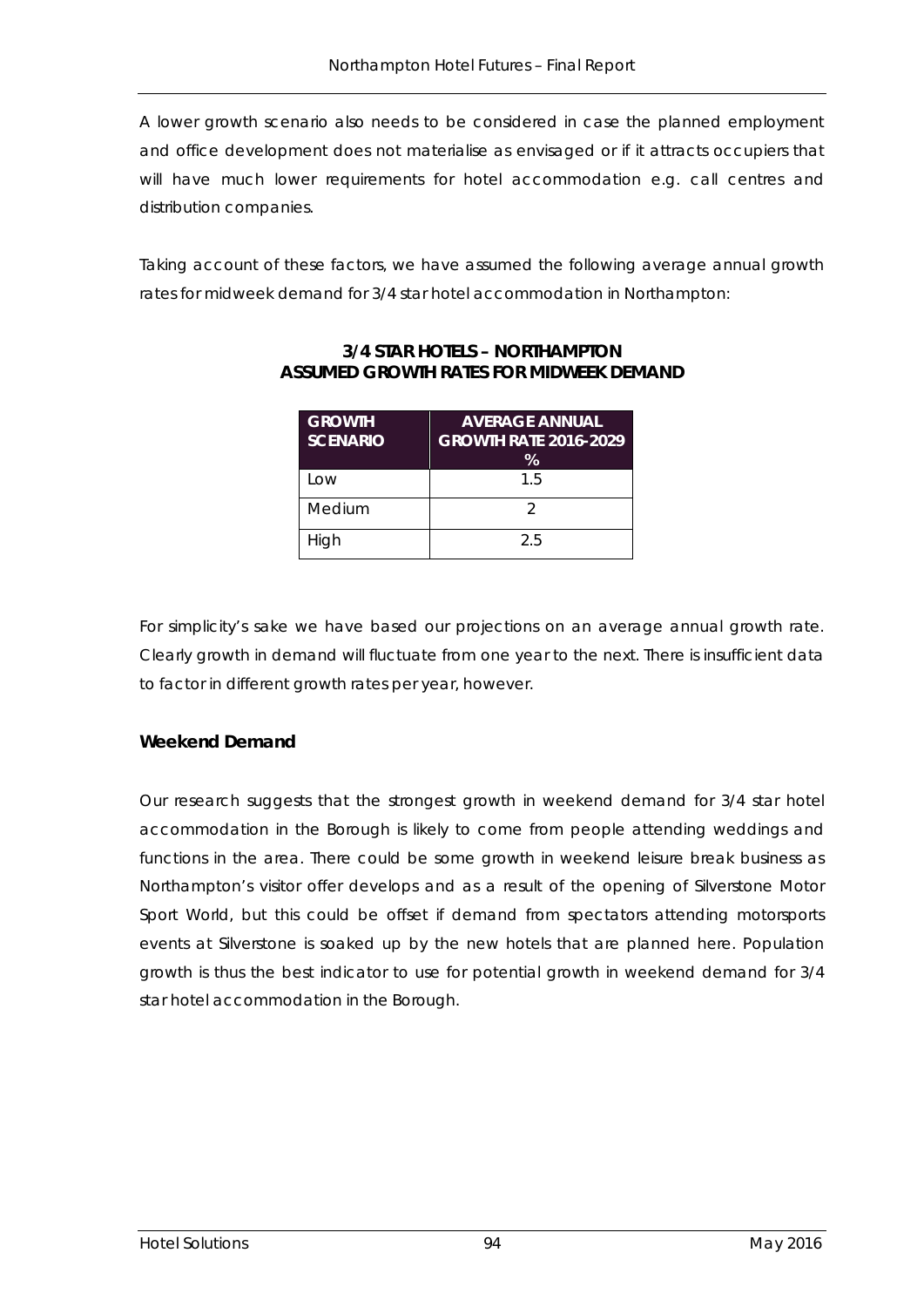A lower growth scenario also needs to be considered in case the planned employment and office development does not materialise as envisaged or if it attracts occupiers that will have much lower requirements for hotel accommodation e.g. call centres and distribution companies.

Taking account of these factors, we have assumed the following average annual growth rates for midweek demand for 3/4 star hotel accommodation in Northampton:

**3/4 STAR HOTELS – NORTHAMPTON**
**ASSUMED GROWTH RATES FOR MIDWEEK DEMAND**

| GROWTH SCENARIO | AVERAGE ANNUAL GROWTH RATE 2016-2029 % |
|---|---|
| Low | 1.5 |
| Medium | 2 |
| High | 2.5 |

For simplicity's sake we have based our projections on an average annual growth rate. Clearly growth in demand will fluctuate from one year to the next. There is insufficient data to factor in different growth rates per year, however.

### Weekend Demand

Our research suggests that the strongest growth in weekend demand for 3/4 star hotel accommodation in the Borough is likely to come from people attending weddings and functions in the area. There could be some growth in weekend leisure break business as Northampton's visitor offer develops and as a result of the opening of Silverstone Motor Sport World, but this could be offset if demand from spectators attending motorsports events at Silverstone is soaked up by the new hotels that are planned here. Population growth is thus the best indicator to use for potential growth in weekend demand for 3/4 star hotel accommodation in the Borough.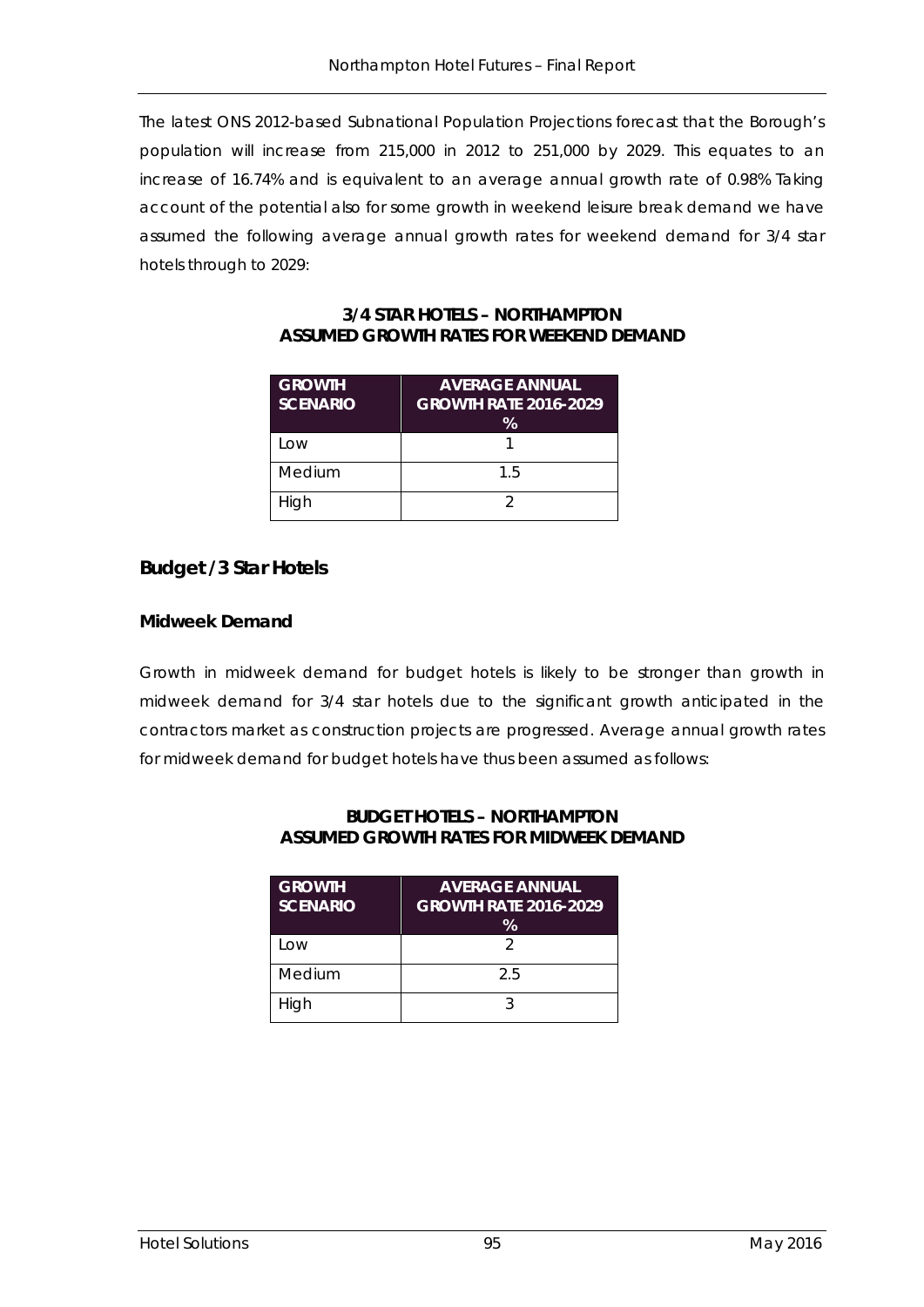The latest ONS 2012-based Subnational Population Projections forecast that the Borough's population will increase from 215,000 in 2012 to 251,000 by 2029. This equates to an increase of 16.74% and is equivalent to an average annual growth rate of 0.98% Taking account of the potential also for some growth in weekend leisure break demand we have assumed the following average annual growth rates for weekend demand for 3/4 star hotels through to 2029:

**3/4 STAR HOTELS – NORTHAMPTON**
**ASSUMED GROWTH RATES FOR WEEKEND DEMAND**

| GROWTH SCENARIO | AVERAGE ANNUAL GROWTH RATE 2016-2029 % |
|---|---|
| Low | 1 |
| Medium | 1.5 |
| High | 2 |

## Budget /3 Star Hotels

### Midweek Demand

Growth in midweek demand for budget hotels is likely to be stronger than growth in midweek demand for 3/4 star hotels due to the significant growth anticipated in the contractors market as construction projects are progressed. Average annual growth rates for midweek demand for budget hotels have thus been assumed as follows:

**BUDGET HOTELS – NORTHAMPTON**
**ASSUMED GROWTH RATES FOR MIDWEEK DEMAND**

| GROWTH SCENARIO | AVERAGE ANNUAL GROWTH RATE 2016-2029 % |
|---|---|
| Low | 2 |
| Medium | 2.5 |
| High | 3 |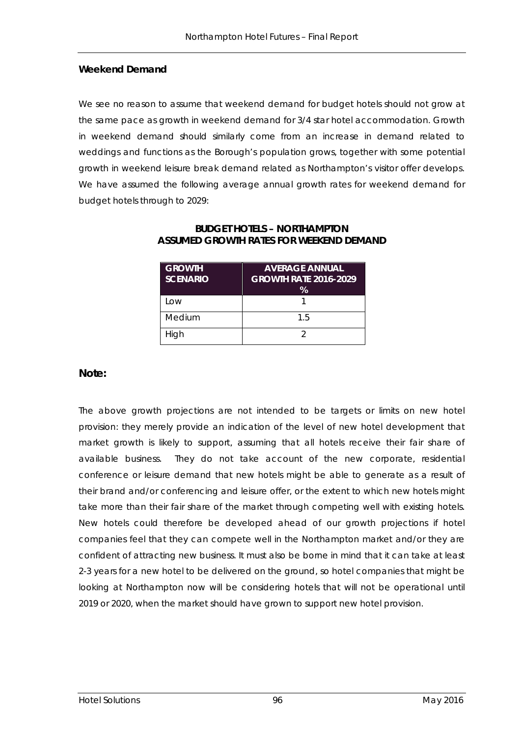### Weekend Demand

We see no reason to assume that weekend demand for budget hotels should not grow at the same pace as growth in weekend demand for 3/4 star hotel accommodation. Growth in weekend demand should similarly come from an increase in demand related to weddings and functions as the Borough's population grows, together with some potential growth in weekend leisure break demand related as Northampton's visitor offer develops. We have assumed the following average annual growth rates for weekend demand for budget hotels through to 2029:

**BUDGET HOTELS – NORTHAMPTON**
**ASSUMED GROWTH RATES FOR WEEKEND DEMAND**

| GROWTH SCENARIO | AVERAGE ANNUAL GROWTH RATE 2016-2029 % |
|---|---|
| Low | 1 |
| Medium | 1.5 |
| High | 2 |

**Note:**

The above growth projections are not intended to be targets or limits on new hotel provision: they merely provide an indication of the level of new hotel development that market growth is likely to support, assuming that all hotels receive their fair share of available business. They do not take account of the new corporate, residential conference or leisure demand that new hotels might be able to generate as a result of their brand and/or conferencing and leisure offer, or the extent to which new hotels might take more than their fair share of the market through competing well with existing hotels. New hotels could therefore be developed ahead of our growth projections if hotel companies feel that they can compete well in the Northampton market and/or they are confident of attracting new business. It must also be borne in mind that it can take at least 2-3 years for a new hotel to be delivered on the ground, so hotel companies that might be looking at Northampton now will be considering hotels that will not be operational until 2019 or 2020, when the market should have grown to support new hotel provision.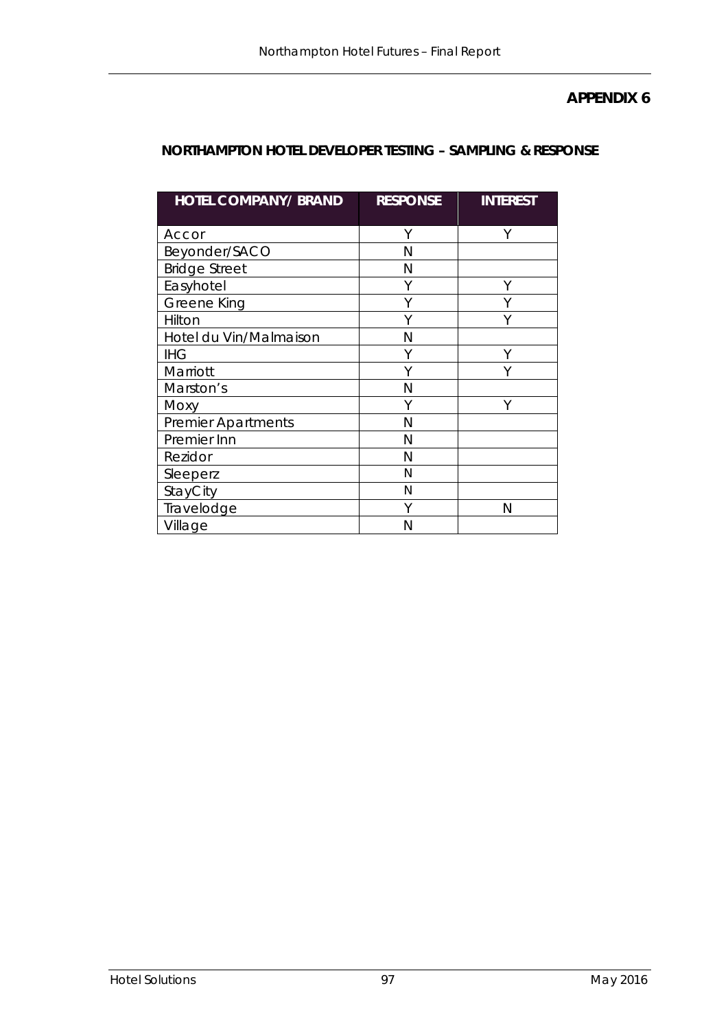## APPENDIX 6

### NORTHAMPTON HOTEL DEVELOPER TESTING – SAMPLING & RESPONSE

| HOTEL COMPANY/ BRAND | RESPONSE | INTEREST |
|---|---|---|
| Accor | Y | Y |
| Beyonder/SACO | N | |
| Bridge Street | N | |
| Easyhotel | Y | Y |
| Greene King | Y | Y |
| Hilton | Y | Y |
| Hotel du Vin/Malmaison | N | |
| IHG | Y | Y |
| Marriott | Y | Y |
| Marston's | N | |
| Moxy | Y | Y |
| Premier Apartments | N | |
| Premier Inn | N | |
| Rezidor | N | |
| Sleeperz | N | |
| StayCity | N | |
| Travelodge | Y | N |
| Village | N | |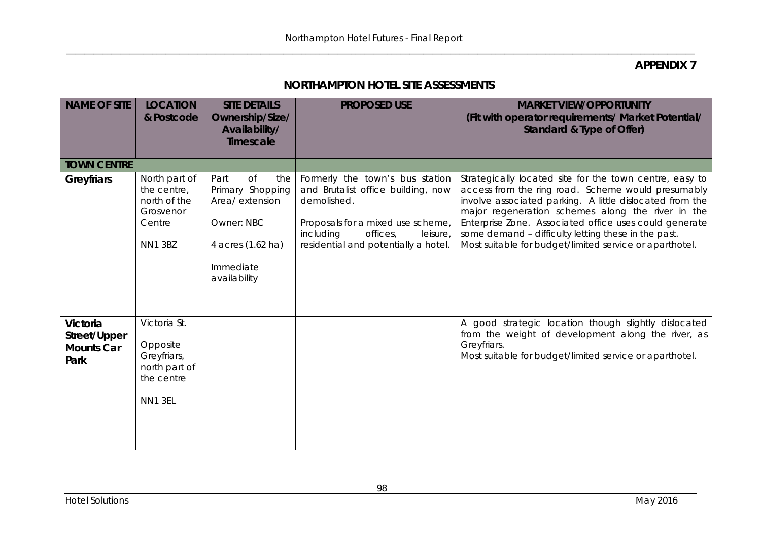## APPENDIX 7

## NORTHAMPTON HOTEL SITE ASSESSMENTS

| NAME OF SITE | LOCATION & Postcode | SITE DETAILS Ownership/Size/ Availability/ Timescale | PROPOSED USE | MARKET VIEW/OPPORTUNITY (Fit with operator requirements/ Market Potential/ Standard & Type of Offer) |
|---|---|---|---|---|
| **TOWN CENTRE** | | | | |
| **Greyfriars** | North part of the centre, north of the Grosvenor Centre<br><br>NN1 3BZ | Part of the Primary Shopping Area/ extension<br><br>Owner: NBC<br><br>4 acres (1.62 ha)<br><br>Immediate availability | Formerly the town's bus station and Brutalist office building, now demolished.<br><br>Proposals for a mixed use scheme, including offices, leisure, residential and potentially a hotel. | Strategically located site for the town centre, easy to access from the ring road. Scheme would presumably involve associated parking. A little dislocated from the major regeneration schemes along the river in the Enterprise Zone. Associated office uses could generate some demand – difficulty letting these in the past.<br>Most suitable for budget/limited service or aparthotel. |
| **Victoria Street/Upper Mounts Car Park** | Victoria St.<br><br>Opposite Greyfriars, north part of the centre<br><br>NN1 3EL | | | A good strategic location though slightly dislocated from the weight of development along the river, as Greyfriars.<br>Most suitable for budget/limited service or aparthotel. |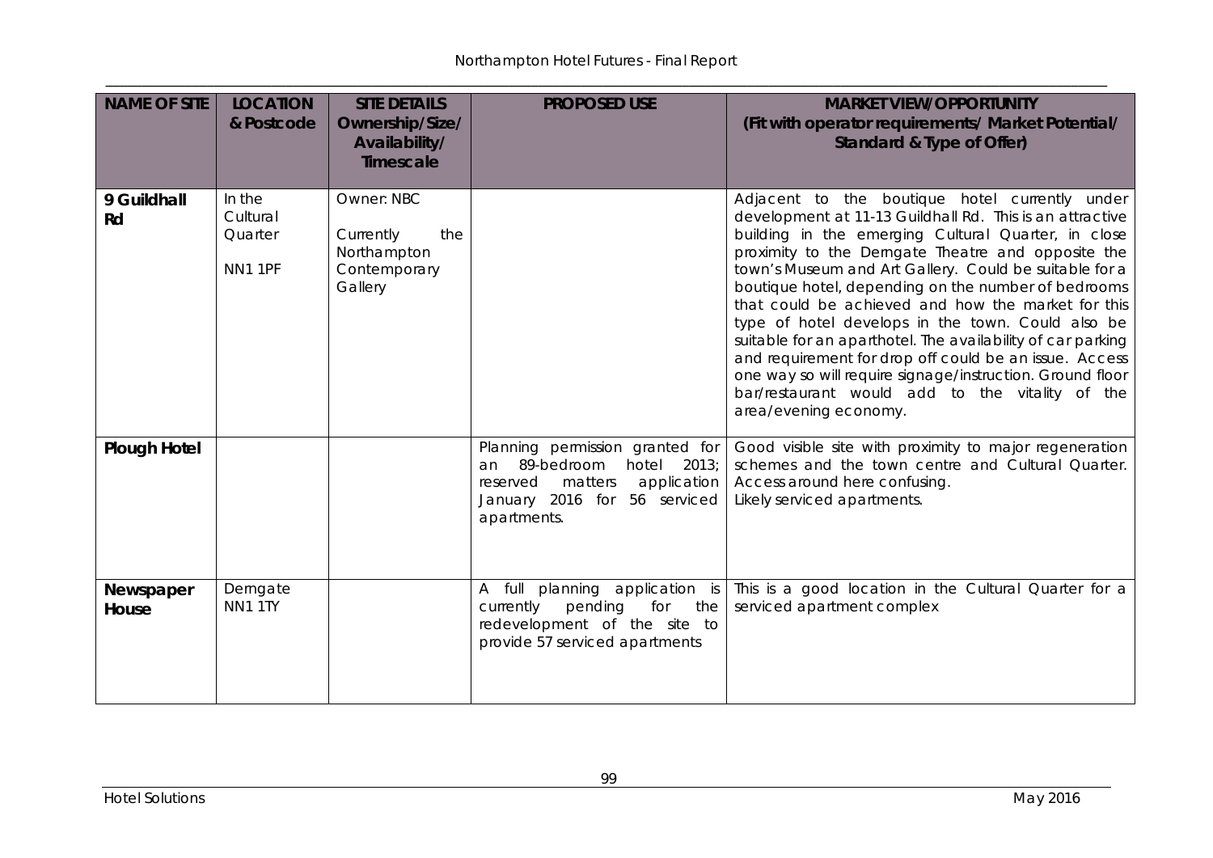| NAME OF SITE | LOCATION & Postcode | SITE DETAILS Ownership/Size/ Availability/ Timescale | PROPOSED USE | MARKET VIEW/OPPORTUNITY (Fit with operator requirements/ Market Potential/ Standard & Type of Offer) |
|---|---|---|---|---|
| **9 Guildhall Rd** | In the Cultural Quarter<br>NN1 1PF | Owner: NBC<br>Currently the Northampton Contemporary Gallery | | Adjacent to the boutique hotel currently under development at 11-13 Guildhall Rd. This is an attractive building in the emerging Cultural Quarter, in close proximity to the Derngate Theatre and opposite the town's Museum and Art Gallery. Could be suitable for a boutique hotel, depending on the number of bedrooms that could be achieved and how the market for this type of hotel develops in the town. Could also be suitable for an aparthotel. The availability of car parking and requirement for drop off could be an issue. Access one way so will require signage/instruction. Ground floor bar/restaurant would add to the vitality of the area/evening economy. |
| **Plough Hotel** | | | Planning permission granted for an 89-bedroom hotel 2013; reserved matters application January 2016 for 56 serviced apartments. | Good visible site with proximity to major regeneration schemes and the town centre and Cultural Quarter. Access around here confusing.<br>Likely serviced apartments. |
| **Newspaper House** | Derngate<br>NN1 1TY | | A full planning application is currently pending for the redevelopment of the site to provide 57 serviced apartments | This is a good location in the Cultural Quarter for a serviced apartment complex |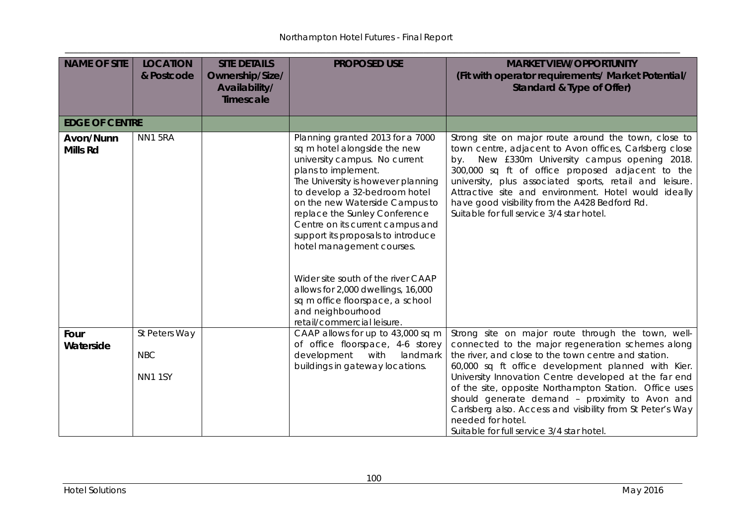| NAME OF SITE | LOCATION & Postcode | SITE DETAILS Ownership/Size/ Availability/ Timescale | PROPOSED USE | MARKET VIEW/OPPORTUNITY (Fit with operator requirements/ Market Potential/ Standard & Type of Offer) |
|---|---|---|---|---|
| **EDGE OF CENTRE** | | | | |
| **Avon/Nunn Mills Rd** | NN1 5RA | | Planning granted 2013 for a 7000 sq m hotel alongside the new university campus. No current plans to implement.<br>The University is however planning to develop a 32-bedroom hotel on the new Waterside Campus to replace the Sunley Conference Centre on its current campus and support its proposals to introduce hotel management courses.<br><br>Wider site south of the river CAAP allows for 2,000 dwellings, 16,000 sq m office floorspace, a school and neighbourhood retail/commercial leisure. | Strong site on major route around the town, close to town centre, adjacent to Avon offices, Carlsberg close by. New £330m University campus opening 2018. 300,000 sq ft of office proposed adjacent to the university, plus associated sports, retail and leisure. Attractive site and environment. Hotel would ideally have good visibility from the A428 Bedford Rd.<br>Suitable for full service 3/4 star hotel. |
| **Four Waterside** | St Peters Way<br><br>NBC<br><br>NN1 1SY | | CAAP allows for up to 43,000 sq m of office floorspace, 4-6 storey development with landmark buildings in gateway locations. | Strong site on major route through the town, well-connected to the major regeneration schemes along the river, and close to the town centre and station.<br>60,000 sq ft office development planned with Kier. University Innovation Centre developed at the far end of the site, opposite Northampton Station. Office uses should generate demand – proximity to Avon and Carlsberg also. Access and visibility from St Peter's Way needed for hotel.<br>Suitable for full service 3/4 star hotel. |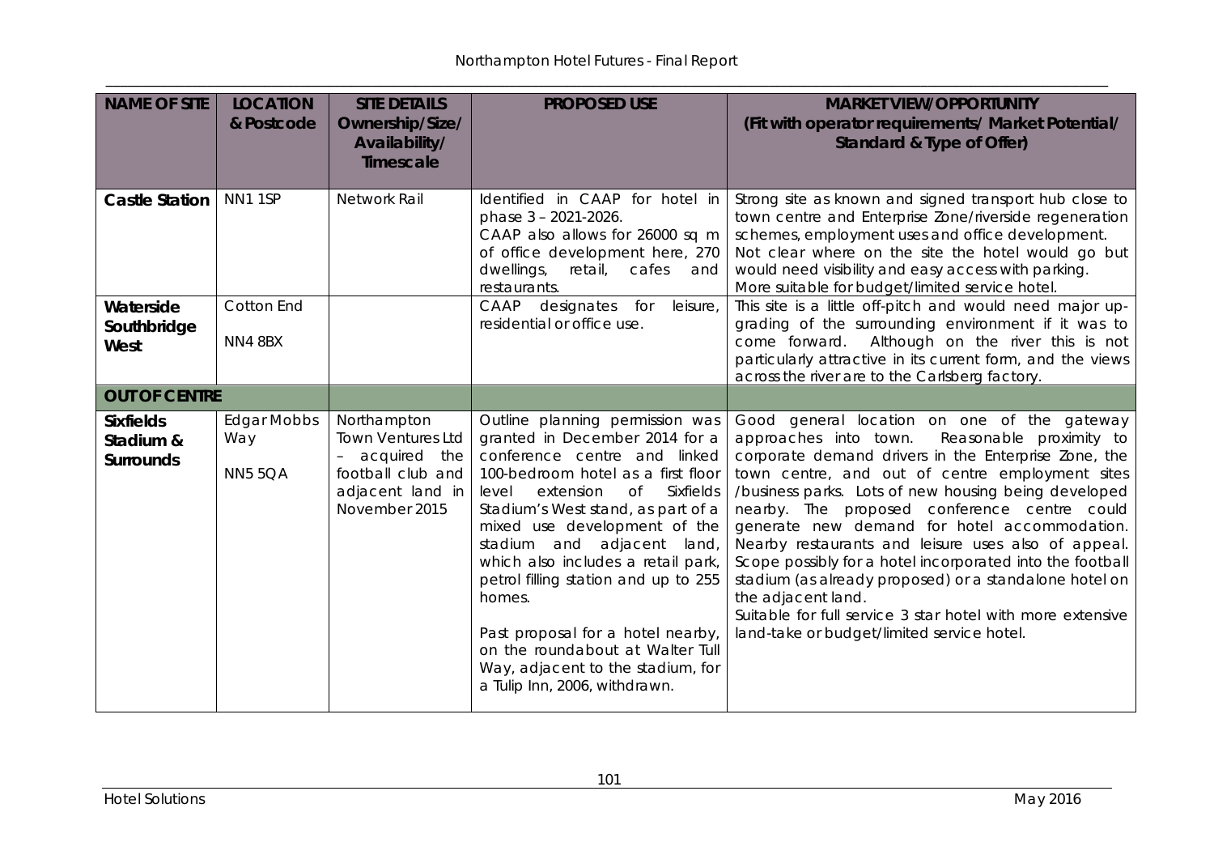| NAME OF SITE | LOCATION & Postcode | SITE DETAILS Ownership/Size/ Availability/ Timescale | PROPOSED USE | MARKET VIEW/OPPORTUNITY (Fit with operator requirements/ Market Potential/ Standard & Type of Offer) |
|---|---|---|---|---|
| **Castle Station** | NN1 1SP | Network Rail | Identified in CAAP for hotel in phase 3 – 2021-2026.<br>CAAP also allows for 26000 sq m of office development here, 270 dwellings, retail, cafes and restaurants. | Strong site as known and signed transport hub close to town centre and Enterprise Zone/riverside regeneration schemes, employment uses and office development. Not clear where on the site the hotel would go but would need visibility and easy access with parking.<br>More suitable for budget/limited service hotel. |
| **Waterside Southbridge West** | Cotton End<br>NN4 8BX | | CAAP designates for leisure, residential or office use. | This site is a little off-pitch and would need major up-grading of the surrounding environment if it was to come forward. Although on the river this is not particularly attractive in its current form, and the views across the river are to the Carlsberg factory. |
| **OUT OF CENTRE** | | | | |
| **Sixfields Stadium & Surrounds** | Edgar Mobbs Way<br>NN5 5QA | Northampton Town Ventures Ltd – acquired the football club and adjacent land in November 2015 | Outline planning permission was granted in December 2014 for a conference centre and linked 100-bedroom hotel as a first floor level extension of Sixfields Stadium's West stand, as part of a mixed use development of the stadium and adjacent land, which also includes a retail park, petrol filling station and up to 255 homes.<br><br>Past proposal for a hotel nearby, on the roundabout at Walter Tull Way, adjacent to the stadium, for a Tulip Inn, 2006, withdrawn. | Good general location on one of the gateway approaches into town. Reasonable proximity to corporate demand drivers in the Enterprise Zone, the town centre, and out of centre employment sites /business parks. Lots of new housing being developed nearby. The proposed conference centre could generate new demand for hotel accommodation. Nearby restaurants and leisure uses also of appeal. Scope possibly for a hotel incorporated into the football stadium (as already proposed) or a standalone hotel on the adjacent land.<br>Suitable for full service 3 star hotel with more extensive land-take or budget/limited service hotel. |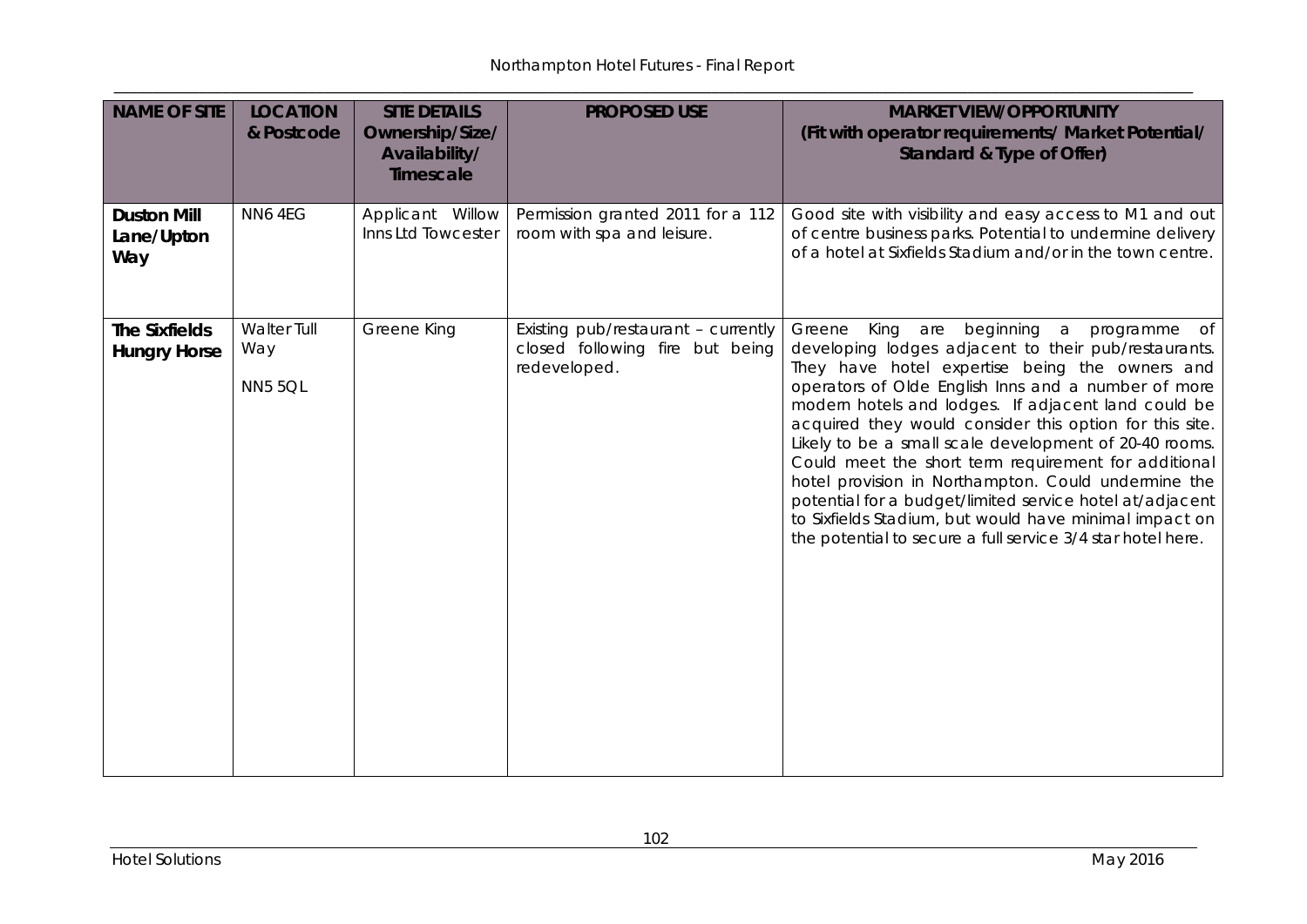| NAME OF SITE | LOCATION & Postcode | SITE DETAILS Ownership/Size/ Availability/ Timescale | PROPOSED USE | MARKET VIEW/OPPORTUNITY (Fit with operator requirements/ Market Potential/ Standard & Type of Offer) |
|---|---|---|---|---|
| **Duston Mill Lane/Upton Way** | NN6 4EG | Applicant Willow Inns Ltd Towcester | Permission granted 2011 for a 112 room with spa and leisure. | Good site with visibility and easy access to M1 and out of centre business parks. Potential to undermine delivery of a hotel at Sixfields Stadium and/or in the town centre. |
| **The Sixfields Hungry Horse** | Walter Tull Way NN5 5QL | Greene King | Existing pub/restaurant – currently closed following fire but being redeveloped. | Greene King are beginning a programme of developing lodges adjacent to their pub/restaurants. They have hotel expertise being the owners and operators of Olde English Inns and a number of more modern hotels and lodges. If adjacent land could be acquired they would consider this option for this site. Likely to be a small scale development of 20-40 rooms. Could meet the short term requirement for additional hotel provision in Northampton. Could undermine the potential for a budget/limited service hotel at/adjacent to Sixfields Stadium, but would have minimal impact on the potential to secure a full service 3/4 star hotel here. |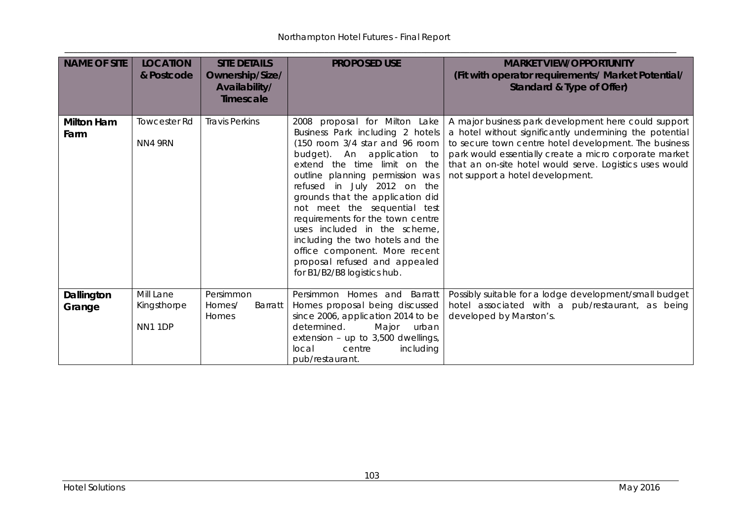| NAME OF SITE | LOCATION & Postcode | SITE DETAILS Ownership/Size/ Availability/ Timescale | PROPOSED USE | MARKET VIEW/OPPORTUNITY (Fit with operator requirements/ Market Potential/ Standard & Type of Offer) |
|---|---|---|---|---|
| **Milton Ham Farm** | Towcester Rd NN4 9RN | Travis Perkins | 2008 proposal for Milton Lake Business Park including 2 hotels (150 room 3/4 star and 96 room budget). An application to extend the time limit on the outline planning permission was refused in July 2012 on the grounds that the application did not meet the sequential test requirements for the town centre uses included in the scheme, including the two hotels and the office component. More recent proposal refused and appealed for B1/B2/B8 logistics hub. | A major business park development here could support a hotel without significantly undermining the potential to secure town centre hotel development. The business park would essentially create a micro corporate market that an on-site hotel would serve. Logistics uses would not support a hotel development. |
| **Dallington Grange** | Mill Lane Kingsthorpe NN1 1DP | Persimmon Homes/ Barratt Homes | Persimmon Homes and Barratt Homes proposal being discussed since 2006, application 2014 to be determined. Major urban extension – up to 3,500 dwellings, local centre including pub/restaurant. | Possibly suitable for a lodge development/small budget hotel associated with a pub/restaurant, as being developed by Marston's. |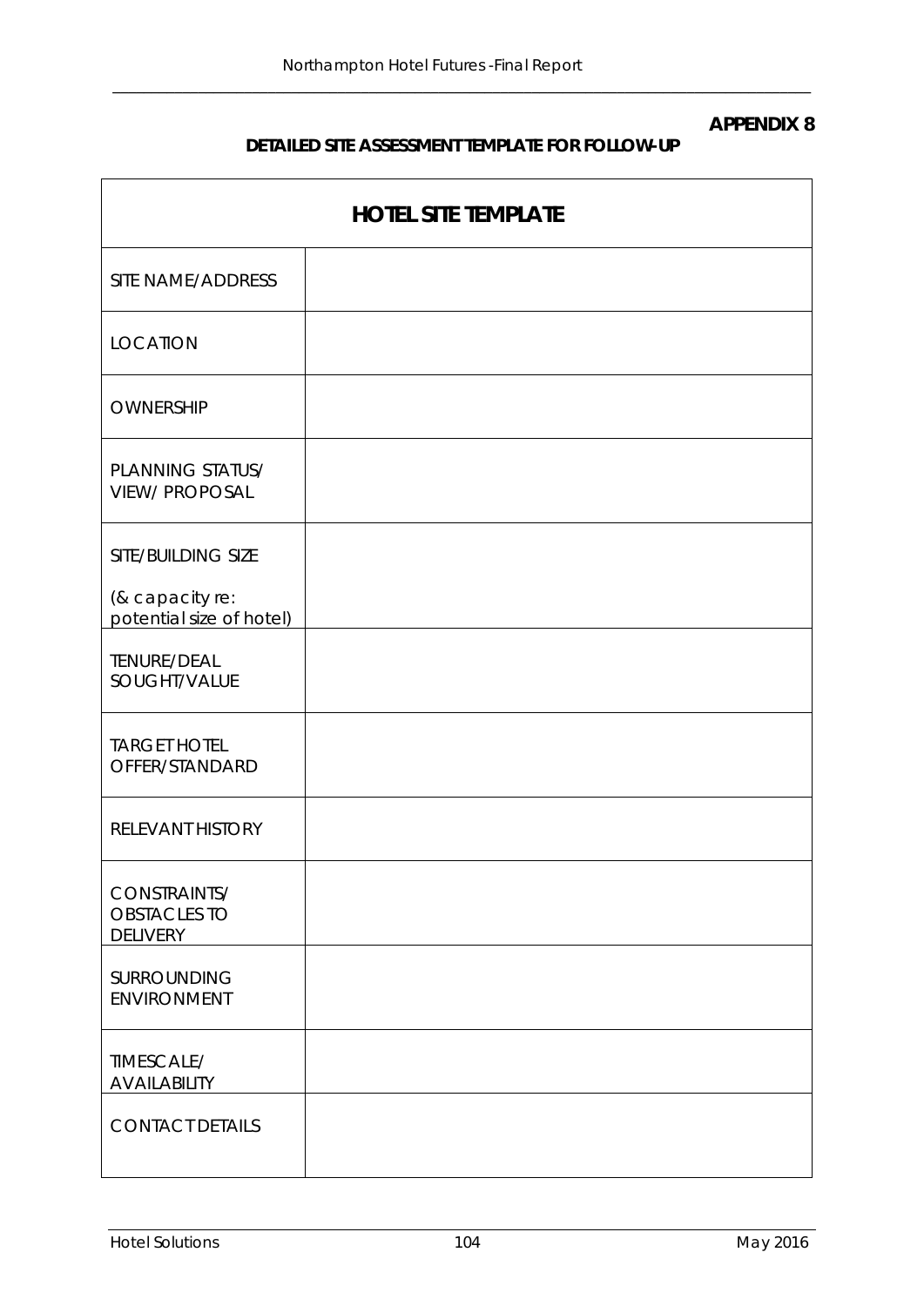**APPENDIX 8**

**DETAILED SITE ASSESSMENT TEMPLATE FOR FOLLOW-UP**

| **HOTEL SITE TEMPLATE** | |
|---|---|
| SITE NAME/ADDRESS | |
| LOCATION | |
| OWNERSHIP | |
| PLANNING STATUS/ VIEW/ PROPOSAL | |
| SITE/BUILDING SIZE (& capacity re: potential size of hotel) | |
| TENURE/DEAL SOUGHT/VALUE | |
| TARGET HOTEL OFFER/STANDARD | |
| RELEVANT HISTORY | |
| CONSTRAINTS/ OBSTACLES TO DELIVERY | |
| SURROUNDING ENVIRONMENT | |
| TIMESCALE/ AVAILABILITY | |
| CONTACT DETAILS | |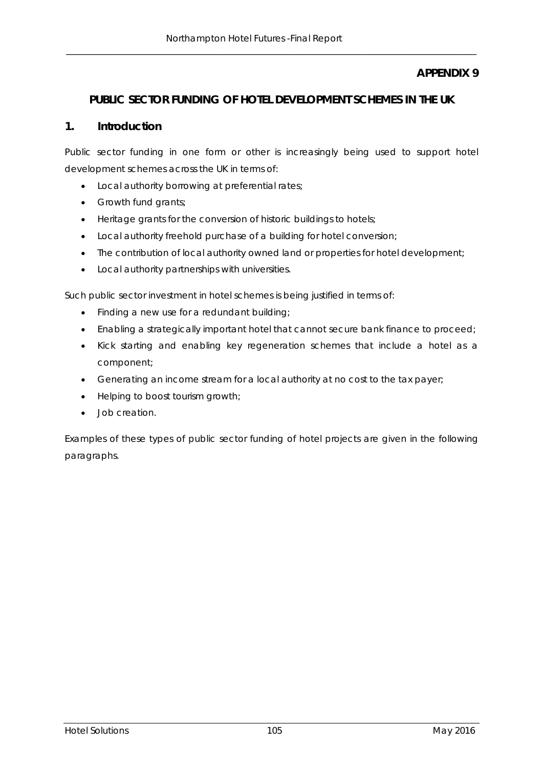# APPENDIX 9

## PUBLIC SECTOR FUNDING OF HOTEL DEVELOPMENT SCHEMES IN THE UK

### 1. Introduction

Public sector funding in one form or other is increasingly being used to support hotel development schemes across the UK in terms of:

- Local authority borrowing at preferential rates;
- Growth fund grants;
- Heritage grants for the conversion of historic buildings to hotels;
- Local authority freehold purchase of a building for hotel conversion;
- The contribution of local authority owned land or properties for hotel development;
- Local authority partnerships with universities.

Such public sector investment in hotel schemes is being justified in terms of:

- Finding a new use for a redundant building;
- Enabling a strategically important hotel that cannot secure bank finance to proceed;
- Kick starting and enabling key regeneration schemes that include a hotel as a component;
- Generating an income stream for a local authority at no cost to the tax payer;
- Helping to boost tourism growth;
- Job creation.

Examples of these types of public sector funding of hotel projects are given in the following paragraphs.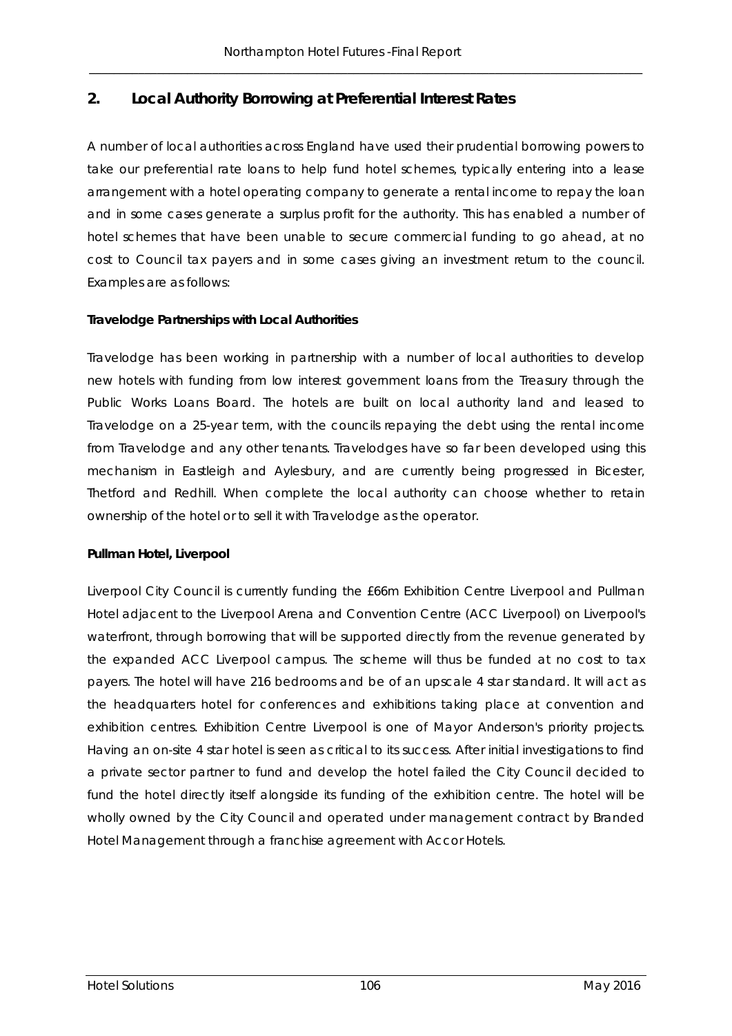## 2. Local Authority Borrowing at Preferential Interest Rates

A number of local authorities across England have used their prudential borrowing powers to take our preferential rate loans to help fund hotel schemes, typically entering into a lease arrangement with a hotel operating company to generate a rental income to repay the loan and in some cases generate a surplus profit for the authority. This has enabled a number of hotel schemes that have been unable to secure commercial funding to go ahead, at no cost to Council tax payers and in some cases giving an investment return to the council. Examples are as follows:

**Travelodge Partnerships with Local Authorities**

Travelodge has been working in partnership with a number of local authorities to develop new hotels with funding from low interest government loans from the Treasury through the Public Works Loans Board. The hotels are built on local authority land and leased to Travelodge on a 25-year term, with the councils repaying the debt using the rental income from Travelodge and any other tenants. Travelodges have so far been developed using this mechanism in Eastleigh and Aylesbury, and are currently being progressed in Bicester, Thetford and Redhill. When complete the local authority can choose whether to retain ownership of the hotel or to sell it with Travelodge as the operator.

**Pullman Hotel, Liverpool**

Liverpool City Council is currently funding the £66m Exhibition Centre Liverpool and Pullman Hotel adjacent to the Liverpool Arena and Convention Centre (ACC Liverpool) on Liverpool's waterfront, through borrowing that will be supported directly from the revenue generated by the expanded ACC Liverpool campus. The scheme will thus be funded at no cost to tax payers. The hotel will have 216 bedrooms and be of an upscale 4 star standard. It will act as the headquarters hotel for conferences and exhibitions taking place at convention and exhibition centres. Exhibition Centre Liverpool is one of Mayor Anderson's priority projects. Having an on-site 4 star hotel is seen as critical to its success. After initial investigations to find a private sector partner to fund and develop the hotel failed the City Council decided to fund the hotel directly itself alongside its funding of the exhibition centre. The hotel will be wholly owned by the City Council and operated under management contract by Branded Hotel Management through a franchise agreement with Accor Hotels.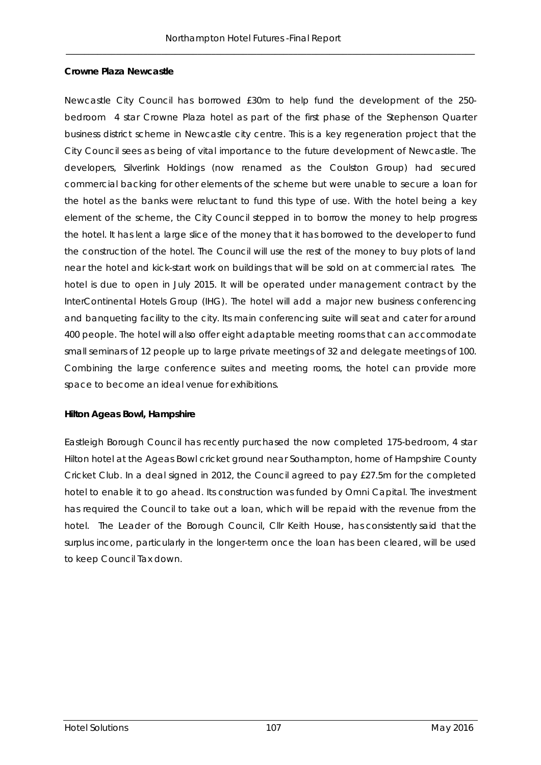**Crowne Plaza Newcastle**

Newcastle City Council has borrowed £30m to help fund the development of the 250-bedroom 4 star Crowne Plaza hotel as part of the first phase of the Stephenson Quarter business district scheme in Newcastle city centre. This is a key regeneration project that the City Council sees as being of vital importance to the future development of Newcastle. The developers, Silverlink Holdings (now renamed as the Coulston Group) had secured commercial backing for other elements of the scheme but were unable to secure a loan for the hotel as the banks were reluctant to fund this type of use. With the hotel being a key element of the scheme, the City Council stepped in to borrow the money to help progress the hotel. It has lent a large slice of the money that it has borrowed to the developer to fund the construction of the hotel. The Council will use the rest of the money to buy plots of land near the hotel and kick-start work on buildings that will be sold on at commercial rates. The hotel is due to open in July 2015. It will be operated under management contract by the InterContinental Hotels Group (IHG). The hotel will add a major new business conferencing and banqueting facility to the city. Its main conferencing suite will seat and cater for around 400 people. The hotel will also offer eight adaptable meeting rooms that can accommodate small seminars of 12 people up to large private meetings of 32 and delegate meetings of 100. Combining the large conference suites and meeting rooms, the hotel can provide more space to become an ideal venue for exhibitions.

**Hilton Ageas Bowl, Hampshire**

Eastleigh Borough Council has recently purchased the now completed 175-bedroom, 4 star Hilton hotel at the Ageas Bowl cricket ground near Southampton, home of Hampshire County Cricket Club. In a deal signed in 2012, the Council agreed to pay £27.5m for the completed hotel to enable it to go ahead. Its construction was funded by Omni Capital. The investment has required the Council to take out a loan, which will be repaid with the revenue from the hotel. The Leader of the Borough Council, Cllr Keith House, has consistently said that the surplus income, particularly in the longer-term once the loan has been cleared, will be used to keep Council Tax down.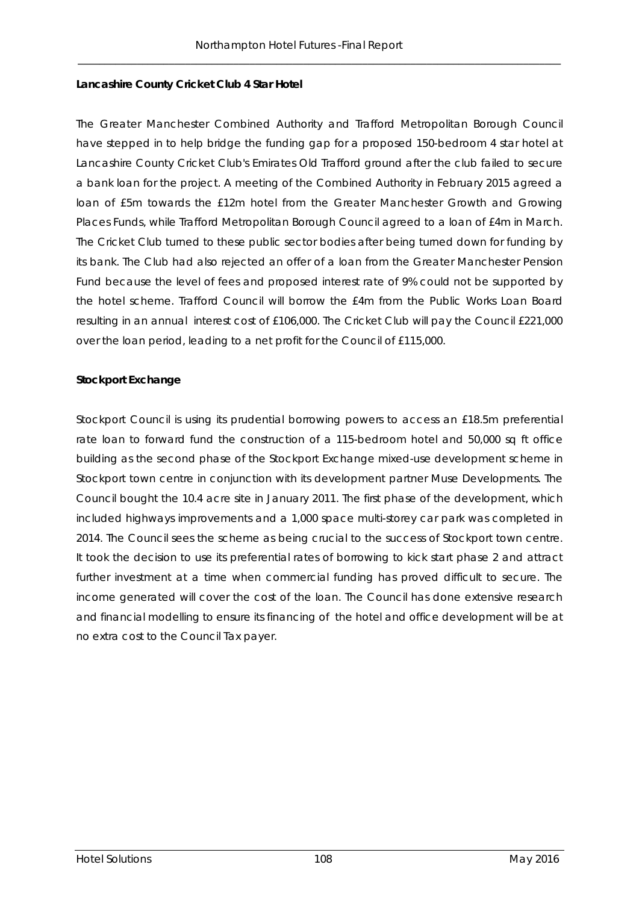**Lancashire County Cricket Club 4 Star Hotel**

The Greater Manchester Combined Authority and Trafford Metropolitan Borough Council have stepped in to help bridge the funding gap for a proposed 150-bedroom 4 star hotel at Lancashire County Cricket Club's Emirates Old Trafford ground after the club failed to secure a bank loan for the project. A meeting of the Combined Authority in February 2015 agreed a loan of £5m towards the £12m hotel from the Greater Manchester Growth and Growing Places Funds, while Trafford Metropolitan Borough Council agreed to a loan of £4m in March. The Cricket Club turned to these public sector bodies after being turned down for funding by its bank. The Club had also rejected an offer of a loan from the Greater Manchester Pension Fund because the level of fees and proposed interest rate of 9% could not be supported by the hotel scheme. Trafford Council will borrow the £4m from the Public Works Loan Board resulting in an annual interest cost of £106,000. The Cricket Club will pay the Council £221,000 over the loan period, leading to a net profit for the Council of £115,000.

**Stockport Exchange**

Stockport Council is using its prudential borrowing powers to access an £18.5m preferential rate loan to forward fund the construction of a 115-bedroom hotel and 50,000 sq ft office building as the second phase of the Stockport Exchange mixed-use development scheme in Stockport town centre in conjunction with its development partner Muse Developments. The Council bought the 10.4 acre site in January 2011. The first phase of the development, which included highways improvements and a 1,000 space multi-storey car park was completed in 2014. The Council sees the scheme as being crucial to the success of Stockport town centre. It took the decision to use its preferential rates of borrowing to kick start phase 2 and attract further investment at a time when commercial funding has proved difficult to secure. The income generated will cover the cost of the loan. The Council has done extensive research and financial modelling to ensure its financing of the hotel and office development will be at no extra cost to the Council Tax payer.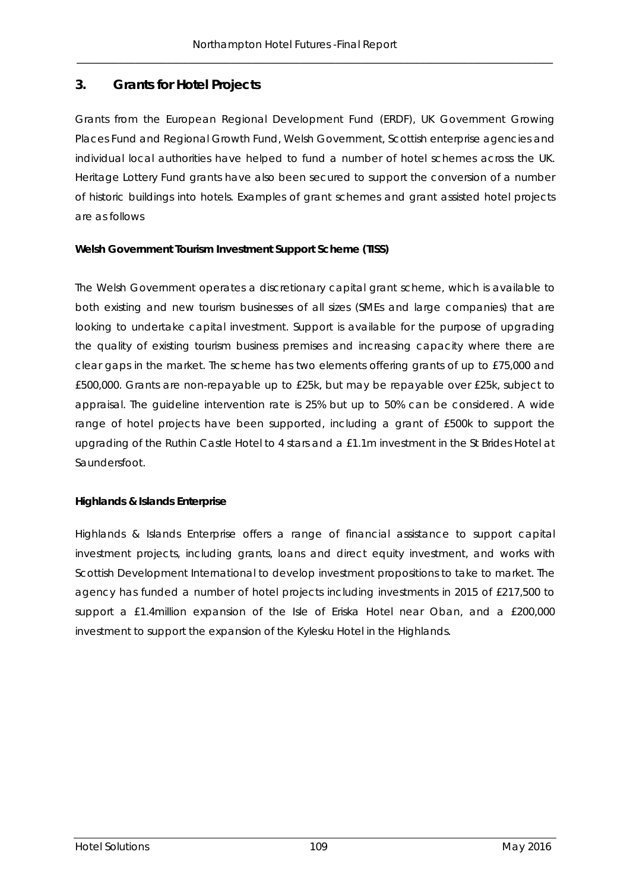## 3. Grants for Hotel Projects

Grants from the European Regional Development Fund (ERDF), UK Government Growing Places Fund and Regional Growth Fund, Welsh Government, Scottish enterprise agencies and individual local authorities have helped to fund a number of hotel schemes across the UK. Heritage Lottery Fund grants have also been secured to support the conversion of a number of historic buildings into hotels. Examples of grant schemes and grant assisted hotel projects are as follows

**Welsh Government Tourism Investment Support Scheme (TISS)**

The Welsh Government operates a discretionary capital grant scheme, which is available to both existing and new tourism businesses of all sizes (SMEs and large companies) that are looking to undertake capital investment. Support is available for the purpose of upgrading the quality of existing tourism business premises and increasing capacity where there are clear gaps in the market. The scheme has two elements offering grants of up to £75,000 and £500,000. Grants are non-repayable up to £25k, but may be repayable over £25k, subject to appraisal. The guideline intervention rate is 25% but up to 50% can be considered. A wide range of hotel projects have been supported, including a grant of £500k to support the upgrading of the Ruthin Castle Hotel to 4 stars and a £1.1m investment in the St Brides Hotel at Saundersfoot.

**Highlands & Islands Enterprise**

Highlands & Islands Enterprise offers a range of financial assistance to support capital investment projects, including grants, loans and direct equity investment, and works with Scottish Development International to develop investment propositions to take to market. The agency has funded a number of hotel projects including investments in 2015 of £217,500 to support a £1.4million expansion of the Isle of Eriska Hotel near Oban, and a £200,000 investment to support the expansion of the Kylesku Hotel in the Highlands.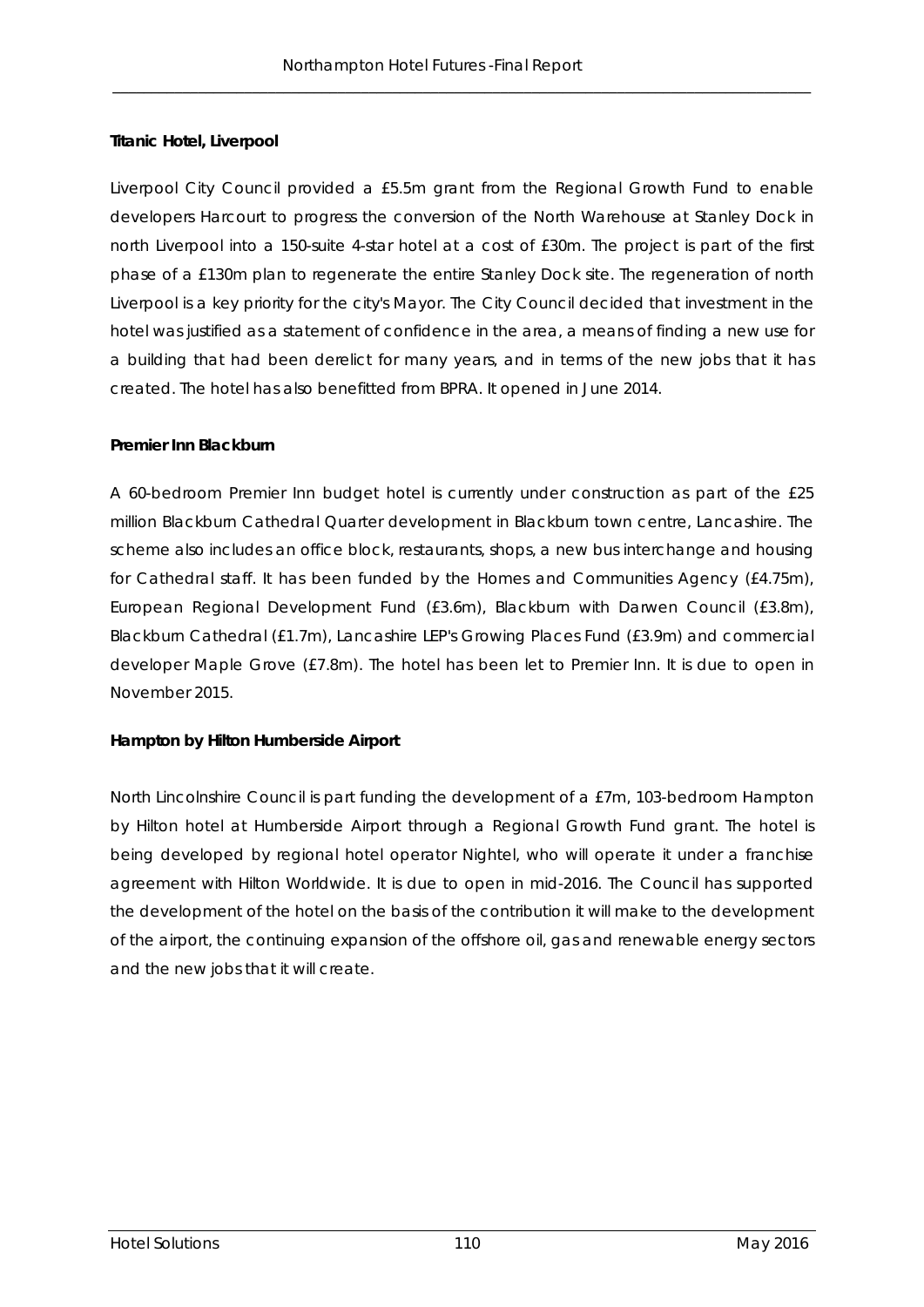**Titanic Hotel, Liverpool**

Liverpool City Council provided a £5.5m grant from the Regional Growth Fund to enable developers Harcourt to progress the conversion of the North Warehouse at Stanley Dock in north Liverpool into a 150-suite 4-star hotel at a cost of £30m. The project is part of the first phase of a £130m plan to regenerate the entire Stanley Dock site. The regeneration of north Liverpool is a key priority for the city's Mayor. The City Council decided that investment in the hotel was justified as a statement of confidence in the area, a means of finding a new use for a building that had been derelict for many years, and in terms of the new jobs that it has created. The hotel has also benefitted from BPRA. It opened in June 2014.

**Premier Inn Blackburn**

A 60-bedroom Premier Inn budget hotel is currently under construction as part of the £25 million Blackburn Cathedral Quarter development in Blackburn town centre, Lancashire. The scheme also includes an office block, restaurants, shops, a new bus interchange and housing for Cathedral staff. It has been funded by the Homes and Communities Agency (£4.75m), European Regional Development Fund (£3.6m), Blackburn with Darwen Council (£3.8m), Blackburn Cathedral (£1.7m), Lancashire LEP's Growing Places Fund (£3.9m) and commercial developer Maple Grove (£7.8m). The hotel has been let to Premier Inn. It is due to open in November 2015.

**Hampton by Hilton Humberside Airport**

North Lincolnshire Council is part funding the development of a £7m, 103-bedroom Hampton by Hilton hotel at Humberside Airport through a Regional Growth Fund grant. The hotel is being developed by regional hotel operator Nightel, who will operate it under a franchise agreement with Hilton Worldwide. It is due to open in mid-2016. The Council has supported the development of the hotel on the basis of the contribution it will make to the development of the airport, the continuing expansion of the offshore oil, gas and renewable energy sectors and the new jobs that it will create.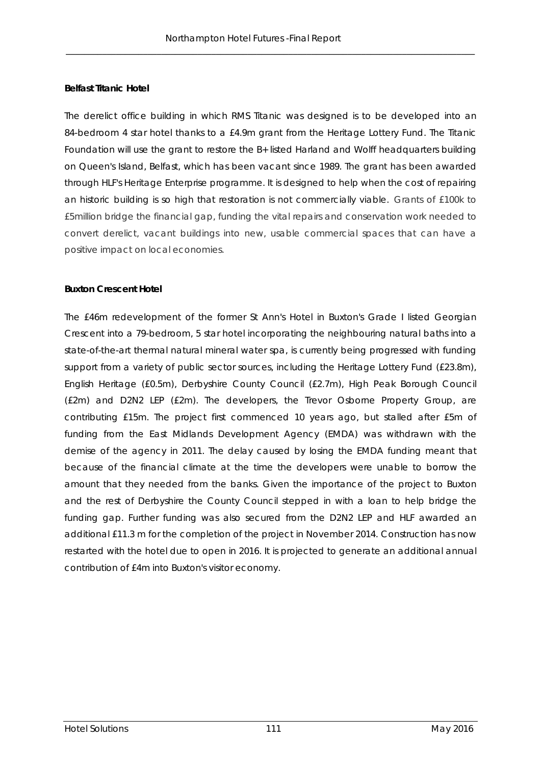**Belfast Titanic Hotel**

The derelict office building in which RMS Titanic was designed is to be developed into an 84-bedroom 4 star hotel thanks to a £4.9m grant from the Heritage Lottery Fund. The Titanic Foundation will use the grant to restore the B+ listed Harland and Wolff headquarters building on Queen's Island, Belfast, which has been vacant since 1989. The grant has been awarded through HLF's Heritage Enterprise programme. It is designed to help when the cost of repairing an historic building is so high that restoration is not commercially viable. Grants of £100k to £5million bridge the financial gap, funding the vital repairs and conservation work needed to convert derelict, vacant buildings into new, usable commercial spaces that can have a positive impact on local economies.

**Buxton Crescent Hotel**

The £46m redevelopment of the former St Ann's Hotel in Buxton's Grade I listed Georgian Crescent into a 79-bedroom, 5 star hotel incorporating the neighbouring natural baths into a state-of-the-art thermal natural mineral water spa, is currently being progressed with funding support from a variety of public sector sources, including the Heritage Lottery Fund (£23.8m), English Heritage (£0.5m), Derbyshire County Council (£2.7m), High Peak Borough Council (£2m) and D2N2 LEP (£2m). The developers, the Trevor Osborne Property Group, are contributing £15m. The project first commenced 10 years ago, but stalled after £5m of funding from the East Midlands Development Agency (EMDA) was withdrawn with the demise of the agency in 2011. The delay caused by losing the EMDA funding meant that because of the financial climate at the time the developers were unable to borrow the amount that they needed from the banks. Given the importance of the project to Buxton and the rest of Derbyshire the County Council stepped in with a loan to help bridge the funding gap. Further funding was also secured from the D2N2 LEP and HLF awarded an additional £11.3 m for the completion of the project in November 2014. Construction has now restarted with the hotel due to open in 2016. It is projected to generate an additional annual contribution of £4m into Buxton's visitor economy.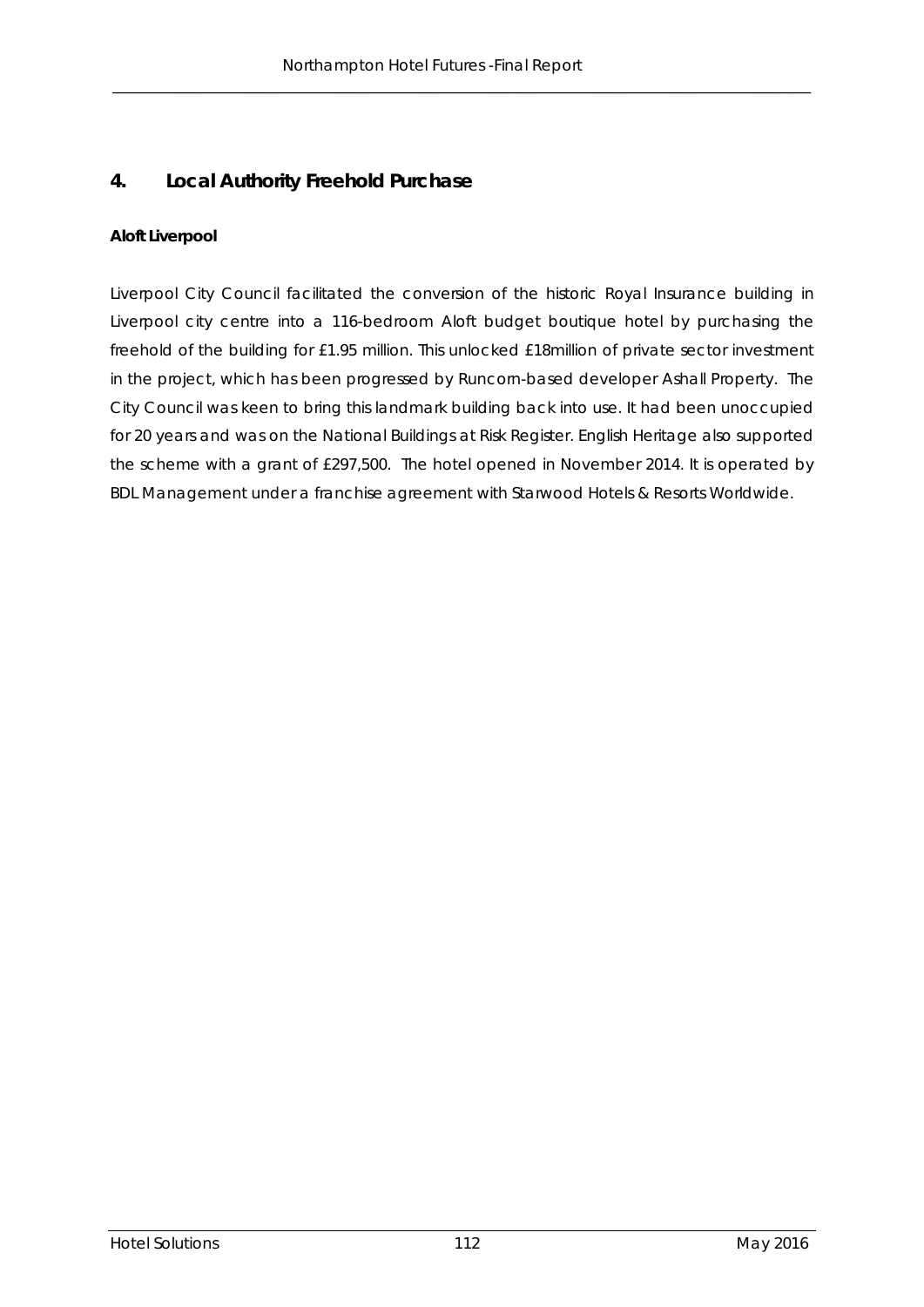## 4. Local Authority Freehold Purchase

**Aloft Liverpool**

Liverpool City Council facilitated the conversion of the historic Royal Insurance building in Liverpool city centre into a 116-bedroom Aloft budget boutique hotel by purchasing the freehold of the building for £1.95 million. This unlocked £18million of private sector investment in the project, which has been progressed by Runcorn-based developer Ashall Property. The City Council was keen to bring this landmark building back into use. It had been unoccupied for 20 years and was on the National Buildings at Risk Register. English Heritage also supported the scheme with a grant of £297,500. The hotel opened in November 2014. It is operated by BDL Management under a franchise agreement with Starwood Hotels & Resorts Worldwide.